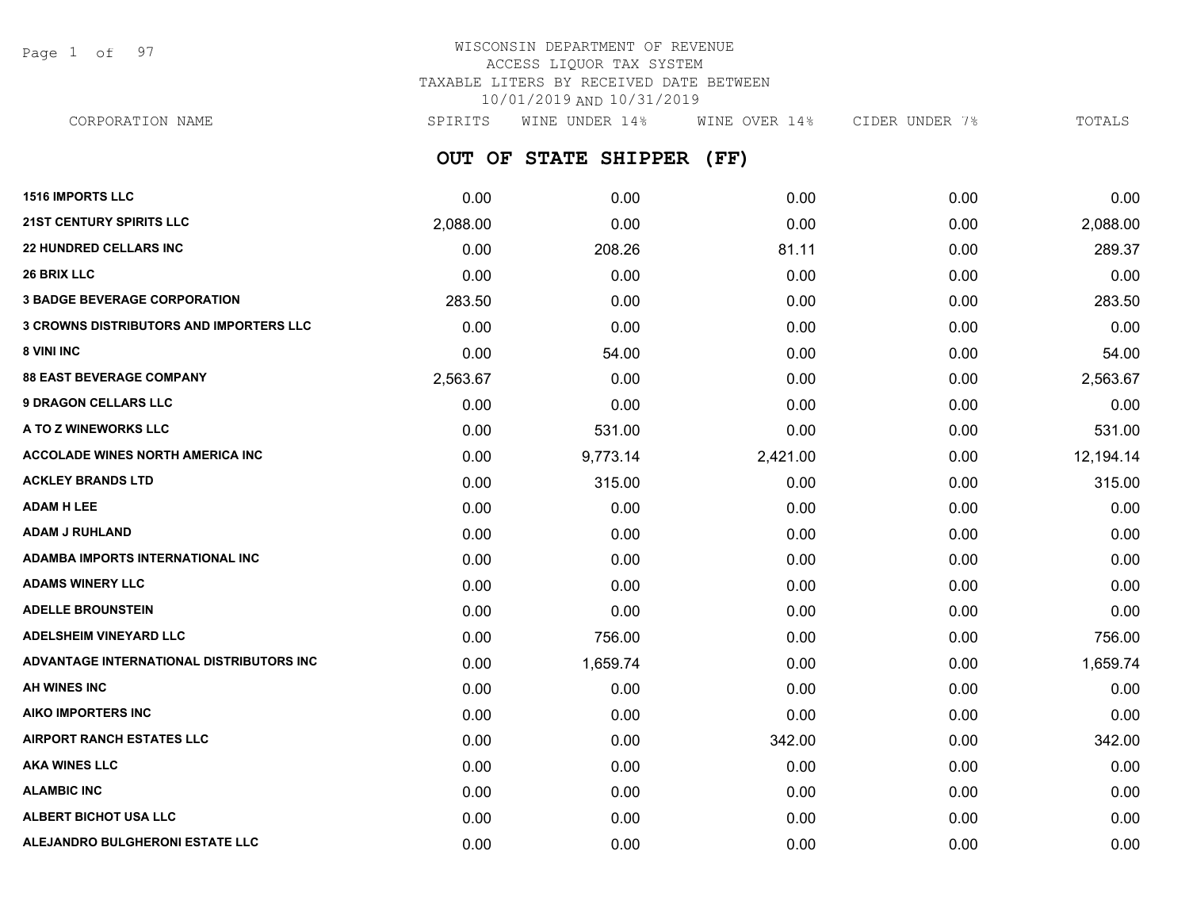WISCONSIN DEPARTMENT OF REVENUE
ACCESS LIQUOR TAX SYSTEM
TAXABLE LITERS BY RECEIVED DATE BETWEEN
10/01/2019 AND 10/31/2019

## OUT OF STATE SHIPPER (FF)

| CORPORATION NAME | SPIRITS | WINE UNDER 14% | WINE OVER 14% | CIDER UNDER 7% | TOTALS |
|---|---|---|---|---|---|
| **1516 IMPORTS LLC** | 0.00 | 0.00 | 0.00 | 0.00 | 0.00 |
| **21ST CENTURY SPIRITS LLC** | 2,088.00 | 0.00 | 0.00 | 0.00 | 2,088.00 |
| **22 HUNDRED CELLARS INC** | 0.00 | 208.26 | 81.11 | 0.00 | 289.37 |
| **26 BRIX LLC** | 0.00 | 0.00 | 0.00 | 0.00 | 0.00 |
| **3 BADGE BEVERAGE CORPORATION** | 283.50 | 0.00 | 0.00 | 0.00 | 283.50 |
| **3 CROWNS DISTRIBUTORS AND IMPORTERS LLC** | 0.00 | 0.00 | 0.00 | 0.00 | 0.00 |
| **8 VINI INC** | 0.00 | 54.00 | 0.00 | 0.00 | 54.00 |
| **88 EAST BEVERAGE COMPANY** | 2,563.67 | 0.00 | 0.00 | 0.00 | 2,563.67 |
| **9 DRAGON CELLARS LLC** | 0.00 | 0.00 | 0.00 | 0.00 | 0.00 |
| **A TO Z WINEWORKS LLC** | 0.00 | 531.00 | 0.00 | 0.00 | 531.00 |
| **ACCOLADE WINES NORTH AMERICA INC** | 0.00 | 9,773.14 | 2,421.00 | 0.00 | 12,194.14 |
| **ACKLEY BRANDS LTD** | 0.00 | 315.00 | 0.00 | 0.00 | 315.00 |
| **ADAM H LEE** | 0.00 | 0.00 | 0.00 | 0.00 | 0.00 |
| **ADAM J RUHLAND** | 0.00 | 0.00 | 0.00 | 0.00 | 0.00 |
| **ADAMBA IMPORTS INTERNATIONAL INC** | 0.00 | 0.00 | 0.00 | 0.00 | 0.00 |
| **ADAMS WINERY LLC** | 0.00 | 0.00 | 0.00 | 0.00 | 0.00 |
| **ADELLE BROUNSTEIN** | 0.00 | 0.00 | 0.00 | 0.00 | 0.00 |
| **ADELSHEIM VINEYARD LLC** | 0.00 | 756.00 | 0.00 | 0.00 | 756.00 |
| **ADVANTAGE INTERNATIONAL DISTRIBUTORS INC** | 0.00 | 1,659.74 | 0.00 | 0.00 | 1,659.74 |
| **AH WINES INC** | 0.00 | 0.00 | 0.00 | 0.00 | 0.00 |
| **AIKO IMPORTERS INC** | 0.00 | 0.00 | 0.00 | 0.00 | 0.00 |
| **AIRPORT RANCH ESTATES LLC** | 0.00 | 0.00 | 342.00 | 0.00 | 342.00 |
| **AKA WINES LLC** | 0.00 | 0.00 | 0.00 | 0.00 | 0.00 |
| **ALAMBIC INC** | 0.00 | 0.00 | 0.00 | 0.00 | 0.00 |
| **ALBERT BICHOT USA LLC** | 0.00 | 0.00 | 0.00 | 0.00 | 0.00 |
| **ALEJANDRO BULGHERONI ESTATE LLC** | 0.00 | 0.00 | 0.00 | 0.00 | 0.00 |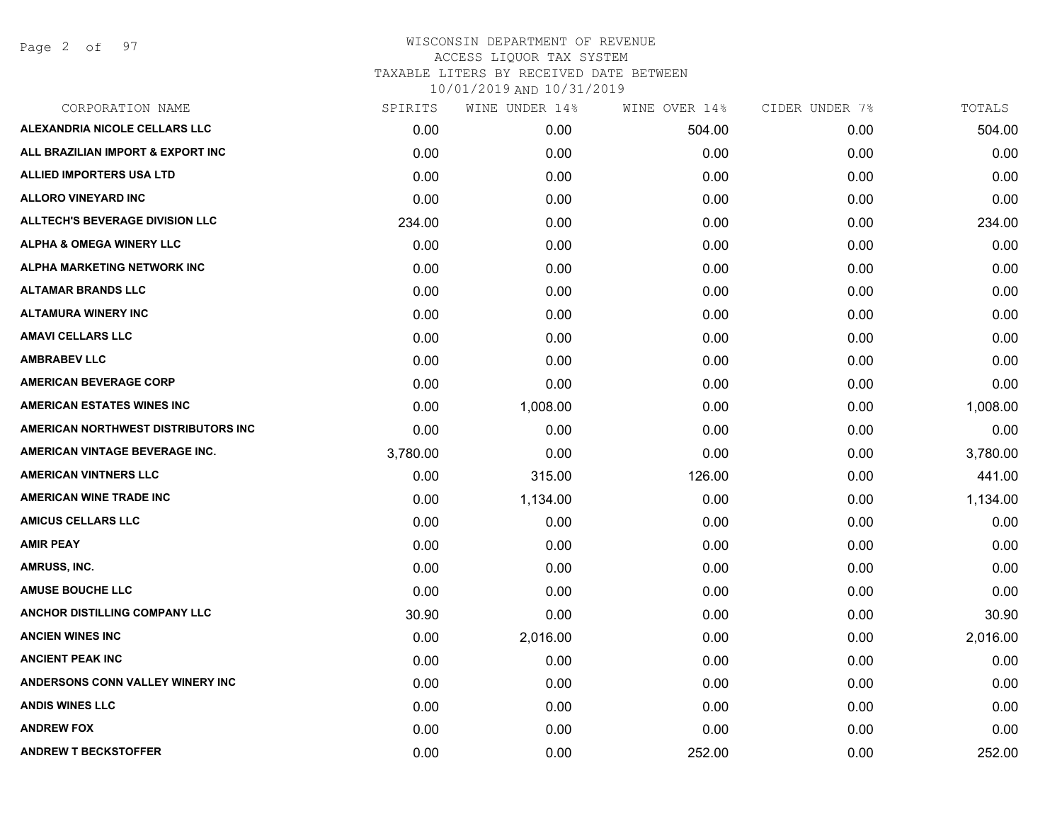WISCONSIN DEPARTMENT OF REVENUE
ACCESS LIQUOR TAX SYSTEM
TAXABLE LITERS BY RECEIVED DATE BETWEEN
10/01/2019 AND 10/31/2019

| CORPORATION NAME | SPIRITS | WINE UNDER 14% | WINE OVER 14% | CIDER UNDER 7% | TOTALS |
|---|---|---|---|---|---|
| ALEXANDRIA NICOLE CELLARS LLC | 0.00 | 0.00 | 504.00 | 0.00 | 504.00 |
| ALL BRAZILIAN IMPORT & EXPORT INC | 0.00 | 0.00 | 0.00 | 0.00 | 0.00 |
| ALLIED IMPORTERS USA LTD | 0.00 | 0.00 | 0.00 | 0.00 | 0.00 |
| ALLORO VINEYARD INC | 0.00 | 0.00 | 0.00 | 0.00 | 0.00 |
| ALLTECH'S BEVERAGE DIVISION LLC | 234.00 | 0.00 | 0.00 | 0.00 | 234.00 |
| ALPHA & OMEGA WINERY LLC | 0.00 | 0.00 | 0.00 | 0.00 | 0.00 |
| ALPHA MARKETING NETWORK INC | 0.00 | 0.00 | 0.00 | 0.00 | 0.00 |
| ALTAMAR BRANDS LLC | 0.00 | 0.00 | 0.00 | 0.00 | 0.00 |
| ALTAMURA WINERY INC | 0.00 | 0.00 | 0.00 | 0.00 | 0.00 |
| AMAVI CELLARS LLC | 0.00 | 0.00 | 0.00 | 0.00 | 0.00 |
| AMBRABEV LLC | 0.00 | 0.00 | 0.00 | 0.00 | 0.00 |
| AMERICAN BEVERAGE CORP | 0.00 | 0.00 | 0.00 | 0.00 | 0.00 |
| AMERICAN ESTATES WINES INC | 0.00 | 1,008.00 | 0.00 | 0.00 | 1,008.00 |
| AMERICAN NORTHWEST DISTRIBUTORS INC | 0.00 | 0.00 | 0.00 | 0.00 | 0.00 |
| AMERICAN VINTAGE BEVERAGE INC. | 3,780.00 | 0.00 | 0.00 | 0.00 | 3,780.00 |
| AMERICAN VINTNERS LLC | 0.00 | 315.00 | 126.00 | 0.00 | 441.00 |
| AMERICAN WINE TRADE INC | 0.00 | 1,134.00 | 0.00 | 0.00 | 1,134.00 |
| AMICUS CELLARS LLC | 0.00 | 0.00 | 0.00 | 0.00 | 0.00 |
| AMIR PEAY | 0.00 | 0.00 | 0.00 | 0.00 | 0.00 |
| AMRUSS, INC. | 0.00 | 0.00 | 0.00 | 0.00 | 0.00 |
| AMUSE BOUCHE LLC | 0.00 | 0.00 | 0.00 | 0.00 | 0.00 |
| ANCHOR DISTILLING COMPANY LLC | 30.90 | 0.00 | 0.00 | 0.00 | 30.90 |
| ANCIEN WINES INC | 0.00 | 2,016.00 | 0.00 | 0.00 | 2,016.00 |
| ANCIENT PEAK INC | 0.00 | 0.00 | 0.00 | 0.00 | 0.00 |
| ANDERSONS CONN VALLEY WINERY INC | 0.00 | 0.00 | 0.00 | 0.00 | 0.00 |
| ANDIS WINES LLC | 0.00 | 0.00 | 0.00 | 0.00 | 0.00 |
| ANDREW FOX | 0.00 | 0.00 | 0.00 | 0.00 | 0.00 |
| ANDREW T BECKSTOFFER | 0.00 | 0.00 | 252.00 | 0.00 | 252.00 |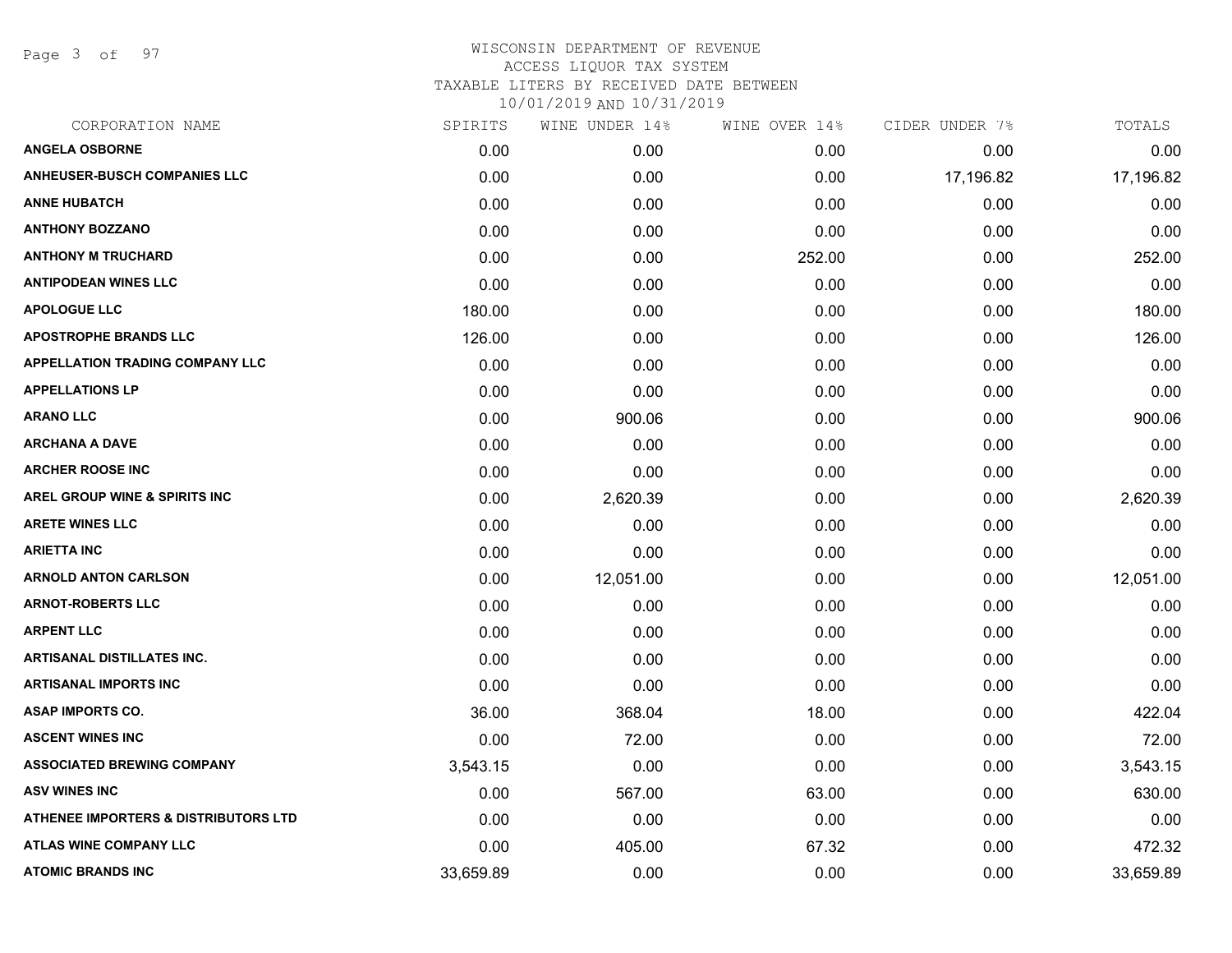# WISCONSIN DEPARTMENT OF REVENUE
## ACCESS LIQUOR TAX SYSTEM
### TAXABLE LITERS BY RECEIVED DATE BETWEEN 10/01/2019 AND 10/31/2019

| CORPORATION NAME | SPIRITS | WINE UNDER 14% | WINE OVER 14% | CIDER UNDER 7% | TOTALS |
|---|---|---|---|---|---|
| ANGELA OSBORNE | 0.00 | 0.00 | 0.00 | 0.00 | 0.00 |
| ANHEUSER-BUSCH COMPANIES LLC | 0.00 | 0.00 | 0.00 | 17,196.82 | 17,196.82 |
| ANNE HUBATCH | 0.00 | 0.00 | 0.00 | 0.00 | 0.00 |
| ANTHONY BOZZANO | 0.00 | 0.00 | 0.00 | 0.00 | 0.00 |
| ANTHONY M TRUCHARD | 0.00 | 0.00 | 252.00 | 0.00 | 252.00 |
| ANTIPODEAN WINES LLC | 0.00 | 0.00 | 0.00 | 0.00 | 0.00 |
| APOLOGUE LLC | 180.00 | 0.00 | 0.00 | 0.00 | 180.00 |
| APOSTROPHE BRANDS LLC | 126.00 | 0.00 | 0.00 | 0.00 | 126.00 |
| APPELLATION TRADING COMPANY LLC | 0.00 | 0.00 | 0.00 | 0.00 | 0.00 |
| APPELLATIONS LP | 0.00 | 0.00 | 0.00 | 0.00 | 0.00 |
| ARANO LLC | 0.00 | 900.06 | 0.00 | 0.00 | 900.06 |
| ARCHANA A DAVE | 0.00 | 0.00 | 0.00 | 0.00 | 0.00 |
| ARCHER ROOSE INC | 0.00 | 0.00 | 0.00 | 0.00 | 0.00 |
| AREL GROUP WINE & SPIRITS INC | 0.00 | 2,620.39 | 0.00 | 0.00 | 2,620.39 |
| ARETE WINES LLC | 0.00 | 0.00 | 0.00 | 0.00 | 0.00 |
| ARIETTA INC | 0.00 | 0.00 | 0.00 | 0.00 | 0.00 |
| ARNOLD ANTON CARLSON | 0.00 | 12,051.00 | 0.00 | 0.00 | 12,051.00 |
| ARNOT-ROBERTS LLC | 0.00 | 0.00 | 0.00 | 0.00 | 0.00 |
| ARPENT LLC | 0.00 | 0.00 | 0.00 | 0.00 | 0.00 |
| ARTISANAL DISTILLATES INC. | 0.00 | 0.00 | 0.00 | 0.00 | 0.00 |
| ARTISANAL IMPORTS INC | 0.00 | 0.00 | 0.00 | 0.00 | 0.00 |
| ASAP IMPORTS CO. | 36.00 | 368.04 | 18.00 | 0.00 | 422.04 |
| ASCENT WINES INC | 0.00 | 72.00 | 0.00 | 0.00 | 72.00 |
| ASSOCIATED BREWING COMPANY | 3,543.15 | 0.00 | 0.00 | 0.00 | 3,543.15 |
| ASV WINES INC | 0.00 | 567.00 | 63.00 | 0.00 | 630.00 |
| ATHENEE IMPORTERS & DISTRIBUTORS LTD | 0.00 | 0.00 | 0.00 | 0.00 | 0.00 |
| ATLAS WINE COMPANY LLC | 0.00 | 405.00 | 67.32 | 0.00 | 472.32 |
| ATOMIC BRANDS INC | 33,659.89 | 0.00 | 0.00 | 0.00 | 33,659.89 |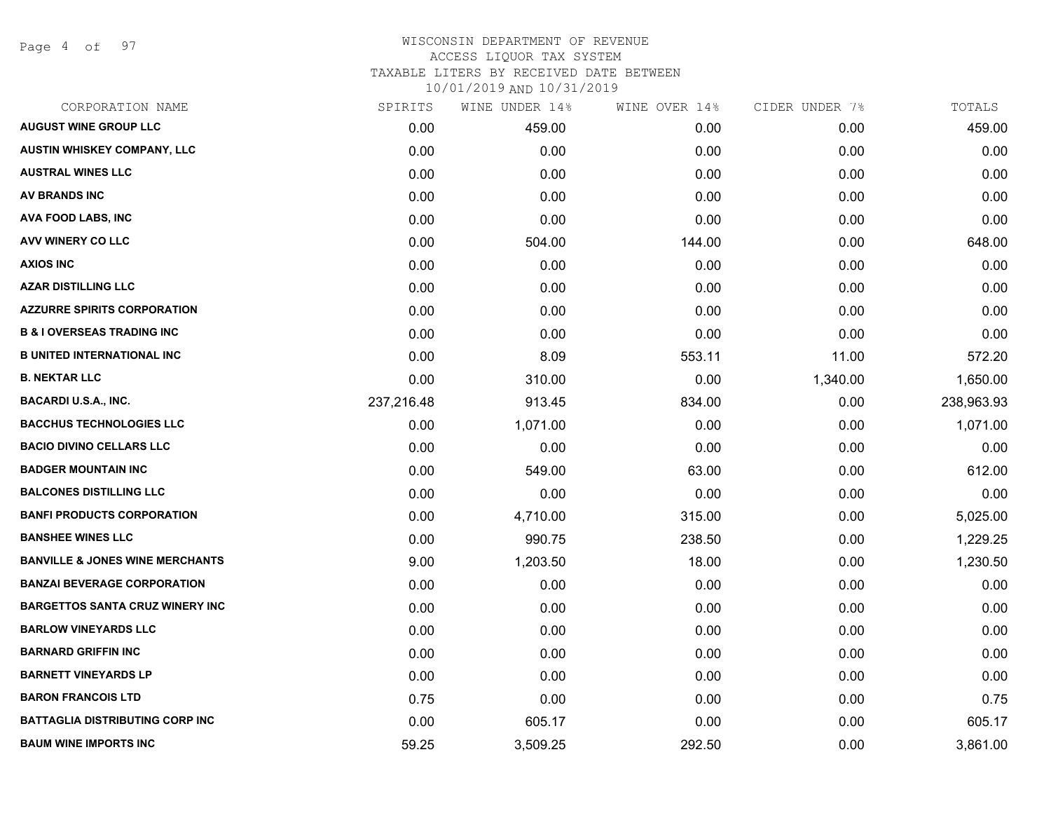WISCONSIN DEPARTMENT OF REVENUE
ACCESS LIQUOR TAX SYSTEM
TAXABLE LITERS BY RECEIVED DATE BETWEEN
10/01/2019 AND 10/31/2019

| CORPORATION NAME | SPIRITS | WINE UNDER 14% | WINE OVER 14% | CIDER UNDER 7% | TOTALS |
|---|---|---|---|---|---|
| AUGUST WINE GROUP LLC | 0.00 | 459.00 | 0.00 | 0.00 | 459.00 |
| AUSTIN WHISKEY COMPANY, LLC | 0.00 | 0.00 | 0.00 | 0.00 | 0.00 |
| AUSTRAL WINES LLC | 0.00 | 0.00 | 0.00 | 0.00 | 0.00 |
| AV BRANDS INC | 0.00 | 0.00 | 0.00 | 0.00 | 0.00 |
| AVA FOOD LABS, INC | 0.00 | 0.00 | 0.00 | 0.00 | 0.00 |
| AVV WINERY CO LLC | 0.00 | 504.00 | 144.00 | 0.00 | 648.00 |
| AXIOS INC | 0.00 | 0.00 | 0.00 | 0.00 | 0.00 |
| AZAR DISTILLING LLC | 0.00 | 0.00 | 0.00 | 0.00 | 0.00 |
| AZZURRE SPIRITS CORPORATION | 0.00 | 0.00 | 0.00 | 0.00 | 0.00 |
| B & I OVERSEAS TRADING INC | 0.00 | 0.00 | 0.00 | 0.00 | 0.00 |
| B UNITED INTERNATIONAL INC | 0.00 | 8.09 | 553.11 | 11.00 | 572.20 |
| B. NEKTAR LLC | 0.00 | 310.00 | 0.00 | 1,340.00 | 1,650.00 |
| BACARDI U.S.A., INC. | 237,216.48 | 913.45 | 834.00 | 0.00 | 238,963.93 |
| BACCHUS TECHNOLOGIES LLC | 0.00 | 1,071.00 | 0.00 | 0.00 | 1,071.00 |
| BACIO DIVINO CELLARS LLC | 0.00 | 0.00 | 0.00 | 0.00 | 0.00 |
| BADGER MOUNTAIN INC | 0.00 | 549.00 | 63.00 | 0.00 | 612.00 |
| BALCONES DISTILLING LLC | 0.00 | 0.00 | 0.00 | 0.00 | 0.00 |
| BANFI PRODUCTS CORPORATION | 0.00 | 4,710.00 | 315.00 | 0.00 | 5,025.00 |
| BANSHEE WINES LLC | 0.00 | 990.75 | 238.50 | 0.00 | 1,229.25 |
| BANVILLE & JONES WINE MERCHANTS | 9.00 | 1,203.50 | 18.00 | 0.00 | 1,230.50 |
| BANZAI BEVERAGE CORPORATION | 0.00 | 0.00 | 0.00 | 0.00 | 0.00 |
| BARGETTOS SANTA CRUZ WINERY INC | 0.00 | 0.00 | 0.00 | 0.00 | 0.00 |
| BARLOW VINEYARDS LLC | 0.00 | 0.00 | 0.00 | 0.00 | 0.00 |
| BARNARD GRIFFIN INC | 0.00 | 0.00 | 0.00 | 0.00 | 0.00 |
| BARNETT VINEYARDS LP | 0.00 | 0.00 | 0.00 | 0.00 | 0.00 |
| BARON FRANCOIS LTD | 0.75 | 0.00 | 0.00 | 0.00 | 0.75 |
| BATTAGLIA DISTRIBUTING CORP INC | 0.00 | 605.17 | 0.00 | 0.00 | 605.17 |
| BAUM WINE IMPORTS INC | 59.25 | 3,509.25 | 292.50 | 0.00 | 3,861.00 |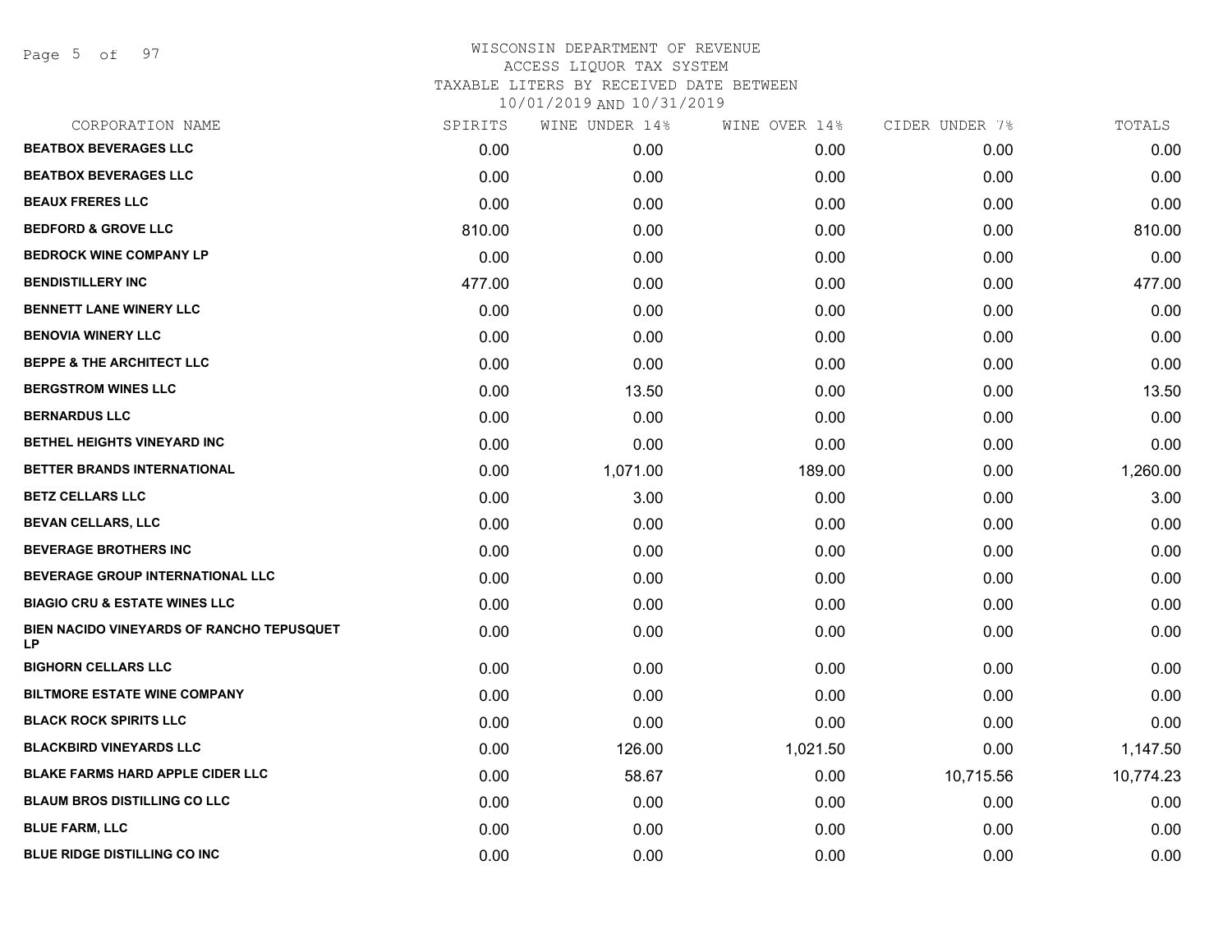# WISCONSIN DEPARTMENT OF REVENUE

ACCESS LIQUOR TAX SYSTEM

TAXABLE LITERS BY RECEIVED DATE BETWEEN

10/01/2019 AND 10/31/2019

| CORPORATION NAME | SPIRITS | WINE UNDER 14% | WINE OVER 14% | CIDER UNDER 7% | TOTALS |
|---|---|---|---|---|---|
| BEATBOX BEVERAGES LLC | 0.00 | 0.00 | 0.00 | 0.00 | 0.00 |
| BEATBOX BEVERAGES LLC | 0.00 | 0.00 | 0.00 | 0.00 | 0.00 |
| BEAUX FRERES LLC | 0.00 | 0.00 | 0.00 | 0.00 | 0.00 |
| BEDFORD & GROVE LLC | 810.00 | 0.00 | 0.00 | 0.00 | 810.00 |
| BEDROCK WINE COMPANY LP | 0.00 | 0.00 | 0.00 | 0.00 | 0.00 |
| BENDISTILLERY INC | 477.00 | 0.00 | 0.00 | 0.00 | 477.00 |
| BENNETT LANE WINERY LLC | 0.00 | 0.00 | 0.00 | 0.00 | 0.00 |
| BENOVIA WINERY LLC | 0.00 | 0.00 | 0.00 | 0.00 | 0.00 |
| BEPPE & THE ARCHITECT LLC | 0.00 | 0.00 | 0.00 | 0.00 | 0.00 |
| BERGSTROM WINES LLC | 0.00 | 13.50 | 0.00 | 0.00 | 13.50 |
| BERNARDUS LLC | 0.00 | 0.00 | 0.00 | 0.00 | 0.00 |
| BETHEL HEIGHTS VINEYARD INC | 0.00 | 0.00 | 0.00 | 0.00 | 0.00 |
| BETTER BRANDS INTERNATIONAL | 0.00 | 1,071.00 | 189.00 | 0.00 | 1,260.00 |
| BETZ CELLARS LLC | 0.00 | 3.00 | 0.00 | 0.00 | 3.00 |
| BEVAN CELLARS, LLC | 0.00 | 0.00 | 0.00 | 0.00 | 0.00 |
| BEVERAGE BROTHERS INC | 0.00 | 0.00 | 0.00 | 0.00 | 0.00 |
| BEVERAGE GROUP INTERNATIONAL LLC | 0.00 | 0.00 | 0.00 | 0.00 | 0.00 |
| BIAGIO CRU & ESTATE WINES LLC | 0.00 | 0.00 | 0.00 | 0.00 | 0.00 |
| BIEN NACIDO VINEYARDS OF RANCHO TEPUSQUET LP | 0.00 | 0.00 | 0.00 | 0.00 | 0.00 |
| BIGHORN CELLARS LLC | 0.00 | 0.00 | 0.00 | 0.00 | 0.00 |
| BILTMORE ESTATE WINE COMPANY | 0.00 | 0.00 | 0.00 | 0.00 | 0.00 |
| BLACK ROCK SPIRITS LLC | 0.00 | 0.00 | 0.00 | 0.00 | 0.00 |
| BLACKBIRD VINEYARDS LLC | 0.00 | 126.00 | 1,021.50 | 0.00 | 1,147.50 |
| BLAKE FARMS HARD APPLE CIDER LLC | 0.00 | 58.67 | 0.00 | 10,715.56 | 10,774.23 |
| BLAUM BROS DISTILLING CO LLC | 0.00 | 0.00 | 0.00 | 0.00 | 0.00 |
| BLUE FARM, LLC | 0.00 | 0.00 | 0.00 | 0.00 | 0.00 |
| BLUE RIDGE DISTILLING CO INC | 0.00 | 0.00 | 0.00 | 0.00 | 0.00 |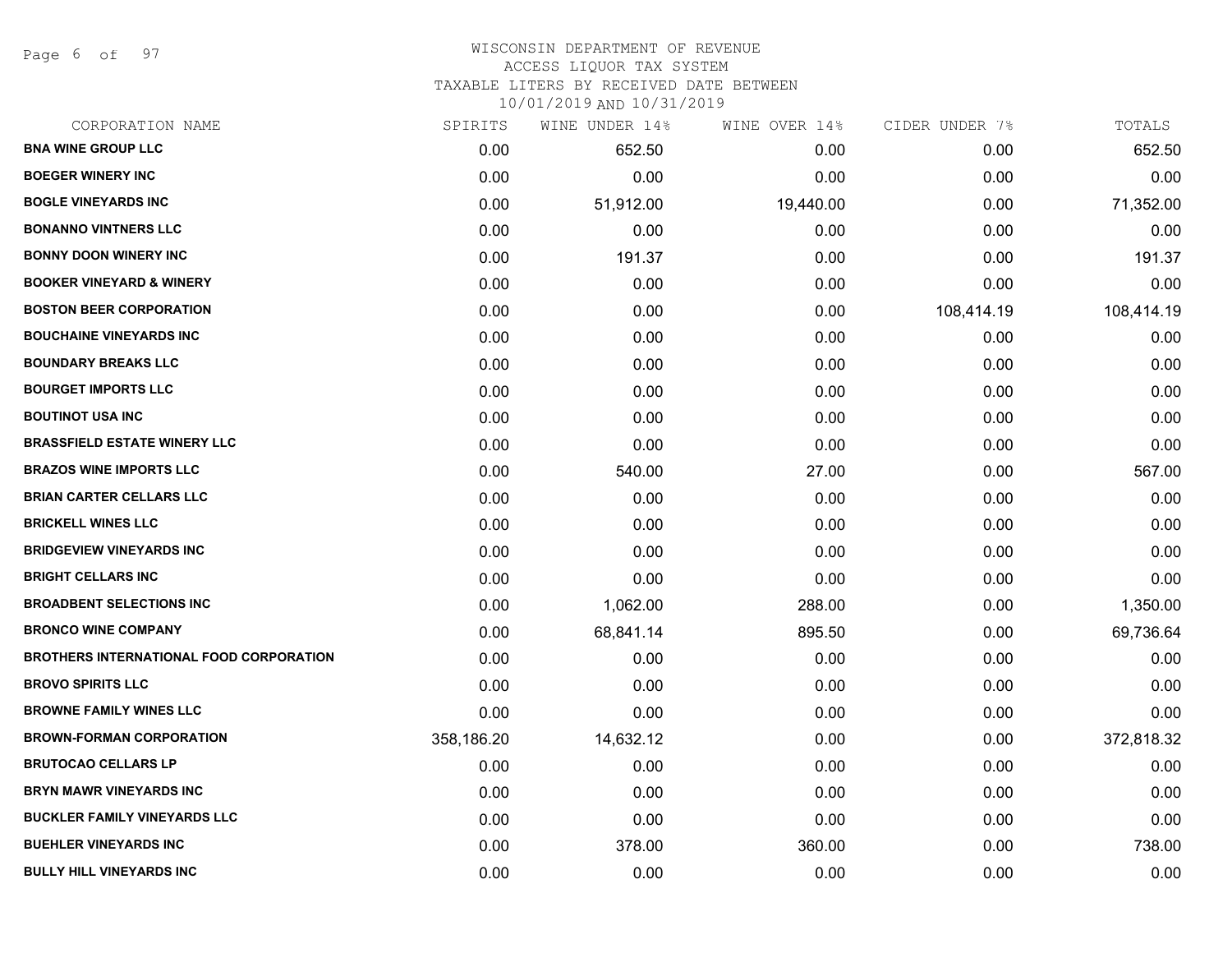WISCONSIN DEPARTMENT OF REVENUE
ACCESS LIQUOR TAX SYSTEM
TAXABLE LITERS BY RECEIVED DATE BETWEEN
10/01/2019 AND 10/31/2019

| CORPORATION NAME | SPIRITS | WINE UNDER 14% | WINE OVER 14% | CIDER UNDER 7% | TOTALS |
|---|---|---|---|---|---|
| **BNA WINE GROUP LLC** | 0.00 | 652.50 | 0.00 | 0.00 | 652.50 |
| **BOEGER WINERY INC** | 0.00 | 0.00 | 0.00 | 0.00 | 0.00 |
| **BOGLE VINEYARDS INC** | 0.00 | 51,912.00 | 19,440.00 | 0.00 | 71,352.00 |
| **BONANNO VINTNERS LLC** | 0.00 | 0.00 | 0.00 | 0.00 | 0.00 |
| **BONNY DOON WINERY INC** | 0.00 | 191.37 | 0.00 | 0.00 | 191.37 |
| **BOOKER VINEYARD & WINERY** | 0.00 | 0.00 | 0.00 | 0.00 | 0.00 |
| **BOSTON BEER CORPORATION** | 0.00 | 0.00 | 0.00 | 108,414.19 | 108,414.19 |
| **BOUCHAINE VINEYARDS INC** | 0.00 | 0.00 | 0.00 | 0.00 | 0.00 |
| **BOUNDARY BREAKS LLC** | 0.00 | 0.00 | 0.00 | 0.00 | 0.00 |
| **BOURGET IMPORTS LLC** | 0.00 | 0.00 | 0.00 | 0.00 | 0.00 |
| **BOUTINOT USA INC** | 0.00 | 0.00 | 0.00 | 0.00 | 0.00 |
| **BRASSFIELD ESTATE WINERY LLC** | 0.00 | 0.00 | 0.00 | 0.00 | 0.00 |
| **BRAZOS WINE IMPORTS LLC** | 0.00 | 540.00 | 27.00 | 0.00 | 567.00 |
| **BRIAN CARTER CELLARS LLC** | 0.00 | 0.00 | 0.00 | 0.00 | 0.00 |
| **BRICKELL WINES LLC** | 0.00 | 0.00 | 0.00 | 0.00 | 0.00 |
| **BRIDGEVIEW VINEYARDS INC** | 0.00 | 0.00 | 0.00 | 0.00 | 0.00 |
| **BRIGHT CELLARS INC** | 0.00 | 0.00 | 0.00 | 0.00 | 0.00 |
| **BROADBENT SELECTIONS INC** | 0.00 | 1,062.00 | 288.00 | 0.00 | 1,350.00 |
| **BRONCO WINE COMPANY** | 0.00 | 68,841.14 | 895.50 | 0.00 | 69,736.64 |
| **BROTHERS INTERNATIONAL FOOD CORPORATION** | 0.00 | 0.00 | 0.00 | 0.00 | 0.00 |
| **BROVO SPIRITS LLC** | 0.00 | 0.00 | 0.00 | 0.00 | 0.00 |
| **BROWNE FAMILY WINES LLC** | 0.00 | 0.00 | 0.00 | 0.00 | 0.00 |
| **BROWN-FORMAN CORPORATION** | 358,186.20 | 14,632.12 | 0.00 | 0.00 | 372,818.32 |
| **BRUTOCAO CELLARS LP** | 0.00 | 0.00 | 0.00 | 0.00 | 0.00 |
| **BRYN MAWR VINEYARDS INC** | 0.00 | 0.00 | 0.00 | 0.00 | 0.00 |
| **BUCKLER FAMILY VINEYARDS LLC** | 0.00 | 0.00 | 0.00 | 0.00 | 0.00 |
| **BUEHLER VINEYARDS INC** | 0.00 | 378.00 | 360.00 | 0.00 | 738.00 |
| **BULLY HILL VINEYARDS INC** | 0.00 | 0.00 | 0.00 | 0.00 | 0.00 |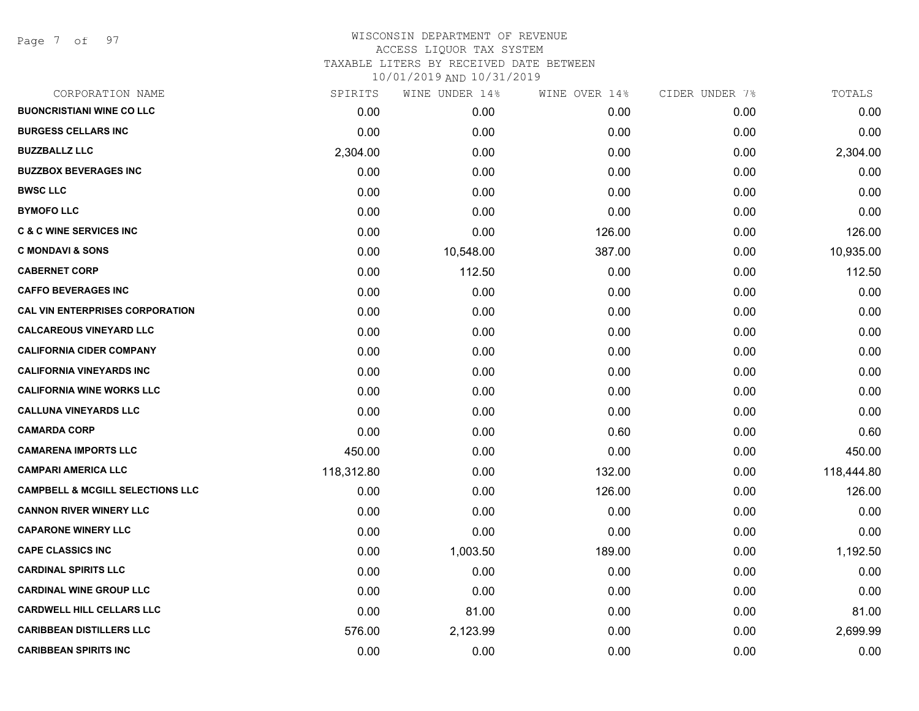WISCONSIN DEPARTMENT OF REVENUE
ACCESS LIQUOR TAX SYSTEM
TAXABLE LITERS BY RECEIVED DATE BETWEEN
10/01/2019 AND 10/31/2019

| CORPORATION NAME | SPIRITS | WINE UNDER 14% | WINE OVER 14% | CIDER UNDER 7% | TOTALS |
|---|---|---|---|---|---|
| BUONCRISTIANI WINE CO LLC | 0.00 | 0.00 | 0.00 | 0.00 | 0.00 |
| BURGESS CELLARS INC | 0.00 | 0.00 | 0.00 | 0.00 | 0.00 |
| BUZZBALLZ LLC | 2,304.00 | 0.00 | 0.00 | 0.00 | 2,304.00 |
| BUZZBOX BEVERAGES INC | 0.00 | 0.00 | 0.00 | 0.00 | 0.00 |
| BWSC LLC | 0.00 | 0.00 | 0.00 | 0.00 | 0.00 |
| BYMOFO LLC | 0.00 | 0.00 | 0.00 | 0.00 | 0.00 |
| C & C WINE SERVICES INC | 0.00 | 0.00 | 126.00 | 0.00 | 126.00 |
| C MONDAVI & SONS | 0.00 | 10,548.00 | 387.00 | 0.00 | 10,935.00 |
| CABERNET CORP | 0.00 | 112.50 | 0.00 | 0.00 | 112.50 |
| CAFFO BEVERAGES INC | 0.00 | 0.00 | 0.00 | 0.00 | 0.00 |
| CAL VIN ENTERPRISES CORPORATION | 0.00 | 0.00 | 0.00 | 0.00 | 0.00 |
| CALCAREOUS VINEYARD LLC | 0.00 | 0.00 | 0.00 | 0.00 | 0.00 |
| CALIFORNIA CIDER COMPANY | 0.00 | 0.00 | 0.00 | 0.00 | 0.00 |
| CALIFORNIA VINEYARDS INC | 0.00 | 0.00 | 0.00 | 0.00 | 0.00 |
| CALIFORNIA WINE WORKS LLC | 0.00 | 0.00 | 0.00 | 0.00 | 0.00 |
| CALLUNA VINEYARDS LLC | 0.00 | 0.00 | 0.00 | 0.00 | 0.00 |
| CAMARDA CORP | 0.00 | 0.00 | 0.60 | 0.00 | 0.60 |
| CAMARENA IMPORTS LLC | 450.00 | 0.00 | 0.00 | 0.00 | 450.00 |
| CAMPARI AMERICA LLC | 118,312.80 | 0.00 | 132.00 | 0.00 | 118,444.80 |
| CAMPBELL & MCGILL SELECTIONS LLC | 0.00 | 0.00 | 126.00 | 0.00 | 126.00 |
| CANNON RIVER WINERY LLC | 0.00 | 0.00 | 0.00 | 0.00 | 0.00 |
| CAPARONE WINERY LLC | 0.00 | 0.00 | 0.00 | 0.00 | 0.00 |
| CAPE CLASSICS INC | 0.00 | 1,003.50 | 189.00 | 0.00 | 1,192.50 |
| CARDINAL SPIRITS LLC | 0.00 | 0.00 | 0.00 | 0.00 | 0.00 |
| CARDINAL WINE GROUP LLC | 0.00 | 0.00 | 0.00 | 0.00 | 0.00 |
| CARDWELL HILL CELLARS LLC | 0.00 | 81.00 | 0.00 | 0.00 | 81.00 |
| CARIBBEAN DISTILLERS LLC | 576.00 | 2,123.99 | 0.00 | 0.00 | 2,699.99 |
| CARIBBEAN SPIRITS INC | 0.00 | 0.00 | 0.00 | 0.00 | 0.00 |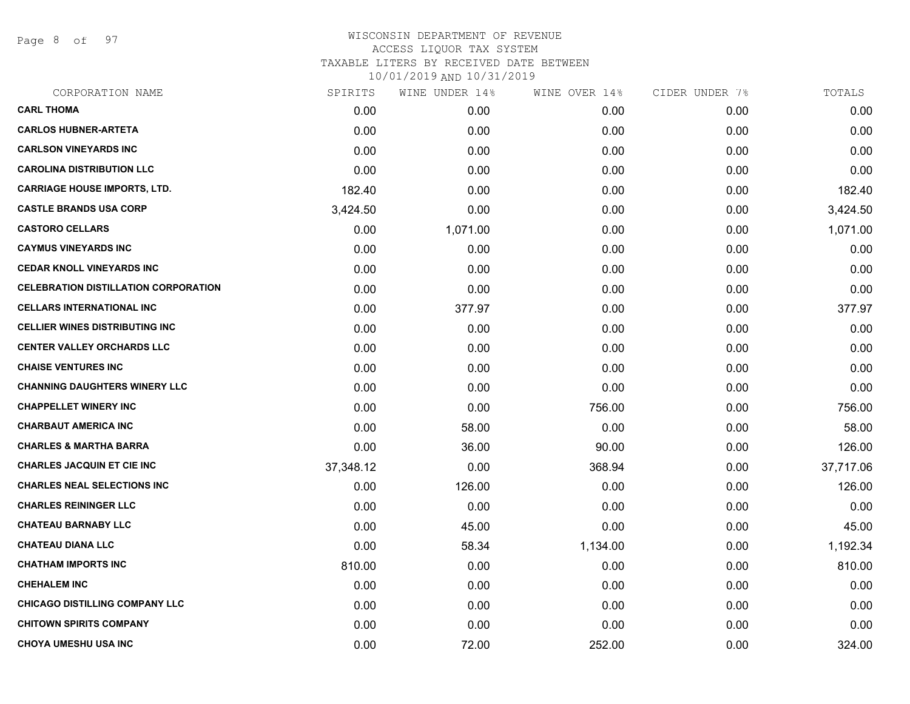WISCONSIN DEPARTMENT OF REVENUE
ACCESS LIQUOR TAX SYSTEM
TAXABLE LITERS BY RECEIVED DATE BETWEEN
10/01/2019 AND 10/31/2019

| CORPORATION NAME | SPIRITS | WINE UNDER 14% | WINE OVER 14% | CIDER UNDER 7% | TOTALS |
|---|---|---|---|---|---|
| CARL THOMA | 0.00 | 0.00 | 0.00 | 0.00 | 0.00 |
| CARLOS HUBNER-ARTETA | 0.00 | 0.00 | 0.00 | 0.00 | 0.00 |
| CARLSON VINEYARDS INC | 0.00 | 0.00 | 0.00 | 0.00 | 0.00 |
| CAROLINA DISTRIBUTION LLC | 0.00 | 0.00 | 0.00 | 0.00 | 0.00 |
| CARRIAGE HOUSE IMPORTS, LTD. | 182.40 | 0.00 | 0.00 | 0.00 | 182.40 |
| CASTLE BRANDS USA CORP | 3,424.50 | 0.00 | 0.00 | 0.00 | 3,424.50 |
| CASTORO CELLARS | 0.00 | 1,071.00 | 0.00 | 0.00 | 1,071.00 |
| CAYMUS VINEYARDS INC | 0.00 | 0.00 | 0.00 | 0.00 | 0.00 |
| CEDAR KNOLL VINEYARDS INC | 0.00 | 0.00 | 0.00 | 0.00 | 0.00 |
| CELEBRATION DISTILLATION CORPORATION | 0.00 | 0.00 | 0.00 | 0.00 | 0.00 |
| CELLARS INTERNATIONAL INC | 0.00 | 377.97 | 0.00 | 0.00 | 377.97 |
| CELLIER WINES DISTRIBUTING INC | 0.00 | 0.00 | 0.00 | 0.00 | 0.00 |
| CENTER VALLEY ORCHARDS LLC | 0.00 | 0.00 | 0.00 | 0.00 | 0.00 |
| CHAISE VENTURES INC | 0.00 | 0.00 | 0.00 | 0.00 | 0.00 |
| CHANNING DAUGHTERS WINERY LLC | 0.00 | 0.00 | 0.00 | 0.00 | 0.00 |
| CHAPPELLET WINERY INC | 0.00 | 0.00 | 756.00 | 0.00 | 756.00 |
| CHARBAUT AMERICA INC | 0.00 | 58.00 | 0.00 | 0.00 | 58.00 |
| CHARLES & MARTHA BARRA | 0.00 | 36.00 | 90.00 | 0.00 | 126.00 |
| CHARLES JACQUIN ET CIE INC | 37,348.12 | 0.00 | 368.94 | 0.00 | 37,717.06 |
| CHARLES NEAL SELECTIONS INC | 0.00 | 126.00 | 0.00 | 0.00 | 126.00 |
| CHARLES REININGER LLC | 0.00 | 0.00 | 0.00 | 0.00 | 0.00 |
| CHATEAU BARNABY LLC | 0.00 | 45.00 | 0.00 | 0.00 | 45.00 |
| CHATEAU DIANA LLC | 0.00 | 58.34 | 1,134.00 | 0.00 | 1,192.34 |
| CHATHAM IMPORTS INC | 810.00 | 0.00 | 0.00 | 0.00 | 810.00 |
| CHEHALEM INC | 0.00 | 0.00 | 0.00 | 0.00 | 0.00 |
| CHICAGO DISTILLING COMPANY LLC | 0.00 | 0.00 | 0.00 | 0.00 | 0.00 |
| CHITOWN SPIRITS COMPANY | 0.00 | 0.00 | 0.00 | 0.00 | 0.00 |
| CHOYA UMESHU USA INC | 0.00 | 72.00 | 252.00 | 0.00 | 324.00 |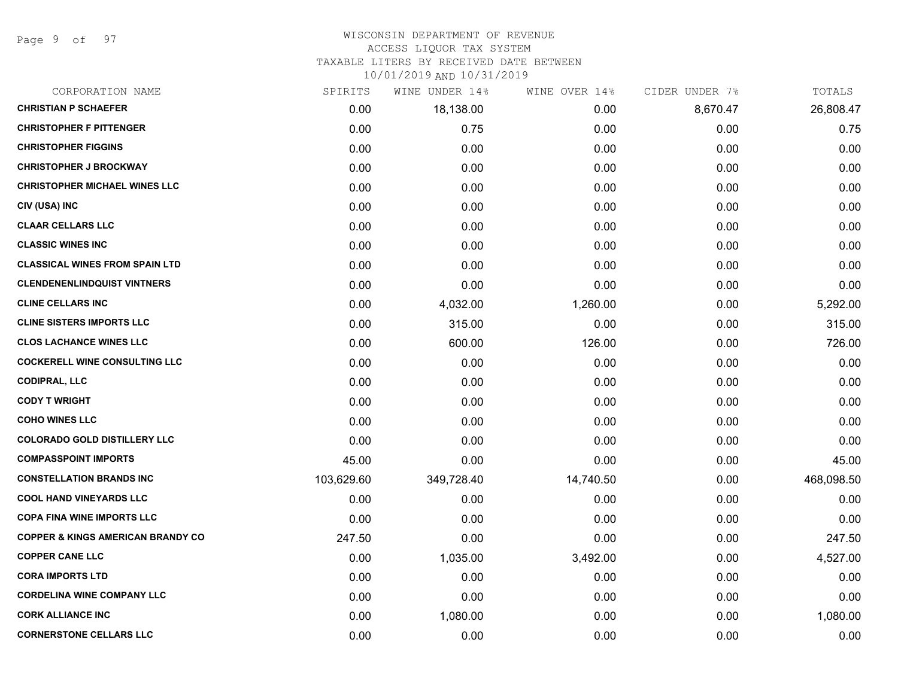WISCONSIN DEPARTMENT OF REVENUE
ACCESS LIQUOR TAX SYSTEM
TAXABLE LITERS BY RECEIVED DATE BETWEEN
10/01/2019 AND 10/31/2019

| CORPORATION NAME | SPIRITS | WINE UNDER 14% | WINE OVER 14% | CIDER UNDER 7% | TOTALS |
|---|---|---|---|---|---|
| **CHRISTIAN P SCHAEFER** | 0.00 | 18,138.00 | 0.00 | 8,670.47 | 26,808.47 |
| **CHRISTOPHER F PITTENGER** | 0.00 | 0.75 | 0.00 | 0.00 | 0.75 |
| **CHRISTOPHER FIGGINS** | 0.00 | 0.00 | 0.00 | 0.00 | 0.00 |
| **CHRISTOPHER J BROCKWAY** | 0.00 | 0.00 | 0.00 | 0.00 | 0.00 |
| **CHRISTOPHER MICHAEL WINES LLC** | 0.00 | 0.00 | 0.00 | 0.00 | 0.00 |
| **CIV (USA) INC** | 0.00 | 0.00 | 0.00 | 0.00 | 0.00 |
| **CLAAR CELLARS LLC** | 0.00 | 0.00 | 0.00 | 0.00 | 0.00 |
| **CLASSIC WINES INC** | 0.00 | 0.00 | 0.00 | 0.00 | 0.00 |
| **CLASSICAL WINES FROM SPAIN LTD** | 0.00 | 0.00 | 0.00 | 0.00 | 0.00 |
| **CLENDENENLINDQUIST VINTNERS** | 0.00 | 0.00 | 0.00 | 0.00 | 0.00 |
| **CLINE CELLARS INC** | 0.00 | 4,032.00 | 1,260.00 | 0.00 | 5,292.00 |
| **CLINE SISTERS IMPORTS LLC** | 0.00 | 315.00 | 0.00 | 0.00 | 315.00 |
| **CLOS LACHANCE WINES LLC** | 0.00 | 600.00 | 126.00 | 0.00 | 726.00 |
| **COCKERELL WINE CONSULTING LLC** | 0.00 | 0.00 | 0.00 | 0.00 | 0.00 |
| **CODIPRAL, LLC** | 0.00 | 0.00 | 0.00 | 0.00 | 0.00 |
| **CODY T WRIGHT** | 0.00 | 0.00 | 0.00 | 0.00 | 0.00 |
| **COHO WINES LLC** | 0.00 | 0.00 | 0.00 | 0.00 | 0.00 |
| **COLORADO GOLD DISTILLERY LLC** | 0.00 | 0.00 | 0.00 | 0.00 | 0.00 |
| **COMPASSPOINT IMPORTS** | 45.00 | 0.00 | 0.00 | 0.00 | 45.00 |
| **CONSTELLATION BRANDS INC** | 103,629.60 | 349,728.40 | 14,740.50 | 0.00 | 468,098.50 |
| **COOL HAND VINEYARDS LLC** | 0.00 | 0.00 | 0.00 | 0.00 | 0.00 |
| **COPA FINA WINE IMPORTS LLC** | 0.00 | 0.00 | 0.00 | 0.00 | 0.00 |
| **COPPER & KINGS AMERICAN BRANDY CO** | 247.50 | 0.00 | 0.00 | 0.00 | 247.50 |
| **COPPER CANE LLC** | 0.00 | 1,035.00 | 3,492.00 | 0.00 | 4,527.00 |
| **CORA IMPORTS LTD** | 0.00 | 0.00 | 0.00 | 0.00 | 0.00 |
| **CORDELINA WINE COMPANY LLC** | 0.00 | 0.00 | 0.00 | 0.00 | 0.00 |
| **CORK ALLIANCE INC** | 0.00 | 1,080.00 | 0.00 | 0.00 | 1,080.00 |
| **CORNERSTONE CELLARS LLC** | 0.00 | 0.00 | 0.00 | 0.00 | 0.00 |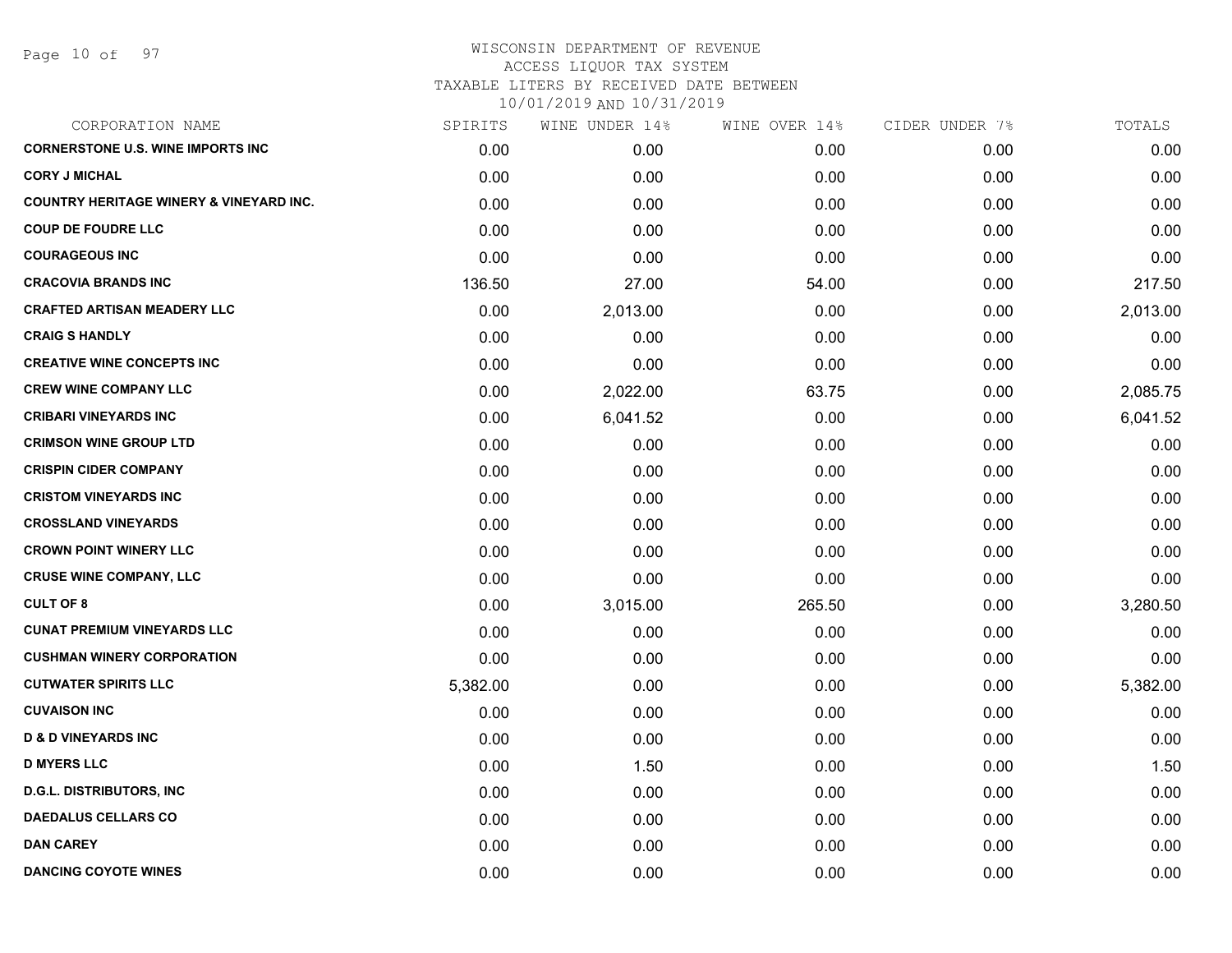WISCONSIN DEPARTMENT OF REVENUE
ACCESS LIQUOR TAX SYSTEM
TAXABLE LITERS BY RECEIVED DATE BETWEEN
10/01/2019 AND 10/31/2019

| CORPORATION NAME | SPIRITS | WINE UNDER 14% | WINE OVER 14% | CIDER UNDER 7% | TOTALS |
|---|---|---|---|---|---|
| CORNERSTONE U.S. WINE IMPORTS INC | 0.00 | 0.00 | 0.00 | 0.00 | 0.00 |
| CORY J MICHAL | 0.00 | 0.00 | 0.00 | 0.00 | 0.00 |
| COUNTRY HERITAGE WINERY & VINEYARD INC. | 0.00 | 0.00 | 0.00 | 0.00 | 0.00 |
| COUP DE FOUDRE LLC | 0.00 | 0.00 | 0.00 | 0.00 | 0.00 |
| COURAGEOUS INC | 0.00 | 0.00 | 0.00 | 0.00 | 0.00 |
| CRACOVIA BRANDS INC | 136.50 | 27.00 | 54.00 | 0.00 | 217.50 |
| CRAFTED ARTISAN MEADERY LLC | 0.00 | 2,013.00 | 0.00 | 0.00 | 2,013.00 |
| CRAIG S HANDLY | 0.00 | 0.00 | 0.00 | 0.00 | 0.00 |
| CREATIVE WINE CONCEPTS INC | 0.00 | 0.00 | 0.00 | 0.00 | 0.00 |
| CREW WINE COMPANY LLC | 0.00 | 2,022.00 | 63.75 | 0.00 | 2,085.75 |
| CRIBARI VINEYARDS INC | 0.00 | 6,041.52 | 0.00 | 0.00 | 6,041.52 |
| CRIMSON WINE GROUP LTD | 0.00 | 0.00 | 0.00 | 0.00 | 0.00 |
| CRISPIN CIDER COMPANY | 0.00 | 0.00 | 0.00 | 0.00 | 0.00 |
| CRISTOM VINEYARDS INC | 0.00 | 0.00 | 0.00 | 0.00 | 0.00 |
| CROSSLAND VINEYARDS | 0.00 | 0.00 | 0.00 | 0.00 | 0.00 |
| CROWN POINT WINERY LLC | 0.00 | 0.00 | 0.00 | 0.00 | 0.00 |
| CRUSE WINE COMPANY, LLC | 0.00 | 0.00 | 0.00 | 0.00 | 0.00 |
| CULT OF 8 | 0.00 | 3,015.00 | 265.50 | 0.00 | 3,280.50 |
| CUNAT PREMIUM VINEYARDS LLC | 0.00 | 0.00 | 0.00 | 0.00 | 0.00 |
| CUSHMAN WINERY CORPORATION | 0.00 | 0.00 | 0.00 | 0.00 | 0.00 |
| CUTWATER SPIRITS LLC | 5,382.00 | 0.00 | 0.00 | 0.00 | 5,382.00 |
| CUVAISON INC | 0.00 | 0.00 | 0.00 | 0.00 | 0.00 |
| D & D VINEYARDS INC | 0.00 | 0.00 | 0.00 | 0.00 | 0.00 |
| D MYERS LLC | 0.00 | 1.50 | 0.00 | 0.00 | 1.50 |
| D.G.L. DISTRIBUTORS, INC | 0.00 | 0.00 | 0.00 | 0.00 | 0.00 |
| DAEDALUS CELLARS CO | 0.00 | 0.00 | 0.00 | 0.00 | 0.00 |
| DAN CAREY | 0.00 | 0.00 | 0.00 | 0.00 | 0.00 |
| DANCING COYOTE WINES | 0.00 | 0.00 | 0.00 | 0.00 | 0.00 |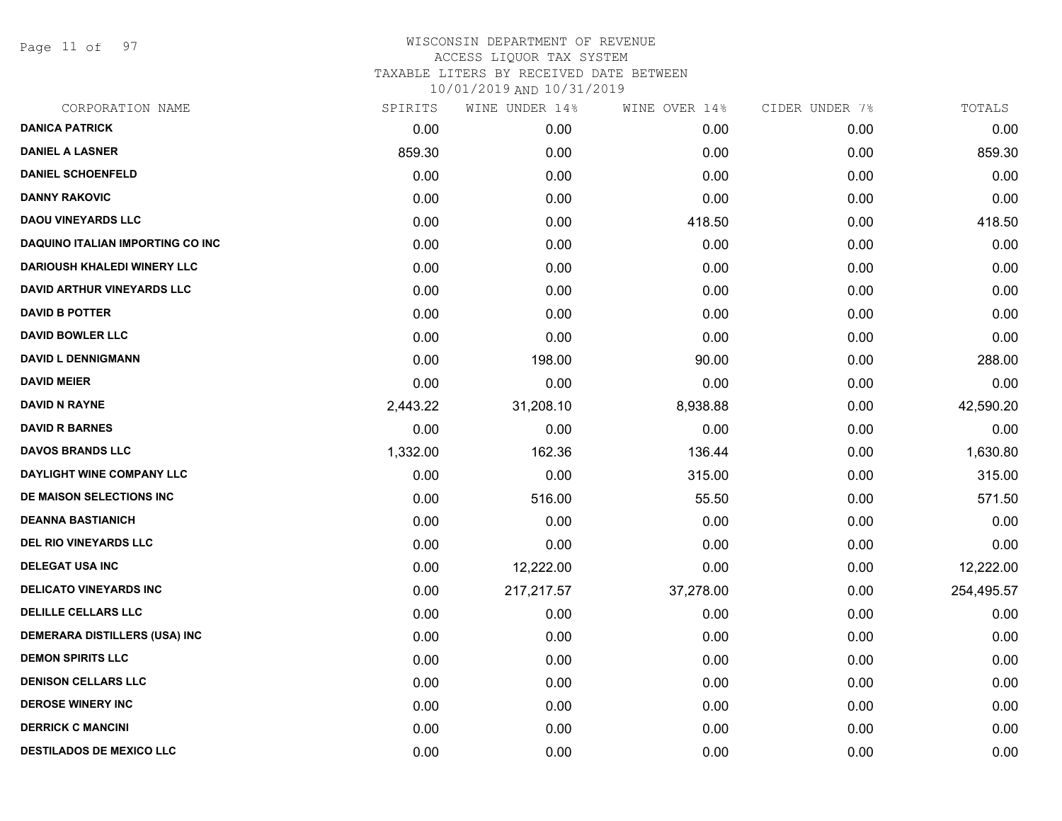# WISCONSIN DEPARTMENT OF REVENUE
## ACCESS LIQUOR TAX SYSTEM
### TAXABLE LITERS BY RECEIVED DATE BETWEEN 10/01/2019 AND 10/31/2019

| CORPORATION NAME | SPIRITS | WINE UNDER 14% | WINE OVER 14% | CIDER UNDER 7% | TOTALS |
|---|---|---|---|---|---|
| DANICA PATRICK | 0.00 | 0.00 | 0.00 | 0.00 | 0.00 |
| DANIEL A LASNER | 859.30 | 0.00 | 0.00 | 0.00 | 859.30 |
| DANIEL SCHOENFELD | 0.00 | 0.00 | 0.00 | 0.00 | 0.00 |
| DANNY RAKOVIC | 0.00 | 0.00 | 0.00 | 0.00 | 0.00 |
| DAOU VINEYARDS LLC | 0.00 | 0.00 | 418.50 | 0.00 | 418.50 |
| DAQUINO ITALIAN IMPORTING CO INC | 0.00 | 0.00 | 0.00 | 0.00 | 0.00 |
| DARIOUSH KHALEDI WINERY LLC | 0.00 | 0.00 | 0.00 | 0.00 | 0.00 |
| DAVID ARTHUR VINEYARDS LLC | 0.00 | 0.00 | 0.00 | 0.00 | 0.00 |
| DAVID B POTTER | 0.00 | 0.00 | 0.00 | 0.00 | 0.00 |
| DAVID BOWLER LLC | 0.00 | 0.00 | 0.00 | 0.00 | 0.00 |
| DAVID L DENNIGMANN | 0.00 | 198.00 | 90.00 | 0.00 | 288.00 |
| DAVID MEIER | 0.00 | 0.00 | 0.00 | 0.00 | 0.00 |
| DAVID N RAYNE | 2,443.22 | 31,208.10 | 8,938.88 | 0.00 | 42,590.20 |
| DAVID R BARNES | 0.00 | 0.00 | 0.00 | 0.00 | 0.00 |
| DAVOS BRANDS LLC | 1,332.00 | 162.36 | 136.44 | 0.00 | 1,630.80 |
| DAYLIGHT WINE COMPANY LLC | 0.00 | 0.00 | 315.00 | 0.00 | 315.00 |
| DE MAISON SELECTIONS INC | 0.00 | 516.00 | 55.50 | 0.00 | 571.50 |
| DEANNA BASTIANICH | 0.00 | 0.00 | 0.00 | 0.00 | 0.00 |
| DEL RIO VINEYARDS LLC | 0.00 | 0.00 | 0.00 | 0.00 | 0.00 |
| DELEGAT USA INC | 0.00 | 12,222.00 | 0.00 | 0.00 | 12,222.00 |
| DELICATO VINEYARDS INC | 0.00 | 217,217.57 | 37,278.00 | 0.00 | 254,495.57 |
| DELILLE CELLARS LLC | 0.00 | 0.00 | 0.00 | 0.00 | 0.00 |
| DEMERARA DISTILLERS (USA) INC | 0.00 | 0.00 | 0.00 | 0.00 | 0.00 |
| DEMON SPIRITS LLC | 0.00 | 0.00 | 0.00 | 0.00 | 0.00 |
| DENISON CELLARS LLC | 0.00 | 0.00 | 0.00 | 0.00 | 0.00 |
| DEROSE WINERY INC | 0.00 | 0.00 | 0.00 | 0.00 | 0.00 |
| DERRICK C MANCINI | 0.00 | 0.00 | 0.00 | 0.00 | 0.00 |
| DESTILADOS DE MEXICO LLC | 0.00 | 0.00 | 0.00 | 0.00 | 0.00 |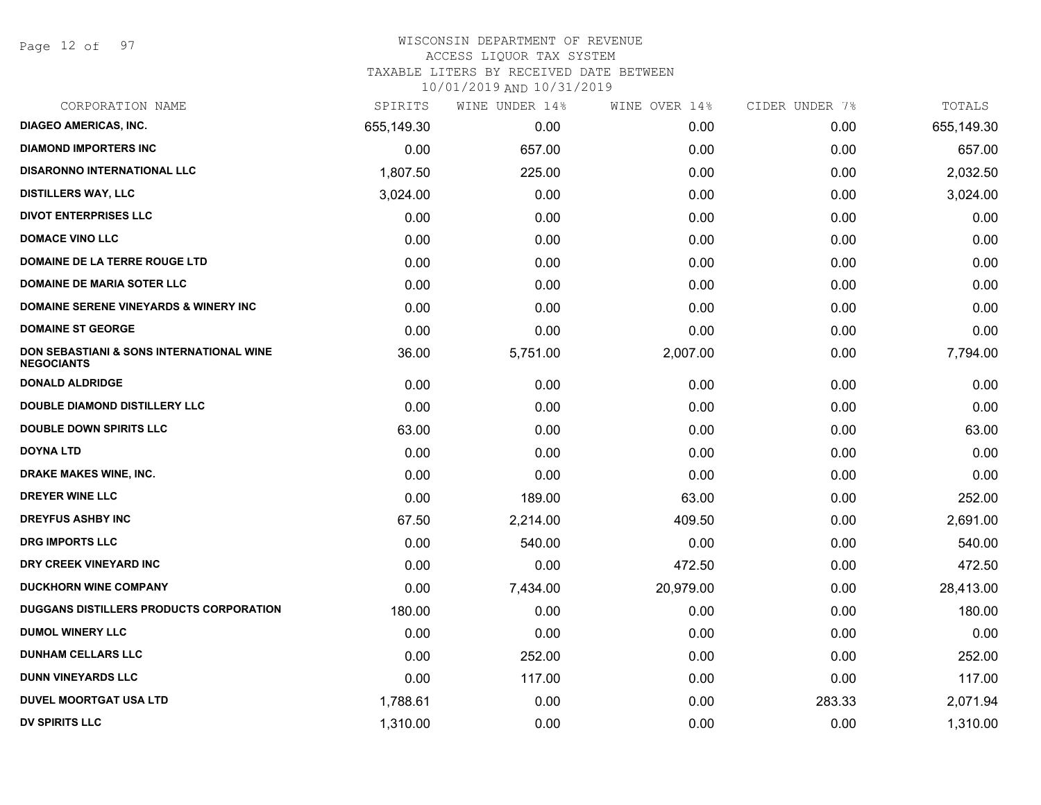WISCONSIN DEPARTMENT OF REVENUE
ACCESS LIQUOR TAX SYSTEM
TAXABLE LITERS BY RECEIVED DATE BETWEEN
10/01/2019 AND 10/31/2019

| CORPORATION NAME | SPIRITS | WINE UNDER 14% | WINE OVER 14% | CIDER UNDER 7% | TOTALS |
|---|---|---|---|---|---|
| DIAGEO AMERICAS, INC. | 655,149.30 | 0.00 | 0.00 | 0.00 | 655,149.30 |
| DIAMOND IMPORTERS INC | 0.00 | 657.00 | 0.00 | 0.00 | 657.00 |
| DISARONNO INTERNATIONAL LLC | 1,807.50 | 225.00 | 0.00 | 0.00 | 2,032.50 |
| DISTILLERS WAY, LLC | 3,024.00 | 0.00 | 0.00 | 0.00 | 3,024.00 |
| DIVOT ENTERPRISES LLC | 0.00 | 0.00 | 0.00 | 0.00 | 0.00 |
| DOMACE VINO LLC | 0.00 | 0.00 | 0.00 | 0.00 | 0.00 |
| DOMAINE DE LA TERRE ROUGE LTD | 0.00 | 0.00 | 0.00 | 0.00 | 0.00 |
| DOMAINE DE MARIA SOTER LLC | 0.00 | 0.00 | 0.00 | 0.00 | 0.00 |
| DOMAINE SERENE VINEYARDS & WINERY INC | 0.00 | 0.00 | 0.00 | 0.00 | 0.00 |
| DOMAINE ST GEORGE | 0.00 | 0.00 | 0.00 | 0.00 | 0.00 |
| DON SEBASTIANI & SONS INTERNATIONAL WINE NEGOCIANTS | 36.00 | 5,751.00 | 2,007.00 | 0.00 | 7,794.00 |
| DONALD ALDRIDGE | 0.00 | 0.00 | 0.00 | 0.00 | 0.00 |
| DOUBLE DIAMOND DISTILLERY LLC | 0.00 | 0.00 | 0.00 | 0.00 | 0.00 |
| DOUBLE DOWN SPIRITS LLC | 63.00 | 0.00 | 0.00 | 0.00 | 63.00 |
| DOYNA LTD | 0.00 | 0.00 | 0.00 | 0.00 | 0.00 |
| DRAKE MAKES WINE, INC. | 0.00 | 0.00 | 0.00 | 0.00 | 0.00 |
| DREYER WINE LLC | 0.00 | 189.00 | 63.00 | 0.00 | 252.00 |
| DREYFUS ASHBY INC | 67.50 | 2,214.00 | 409.50 | 0.00 | 2,691.00 |
| DRG IMPORTS LLC | 0.00 | 540.00 | 0.00 | 0.00 | 540.00 |
| DRY CREEK VINEYARD INC | 0.00 | 0.00 | 472.50 | 0.00 | 472.50 |
| DUCKHORN WINE COMPANY | 0.00 | 7,434.00 | 20,979.00 | 0.00 | 28,413.00 |
| DUGGANS DISTILLERS PRODUCTS CORPORATION | 180.00 | 0.00 | 0.00 | 0.00 | 180.00 |
| DUMOL WINERY LLC | 0.00 | 0.00 | 0.00 | 0.00 | 0.00 |
| DUNHAM CELLARS LLC | 0.00 | 252.00 | 0.00 | 0.00 | 252.00 |
| DUNN VINEYARDS LLC | 0.00 | 117.00 | 0.00 | 0.00 | 117.00 |
| DUVEL MOORTGAT USA LTD | 1,788.61 | 0.00 | 0.00 | 283.33 | 2,071.94 |
| DV SPIRITS LLC | 1,310.00 | 0.00 | 0.00 | 0.00 | 1,310.00 |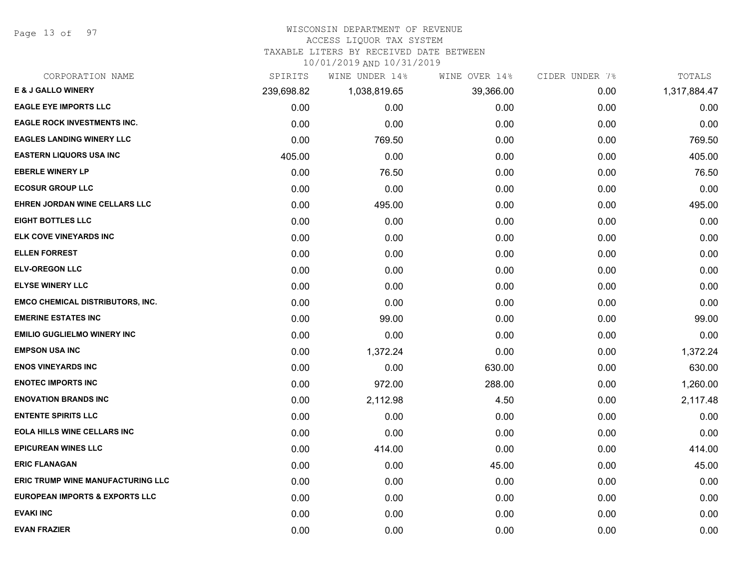# WISCONSIN DEPARTMENT OF REVENUE

ACCESS LIQUOR TAX SYSTEM

TAXABLE LITERS BY RECEIVED DATE BETWEEN 10/01/2019 AND 10/31/2019

| CORPORATION NAME | SPIRITS | WINE UNDER 14% | WINE OVER 14% | CIDER UNDER 7% | TOTALS |
|---|---|---|---|---|---|
| E & J GALLO WINERY | 239,698.82 | 1,038,819.65 | 39,366.00 | 0.00 | 1,317,884.47 |
| EAGLE EYE IMPORTS LLC | 0.00 | 0.00 | 0.00 | 0.00 | 0.00 |
| EAGLE ROCK INVESTMENTS INC. | 0.00 | 0.00 | 0.00 | 0.00 | 0.00 |
| EAGLES LANDING WINERY LLC | 0.00 | 769.50 | 0.00 | 0.00 | 769.50 |
| EASTERN LIQUORS USA INC | 405.00 | 0.00 | 0.00 | 0.00 | 405.00 |
| EBERLE WINERY LP | 0.00 | 76.50 | 0.00 | 0.00 | 76.50 |
| ECOSUR GROUP LLC | 0.00 | 0.00 | 0.00 | 0.00 | 0.00 |
| EHREN JORDAN WINE CELLARS LLC | 0.00 | 495.00 | 0.00 | 0.00 | 495.00 |
| EIGHT BOTTLES LLC | 0.00 | 0.00 | 0.00 | 0.00 | 0.00 |
| ELK COVE VINEYARDS INC | 0.00 | 0.00 | 0.00 | 0.00 | 0.00 |
| ELLEN FORREST | 0.00 | 0.00 | 0.00 | 0.00 | 0.00 |
| ELV-OREGON LLC | 0.00 | 0.00 | 0.00 | 0.00 | 0.00 |
| ELYSE WINERY LLC | 0.00 | 0.00 | 0.00 | 0.00 | 0.00 |
| EMCO CHEMICAL DISTRIBUTORS, INC. | 0.00 | 0.00 | 0.00 | 0.00 | 0.00 |
| EMERINE ESTATES INC | 0.00 | 99.00 | 0.00 | 0.00 | 99.00 |
| EMILIO GUGLIELMO WINERY INC | 0.00 | 0.00 | 0.00 | 0.00 | 0.00 |
| EMPSON USA INC | 0.00 | 1,372.24 | 0.00 | 0.00 | 1,372.24 |
| ENOS VINEYARDS INC | 0.00 | 0.00 | 630.00 | 0.00 | 630.00 |
| ENOTEC IMPORTS INC | 0.00 | 972.00 | 288.00 | 0.00 | 1,260.00 |
| ENOVATION BRANDS INC | 0.00 | 2,112.98 | 4.50 | 0.00 | 2,117.48 |
| ENTENTE SPIRITS LLC | 0.00 | 0.00 | 0.00 | 0.00 | 0.00 |
| EOLA HILLS WINE CELLARS INC | 0.00 | 0.00 | 0.00 | 0.00 | 0.00 |
| EPICUREAN WINES LLC | 0.00 | 414.00 | 0.00 | 0.00 | 414.00 |
| ERIC FLANAGAN | 0.00 | 0.00 | 45.00 | 0.00 | 45.00 |
| ERIC TRUMP WINE MANUFACTURING LLC | 0.00 | 0.00 | 0.00 | 0.00 | 0.00 |
| EUROPEAN IMPORTS & EXPORTS LLC | 0.00 | 0.00 | 0.00 | 0.00 | 0.00 |
| EVAKI INC | 0.00 | 0.00 | 0.00 | 0.00 | 0.00 |
| EVAN FRAZIER | 0.00 | 0.00 | 0.00 | 0.00 | 0.00 |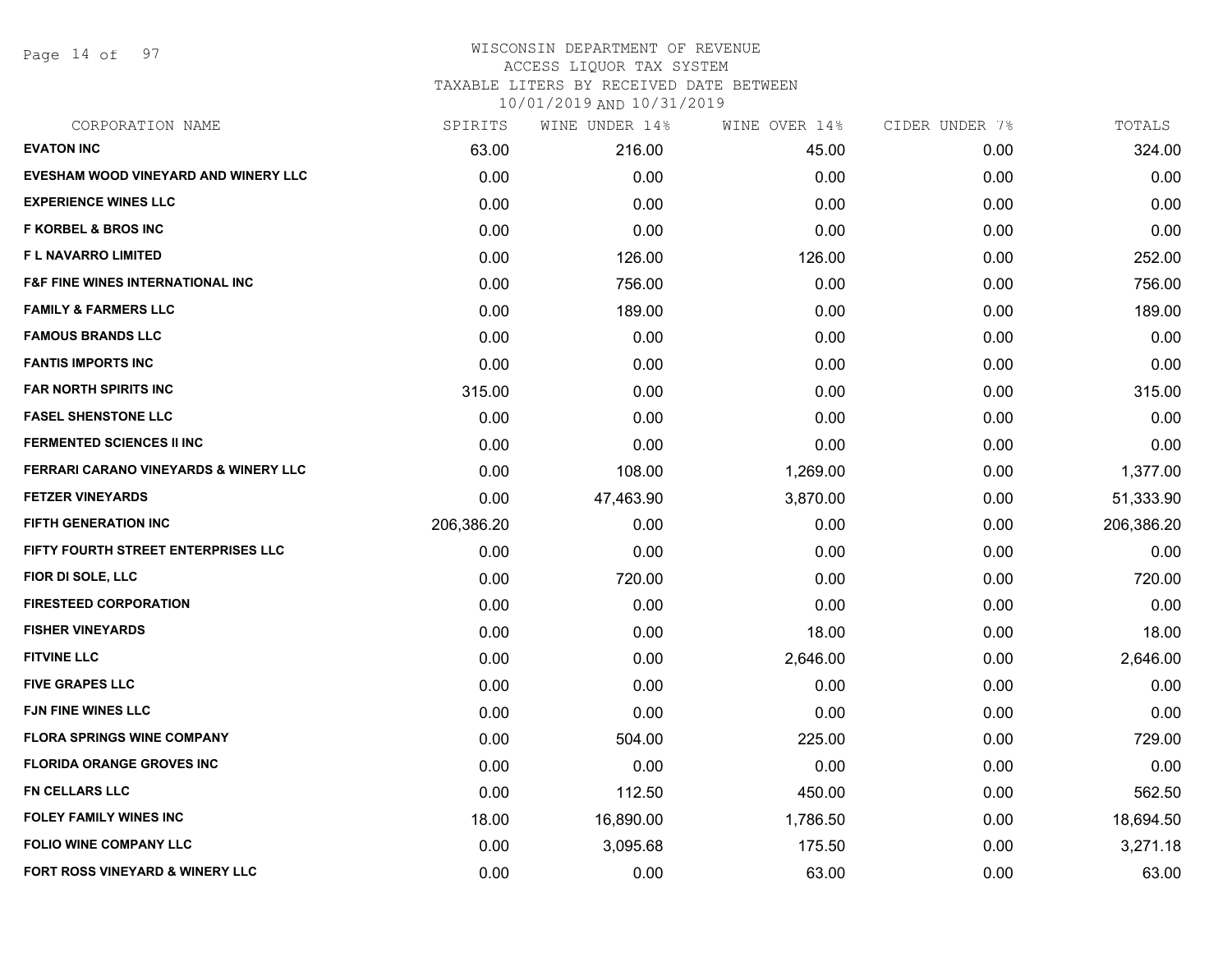# WISCONSIN DEPARTMENT OF REVENUE
## ACCESS LIQUOR TAX SYSTEM
### TAXABLE LITERS BY RECEIVED DATE BETWEEN 10/01/2019 AND 10/31/2019

| CORPORATION NAME | SPIRITS | WINE UNDER 14% | WINE OVER 14% | CIDER UNDER 7% | TOTALS |
|---|---|---|---|---|---|
| **EVATON INC** | 63.00 | 216.00 | 45.00 | 0.00 | 324.00 |
| **EVESHAM WOOD VINEYARD AND WINERY LLC** | 0.00 | 0.00 | 0.00 | 0.00 | 0.00 |
| **EXPERIENCE WINES LLC** | 0.00 | 0.00 | 0.00 | 0.00 | 0.00 |
| **F KORBEL & BROS INC** | 0.00 | 0.00 | 0.00 | 0.00 | 0.00 |
| **F L NAVARRO LIMITED** | 0.00 | 126.00 | 126.00 | 0.00 | 252.00 |
| **F&F FINE WINES INTERNATIONAL INC** | 0.00 | 756.00 | 0.00 | 0.00 | 756.00 |
| **FAMILY & FARMERS LLC** | 0.00 | 189.00 | 0.00 | 0.00 | 189.00 |
| **FAMOUS BRANDS LLC** | 0.00 | 0.00 | 0.00 | 0.00 | 0.00 |
| **FANTIS IMPORTS INC** | 0.00 | 0.00 | 0.00 | 0.00 | 0.00 |
| **FAR NORTH SPIRITS INC** | 315.00 | 0.00 | 0.00 | 0.00 | 315.00 |
| **FASEL SHENSTONE LLC** | 0.00 | 0.00 | 0.00 | 0.00 | 0.00 |
| **FERMENTED SCIENCES II INC** | 0.00 | 0.00 | 0.00 | 0.00 | 0.00 |
| **FERRARI CARANO VINEYARDS & WINERY LLC** | 0.00 | 108.00 | 1,269.00 | 0.00 | 1,377.00 |
| **FETZER VINEYARDS** | 0.00 | 47,463.90 | 3,870.00 | 0.00 | 51,333.90 |
| **FIFTH GENERATION INC** | 206,386.20 | 0.00 | 0.00 | 0.00 | 206,386.20 |
| **FIFTY FOURTH STREET ENTERPRISES LLC** | 0.00 | 0.00 | 0.00 | 0.00 | 0.00 |
| **FIOR DI SOLE, LLC** | 0.00 | 720.00 | 0.00 | 0.00 | 720.00 |
| **FIRESTEED CORPORATION** | 0.00 | 0.00 | 0.00 | 0.00 | 0.00 |
| **FISHER VINEYARDS** | 0.00 | 0.00 | 18.00 | 0.00 | 18.00 |
| **FITVINE LLC** | 0.00 | 0.00 | 2,646.00 | 0.00 | 2,646.00 |
| **FIVE GRAPES LLC** | 0.00 | 0.00 | 0.00 | 0.00 | 0.00 |
| **FJN FINE WINES LLC** | 0.00 | 0.00 | 0.00 | 0.00 | 0.00 |
| **FLORA SPRINGS WINE COMPANY** | 0.00 | 504.00 | 225.00 | 0.00 | 729.00 |
| **FLORIDA ORANGE GROVES INC** | 0.00 | 0.00 | 0.00 | 0.00 | 0.00 |
| **FN CELLARS LLC** | 0.00 | 112.50 | 450.00 | 0.00 | 562.50 |
| **FOLEY FAMILY WINES INC** | 18.00 | 16,890.00 | 1,786.50 | 0.00 | 18,694.50 |
| **FOLIO WINE COMPANY LLC** | 0.00 | 3,095.68 | 175.50 | 0.00 | 3,271.18 |
| **FORT ROSS VINEYARD & WINERY LLC** | 0.00 | 0.00 | 63.00 | 0.00 | 63.00 |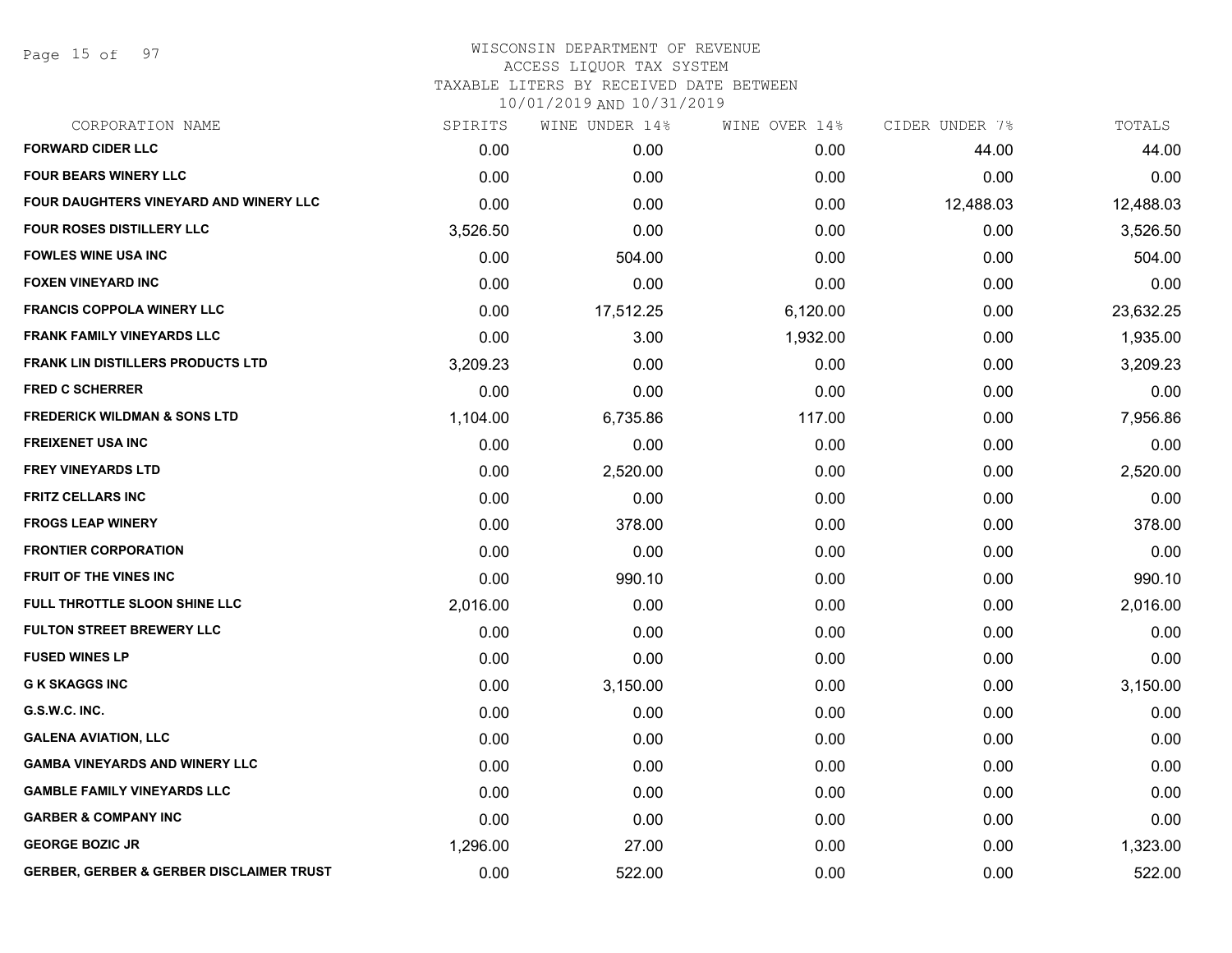WISCONSIN DEPARTMENT OF REVENUE
ACCESS LIQUOR TAX SYSTEM
TAXABLE LITERS BY RECEIVED DATE BETWEEN
10/01/2019 AND 10/31/2019

| CORPORATION NAME | SPIRITS | WINE UNDER 14% | WINE OVER 14% | CIDER UNDER 7% | TOTALS |
|---|---|---|---|---|---|
| **FORWARD CIDER LLC** | 0.00 | 0.00 | 0.00 | 44.00 | 44.00 |
| **FOUR BEARS WINERY LLC** | 0.00 | 0.00 | 0.00 | 0.00 | 0.00 |
| **FOUR DAUGHTERS VINEYARD AND WINERY LLC** | 0.00 | 0.00 | 0.00 | 12,488.03 | 12,488.03 |
| **FOUR ROSES DISTILLERY LLC** | 3,526.50 | 0.00 | 0.00 | 0.00 | 3,526.50 |
| **FOWLES WINE USA INC** | 0.00 | 504.00 | 0.00 | 0.00 | 504.00 |
| **FOXEN VINEYARD INC** | 0.00 | 0.00 | 0.00 | 0.00 | 0.00 |
| **FRANCIS COPPOLA WINERY LLC** | 0.00 | 17,512.25 | 6,120.00 | 0.00 | 23,632.25 |
| **FRANK FAMILY VINEYARDS LLC** | 0.00 | 3.00 | 1,932.00 | 0.00 | 1,935.00 |
| **FRANK LIN DISTILLERS PRODUCTS LTD** | 3,209.23 | 0.00 | 0.00 | 0.00 | 3,209.23 |
| **FRED C SCHERRER** | 0.00 | 0.00 | 0.00 | 0.00 | 0.00 |
| **FREDERICK WILDMAN & SONS LTD** | 1,104.00 | 6,735.86 | 117.00 | 0.00 | 7,956.86 |
| **FREIXENET USA INC** | 0.00 | 0.00 | 0.00 | 0.00 | 0.00 |
| **FREY VINEYARDS LTD** | 0.00 | 2,520.00 | 0.00 | 0.00 | 2,520.00 |
| **FRITZ CELLARS INC** | 0.00 | 0.00 | 0.00 | 0.00 | 0.00 |
| **FROGS LEAP WINERY** | 0.00 | 378.00 | 0.00 | 0.00 | 378.00 |
| **FRONTIER CORPORATION** | 0.00 | 0.00 | 0.00 | 0.00 | 0.00 |
| **FRUIT OF THE VINES INC** | 0.00 | 990.10 | 0.00 | 0.00 | 990.10 |
| **FULL THROTTLE SLOON SHINE LLC** | 2,016.00 | 0.00 | 0.00 | 0.00 | 2,016.00 |
| **FULTON STREET BREWERY LLC** | 0.00 | 0.00 | 0.00 | 0.00 | 0.00 |
| **FUSED WINES LP** | 0.00 | 0.00 | 0.00 | 0.00 | 0.00 |
| **G K SKAGGS INC** | 0.00 | 3,150.00 | 0.00 | 0.00 | 3,150.00 |
| **G.S.W.C. INC.** | 0.00 | 0.00 | 0.00 | 0.00 | 0.00 |
| **GALENA AVIATION, LLC** | 0.00 | 0.00 | 0.00 | 0.00 | 0.00 |
| **GAMBA VINEYARDS AND WINERY LLC** | 0.00 | 0.00 | 0.00 | 0.00 | 0.00 |
| **GAMBLE FAMILY VINEYARDS LLC** | 0.00 | 0.00 | 0.00 | 0.00 | 0.00 |
| **GARBER & COMPANY INC** | 0.00 | 0.00 | 0.00 | 0.00 | 0.00 |
| **GEORGE BOZIC JR** | 1,296.00 | 27.00 | 0.00 | 0.00 | 1,323.00 |
| **GERBER, GERBER & GERBER DISCLAIMER TRUST** | 0.00 | 522.00 | 0.00 | 0.00 | 522.00 |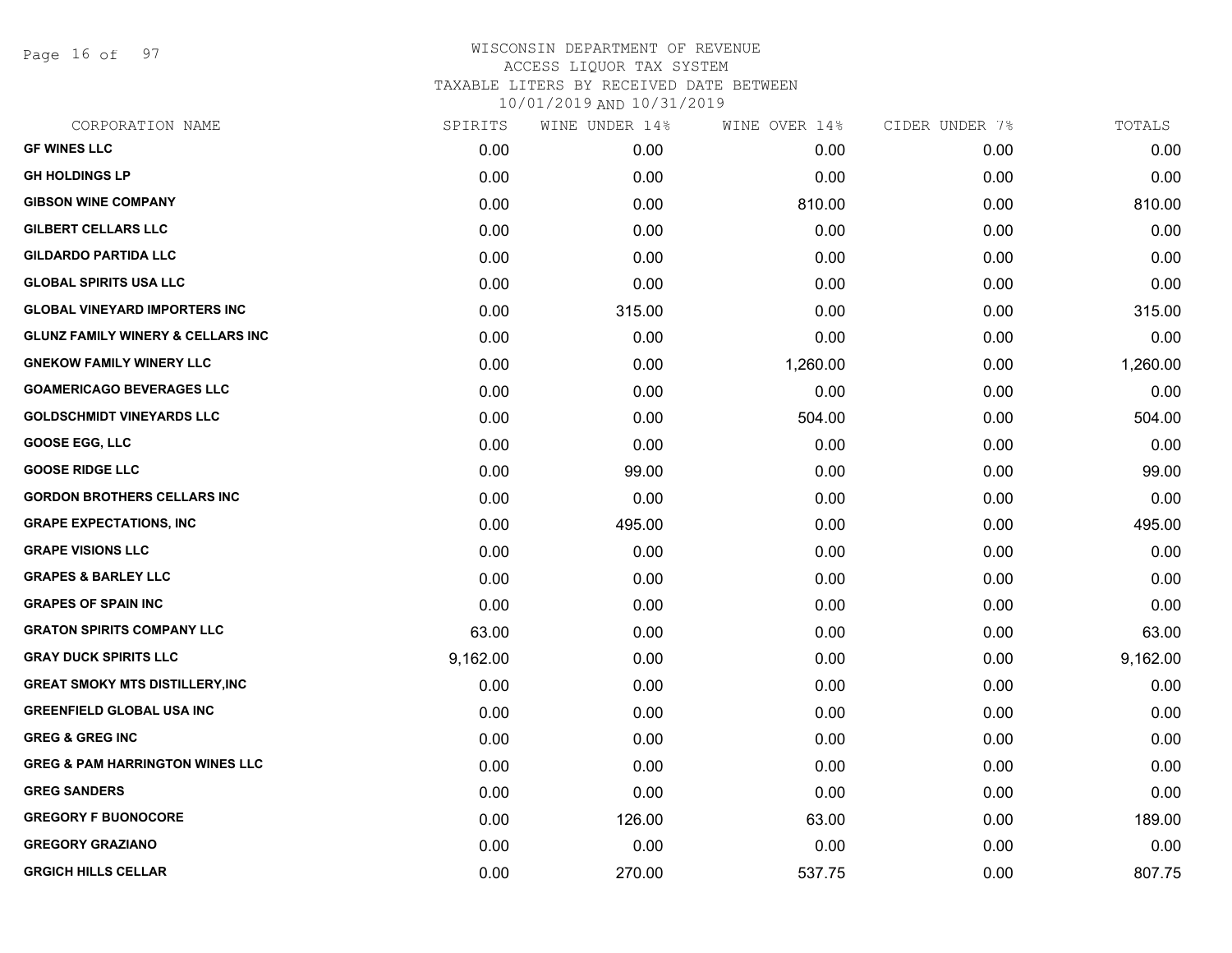WISCONSIN DEPARTMENT OF REVENUE
ACCESS LIQUOR TAX SYSTEM
TAXABLE LITERS BY RECEIVED DATE BETWEEN
10/01/2019 AND 10/31/2019

| CORPORATION NAME | SPIRITS | WINE UNDER 14% | WINE OVER 14% | CIDER UNDER 7% | TOTALS |
|---|---|---|---|---|---|
| GF WINES LLC | 0.00 | 0.00 | 0.00 | 0.00 | 0.00 |
| GH HOLDINGS LP | 0.00 | 0.00 | 0.00 | 0.00 | 0.00 |
| GIBSON WINE COMPANY | 0.00 | 0.00 | 810.00 | 0.00 | 810.00 |
| GILBERT CELLARS LLC | 0.00 | 0.00 | 0.00 | 0.00 | 0.00 |
| GILDARDO PARTIDA LLC | 0.00 | 0.00 | 0.00 | 0.00 | 0.00 |
| GLOBAL SPIRITS USA LLC | 0.00 | 0.00 | 0.00 | 0.00 | 0.00 |
| GLOBAL VINEYARD IMPORTERS INC | 0.00 | 315.00 | 0.00 | 0.00 | 315.00 |
| GLUNZ FAMILY WINERY & CELLARS INC | 0.00 | 0.00 | 0.00 | 0.00 | 0.00 |
| GNEKOW FAMILY WINERY LLC | 0.00 | 0.00 | 1,260.00 | 0.00 | 1,260.00 |
| GOAMERICAGO BEVERAGES LLC | 0.00 | 0.00 | 0.00 | 0.00 | 0.00 |
| GOLDSCHMIDT VINEYARDS LLC | 0.00 | 0.00 | 504.00 | 0.00 | 504.00 |
| GOOSE EGG, LLC | 0.00 | 0.00 | 0.00 | 0.00 | 0.00 |
| GOOSE RIDGE LLC | 0.00 | 99.00 | 0.00 | 0.00 | 99.00 |
| GORDON BROTHERS CELLARS INC | 0.00 | 0.00 | 0.00 | 0.00 | 0.00 |
| GRAPE EXPECTATIONS, INC | 0.00 | 495.00 | 0.00 | 0.00 | 495.00 |
| GRAPE VISIONS LLC | 0.00 | 0.00 | 0.00 | 0.00 | 0.00 |
| GRAPES & BARLEY LLC | 0.00 | 0.00 | 0.00 | 0.00 | 0.00 |
| GRAPES OF SPAIN INC | 0.00 | 0.00 | 0.00 | 0.00 | 0.00 |
| GRATON SPIRITS COMPANY LLC | 63.00 | 0.00 | 0.00 | 0.00 | 63.00 |
| GRAY DUCK SPIRITS LLC | 9,162.00 | 0.00 | 0.00 | 0.00 | 9,162.00 |
| GREAT SMOKY MTS DISTILLERY,INC | 0.00 | 0.00 | 0.00 | 0.00 | 0.00 |
| GREENFIELD GLOBAL USA INC | 0.00 | 0.00 | 0.00 | 0.00 | 0.00 |
| GREG & GREG INC | 0.00 | 0.00 | 0.00 | 0.00 | 0.00 |
| GREG & PAM HARRINGTON WINES LLC | 0.00 | 0.00 | 0.00 | 0.00 | 0.00 |
| GREG SANDERS | 0.00 | 0.00 | 0.00 | 0.00 | 0.00 |
| GREGORY F BUONOCORE | 0.00 | 126.00 | 63.00 | 0.00 | 189.00 |
| GREGORY GRAZIANO | 0.00 | 0.00 | 0.00 | 0.00 | 0.00 |
| GRGICH HILLS CELLAR | 0.00 | 270.00 | 537.75 | 0.00 | 807.75 |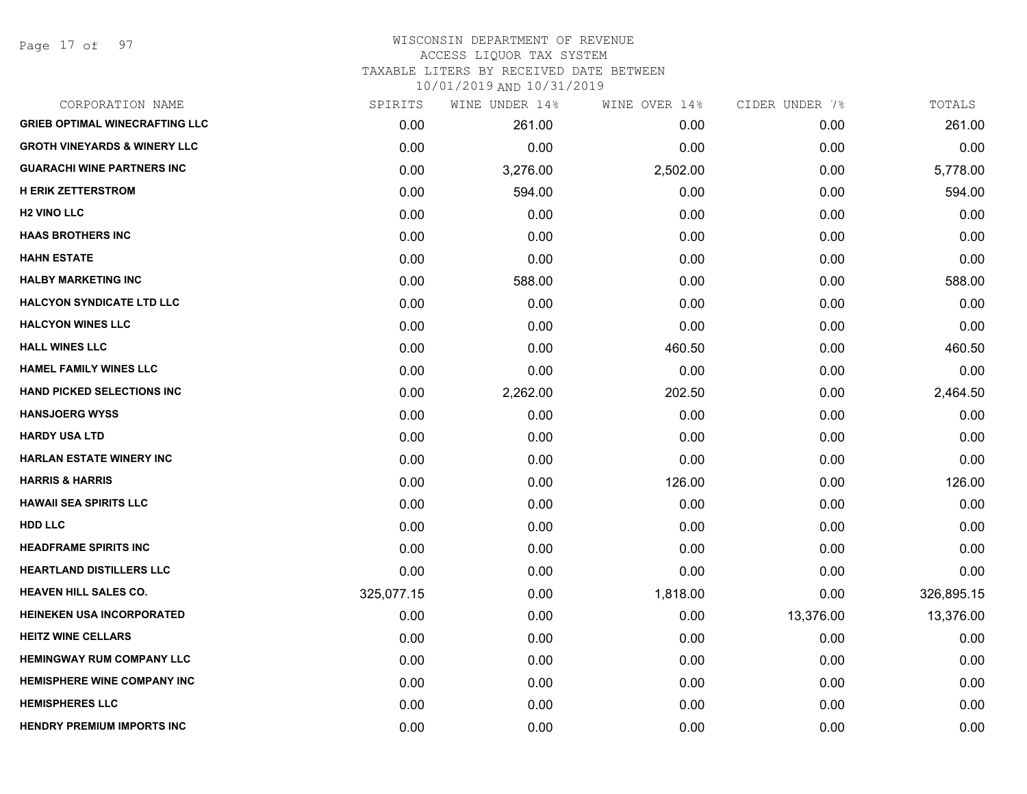# WISCONSIN DEPARTMENT OF REVENUE
## ACCESS LIQUOR TAX SYSTEM
### TAXABLE LITERS BY RECEIVED DATE BETWEEN 10/01/2019 AND 10/31/2019

| CORPORATION NAME | SPIRITS | WINE UNDER 14% | WINE OVER 14% | CIDER UNDER 7% | TOTALS |
|---|---|---|---|---|---|
| GRIEB OPTIMAL WINECRAFTING LLC | 0.00 | 261.00 | 0.00 | 0.00 | 261.00 |
| GROTH VINEYARDS & WINERY LLC | 0.00 | 0.00 | 0.00 | 0.00 | 0.00 |
| GUARACHI WINE PARTNERS INC | 0.00 | 3,276.00 | 2,502.00 | 0.00 | 5,778.00 |
| H ERIK ZETTERSTROM | 0.00 | 594.00 | 0.00 | 0.00 | 594.00 |
| H2 VINO LLC | 0.00 | 0.00 | 0.00 | 0.00 | 0.00 |
| HAAS BROTHERS INC | 0.00 | 0.00 | 0.00 | 0.00 | 0.00 |
| HAHN ESTATE | 0.00 | 0.00 | 0.00 | 0.00 | 0.00 |
| HALBY MARKETING INC | 0.00 | 588.00 | 0.00 | 0.00 | 588.00 |
| HALCYON SYNDICATE LTD LLC | 0.00 | 0.00 | 0.00 | 0.00 | 0.00 |
| HALCYON WINES LLC | 0.00 | 0.00 | 0.00 | 0.00 | 0.00 |
| HALL WINES LLC | 0.00 | 0.00 | 460.50 | 0.00 | 460.50 |
| HAMEL FAMILY WINES LLC | 0.00 | 0.00 | 0.00 | 0.00 | 0.00 |
| HAND PICKED SELECTIONS INC | 0.00 | 2,262.00 | 202.50 | 0.00 | 2,464.50 |
| HANSJOERG WYSS | 0.00 | 0.00 | 0.00 | 0.00 | 0.00 |
| HARDY USA LTD | 0.00 | 0.00 | 0.00 | 0.00 | 0.00 |
| HARLAN ESTATE WINERY INC | 0.00 | 0.00 | 0.00 | 0.00 | 0.00 |
| HARRIS & HARRIS | 0.00 | 0.00 | 126.00 | 0.00 | 126.00 |
| HAWAII SEA SPIRITS LLC | 0.00 | 0.00 | 0.00 | 0.00 | 0.00 |
| HDD LLC | 0.00 | 0.00 | 0.00 | 0.00 | 0.00 |
| HEADFRAME SPIRITS INC | 0.00 | 0.00 | 0.00 | 0.00 | 0.00 |
| HEARTLAND DISTILLERS LLC | 0.00 | 0.00 | 0.00 | 0.00 | 0.00 |
| HEAVEN HILL SALES CO. | 325,077.15 | 0.00 | 1,818.00 | 0.00 | 326,895.15 |
| HEINEKEN USA INCORPORATED | 0.00 | 0.00 | 0.00 | 13,376.00 | 13,376.00 |
| HEITZ WINE CELLARS | 0.00 | 0.00 | 0.00 | 0.00 | 0.00 |
| HEMINGWAY RUM COMPANY LLC | 0.00 | 0.00 | 0.00 | 0.00 | 0.00 |
| HEMISPHERE WINE COMPANY INC | 0.00 | 0.00 | 0.00 | 0.00 | 0.00 |
| HEMISPHERES LLC | 0.00 | 0.00 | 0.00 | 0.00 | 0.00 |
| HENDRY PREMIUM IMPORTS INC | 0.00 | 0.00 | 0.00 | 0.00 | 0.00 |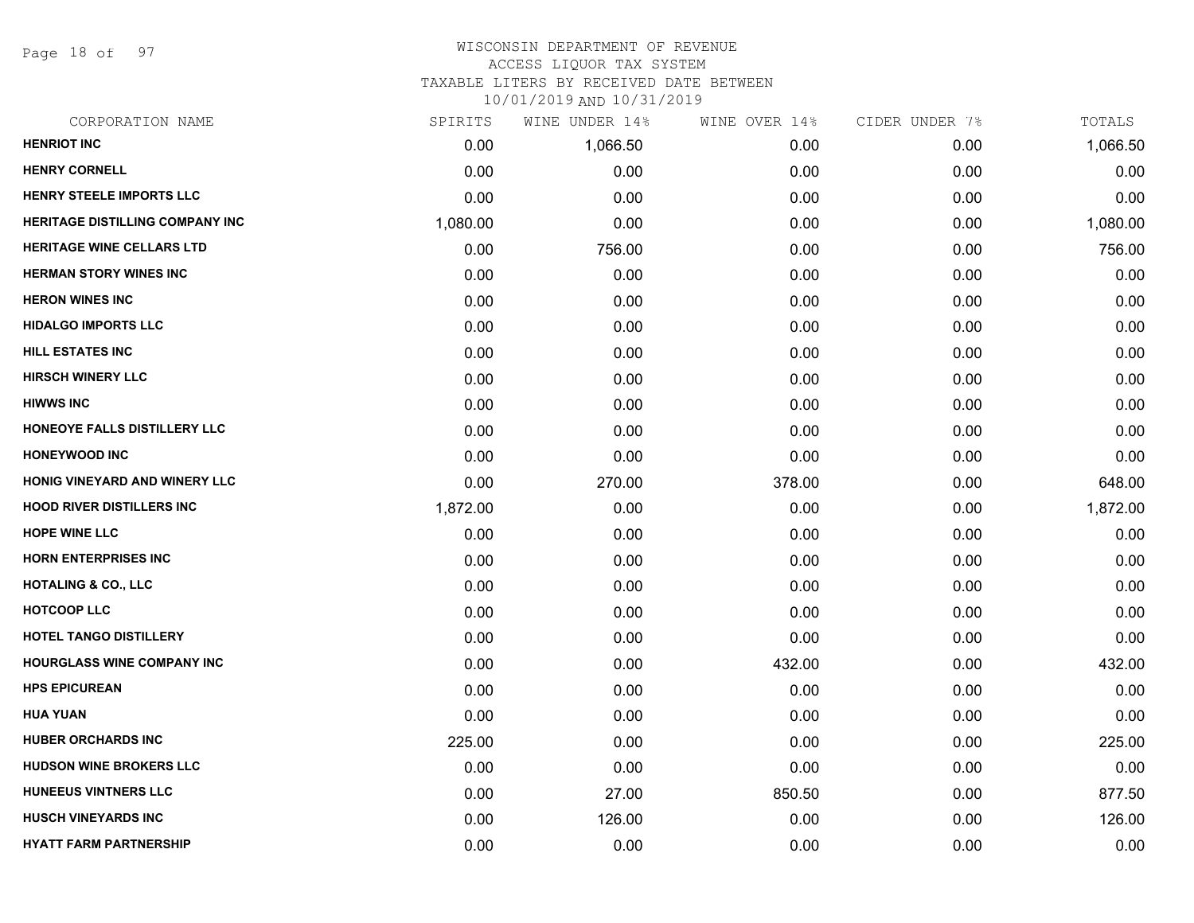# WISCONSIN DEPARTMENT OF REVENUE
ACCESS LIQUOR TAX SYSTEM
TAXABLE LITERS BY RECEIVED DATE BETWEEN
10/01/2019 AND 10/31/2019

| CORPORATION NAME | SPIRITS | WINE UNDER 14% | WINE OVER 14% | CIDER UNDER 7% | TOTALS |
|---|---|---|---|---|---|
| **HENRIOT INC** | 0.00 | 1,066.50 | 0.00 | 0.00 | 1,066.50 |
| **HENRY CORNELL** | 0.00 | 0.00 | 0.00 | 0.00 | 0.00 |
| **HENRY STEELE IMPORTS LLC** | 0.00 | 0.00 | 0.00 | 0.00 | 0.00 |
| **HERITAGE DISTILLING COMPANY INC** | 1,080.00 | 0.00 | 0.00 | 0.00 | 1,080.00 |
| **HERITAGE WINE CELLARS LTD** | 0.00 | 756.00 | 0.00 | 0.00 | 756.00 |
| **HERMAN STORY WINES INC** | 0.00 | 0.00 | 0.00 | 0.00 | 0.00 |
| **HERON WINES INC** | 0.00 | 0.00 | 0.00 | 0.00 | 0.00 |
| **HIDALGO IMPORTS LLC** | 0.00 | 0.00 | 0.00 | 0.00 | 0.00 |
| **HILL ESTATES INC** | 0.00 | 0.00 | 0.00 | 0.00 | 0.00 |
| **HIRSCH WINERY LLC** | 0.00 | 0.00 | 0.00 | 0.00 | 0.00 |
| **HIWWS INC** | 0.00 | 0.00 | 0.00 | 0.00 | 0.00 |
| **HONEOYE FALLS DISTILLERY LLC** | 0.00 | 0.00 | 0.00 | 0.00 | 0.00 |
| **HONEYWOOD INC** | 0.00 | 0.00 | 0.00 | 0.00 | 0.00 |
| **HONIG VINEYARD AND WINERY LLC** | 0.00 | 270.00 | 378.00 | 0.00 | 648.00 |
| **HOOD RIVER DISTILLERS INC** | 1,872.00 | 0.00 | 0.00 | 0.00 | 1,872.00 |
| **HOPE WINE LLC** | 0.00 | 0.00 | 0.00 | 0.00 | 0.00 |
| **HORN ENTERPRISES INC** | 0.00 | 0.00 | 0.00 | 0.00 | 0.00 |
| **HOTALING & CO., LLC** | 0.00 | 0.00 | 0.00 | 0.00 | 0.00 |
| **HOTCOOP LLC** | 0.00 | 0.00 | 0.00 | 0.00 | 0.00 |
| **HOTEL TANGO DISTILLERY** | 0.00 | 0.00 | 0.00 | 0.00 | 0.00 |
| **HOURGLASS WINE COMPANY INC** | 0.00 | 0.00 | 432.00 | 0.00 | 432.00 |
| **HPS EPICUREAN** | 0.00 | 0.00 | 0.00 | 0.00 | 0.00 |
| **HUA YUAN** | 0.00 | 0.00 | 0.00 | 0.00 | 0.00 |
| **HUBER ORCHARDS INC** | 225.00 | 0.00 | 0.00 | 0.00 | 225.00 |
| **HUDSON WINE BROKERS LLC** | 0.00 | 0.00 | 0.00 | 0.00 | 0.00 |
| **HUNEEUS VINTNERS LLC** | 0.00 | 27.00 | 850.50 | 0.00 | 877.50 |
| **HUSCH VINEYARDS INC** | 0.00 | 126.00 | 0.00 | 0.00 | 126.00 |
| **HYATT FARM PARTNERSHIP** | 0.00 | 0.00 | 0.00 | 0.00 | 0.00 |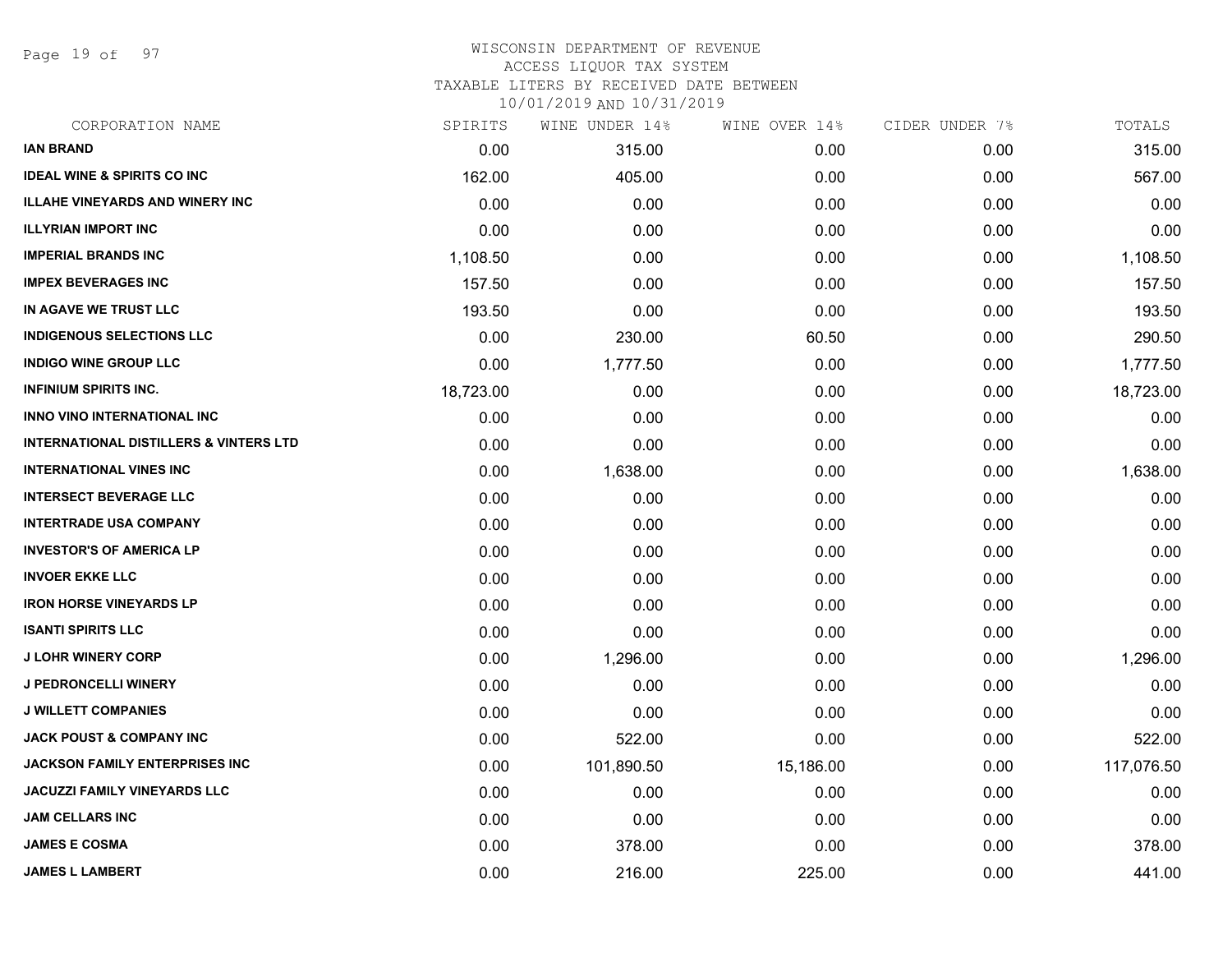WISCONSIN DEPARTMENT OF REVENUE
ACCESS LIQUOR TAX SYSTEM
TAXABLE LITERS BY RECEIVED DATE BETWEEN
10/01/2019 AND 10/31/2019

| CORPORATION NAME | SPIRITS | WINE UNDER 14% | WINE OVER 14% | CIDER UNDER 7% | TOTALS |
|---|---|---|---|---|---|
| IAN BRAND | 0.00 | 315.00 | 0.00 | 0.00 | 315.00 |
| IDEAL WINE & SPIRITS CO INC | 162.00 | 405.00 | 0.00 | 0.00 | 567.00 |
| ILLAHE VINEYARDS AND WINERY INC | 0.00 | 0.00 | 0.00 | 0.00 | 0.00 |
| ILLYRIAN IMPORT INC | 0.00 | 0.00 | 0.00 | 0.00 | 0.00 |
| IMPERIAL BRANDS INC | 1,108.50 | 0.00 | 0.00 | 0.00 | 1,108.50 |
| IMPEX BEVERAGES INC | 157.50 | 0.00 | 0.00 | 0.00 | 157.50 |
| IN AGAVE WE TRUST LLC | 193.50 | 0.00 | 0.00 | 0.00 | 193.50 |
| INDIGENOUS SELECTIONS LLC | 0.00 | 230.00 | 60.50 | 0.00 | 290.50 |
| INDIGO WINE GROUP LLC | 0.00 | 1,777.50 | 0.00 | 0.00 | 1,777.50 |
| INFINIUM SPIRITS INC. | 18,723.00 | 0.00 | 0.00 | 0.00 | 18,723.00 |
| INNO VINO INTERNATIONAL INC | 0.00 | 0.00 | 0.00 | 0.00 | 0.00 |
| INTERNATIONAL DISTILLERS & VINTERS LTD | 0.00 | 0.00 | 0.00 | 0.00 | 0.00 |
| INTERNATIONAL VINES INC | 0.00 | 1,638.00 | 0.00 | 0.00 | 1,638.00 |
| INTERSECT BEVERAGE LLC | 0.00 | 0.00 | 0.00 | 0.00 | 0.00 |
| INTERTRADE USA COMPANY | 0.00 | 0.00 | 0.00 | 0.00 | 0.00 |
| INVESTOR'S OF AMERICA LP | 0.00 | 0.00 | 0.00 | 0.00 | 0.00 |
| INVOER EKKE LLC | 0.00 | 0.00 | 0.00 | 0.00 | 0.00 |
| IRON HORSE VINEYARDS LP | 0.00 | 0.00 | 0.00 | 0.00 | 0.00 |
| ISANTI SPIRITS LLC | 0.00 | 0.00 | 0.00 | 0.00 | 0.00 |
| J LOHR WINERY CORP | 0.00 | 1,296.00 | 0.00 | 0.00 | 1,296.00 |
| J PEDRONCELLI WINERY | 0.00 | 0.00 | 0.00 | 0.00 | 0.00 |
| J WILLETT COMPANIES | 0.00 | 0.00 | 0.00 | 0.00 | 0.00 |
| JACK POUST & COMPANY INC | 0.00 | 522.00 | 0.00 | 0.00 | 522.00 |
| JACKSON FAMILY ENTERPRISES INC | 0.00 | 101,890.50 | 15,186.00 | 0.00 | 117,076.50 |
| JACUZZI FAMILY VINEYARDS LLC | 0.00 | 0.00 | 0.00 | 0.00 | 0.00 |
| JAM CELLARS INC | 0.00 | 0.00 | 0.00 | 0.00 | 0.00 |
| JAMES E COSMA | 0.00 | 378.00 | 0.00 | 0.00 | 378.00 |
| JAMES L LAMBERT | 0.00 | 216.00 | 225.00 | 0.00 | 441.00 |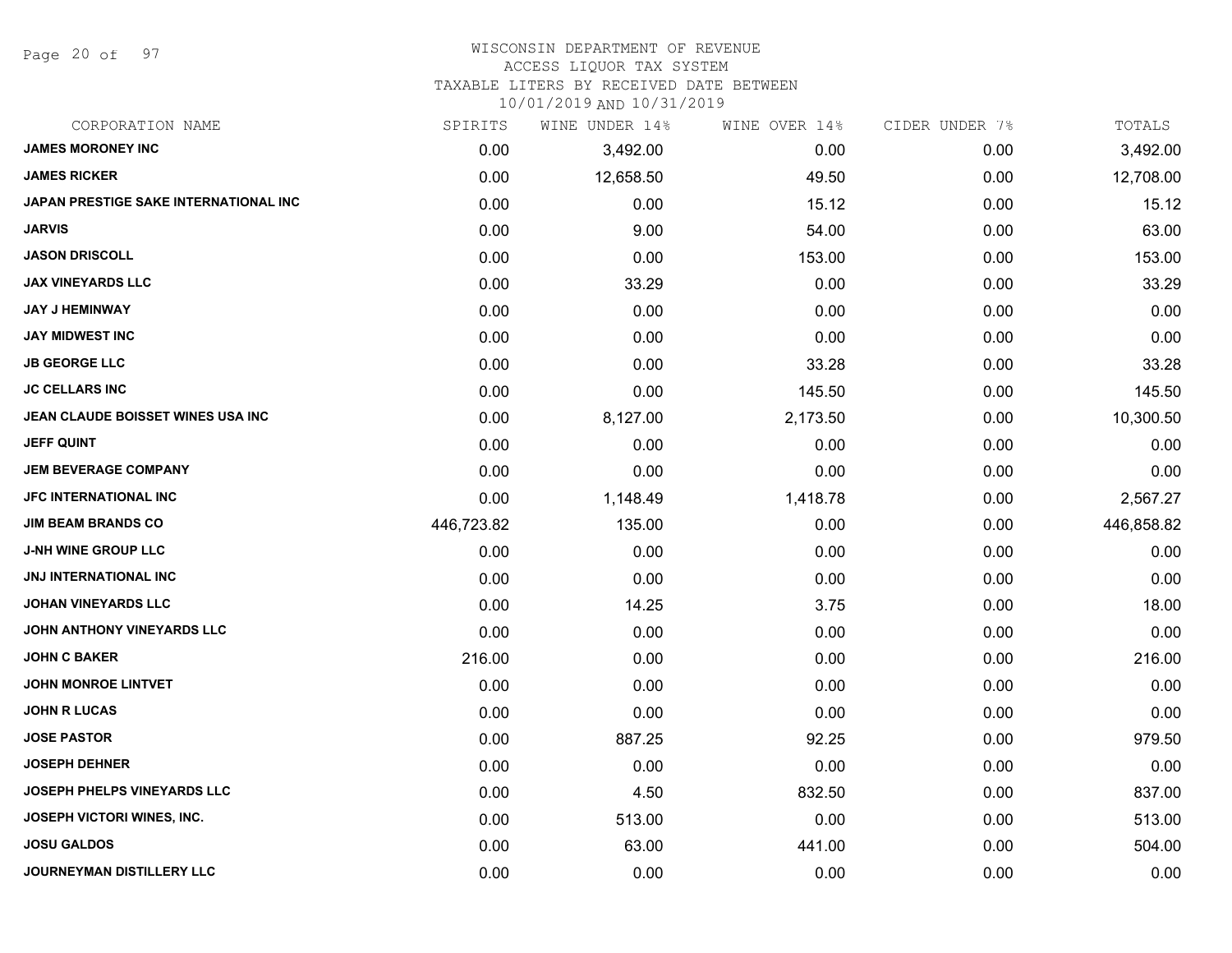# WISCONSIN DEPARTMENT OF REVENUE
## ACCESS LIQUOR TAX SYSTEM
### TAXABLE LITERS BY RECEIVED DATE BETWEEN 10/01/2019 AND 10/31/2019

| CORPORATION NAME | SPIRITS | WINE UNDER 14% | WINE OVER 14% | CIDER UNDER 7% | TOTALS |
|---|---|---|---|---|---|
| JAMES MORONEY INC | 0.00 | 3,492.00 | 0.00 | 0.00 | 3,492.00 |
| JAMES RICKER | 0.00 | 12,658.50 | 49.50 | 0.00 | 12,708.00 |
| JAPAN PRESTIGE SAKE INTERNATIONAL INC | 0.00 | 0.00 | 15.12 | 0.00 | 15.12 |
| JARVIS | 0.00 | 9.00 | 54.00 | 0.00 | 63.00 |
| JASON DRISCOLL | 0.00 | 0.00 | 153.00 | 0.00 | 153.00 |
| JAX VINEYARDS LLC | 0.00 | 33.29 | 0.00 | 0.00 | 33.29 |
| JAY J HEMINWAY | 0.00 | 0.00 | 0.00 | 0.00 | 0.00 |
| JAY MIDWEST INC | 0.00 | 0.00 | 0.00 | 0.00 | 0.00 |
| JB GEORGE LLC | 0.00 | 0.00 | 33.28 | 0.00 | 33.28 |
| JC CELLARS INC | 0.00 | 0.00 | 145.50 | 0.00 | 145.50 |
| JEAN CLAUDE BOISSET WINES USA INC | 0.00 | 8,127.00 | 2,173.50 | 0.00 | 10,300.50 |
| JEFF QUINT | 0.00 | 0.00 | 0.00 | 0.00 | 0.00 |
| JEM BEVERAGE COMPANY | 0.00 | 0.00 | 0.00 | 0.00 | 0.00 |
| JFC INTERNATIONAL INC | 0.00 | 1,148.49 | 1,418.78 | 0.00 | 2,567.27 |
| JIM BEAM BRANDS CO | 446,723.82 | 135.00 | 0.00 | 0.00 | 446,858.82 |
| J-NH WINE GROUP LLC | 0.00 | 0.00 | 0.00 | 0.00 | 0.00 |
| JNJ INTERNATIONAL INC | 0.00 | 0.00 | 0.00 | 0.00 | 0.00 |
| JOHAN VINEYARDS LLC | 0.00 | 14.25 | 3.75 | 0.00 | 18.00 |
| JOHN ANTHONY VINEYARDS LLC | 0.00 | 0.00 | 0.00 | 0.00 | 0.00 |
| JOHN C BAKER | 216.00 | 0.00 | 0.00 | 0.00 | 216.00 |
| JOHN MONROE LINTVET | 0.00 | 0.00 | 0.00 | 0.00 | 0.00 |
| JOHN R LUCAS | 0.00 | 0.00 | 0.00 | 0.00 | 0.00 |
| JOSE PASTOR | 0.00 | 887.25 | 92.25 | 0.00 | 979.50 |
| JOSEPH DEHNER | 0.00 | 0.00 | 0.00 | 0.00 | 0.00 |
| JOSEPH PHELPS VINEYARDS LLC | 0.00 | 4.50 | 832.50 | 0.00 | 837.00 |
| JOSEPH VICTORI WINES, INC. | 0.00 | 513.00 | 0.00 | 0.00 | 513.00 |
| JOSU GALDOS | 0.00 | 63.00 | 441.00 | 0.00 | 504.00 |
| JOURNEYMAN DISTILLERY LLC | 0.00 | 0.00 | 0.00 | 0.00 | 0.00 |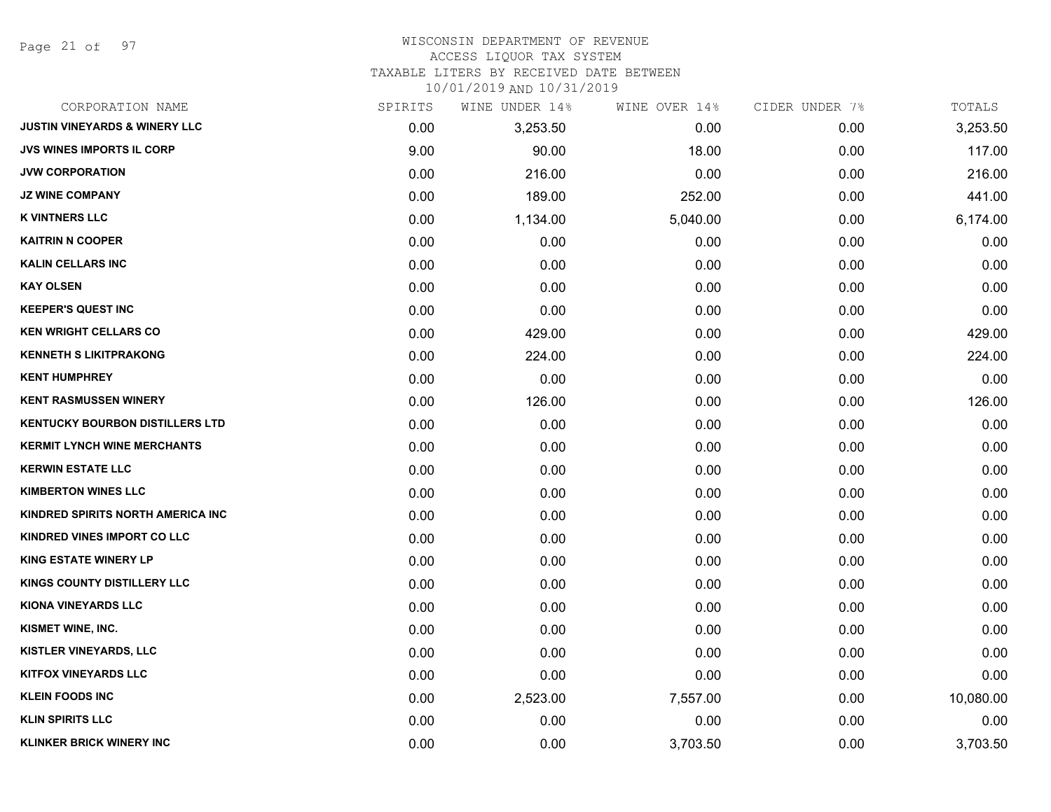WISCONSIN DEPARTMENT OF REVENUE
ACCESS LIQUOR TAX SYSTEM
TAXABLE LITERS BY RECEIVED DATE BETWEEN
10/01/2019 AND 10/31/2019

| CORPORATION NAME | SPIRITS | WINE UNDER 14% | WINE OVER 14% | CIDER UNDER 7% | TOTALS |
|---|---|---|---|---|---|
| JUSTIN VINEYARDS & WINERY LLC | 0.00 | 3,253.50 | 0.00 | 0.00 | 3,253.50 |
| JVS WINES IMPORTS IL CORP | 9.00 | 90.00 | 18.00 | 0.00 | 117.00 |
| JVW CORPORATION | 0.00 | 216.00 | 0.00 | 0.00 | 216.00 |
| JZ WINE COMPANY | 0.00 | 189.00 | 252.00 | 0.00 | 441.00 |
| K VINTNERS LLC | 0.00 | 1,134.00 | 5,040.00 | 0.00 | 6,174.00 |
| KAITRIN N COOPER | 0.00 | 0.00 | 0.00 | 0.00 | 0.00 |
| KALIN CELLARS INC | 0.00 | 0.00 | 0.00 | 0.00 | 0.00 |
| KAY OLSEN | 0.00 | 0.00 | 0.00 | 0.00 | 0.00 |
| KEEPER'S QUEST INC | 0.00 | 0.00 | 0.00 | 0.00 | 0.00 |
| KEN WRIGHT CELLARS CO | 0.00 | 429.00 | 0.00 | 0.00 | 429.00 |
| KENNETH S LIKITPRAKONG | 0.00 | 224.00 | 0.00 | 0.00 | 224.00 |
| KENT HUMPHREY | 0.00 | 0.00 | 0.00 | 0.00 | 0.00 |
| KENT RASMUSSEN WINERY | 0.00 | 126.00 | 0.00 | 0.00 | 126.00 |
| KENTUCKY BOURBON DISTILLERS LTD | 0.00 | 0.00 | 0.00 | 0.00 | 0.00 |
| KERMIT LYNCH WINE MERCHANTS | 0.00 | 0.00 | 0.00 | 0.00 | 0.00 |
| KERWIN ESTATE LLC | 0.00 | 0.00 | 0.00 | 0.00 | 0.00 |
| KIMBERTON WINES LLC | 0.00 | 0.00 | 0.00 | 0.00 | 0.00 |
| KINDRED SPIRITS NORTH AMERICA INC | 0.00 | 0.00 | 0.00 | 0.00 | 0.00 |
| KINDRED VINES IMPORT CO LLC | 0.00 | 0.00 | 0.00 | 0.00 | 0.00 |
| KING ESTATE WINERY LP | 0.00 | 0.00 | 0.00 | 0.00 | 0.00 |
| KINGS COUNTY DISTILLERY LLC | 0.00 | 0.00 | 0.00 | 0.00 | 0.00 |
| KIONA VINEYARDS LLC | 0.00 | 0.00 | 0.00 | 0.00 | 0.00 |
| KISMET WINE, INC. | 0.00 | 0.00 | 0.00 | 0.00 | 0.00 |
| KISTLER VINEYARDS, LLC | 0.00 | 0.00 | 0.00 | 0.00 | 0.00 |
| KITFOX VINEYARDS LLC | 0.00 | 0.00 | 0.00 | 0.00 | 0.00 |
| KLEIN FOODS INC | 0.00 | 2,523.00 | 7,557.00 | 0.00 | 10,080.00 |
| KLIN SPIRITS LLC | 0.00 | 0.00 | 0.00 | 0.00 | 0.00 |
| KLINKER BRICK WINERY INC | 0.00 | 0.00 | 3,703.50 | 0.00 | 3,703.50 |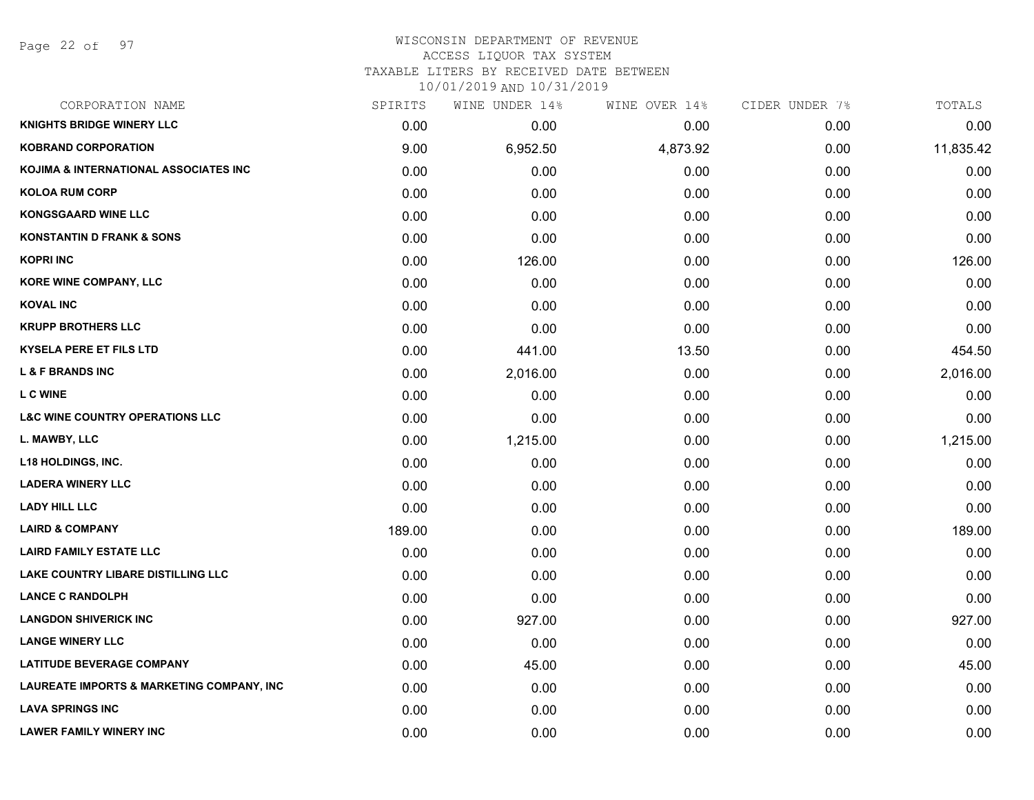# WISCONSIN DEPARTMENT OF REVENUE
## ACCESS LIQUOR TAX SYSTEM
### TAXABLE LITERS BY RECEIVED DATE BETWEEN 10/01/2019 AND 10/31/2019

| CORPORATION NAME | SPIRITS | WINE UNDER 14% | WINE OVER 14% | CIDER UNDER 7% | TOTALS |
|---|---|---|---|---|---|
| KNIGHTS BRIDGE WINERY LLC | 0.00 | 0.00 | 0.00 | 0.00 | 0.00 |
| KOBRAND CORPORATION | 9.00 | 6,952.50 | 4,873.92 | 0.00 | 11,835.42 |
| KOJIMA & INTERNATIONAL ASSOCIATES INC | 0.00 | 0.00 | 0.00 | 0.00 | 0.00 |
| KOLOA RUM CORP | 0.00 | 0.00 | 0.00 | 0.00 | 0.00 |
| KONGSGAARD WINE LLC | 0.00 | 0.00 | 0.00 | 0.00 | 0.00 |
| KONSTANTIN D FRANK & SONS | 0.00 | 0.00 | 0.00 | 0.00 | 0.00 |
| KOPRI INC | 0.00 | 126.00 | 0.00 | 0.00 | 126.00 |
| KORE WINE COMPANY, LLC | 0.00 | 0.00 | 0.00 | 0.00 | 0.00 |
| KOVAL INC | 0.00 | 0.00 | 0.00 | 0.00 | 0.00 |
| KRUPP BROTHERS LLC | 0.00 | 0.00 | 0.00 | 0.00 | 0.00 |
| KYSELA PERE ET FILS LTD | 0.00 | 441.00 | 13.50 | 0.00 | 454.50 |
| L & F BRANDS INC | 0.00 | 2,016.00 | 0.00 | 0.00 | 2,016.00 |
| L C WINE | 0.00 | 0.00 | 0.00 | 0.00 | 0.00 |
| L&C WINE COUNTRY OPERATIONS LLC | 0.00 | 0.00 | 0.00 | 0.00 | 0.00 |
| L. MAWBY, LLC | 0.00 | 1,215.00 | 0.00 | 0.00 | 1,215.00 |
| L18 HOLDINGS, INC. | 0.00 | 0.00 | 0.00 | 0.00 | 0.00 |
| LADERA WINERY LLC | 0.00 | 0.00 | 0.00 | 0.00 | 0.00 |
| LADY HILL LLC | 0.00 | 0.00 | 0.00 | 0.00 | 0.00 |
| LAIRD & COMPANY | 189.00 | 0.00 | 0.00 | 0.00 | 189.00 |
| LAIRD FAMILY ESTATE LLC | 0.00 | 0.00 | 0.00 | 0.00 | 0.00 |
| LAKE COUNTRY LIBARE DISTILLING LLC | 0.00 | 0.00 | 0.00 | 0.00 | 0.00 |
| LANCE C RANDOLPH | 0.00 | 0.00 | 0.00 | 0.00 | 0.00 |
| LANGDON SHIVERICK INC | 0.00 | 927.00 | 0.00 | 0.00 | 927.00 |
| LANGE WINERY LLC | 0.00 | 0.00 | 0.00 | 0.00 | 0.00 |
| LATITUDE BEVERAGE COMPANY | 0.00 | 45.00 | 0.00 | 0.00 | 45.00 |
| LAUREATE IMPORTS & MARKETING COMPANY, INC | 0.00 | 0.00 | 0.00 | 0.00 | 0.00 |
| LAVA SPRINGS INC | 0.00 | 0.00 | 0.00 | 0.00 | 0.00 |
| LAWER FAMILY WINERY INC | 0.00 | 0.00 | 0.00 | 0.00 | 0.00 |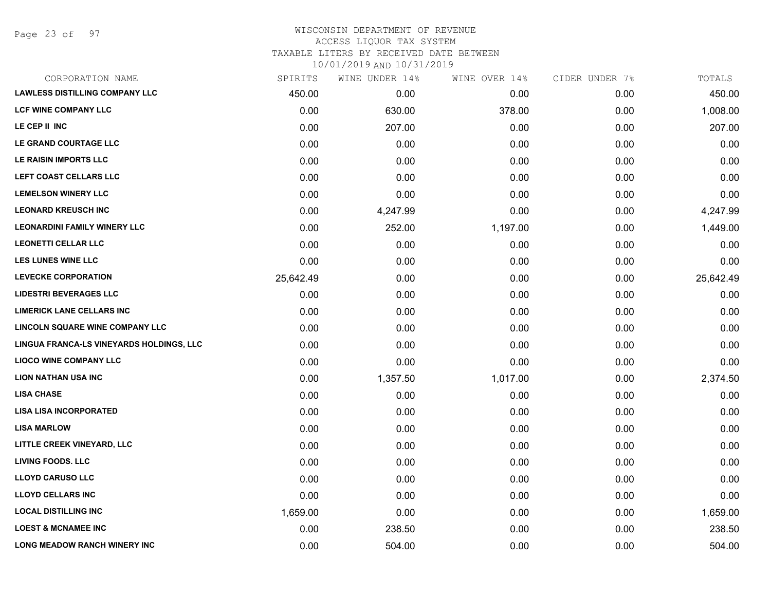# WISCONSIN DEPARTMENT OF REVENUE
ACCESS LIQUOR TAX SYSTEM
TAXABLE LITERS BY RECEIVED DATE BETWEEN
10/01/2019 AND 10/31/2019

| CORPORATION NAME | SPIRITS | WINE UNDER 14% | WINE OVER 14% | CIDER UNDER 7% | TOTALS |
|---|---|---|---|---|---|
| LAWLESS DISTILLING COMPANY LLC | 450.00 | 0.00 | 0.00 | 0.00 | 450.00 |
| LCF WINE COMPANY LLC | 0.00 | 630.00 | 378.00 | 0.00 | 1,008.00 |
| LE CEP II INC | 0.00 | 207.00 | 0.00 | 0.00 | 207.00 |
| LE GRAND COURTAGE LLC | 0.00 | 0.00 | 0.00 | 0.00 | 0.00 |
| LE RAISIN IMPORTS LLC | 0.00 | 0.00 | 0.00 | 0.00 | 0.00 |
| LEFT COAST CELLARS LLC | 0.00 | 0.00 | 0.00 | 0.00 | 0.00 |
| LEMELSON WINERY LLC | 0.00 | 0.00 | 0.00 | 0.00 | 0.00 |
| LEONARD KREUSCH INC | 0.00 | 4,247.99 | 0.00 | 0.00 | 4,247.99 |
| LEONARDINI FAMILY WINERY LLC | 0.00 | 252.00 | 1,197.00 | 0.00 | 1,449.00 |
| LEONETTI CELLAR LLC | 0.00 | 0.00 | 0.00 | 0.00 | 0.00 |
| LES LUNES WINE LLC | 0.00 | 0.00 | 0.00 | 0.00 | 0.00 |
| LEVECKE CORPORATION | 25,642.49 | 0.00 | 0.00 | 0.00 | 25,642.49 |
| LIDESTRI BEVERAGES LLC | 0.00 | 0.00 | 0.00 | 0.00 | 0.00 |
| LIMERICK LANE CELLARS INC | 0.00 | 0.00 | 0.00 | 0.00 | 0.00 |
| LINCOLN SQUARE WINE COMPANY LLC | 0.00 | 0.00 | 0.00 | 0.00 | 0.00 |
| LINGUA FRANCA-LS VINEYARDS HOLDINGS, LLC | 0.00 | 0.00 | 0.00 | 0.00 | 0.00 |
| LIOCO WINE COMPANY LLC | 0.00 | 0.00 | 0.00 | 0.00 | 0.00 |
| LION NATHAN USA INC | 0.00 | 1,357.50 | 1,017.00 | 0.00 | 2,374.50 |
| LISA CHASE | 0.00 | 0.00 | 0.00 | 0.00 | 0.00 |
| LISA LISA INCORPORATED | 0.00 | 0.00 | 0.00 | 0.00 | 0.00 |
| LISA MARLOW | 0.00 | 0.00 | 0.00 | 0.00 | 0.00 |
| LITTLE CREEK VINEYARD, LLC | 0.00 | 0.00 | 0.00 | 0.00 | 0.00 |
| LIVING FOODS. LLC | 0.00 | 0.00 | 0.00 | 0.00 | 0.00 |
| LLOYD CARUSO LLC | 0.00 | 0.00 | 0.00 | 0.00 | 0.00 |
| LLOYD CELLARS INC | 0.00 | 0.00 | 0.00 | 0.00 | 0.00 |
| LOCAL DISTILLING INC | 1,659.00 | 0.00 | 0.00 | 0.00 | 1,659.00 |
| LOEST & MCNAMEE INC | 0.00 | 238.50 | 0.00 | 0.00 | 238.50 |
| LONG MEADOW RANCH WINERY INC | 0.00 | 504.00 | 0.00 | 0.00 | 504.00 |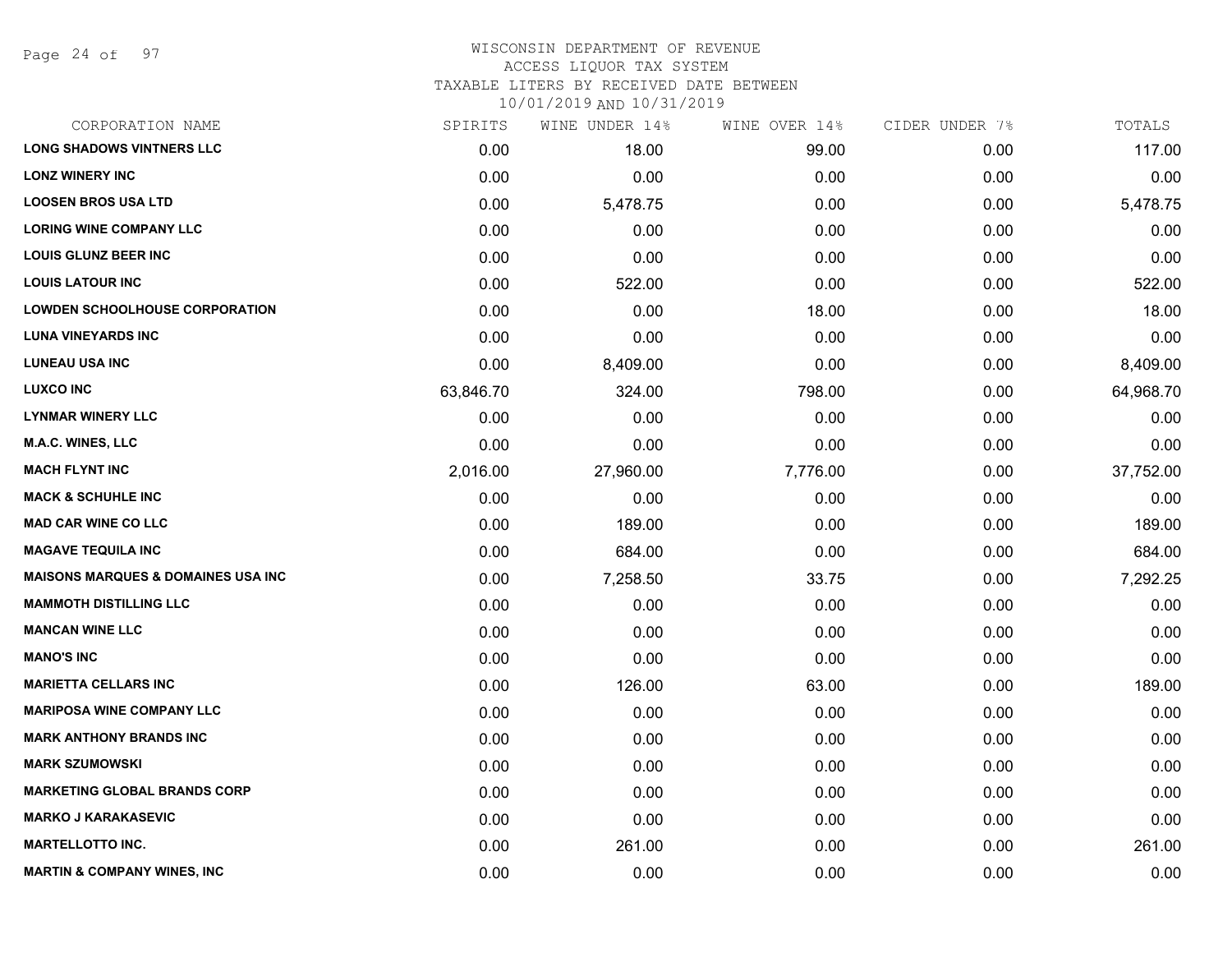# WISCONSIN DEPARTMENT OF REVENUE
## ACCESS LIQUOR TAX SYSTEM
## TAXABLE LITERS BY RECEIVED DATE BETWEEN 10/01/2019 AND 10/31/2019

| CORPORATION NAME | SPIRITS | WINE UNDER 14% | WINE OVER 14% | CIDER UNDER 7% | TOTALS |
|---|---|---|---|---|---|
| LONG SHADOWS VINTNERS LLC | 0.00 | 18.00 | 99.00 | 0.00 | 117.00 |
| LONZ WINERY INC | 0.00 | 0.00 | 0.00 | 0.00 | 0.00 |
| LOOSEN BROS USA LTD | 0.00 | 5,478.75 | 0.00 | 0.00 | 5,478.75 |
| LORING WINE COMPANY LLC | 0.00 | 0.00 | 0.00 | 0.00 | 0.00 |
| LOUIS GLUNZ BEER INC | 0.00 | 0.00 | 0.00 | 0.00 | 0.00 |
| LOUIS LATOUR INC | 0.00 | 522.00 | 0.00 | 0.00 | 522.00 |
| LOWDEN SCHOOLHOUSE CORPORATION | 0.00 | 0.00 | 18.00 | 0.00 | 18.00 |
| LUNA VINEYARDS INC | 0.00 | 0.00 | 0.00 | 0.00 | 0.00 |
| LUNEAU USA INC | 0.00 | 8,409.00 | 0.00 | 0.00 | 8,409.00 |
| LUXCO INC | 63,846.70 | 324.00 | 798.00 | 0.00 | 64,968.70 |
| LYNMAR WINERY LLC | 0.00 | 0.00 | 0.00 | 0.00 | 0.00 |
| M.A.C. WINES, LLC | 0.00 | 0.00 | 0.00 | 0.00 | 0.00 |
| MACH FLYNT INC | 2,016.00 | 27,960.00 | 7,776.00 | 0.00 | 37,752.00 |
| MACK & SCHUHLE INC | 0.00 | 0.00 | 0.00 | 0.00 | 0.00 |
| MAD CAR WINE CO LLC | 0.00 | 189.00 | 0.00 | 0.00 | 189.00 |
| MAGAVE TEQUILA INC | 0.00 | 684.00 | 0.00 | 0.00 | 684.00 |
| MAISONS MARQUES & DOMAINES USA INC | 0.00 | 7,258.50 | 33.75 | 0.00 | 7,292.25 |
| MAMMOTH DISTILLING LLC | 0.00 | 0.00 | 0.00 | 0.00 | 0.00 |
| MANCAN WINE LLC | 0.00 | 0.00 | 0.00 | 0.00 | 0.00 |
| MANO'S INC | 0.00 | 0.00 | 0.00 | 0.00 | 0.00 |
| MARIETTA CELLARS INC | 0.00 | 126.00 | 63.00 | 0.00 | 189.00 |
| MARIPOSA WINE COMPANY LLC | 0.00 | 0.00 | 0.00 | 0.00 | 0.00 |
| MARK ANTHONY BRANDS INC | 0.00 | 0.00 | 0.00 | 0.00 | 0.00 |
| MARK SZUMOWSKI | 0.00 | 0.00 | 0.00 | 0.00 | 0.00 |
| MARKETING GLOBAL BRANDS CORP | 0.00 | 0.00 | 0.00 | 0.00 | 0.00 |
| MARKO J KARAKASEVIC | 0.00 | 0.00 | 0.00 | 0.00 | 0.00 |
| MARTELLOTTO INC. | 0.00 | 261.00 | 0.00 | 0.00 | 261.00 |
| MARTIN & COMPANY WINES, INC | 0.00 | 0.00 | 0.00 | 0.00 | 0.00 |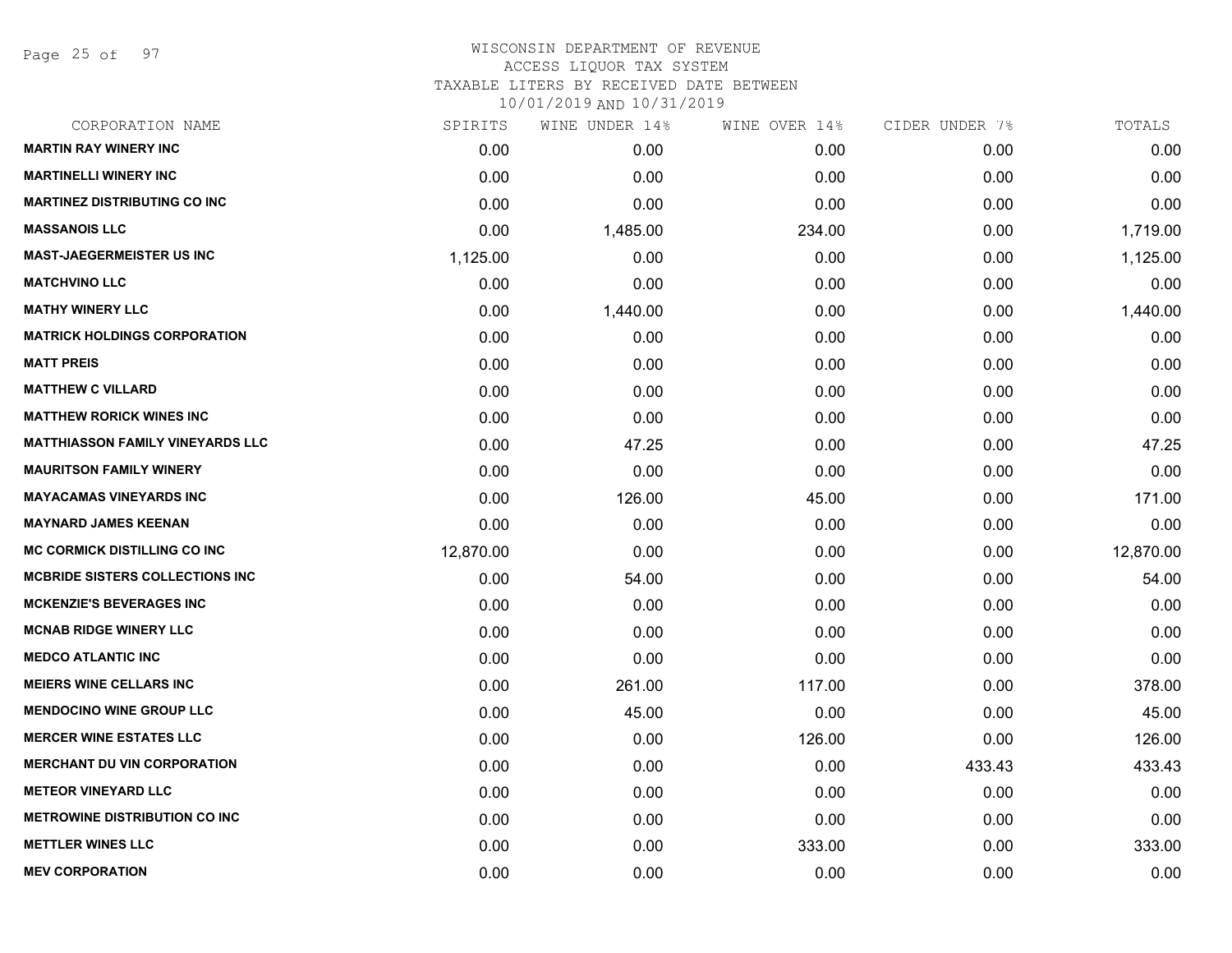WISCONSIN DEPARTMENT OF REVENUE
ACCESS LIQUOR TAX SYSTEM
TAXABLE LITERS BY RECEIVED DATE BETWEEN
10/01/2019 AND 10/31/2019

| CORPORATION NAME | SPIRITS | WINE UNDER 14% | WINE OVER 14% | CIDER UNDER 7% | TOTALS |
|---|---|---|---|---|---|
| MARTIN RAY WINERY INC | 0.00 | 0.00 | 0.00 | 0.00 | 0.00 |
| MARTINELLI WINERY INC | 0.00 | 0.00 | 0.00 | 0.00 | 0.00 |
| MARTINEZ DISTRIBUTING CO INC | 0.00 | 0.00 | 0.00 | 0.00 | 0.00 |
| MASSANOIS LLC | 0.00 | 1,485.00 | 234.00 | 0.00 | 1,719.00 |
| MAST-JAEGERMEISTER US INC | 1,125.00 | 0.00 | 0.00 | 0.00 | 1,125.00 |
| MATCHVINO LLC | 0.00 | 0.00 | 0.00 | 0.00 | 0.00 |
| MATHY WINERY LLC | 0.00 | 1,440.00 | 0.00 | 0.00 | 1,440.00 |
| MATRICK HOLDINGS CORPORATION | 0.00 | 0.00 | 0.00 | 0.00 | 0.00 |
| MATT PREIS | 0.00 | 0.00 | 0.00 | 0.00 | 0.00 |
| MATTHEW C VILLARD | 0.00 | 0.00 | 0.00 | 0.00 | 0.00 |
| MATTHEW RORICK WINES INC | 0.00 | 0.00 | 0.00 | 0.00 | 0.00 |
| MATTHIASSON FAMILY VINEYARDS LLC | 0.00 | 47.25 | 0.00 | 0.00 | 47.25 |
| MAURITSON FAMILY WINERY | 0.00 | 0.00 | 0.00 | 0.00 | 0.00 |
| MAYACAMAS VINEYARDS INC | 0.00 | 126.00 | 45.00 | 0.00 | 171.00 |
| MAYNARD JAMES KEENAN | 0.00 | 0.00 | 0.00 | 0.00 | 0.00 |
| MC CORMICK DISTILLING CO INC | 12,870.00 | 0.00 | 0.00 | 0.00 | 12,870.00 |
| MCBRIDE SISTERS COLLECTIONS INC | 0.00 | 54.00 | 0.00 | 0.00 | 54.00 |
| MCKENZIE'S BEVERAGES INC | 0.00 | 0.00 | 0.00 | 0.00 | 0.00 |
| MCNAB RIDGE WINERY LLC | 0.00 | 0.00 | 0.00 | 0.00 | 0.00 |
| MEDCO ATLANTIC INC | 0.00 | 0.00 | 0.00 | 0.00 | 0.00 |
| MEIERS WINE CELLARS INC | 0.00 | 261.00 | 117.00 | 0.00 | 378.00 |
| MENDOCINO WINE GROUP LLC | 0.00 | 45.00 | 0.00 | 0.00 | 45.00 |
| MERCER WINE ESTATES LLC | 0.00 | 0.00 | 126.00 | 0.00 | 126.00 |
| MERCHANT DU VIN CORPORATION | 0.00 | 0.00 | 0.00 | 433.43 | 433.43 |
| METEOR VINEYARD LLC | 0.00 | 0.00 | 0.00 | 0.00 | 0.00 |
| METROWINE DISTRIBUTION CO INC | 0.00 | 0.00 | 0.00 | 0.00 | 0.00 |
| METTLER WINES LLC | 0.00 | 0.00 | 333.00 | 0.00 | 333.00 |
| MEV CORPORATION | 0.00 | 0.00 | 0.00 | 0.00 | 0.00 |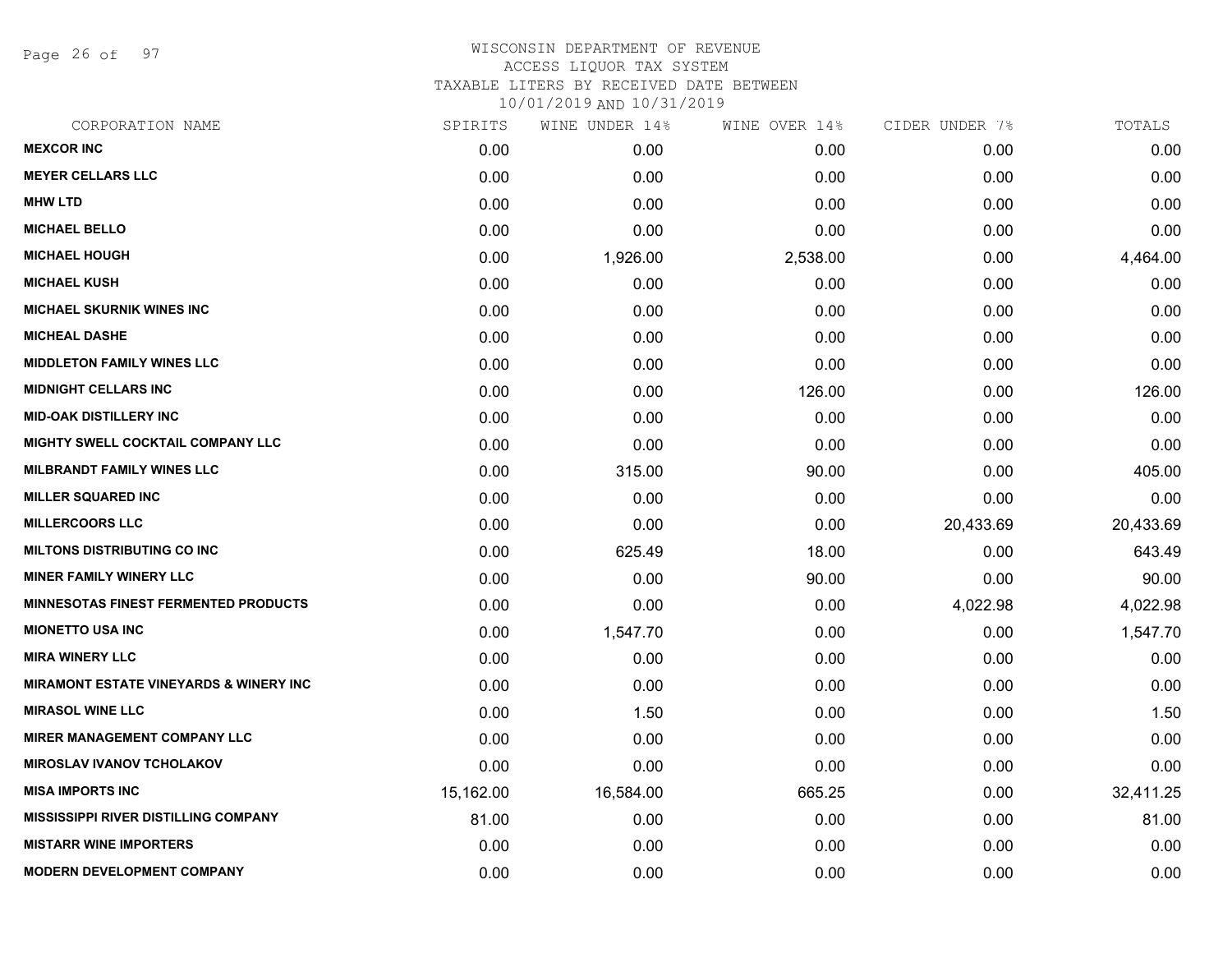# WISCONSIN DEPARTMENT OF REVENUE
ACCESS LIQUOR TAX SYSTEM
TAXABLE LITERS BY RECEIVED DATE BETWEEN
10/01/2019 AND 10/31/2019

| CORPORATION NAME | SPIRITS | WINE UNDER 14% | WINE OVER 14% | CIDER UNDER 7% | TOTALS |
|---|---|---|---|---|---|
| MEXCOR INC | 0.00 | 0.00 | 0.00 | 0.00 | 0.00 |
| MEYER CELLARS LLC | 0.00 | 0.00 | 0.00 | 0.00 | 0.00 |
| MHW LTD | 0.00 | 0.00 | 0.00 | 0.00 | 0.00 |
| MICHAEL BELLO | 0.00 | 0.00 | 0.00 | 0.00 | 0.00 |
| MICHAEL HOUGH | 0.00 | 1,926.00 | 2,538.00 | 0.00 | 4,464.00 |
| MICHAEL KUSH | 0.00 | 0.00 | 0.00 | 0.00 | 0.00 |
| MICHAEL SKURNIK WINES INC | 0.00 | 0.00 | 0.00 | 0.00 | 0.00 |
| MICHEAL DASHE | 0.00 | 0.00 | 0.00 | 0.00 | 0.00 |
| MIDDLETON FAMILY WINES LLC | 0.00 | 0.00 | 0.00 | 0.00 | 0.00 |
| MIDNIGHT CELLARS INC | 0.00 | 0.00 | 126.00 | 0.00 | 126.00 |
| MID-OAK DISTILLERY INC | 0.00 | 0.00 | 0.00 | 0.00 | 0.00 |
| MIGHTY SWELL COCKTAIL COMPANY LLC | 0.00 | 0.00 | 0.00 | 0.00 | 0.00 |
| MILBRANDT FAMILY WINES LLC | 0.00 | 315.00 | 90.00 | 0.00 | 405.00 |
| MILLER SQUARED INC | 0.00 | 0.00 | 0.00 | 0.00 | 0.00 |
| MILLERCOORS LLC | 0.00 | 0.00 | 0.00 | 20,433.69 | 20,433.69 |
| MILTONS DISTRIBUTING CO INC | 0.00 | 625.49 | 18.00 | 0.00 | 643.49 |
| MINER FAMILY WINERY LLC | 0.00 | 0.00 | 90.00 | 0.00 | 90.00 |
| MINNESOTAS FINEST FERMENTED PRODUCTS | 0.00 | 0.00 | 0.00 | 4,022.98 | 4,022.98 |
| MIONETTO USA INC | 0.00 | 1,547.70 | 0.00 | 0.00 | 1,547.70 |
| MIRA WINERY LLC | 0.00 | 0.00 | 0.00 | 0.00 | 0.00 |
| MIRAMONT ESTATE VINEYARDS & WINERY INC | 0.00 | 0.00 | 0.00 | 0.00 | 0.00 |
| MIRASOL WINE LLC | 0.00 | 1.50 | 0.00 | 0.00 | 1.50 |
| MIRER MANAGEMENT COMPANY LLC | 0.00 | 0.00 | 0.00 | 0.00 | 0.00 |
| MIROSLAV IVANOV TCHOLAKOV | 0.00 | 0.00 | 0.00 | 0.00 | 0.00 |
| MISA IMPORTS INC | 15,162.00 | 16,584.00 | 665.25 | 0.00 | 32,411.25 |
| MISSISSIPPI RIVER DISTILLING COMPANY | 81.00 | 0.00 | 0.00 | 0.00 | 81.00 |
| MISTARR WINE IMPORTERS | 0.00 | 0.00 | 0.00 | 0.00 | 0.00 |
| MODERN DEVELOPMENT COMPANY | 0.00 | 0.00 | 0.00 | 0.00 | 0.00 |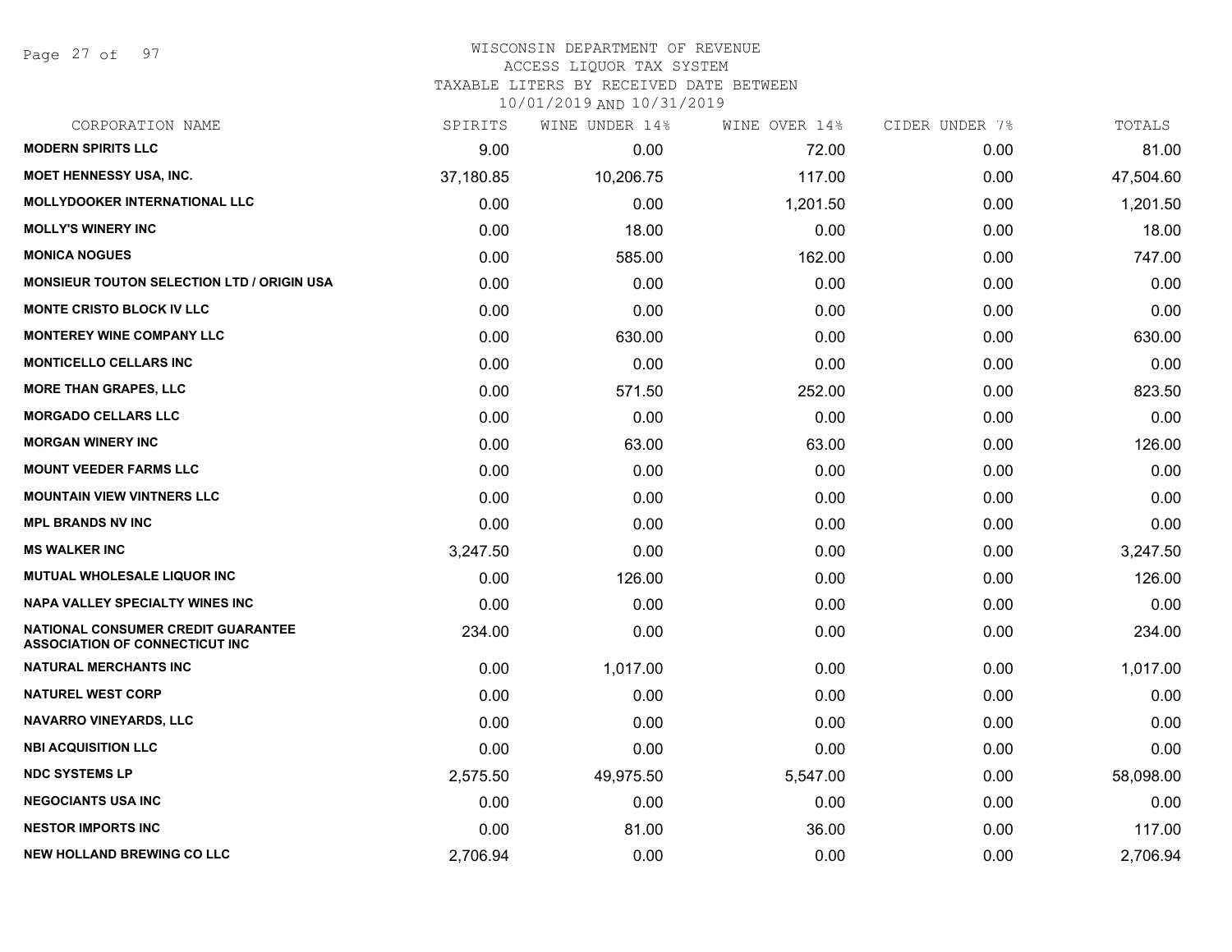# WISCONSIN DEPARTMENT OF REVENUE
ACCESS LIQUOR TAX SYSTEM
TAXABLE LITERS BY RECEIVED DATE BETWEEN
10/01/2019 AND 10/31/2019

| CORPORATION NAME | SPIRITS | WINE UNDER 14% | WINE OVER 14% | CIDER UNDER 7% | TOTALS |
|---|---|---|---|---|---|
| MODERN SPIRITS LLC | 9.00 | 0.00 | 72.00 | 0.00 | 81.00 |
| MOET HENNESSY USA, INC. | 37,180.85 | 10,206.75 | 117.00 | 0.00 | 47,504.60 |
| MOLLYDOOKER INTERNATIONAL LLC | 0.00 | 0.00 | 1,201.50 | 0.00 | 1,201.50 |
| MOLLY'S WINERY INC | 0.00 | 18.00 | 0.00 | 0.00 | 18.00 |
| MONICA NOGUES | 0.00 | 585.00 | 162.00 | 0.00 | 747.00 |
| MONSIEUR TOUTON SELECTION LTD / ORIGIN USA | 0.00 | 0.00 | 0.00 | 0.00 | 0.00 |
| MONTE CRISTO BLOCK IV LLC | 0.00 | 0.00 | 0.00 | 0.00 | 0.00 |
| MONTEREY WINE COMPANY LLC | 0.00 | 630.00 | 0.00 | 0.00 | 630.00 |
| MONTICELLO CELLARS INC | 0.00 | 0.00 | 0.00 | 0.00 | 0.00 |
| MORE THAN GRAPES, LLC | 0.00 | 571.50 | 252.00 | 0.00 | 823.50 |
| MORGADO CELLARS LLC | 0.00 | 0.00 | 0.00 | 0.00 | 0.00 |
| MORGAN WINERY INC | 0.00 | 63.00 | 63.00 | 0.00 | 126.00 |
| MOUNT VEEDER FARMS LLC | 0.00 | 0.00 | 0.00 | 0.00 | 0.00 |
| MOUNTAIN VIEW VINTNERS LLC | 0.00 | 0.00 | 0.00 | 0.00 | 0.00 |
| MPL BRANDS NV INC | 0.00 | 0.00 | 0.00 | 0.00 | 0.00 |
| MS WALKER INC | 3,247.50 | 0.00 | 0.00 | 0.00 | 3,247.50 |
| MUTUAL WHOLESALE LIQUOR INC | 0.00 | 126.00 | 0.00 | 0.00 | 126.00 |
| NAPA VALLEY SPECIALTY WINES INC | 0.00 | 0.00 | 0.00 | 0.00 | 0.00 |
| NATIONAL CONSUMER CREDIT GUARANTEE ASSOCIATION OF CONNECTICUT INC | 234.00 | 0.00 | 0.00 | 0.00 | 234.00 |
| NATURAL MERCHANTS INC | 0.00 | 1,017.00 | 0.00 | 0.00 | 1,017.00 |
| NATUREL WEST CORP | 0.00 | 0.00 | 0.00 | 0.00 | 0.00 |
| NAVARRO VINEYARDS, LLC | 0.00 | 0.00 | 0.00 | 0.00 | 0.00 |
| NBI ACQUISITION LLC | 0.00 | 0.00 | 0.00 | 0.00 | 0.00 |
| NDC SYSTEMS LP | 2,575.50 | 49,975.50 | 5,547.00 | 0.00 | 58,098.00 |
| NEGOCIANTS USA INC | 0.00 | 0.00 | 0.00 | 0.00 | 0.00 |
| NESTOR IMPORTS INC | 0.00 | 81.00 | 36.00 | 0.00 | 117.00 |
| NEW HOLLAND BREWING CO LLC | 2,706.94 | 0.00 | 0.00 | 0.00 | 2,706.94 |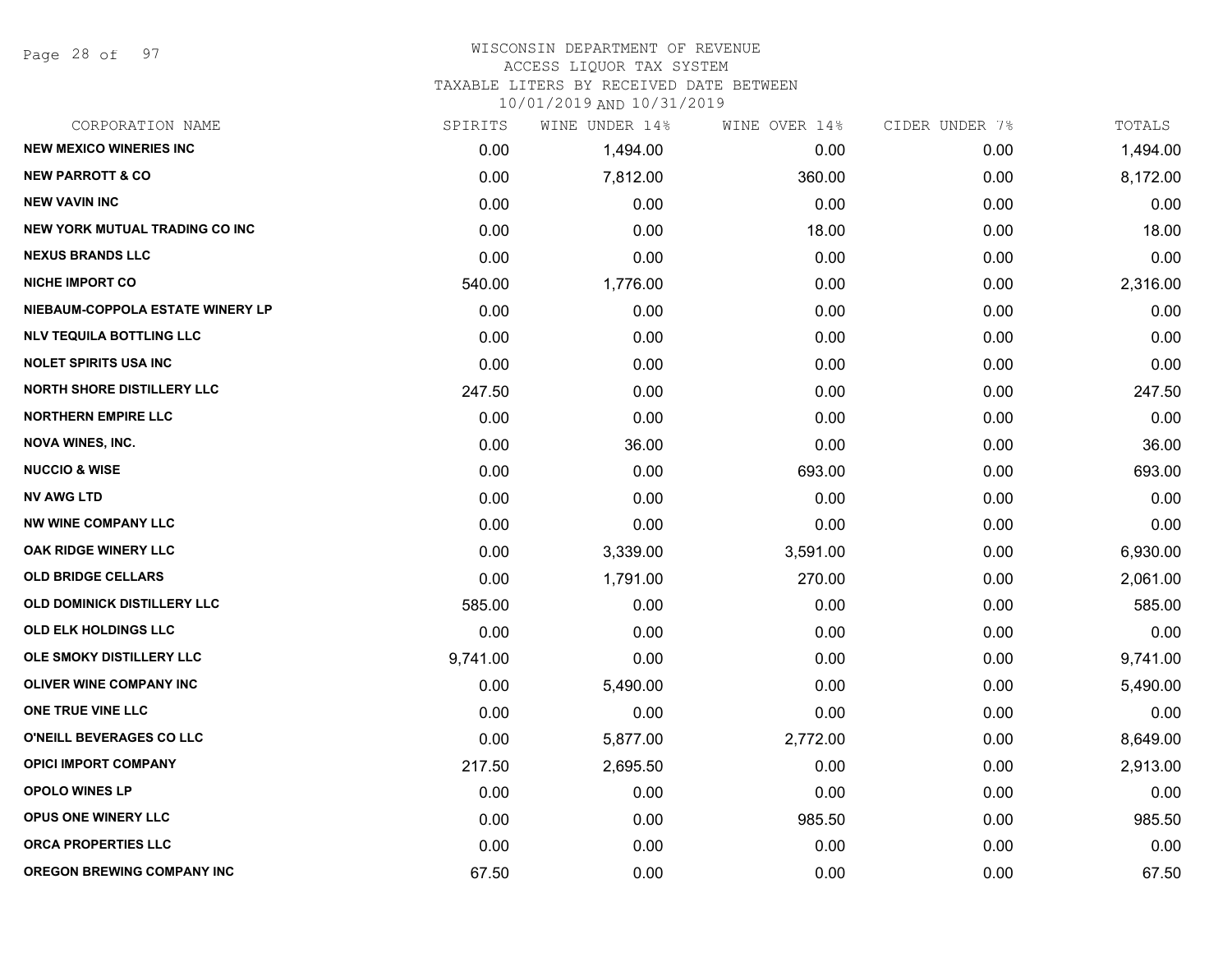WISCONSIN DEPARTMENT OF REVENUE
ACCESS LIQUOR TAX SYSTEM
TAXABLE LITERS BY RECEIVED DATE BETWEEN
10/01/2019 AND 10/31/2019

| CORPORATION NAME | SPIRITS | WINE UNDER 14% | WINE OVER 14% | CIDER UNDER 7% | TOTALS |
|---|---|---|---|---|---|
| NEW MEXICO WINERIES INC | 0.00 | 1,494.00 | 0.00 | 0.00 | 1,494.00 |
| NEW PARROTT & CO | 0.00 | 7,812.00 | 360.00 | 0.00 | 8,172.00 |
| NEW VAVIN INC | 0.00 | 0.00 | 0.00 | 0.00 | 0.00 |
| NEW YORK MUTUAL TRADING CO INC | 0.00 | 0.00 | 18.00 | 0.00 | 18.00 |
| NEXUS BRANDS LLC | 0.00 | 0.00 | 0.00 | 0.00 | 0.00 |
| NICHE IMPORT CO | 540.00 | 1,776.00 | 0.00 | 0.00 | 2,316.00 |
| NIEBAUM-COPPOLA ESTATE WINERY LP | 0.00 | 0.00 | 0.00 | 0.00 | 0.00 |
| NLV TEQUILA BOTTLING LLC | 0.00 | 0.00 | 0.00 | 0.00 | 0.00 |
| NOLET SPIRITS USA INC | 0.00 | 0.00 | 0.00 | 0.00 | 0.00 |
| NORTH SHORE DISTILLERY LLC | 247.50 | 0.00 | 0.00 | 0.00 | 247.50 |
| NORTHERN EMPIRE LLC | 0.00 | 0.00 | 0.00 | 0.00 | 0.00 |
| NOVA WINES, INC. | 0.00 | 36.00 | 0.00 | 0.00 | 36.00 |
| NUCCIO & WISE | 0.00 | 0.00 | 693.00 | 0.00 | 693.00 |
| NV AWG LTD | 0.00 | 0.00 | 0.00 | 0.00 | 0.00 |
| NW WINE COMPANY LLC | 0.00 | 0.00 | 0.00 | 0.00 | 0.00 |
| OAK RIDGE WINERY LLC | 0.00 | 3,339.00 | 3,591.00 | 0.00 | 6,930.00 |
| OLD BRIDGE CELLARS | 0.00 | 1,791.00 | 270.00 | 0.00 | 2,061.00 |
| OLD DOMINICK DISTILLERY LLC | 585.00 | 0.00 | 0.00 | 0.00 | 585.00 |
| OLD ELK HOLDINGS LLC | 0.00 | 0.00 | 0.00 | 0.00 | 0.00 |
| OLE SMOKY DISTILLERY LLC | 9,741.00 | 0.00 | 0.00 | 0.00 | 9,741.00 |
| OLIVER WINE COMPANY INC | 0.00 | 5,490.00 | 0.00 | 0.00 | 5,490.00 |
| ONE TRUE VINE LLC | 0.00 | 0.00 | 0.00 | 0.00 | 0.00 |
| O'NEILL BEVERAGES CO LLC | 0.00 | 5,877.00 | 2,772.00 | 0.00 | 8,649.00 |
| OPICI IMPORT COMPANY | 217.50 | 2,695.50 | 0.00 | 0.00 | 2,913.00 |
| OPOLO WINES LP | 0.00 | 0.00 | 0.00 | 0.00 | 0.00 |
| OPUS ONE WINERY LLC | 0.00 | 0.00 | 985.50 | 0.00 | 985.50 |
| ORCA PROPERTIES LLC | 0.00 | 0.00 | 0.00 | 0.00 | 0.00 |
| OREGON BREWING COMPANY INC | 67.50 | 0.00 | 0.00 | 0.00 | 67.50 |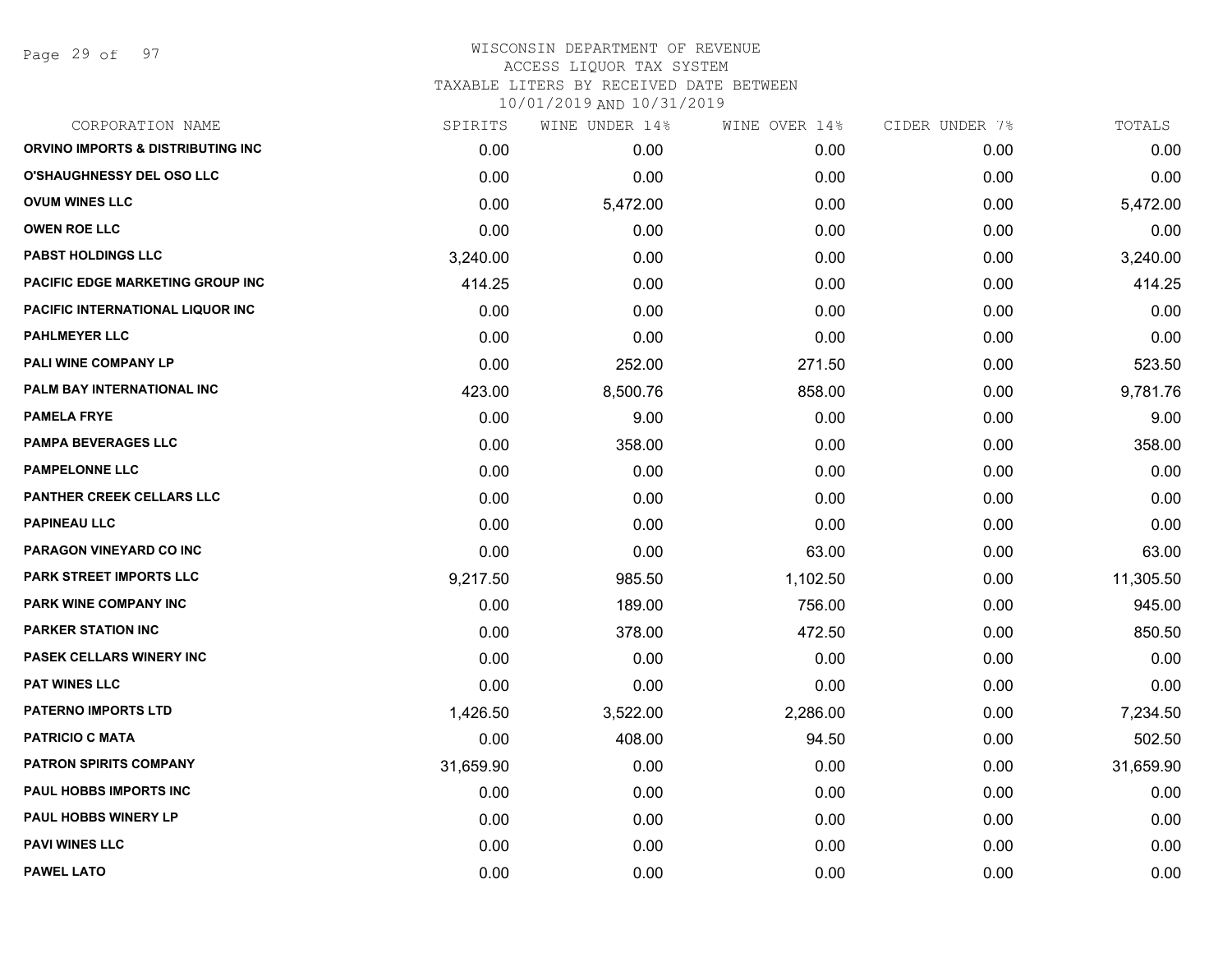# WISCONSIN DEPARTMENT OF REVENUE
## ACCESS LIQUOR TAX SYSTEM
### TAXABLE LITERS BY RECEIVED DATE BETWEEN 10/01/2019 AND 10/31/2019

| CORPORATION NAME | SPIRITS | WINE UNDER 14% | WINE OVER 14% | CIDER UNDER 7% | TOTALS |
|---|---|---|---|---|---|
| ORVINO IMPORTS & DISTRIBUTING INC | 0.00 | 0.00 | 0.00 | 0.00 | 0.00 |
| O'SHAUGHNESSY DEL OSO LLC | 0.00 | 0.00 | 0.00 | 0.00 | 0.00 |
| OVUM WINES LLC | 0.00 | 5,472.00 | 0.00 | 0.00 | 5,472.00 |
| OWEN ROE LLC | 0.00 | 0.00 | 0.00 | 0.00 | 0.00 |
| PABST HOLDINGS LLC | 3,240.00 | 0.00 | 0.00 | 0.00 | 3,240.00 |
| PACIFIC EDGE MARKETING GROUP INC | 414.25 | 0.00 | 0.00 | 0.00 | 414.25 |
| PACIFIC INTERNATIONAL LIQUOR INC | 0.00 | 0.00 | 0.00 | 0.00 | 0.00 |
| PAHLMEYER LLC | 0.00 | 0.00 | 0.00 | 0.00 | 0.00 |
| PALI WINE COMPANY LP | 0.00 | 252.00 | 271.50 | 0.00 | 523.50 |
| PALM BAY INTERNATIONAL INC | 423.00 | 8,500.76 | 858.00 | 0.00 | 9,781.76 |
| PAMELA FRYE | 0.00 | 9.00 | 0.00 | 0.00 | 9.00 |
| PAMPA BEVERAGES LLC | 0.00 | 358.00 | 0.00 | 0.00 | 358.00 |
| PAMPELONNE LLC | 0.00 | 0.00 | 0.00 | 0.00 | 0.00 |
| PANTHER CREEK CELLARS LLC | 0.00 | 0.00 | 0.00 | 0.00 | 0.00 |
| PAPINEAU LLC | 0.00 | 0.00 | 0.00 | 0.00 | 0.00 |
| PARAGON VINEYARD CO INC | 0.00 | 0.00 | 63.00 | 0.00 | 63.00 |
| PARK STREET IMPORTS LLC | 9,217.50 | 985.50 | 1,102.50 | 0.00 | 11,305.50 |
| PARK WINE COMPANY INC | 0.00 | 189.00 | 756.00 | 0.00 | 945.00 |
| PARKER STATION INC | 0.00 | 378.00 | 472.50 | 0.00 | 850.50 |
| PASEK CELLARS WINERY INC | 0.00 | 0.00 | 0.00 | 0.00 | 0.00 |
| PAT WINES LLC | 0.00 | 0.00 | 0.00 | 0.00 | 0.00 |
| PATERNO IMPORTS LTD | 1,426.50 | 3,522.00 | 2,286.00 | 0.00 | 7,234.50 |
| PATRICIO C MATA | 0.00 | 408.00 | 94.50 | 0.00 | 502.50 |
| PATRON SPIRITS COMPANY | 31,659.90 | 0.00 | 0.00 | 0.00 | 31,659.90 |
| PAUL HOBBS IMPORTS INC | 0.00 | 0.00 | 0.00 | 0.00 | 0.00 |
| PAUL HOBBS WINERY LP | 0.00 | 0.00 | 0.00 | 0.00 | 0.00 |
| PAVI WINES LLC | 0.00 | 0.00 | 0.00 | 0.00 | 0.00 |
| PAWEL LATO | 0.00 | 0.00 | 0.00 | 0.00 | 0.00 |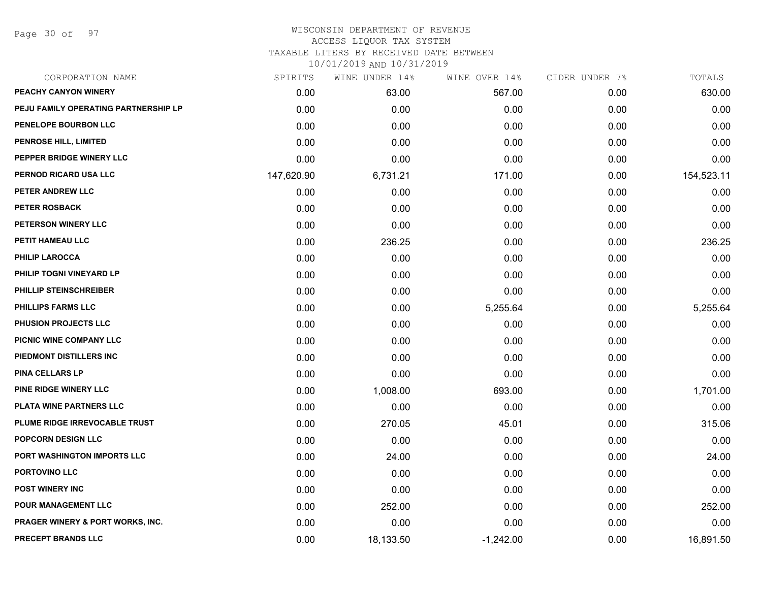# WISCONSIN DEPARTMENT OF REVENUE
## ACCESS LIQUOR TAX SYSTEM
### TAXABLE LITERS BY RECEIVED DATE BETWEEN 10/01/2019 AND 10/31/2019

| CORPORATION NAME | SPIRITS | WINE UNDER 14% | WINE OVER 14% | CIDER UNDER 7% | TOTALS |
|---|---|---|---|---|---|
| PEACHY CANYON WINERY | 0.00 | 63.00 | 567.00 | 0.00 | 630.00 |
| PEJU FAMILY OPERATING PARTNERSHIP LP | 0.00 | 0.00 | 0.00 | 0.00 | 0.00 |
| PENELOPE BOURBON LLC | 0.00 | 0.00 | 0.00 | 0.00 | 0.00 |
| PENROSE HILL, LIMITED | 0.00 | 0.00 | 0.00 | 0.00 | 0.00 |
| PEPPER BRIDGE WINERY LLC | 0.00 | 0.00 | 0.00 | 0.00 | 0.00 |
| PERNOD RICARD USA LLC | 147,620.90 | 6,731.21 | 171.00 | 0.00 | 154,523.11 |
| PETER ANDREW LLC | 0.00 | 0.00 | 0.00 | 0.00 | 0.00 |
| PETER ROSBACK | 0.00 | 0.00 | 0.00 | 0.00 | 0.00 |
| PETERSON WINERY LLC | 0.00 | 0.00 | 0.00 | 0.00 | 0.00 |
| PETIT HAMEAU LLC | 0.00 | 236.25 | 0.00 | 0.00 | 236.25 |
| PHILIP LAROCCA | 0.00 | 0.00 | 0.00 | 0.00 | 0.00 |
| PHILIP TOGNI VINEYARD LP | 0.00 | 0.00 | 0.00 | 0.00 | 0.00 |
| PHILLIP STEINSCHREIBER | 0.00 | 0.00 | 0.00 | 0.00 | 0.00 |
| PHILLIPS FARMS LLC | 0.00 | 0.00 | 5,255.64 | 0.00 | 5,255.64 |
| PHUSION PROJECTS LLC | 0.00 | 0.00 | 0.00 | 0.00 | 0.00 |
| PICNIC WINE COMPANY LLC | 0.00 | 0.00 | 0.00 | 0.00 | 0.00 |
| PIEDMONT DISTILLERS INC | 0.00 | 0.00 | 0.00 | 0.00 | 0.00 |
| PINA CELLARS LP | 0.00 | 0.00 | 0.00 | 0.00 | 0.00 |
| PINE RIDGE WINERY LLC | 0.00 | 1,008.00 | 693.00 | 0.00 | 1,701.00 |
| PLATA WINE PARTNERS LLC | 0.00 | 0.00 | 0.00 | 0.00 | 0.00 |
| PLUME RIDGE IRREVOCABLE TRUST | 0.00 | 270.05 | 45.01 | 0.00 | 315.06 |
| POPCORN DESIGN LLC | 0.00 | 0.00 | 0.00 | 0.00 | 0.00 |
| PORT WASHINGTON IMPORTS LLC | 0.00 | 24.00 | 0.00 | 0.00 | 24.00 |
| PORTOVINO LLC | 0.00 | 0.00 | 0.00 | 0.00 | 0.00 |
| POST WINERY INC | 0.00 | 0.00 | 0.00 | 0.00 | 0.00 |
| POUR MANAGEMENT LLC | 0.00 | 252.00 | 0.00 | 0.00 | 252.00 |
| PRAGER WINERY & PORT WORKS, INC. | 0.00 | 0.00 | 0.00 | 0.00 | 0.00 |
| PRECEPT BRANDS LLC | 0.00 | 18,133.50 | -1,242.00 | 0.00 | 16,891.50 |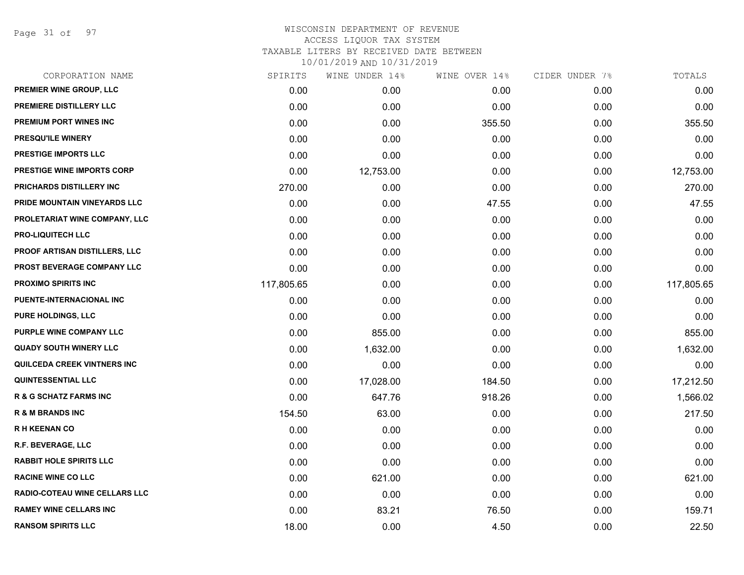# WISCONSIN DEPARTMENT OF REVENUE
ACCESS LIQUOR TAX SYSTEM
TAXABLE LITERS BY RECEIVED DATE BETWEEN
10/01/2019 AND 10/31/2019

| CORPORATION NAME | SPIRITS | WINE UNDER 14% | WINE OVER 14% | CIDER UNDER 7% | TOTALS |
|---|---|---|---|---|---|
| PREMIER WINE GROUP, LLC | 0.00 | 0.00 | 0.00 | 0.00 | 0.00 |
| PREMIERE DISTILLERY LLC | 0.00 | 0.00 | 0.00 | 0.00 | 0.00 |
| PREMIUM PORT WINES INC | 0.00 | 0.00 | 355.50 | 0.00 | 355.50 |
| PRESQU'ILE WINERY | 0.00 | 0.00 | 0.00 | 0.00 | 0.00 |
| PRESTIGE IMPORTS LLC | 0.00 | 0.00 | 0.00 | 0.00 | 0.00 |
| PRESTIGE WINE IMPORTS CORP | 0.00 | 12,753.00 | 0.00 | 0.00 | 12,753.00 |
| PRICHARDS DISTILLERY INC | 270.00 | 0.00 | 0.00 | 0.00 | 270.00 |
| PRIDE MOUNTAIN VINEYARDS LLC | 0.00 | 0.00 | 47.55 | 0.00 | 47.55 |
| PROLETARIAT WINE COMPANY, LLC | 0.00 | 0.00 | 0.00 | 0.00 | 0.00 |
| PRO-LIQUITECH LLC | 0.00 | 0.00 | 0.00 | 0.00 | 0.00 |
| PROOF ARTISAN DISTILLERS, LLC | 0.00 | 0.00 | 0.00 | 0.00 | 0.00 |
| PROST BEVERAGE COMPANY LLC | 0.00 | 0.00 | 0.00 | 0.00 | 0.00 |
| PROXIMO SPIRITS INC | 117,805.65 | 0.00 | 0.00 | 0.00 | 117,805.65 |
| PUENTE-INTERNACIONAL INC | 0.00 | 0.00 | 0.00 | 0.00 | 0.00 |
| PURE HOLDINGS, LLC | 0.00 | 0.00 | 0.00 | 0.00 | 0.00 |
| PURPLE WINE COMPANY LLC | 0.00 | 855.00 | 0.00 | 0.00 | 855.00 |
| QUADY SOUTH WINERY LLC | 0.00 | 1,632.00 | 0.00 | 0.00 | 1,632.00 |
| QUILCEDA CREEK VINTNERS INC | 0.00 | 0.00 | 0.00 | 0.00 | 0.00 |
| QUINTESSENTIAL LLC | 0.00 | 17,028.00 | 184.50 | 0.00 | 17,212.50 |
| R & G SCHATZ FARMS INC | 0.00 | 647.76 | 918.26 | 0.00 | 1,566.02 |
| R & M BRANDS INC | 154.50 | 63.00 | 0.00 | 0.00 | 217.50 |
| R H KEENAN CO | 0.00 | 0.00 | 0.00 | 0.00 | 0.00 |
| R.F. BEVERAGE, LLC | 0.00 | 0.00 | 0.00 | 0.00 | 0.00 |
| RABBIT HOLE SPIRITS LLC | 0.00 | 0.00 | 0.00 | 0.00 | 0.00 |
| RACINE WINE CO LLC | 0.00 | 621.00 | 0.00 | 0.00 | 621.00 |
| RADIO-COTEAU WINE CELLARS LLC | 0.00 | 0.00 | 0.00 | 0.00 | 0.00 |
| RAMEY WINE CELLARS INC | 0.00 | 83.21 | 76.50 | 0.00 | 159.71 |
| RANSOM SPIRITS LLC | 18.00 | 0.00 | 4.50 | 0.00 | 22.50 |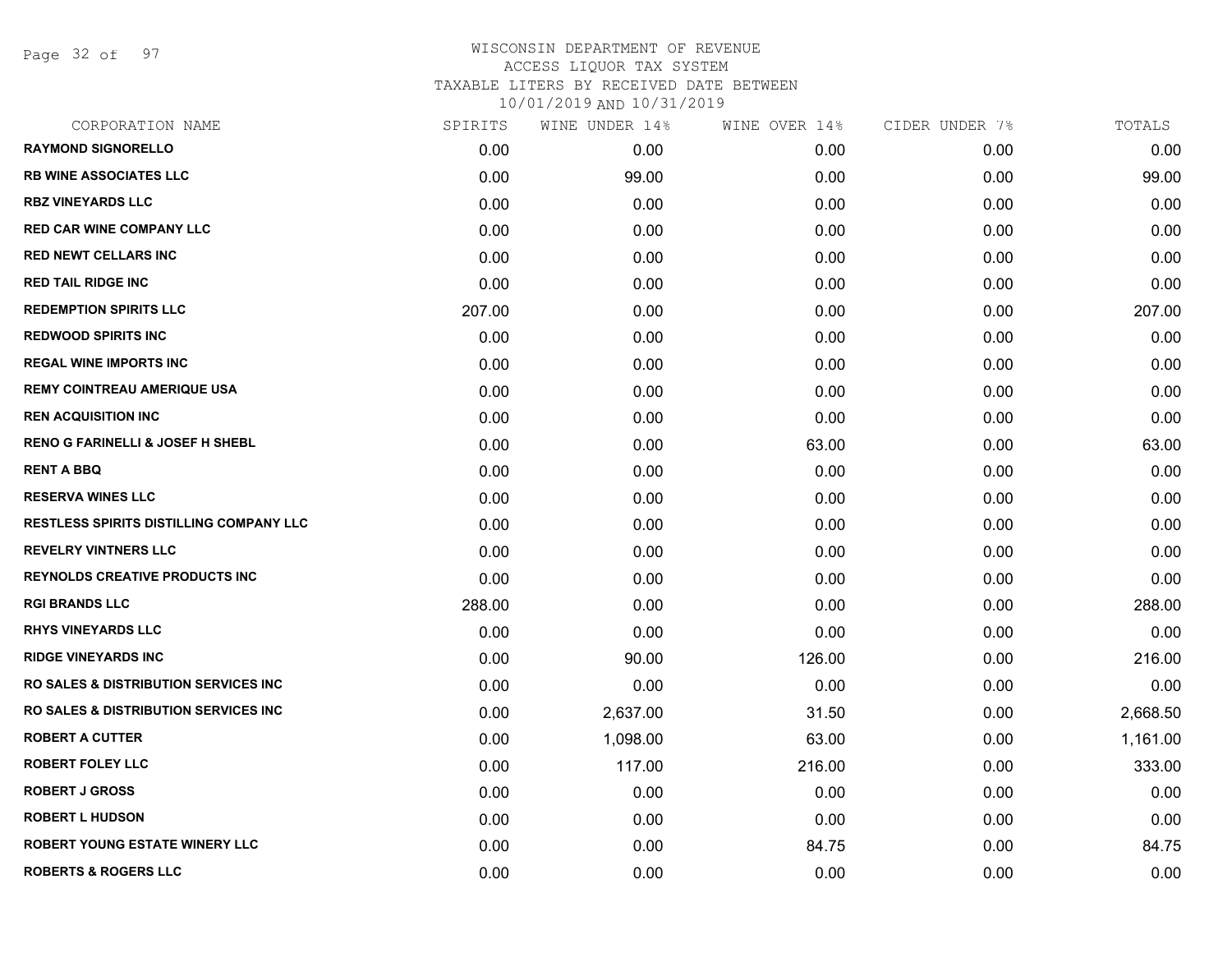# WISCONSIN DEPARTMENT OF REVENUE
ACCESS LIQUOR TAX SYSTEM
TAXABLE LITERS BY RECEIVED DATE BETWEEN
10/01/2019 AND 10/31/2019

| CORPORATION NAME | SPIRITS | WINE UNDER 14% | WINE OVER 14% | CIDER UNDER 7% | TOTALS |
|---|---|---|---|---|---|
| RAYMOND SIGNORELLO | 0.00 | 0.00 | 0.00 | 0.00 | 0.00 |
| RB WINE ASSOCIATES LLC | 0.00 | 99.00 | 0.00 | 0.00 | 99.00 |
| RBZ VINEYARDS LLC | 0.00 | 0.00 | 0.00 | 0.00 | 0.00 |
| RED CAR WINE COMPANY LLC | 0.00 | 0.00 | 0.00 | 0.00 | 0.00 |
| RED NEWT CELLARS INC | 0.00 | 0.00 | 0.00 | 0.00 | 0.00 |
| RED TAIL RIDGE INC | 0.00 | 0.00 | 0.00 | 0.00 | 0.00 |
| REDEMPTION SPIRITS LLC | 207.00 | 0.00 | 0.00 | 0.00 | 207.00 |
| REDWOOD SPIRITS INC | 0.00 | 0.00 | 0.00 | 0.00 | 0.00 |
| REGAL WINE IMPORTS INC | 0.00 | 0.00 | 0.00 | 0.00 | 0.00 |
| REMY COINTREAU AMERIQUE USA | 0.00 | 0.00 | 0.00 | 0.00 | 0.00 |
| REN ACQUISITION INC | 0.00 | 0.00 | 0.00 | 0.00 | 0.00 |
| RENO G FARINELLI & JOSEF H SHEBL | 0.00 | 0.00 | 63.00 | 0.00 | 63.00 |
| RENT A BBQ | 0.00 | 0.00 | 0.00 | 0.00 | 0.00 |
| RESERVA WINES LLC | 0.00 | 0.00 | 0.00 | 0.00 | 0.00 |
| RESTLESS SPIRITS DISTILLING COMPANY LLC | 0.00 | 0.00 | 0.00 | 0.00 | 0.00 |
| REVELRY VINTNERS LLC | 0.00 | 0.00 | 0.00 | 0.00 | 0.00 |
| REYNOLDS CREATIVE PRODUCTS INC | 0.00 | 0.00 | 0.00 | 0.00 | 0.00 |
| RGI BRANDS LLC | 288.00 | 0.00 | 0.00 | 0.00 | 288.00 |
| RHYS VINEYARDS LLC | 0.00 | 0.00 | 0.00 | 0.00 | 0.00 |
| RIDGE VINEYARDS INC | 0.00 | 90.00 | 126.00 | 0.00 | 216.00 |
| RO SALES & DISTRIBUTION SERVICES INC | 0.00 | 0.00 | 0.00 | 0.00 | 0.00 |
| RO SALES & DISTRIBUTION SERVICES INC | 0.00 | 2,637.00 | 31.50 | 0.00 | 2,668.50 |
| ROBERT A CUTTER | 0.00 | 1,098.00 | 63.00 | 0.00 | 1,161.00 |
| ROBERT FOLEY LLC | 0.00 | 117.00 | 216.00 | 0.00 | 333.00 |
| ROBERT J GROSS | 0.00 | 0.00 | 0.00 | 0.00 | 0.00 |
| ROBERT L HUDSON | 0.00 | 0.00 | 0.00 | 0.00 | 0.00 |
| ROBERT YOUNG ESTATE WINERY LLC | 0.00 | 0.00 | 84.75 | 0.00 | 84.75 |
| ROBERTS & ROGERS LLC | 0.00 | 0.00 | 0.00 | 0.00 | 0.00 |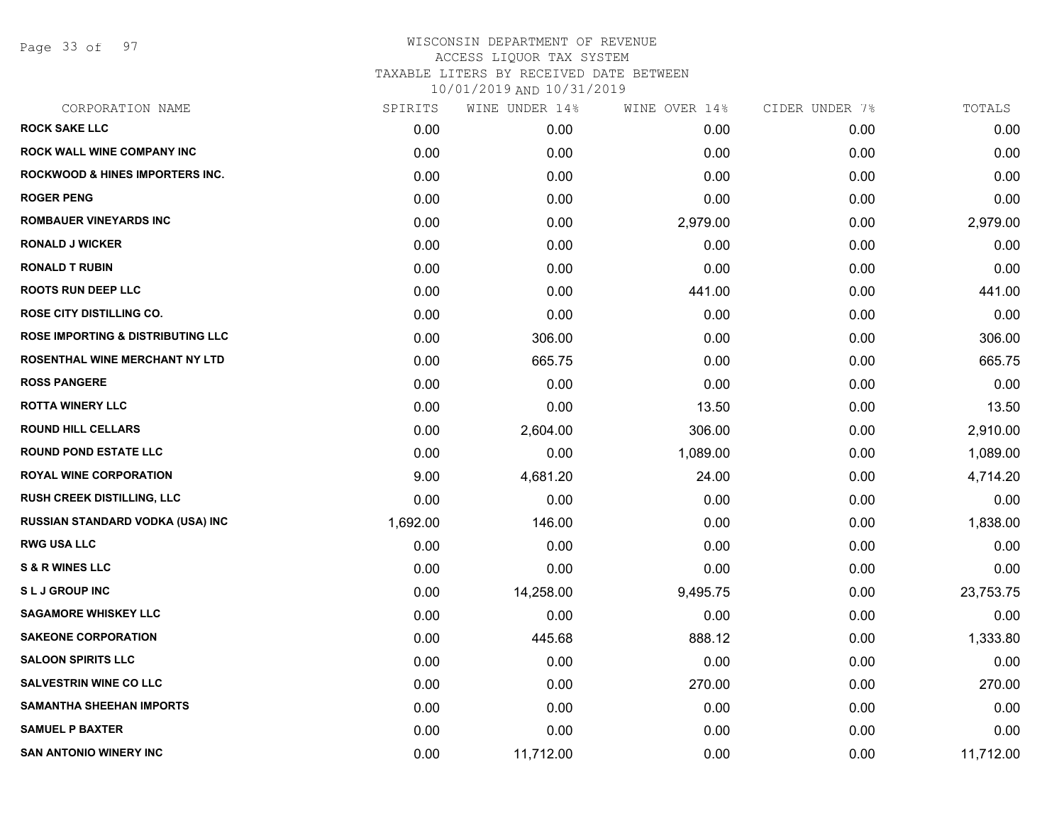WISCONSIN DEPARTMENT OF REVENUE
ACCESS LIQUOR TAX SYSTEM
TAXABLE LITERS BY RECEIVED DATE BETWEEN
10/01/2019 AND 10/31/2019

| CORPORATION NAME | SPIRITS | WINE UNDER 14% | WINE OVER 14% | CIDER UNDER 7% | TOTALS |
|---|---|---|---|---|---|
| ROCK SAKE LLC | 0.00 | 0.00 | 0.00 | 0.00 | 0.00 |
| ROCK WALL WINE COMPANY INC | 0.00 | 0.00 | 0.00 | 0.00 | 0.00 |
| ROCKWOOD & HINES IMPORTERS INC. | 0.00 | 0.00 | 0.00 | 0.00 | 0.00 |
| ROGER PENG | 0.00 | 0.00 | 0.00 | 0.00 | 0.00 |
| ROMBAUER VINEYARDS INC | 0.00 | 0.00 | 2,979.00 | 0.00 | 2,979.00 |
| RONALD J WICKER | 0.00 | 0.00 | 0.00 | 0.00 | 0.00 |
| RONALD T RUBIN | 0.00 | 0.00 | 0.00 | 0.00 | 0.00 |
| ROOTS RUN DEEP LLC | 0.00 | 0.00 | 441.00 | 0.00 | 441.00 |
| ROSE CITY DISTILLING CO. | 0.00 | 0.00 | 0.00 | 0.00 | 0.00 |
| ROSE IMPORTING & DISTRIBUTING LLC | 0.00 | 306.00 | 0.00 | 0.00 | 306.00 |
| ROSENTHAL WINE MERCHANT NY LTD | 0.00 | 665.75 | 0.00 | 0.00 | 665.75 |
| ROSS PANGERE | 0.00 | 0.00 | 0.00 | 0.00 | 0.00 |
| ROTTA WINERY LLC | 0.00 | 0.00 | 13.50 | 0.00 | 13.50 |
| ROUND HILL CELLARS | 0.00 | 2,604.00 | 306.00 | 0.00 | 2,910.00 |
| ROUND POND ESTATE LLC | 0.00 | 0.00 | 1,089.00 | 0.00 | 1,089.00 |
| ROYAL WINE CORPORATION | 9.00 | 4,681.20 | 24.00 | 0.00 | 4,714.20 |
| RUSH CREEK DISTILLING, LLC | 0.00 | 0.00 | 0.00 | 0.00 | 0.00 |
| RUSSIAN STANDARD VODKA (USA) INC | 1,692.00 | 146.00 | 0.00 | 0.00 | 1,838.00 |
| RWG USA LLC | 0.00 | 0.00 | 0.00 | 0.00 | 0.00 |
| S & R WINES LLC | 0.00 | 0.00 | 0.00 | 0.00 | 0.00 |
| S L J GROUP INC | 0.00 | 14,258.00 | 9,495.75 | 0.00 | 23,753.75 |
| SAGAMORE WHISKEY LLC | 0.00 | 0.00 | 0.00 | 0.00 | 0.00 |
| SAKEONE CORPORATION | 0.00 | 445.68 | 888.12 | 0.00 | 1,333.80 |
| SALOON SPIRITS LLC | 0.00 | 0.00 | 0.00 | 0.00 | 0.00 |
| SALVESTRIN WINE CO LLC | 0.00 | 0.00 | 270.00 | 0.00 | 270.00 |
| SAMANTHA SHEEHAN IMPORTS | 0.00 | 0.00 | 0.00 | 0.00 | 0.00 |
| SAMUEL P BAXTER | 0.00 | 0.00 | 0.00 | 0.00 | 0.00 |
| SAN ANTONIO WINERY INC | 0.00 | 11,712.00 | 0.00 | 0.00 | 11,712.00 |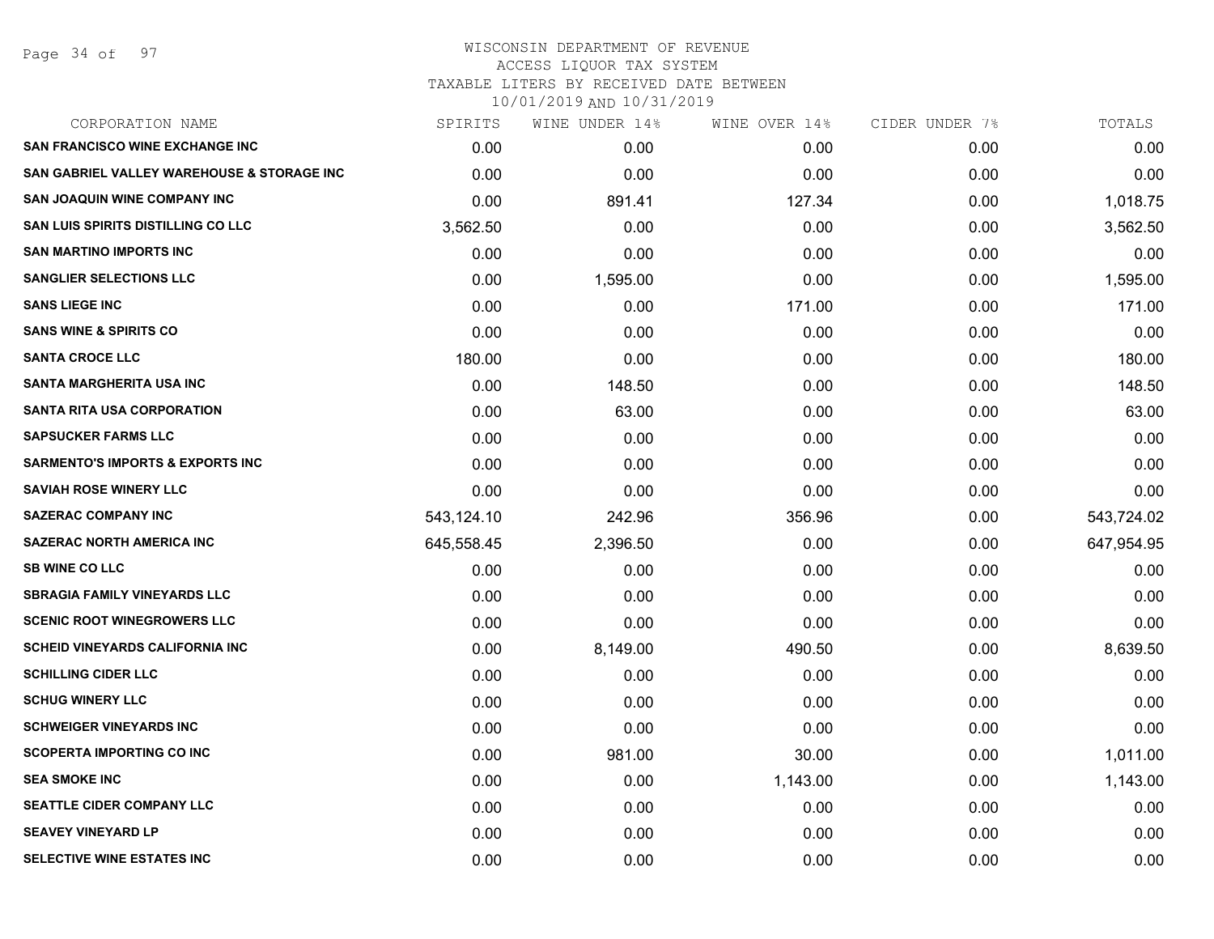WISCONSIN DEPARTMENT OF REVENUE
ACCESS LIQUOR TAX SYSTEM
TAXABLE LITERS BY RECEIVED DATE BETWEEN
10/01/2019 AND 10/31/2019

| CORPORATION NAME | SPIRITS | WINE UNDER 14% | WINE OVER 14% | CIDER UNDER 7% | TOTALS |
|---|---|---|---|---|---|
| SAN FRANCISCO WINE EXCHANGE INC | 0.00 | 0.00 | 0.00 | 0.00 | 0.00 |
| SAN GABRIEL VALLEY WAREHOUSE & STORAGE INC | 0.00 | 0.00 | 0.00 | 0.00 | 0.00 |
| SAN JOAQUIN WINE COMPANY INC | 0.00 | 891.41 | 127.34 | 0.00 | 1,018.75 |
| SAN LUIS SPIRITS DISTILLING CO LLC | 3,562.50 | 0.00 | 0.00 | 0.00 | 3,562.50 |
| SAN MARTINO IMPORTS INC | 0.00 | 0.00 | 0.00 | 0.00 | 0.00 |
| SANGLIER SELECTIONS LLC | 0.00 | 1,595.00 | 0.00 | 0.00 | 1,595.00 |
| SANS LIEGE INC | 0.00 | 0.00 | 171.00 | 0.00 | 171.00 |
| SANS WINE & SPIRITS CO | 0.00 | 0.00 | 0.00 | 0.00 | 0.00 |
| SANTA CROCE LLC | 180.00 | 0.00 | 0.00 | 0.00 | 180.00 |
| SANTA MARGHERITA USA INC | 0.00 | 148.50 | 0.00 | 0.00 | 148.50 |
| SANTA RITA USA CORPORATION | 0.00 | 63.00 | 0.00 | 0.00 | 63.00 |
| SAPSUCKER FARMS LLC | 0.00 | 0.00 | 0.00 | 0.00 | 0.00 |
| SARMENTO'S IMPORTS & EXPORTS INC | 0.00 | 0.00 | 0.00 | 0.00 | 0.00 |
| SAVIAH ROSE WINERY LLC | 0.00 | 0.00 | 0.00 | 0.00 | 0.00 |
| SAZERAC COMPANY INC | 543,124.10 | 242.96 | 356.96 | 0.00 | 543,724.02 |
| SAZERAC NORTH AMERICA INC | 645,558.45 | 2,396.50 | 0.00 | 0.00 | 647,954.95 |
| SB WINE CO LLC | 0.00 | 0.00 | 0.00 | 0.00 | 0.00 |
| SBRAGIA FAMILY VINEYARDS LLC | 0.00 | 0.00 | 0.00 | 0.00 | 0.00 |
| SCENIC ROOT WINEGROWERS LLC | 0.00 | 0.00 | 0.00 | 0.00 | 0.00 |
| SCHEID VINEYARDS CALIFORNIA INC | 0.00 | 8,149.00 | 490.50 | 0.00 | 8,639.50 |
| SCHILLING CIDER LLC | 0.00 | 0.00 | 0.00 | 0.00 | 0.00 |
| SCHUG WINERY LLC | 0.00 | 0.00 | 0.00 | 0.00 | 0.00 |
| SCHWEIGER VINEYARDS INC | 0.00 | 0.00 | 0.00 | 0.00 | 0.00 |
| SCOPERTA IMPORTING CO INC | 0.00 | 981.00 | 30.00 | 0.00 | 1,011.00 |
| SEA SMOKE INC | 0.00 | 0.00 | 1,143.00 | 0.00 | 1,143.00 |
| SEATTLE CIDER COMPANY LLC | 0.00 | 0.00 | 0.00 | 0.00 | 0.00 |
| SEAVEY VINEYARD LP | 0.00 | 0.00 | 0.00 | 0.00 | 0.00 |
| SELECTIVE WINE ESTATES INC | 0.00 | 0.00 | 0.00 | 0.00 | 0.00 |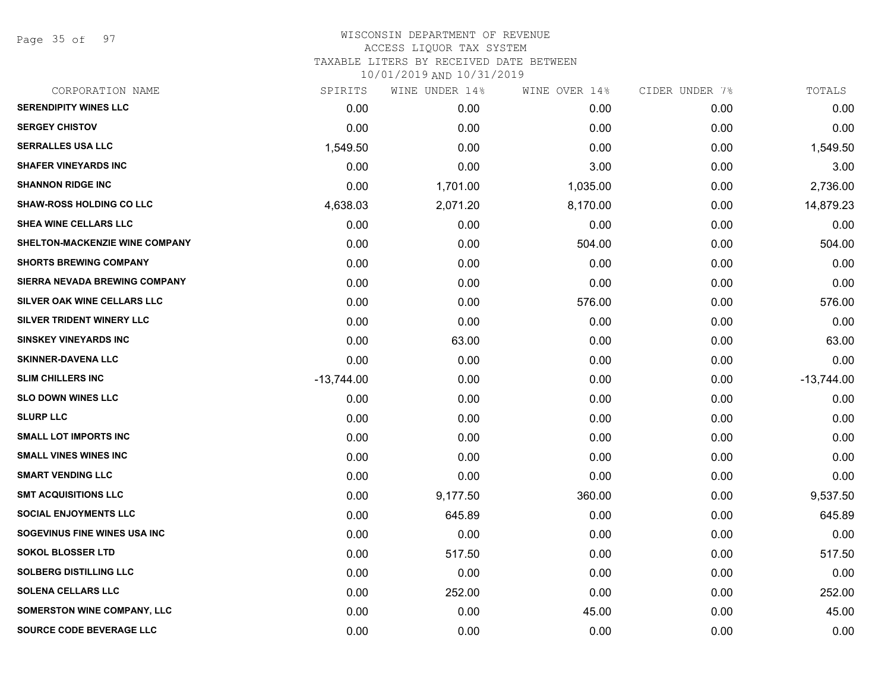WISCONSIN DEPARTMENT OF REVENUE
ACCESS LIQUOR TAX SYSTEM
TAXABLE LITERS BY RECEIVED DATE BETWEEN
10/01/2019 AND 10/31/2019

| CORPORATION NAME | SPIRITS | WINE UNDER 14% | WINE OVER 14% | CIDER UNDER 7% | TOTALS |
|---|---|---|---|---|---|
| SERENDIPITY WINES LLC | 0.00 | 0.00 | 0.00 | 0.00 | 0.00 |
| SERGEY CHISTOV | 0.00 | 0.00 | 0.00 | 0.00 | 0.00 |
| SERRALLES USA LLC | 1,549.50 | 0.00 | 0.00 | 0.00 | 1,549.50 |
| SHAFER VINEYARDS INC | 0.00 | 0.00 | 3.00 | 0.00 | 3.00 |
| SHANNON RIDGE INC | 0.00 | 1,701.00 | 1,035.00 | 0.00 | 2,736.00 |
| SHAW-ROSS HOLDING CO LLC | 4,638.03 | 2,071.20 | 8,170.00 | 0.00 | 14,879.23 |
| SHEA WINE CELLARS LLC | 0.00 | 0.00 | 0.00 | 0.00 | 0.00 |
| SHELTON-MACKENZIE WINE COMPANY | 0.00 | 0.00 | 504.00 | 0.00 | 504.00 |
| SHORTS BREWING COMPANY | 0.00 | 0.00 | 0.00 | 0.00 | 0.00 |
| SIERRA NEVADA BREWING COMPANY | 0.00 | 0.00 | 0.00 | 0.00 | 0.00 |
| SILVER OAK WINE CELLARS LLC | 0.00 | 0.00 | 576.00 | 0.00 | 576.00 |
| SILVER TRIDENT WINERY LLC | 0.00 | 0.00 | 0.00 | 0.00 | 0.00 |
| SINSKEY VINEYARDS INC | 0.00 | 63.00 | 0.00 | 0.00 | 63.00 |
| SKINNER-DAVENA LLC | 0.00 | 0.00 | 0.00 | 0.00 | 0.00 |
| SLIM CHILLERS INC | -13,744.00 | 0.00 | 0.00 | 0.00 | -13,744.00 |
| SLO DOWN WINES LLC | 0.00 | 0.00 | 0.00 | 0.00 | 0.00 |
| SLURP LLC | 0.00 | 0.00 | 0.00 | 0.00 | 0.00 |
| SMALL LOT IMPORTS INC | 0.00 | 0.00 | 0.00 | 0.00 | 0.00 |
| SMALL VINES WINES INC | 0.00 | 0.00 | 0.00 | 0.00 | 0.00 |
| SMART VENDING LLC | 0.00 | 0.00 | 0.00 | 0.00 | 0.00 |
| SMT ACQUISITIONS LLC | 0.00 | 9,177.50 | 360.00 | 0.00 | 9,537.50 |
| SOCIAL ENJOYMENTS LLC | 0.00 | 645.89 | 0.00 | 0.00 | 645.89 |
| SOGEVINUS FINE WINES USA INC | 0.00 | 0.00 | 0.00 | 0.00 | 0.00 |
| SOKOL BLOSSER LTD | 0.00 | 517.50 | 0.00 | 0.00 | 517.50 |
| SOLBERG DISTILLING LLC | 0.00 | 0.00 | 0.00 | 0.00 | 0.00 |
| SOLENA CELLARS LLC | 0.00 | 252.00 | 0.00 | 0.00 | 252.00 |
| SOMERSTON WINE COMPANY, LLC | 0.00 | 0.00 | 45.00 | 0.00 | 45.00 |
| SOURCE CODE BEVERAGE LLC | 0.00 | 0.00 | 0.00 | 0.00 | 0.00 |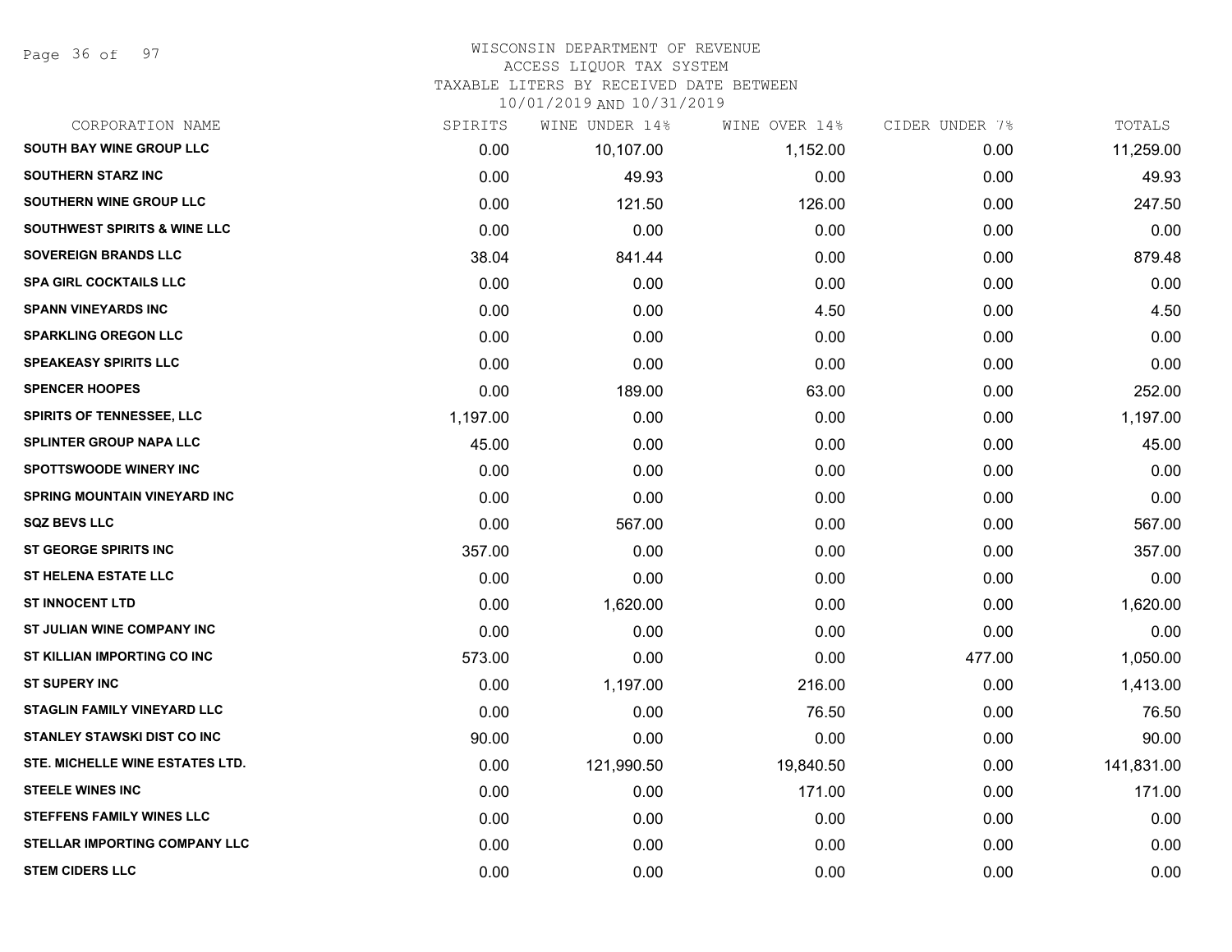# WISCONSIN DEPARTMENT OF REVENUE
## ACCESS LIQUOR TAX SYSTEM
### TAXABLE LITERS BY RECEIVED DATE BETWEEN 10/01/2019 AND 10/31/2019

| CORPORATION NAME | SPIRITS | WINE UNDER 14% | WINE OVER 14% | CIDER UNDER 7% | TOTALS |
|---|---|---|---|---|---|
| SOUTH BAY WINE GROUP LLC | 0.00 | 10,107.00 | 1,152.00 | 0.00 | 11,259.00 |
| SOUTHERN STARZ INC | 0.00 | 49.93 | 0.00 | 0.00 | 49.93 |
| SOUTHERN WINE GROUP LLC | 0.00 | 121.50 | 126.00 | 0.00 | 247.50 |
| SOUTHWEST SPIRITS & WINE LLC | 0.00 | 0.00 | 0.00 | 0.00 | 0.00 |
| SOVEREIGN BRANDS LLC | 38.04 | 841.44 | 0.00 | 0.00 | 879.48 |
| SPA GIRL COCKTAILS LLC | 0.00 | 0.00 | 0.00 | 0.00 | 0.00 |
| SPANN VINEYARDS INC | 0.00 | 0.00 | 4.50 | 0.00 | 4.50 |
| SPARKLING OREGON LLC | 0.00 | 0.00 | 0.00 | 0.00 | 0.00 |
| SPEAKEASY SPIRITS LLC | 0.00 | 0.00 | 0.00 | 0.00 | 0.00 |
| SPENCER HOOPES | 0.00 | 189.00 | 63.00 | 0.00 | 252.00 |
| SPIRITS OF TENNESSEE, LLC | 1,197.00 | 0.00 | 0.00 | 0.00 | 1,197.00 |
| SPLINTER GROUP NAPA LLC | 45.00 | 0.00 | 0.00 | 0.00 | 45.00 |
| SPOTTSWOODE WINERY INC | 0.00 | 0.00 | 0.00 | 0.00 | 0.00 |
| SPRING MOUNTAIN VINEYARD INC | 0.00 | 0.00 | 0.00 | 0.00 | 0.00 |
| SQZ BEVS LLC | 0.00 | 567.00 | 0.00 | 0.00 | 567.00 |
| ST GEORGE SPIRITS INC | 357.00 | 0.00 | 0.00 | 0.00 | 357.00 |
| ST HELENA ESTATE LLC | 0.00 | 0.00 | 0.00 | 0.00 | 0.00 |
| ST INNOCENT LTD | 0.00 | 1,620.00 | 0.00 | 0.00 | 1,620.00 |
| ST JULIAN WINE COMPANY INC | 0.00 | 0.00 | 0.00 | 0.00 | 0.00 |
| ST KILLIAN IMPORTING CO INC | 573.00 | 0.00 | 0.00 | 477.00 | 1,050.00 |
| ST SUPERY INC | 0.00 | 1,197.00 | 216.00 | 0.00 | 1,413.00 |
| STAGLIN FAMILY VINEYARD LLC | 0.00 | 0.00 | 76.50 | 0.00 | 76.50 |
| STANLEY STAWSKI DIST CO INC | 90.00 | 0.00 | 0.00 | 0.00 | 90.00 |
| STE. MICHELLE WINE ESTATES LTD. | 0.00 | 121,990.50 | 19,840.50 | 0.00 | 141,831.00 |
| STEELE WINES INC | 0.00 | 0.00 | 171.00 | 0.00 | 171.00 |
| STEFFENS FAMILY WINES LLC | 0.00 | 0.00 | 0.00 | 0.00 | 0.00 |
| STELLAR IMPORTING COMPANY LLC | 0.00 | 0.00 | 0.00 | 0.00 | 0.00 |
| STEM CIDERS LLC | 0.00 | 0.00 | 0.00 | 0.00 | 0.00 |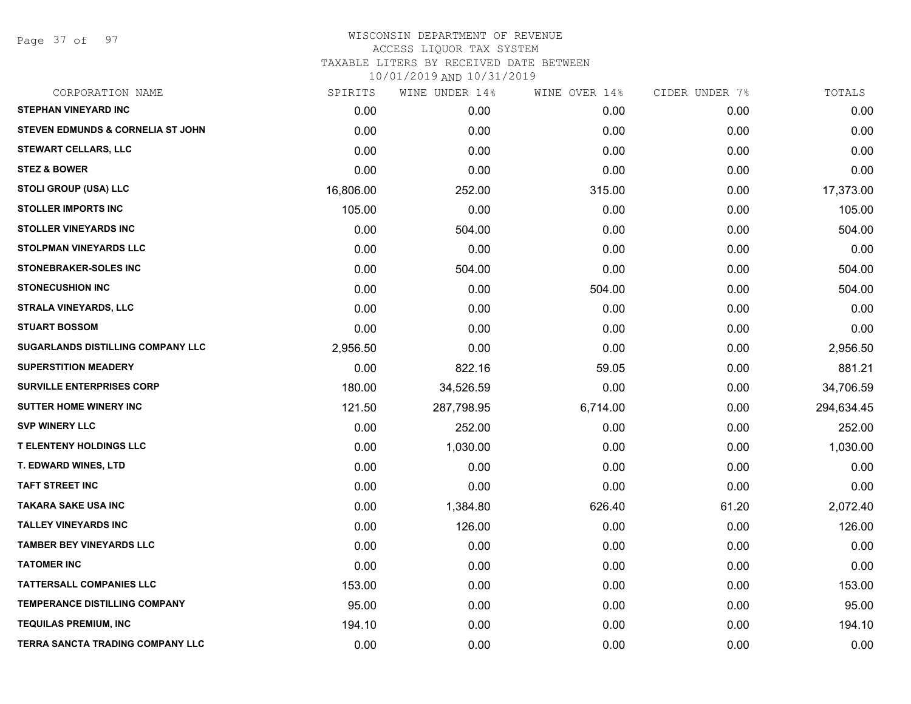WISCONSIN DEPARTMENT OF REVENUE
ACCESS LIQUOR TAX SYSTEM
TAXABLE LITERS BY RECEIVED DATE BETWEEN
10/01/2019 AND 10/31/2019

| CORPORATION NAME | SPIRITS | WINE UNDER 14% | WINE OVER 14% | CIDER UNDER 7% | TOTALS |
|---|---|---|---|---|---|
| STEPHAN VINEYARD INC | 0.00 | 0.00 | 0.00 | 0.00 | 0.00 |
| STEVEN EDMUNDS & CORNELIA ST JOHN | 0.00 | 0.00 | 0.00 | 0.00 | 0.00 |
| STEWART CELLARS, LLC | 0.00 | 0.00 | 0.00 | 0.00 | 0.00 |
| STEZ & BOWER | 0.00 | 0.00 | 0.00 | 0.00 | 0.00 |
| STOLI GROUP (USA) LLC | 16,806.00 | 252.00 | 315.00 | 0.00 | 17,373.00 |
| STOLLER IMPORTS INC | 105.00 | 0.00 | 0.00 | 0.00 | 105.00 |
| STOLLER VINEYARDS INC | 0.00 | 504.00 | 0.00 | 0.00 | 504.00 |
| STOLPMAN VINEYARDS LLC | 0.00 | 0.00 | 0.00 | 0.00 | 0.00 |
| STONEBRAKER-SOLES INC | 0.00 | 504.00 | 0.00 | 0.00 | 504.00 |
| STONECUSHION INC | 0.00 | 0.00 | 504.00 | 0.00 | 504.00 |
| STRALA VINEYARDS, LLC | 0.00 | 0.00 | 0.00 | 0.00 | 0.00 |
| STUART BOSSOM | 0.00 | 0.00 | 0.00 | 0.00 | 0.00 |
| SUGARLANDS DISTILLING COMPANY LLC | 2,956.50 | 0.00 | 0.00 | 0.00 | 2,956.50 |
| SUPERSTITION MEADERY | 0.00 | 822.16 | 59.05 | 0.00 | 881.21 |
| SURVILLE ENTERPRISES CORP | 180.00 | 34,526.59 | 0.00 | 0.00 | 34,706.59 |
| SUTTER HOME WINERY INC | 121.50 | 287,798.95 | 6,714.00 | 0.00 | 294,634.45 |
| SVP WINERY LLC | 0.00 | 252.00 | 0.00 | 0.00 | 252.00 |
| T ELENTENY HOLDINGS LLC | 0.00 | 1,030.00 | 0.00 | 0.00 | 1,030.00 |
| T. EDWARD WINES, LTD | 0.00 | 0.00 | 0.00 | 0.00 | 0.00 |
| TAFT STREET INC | 0.00 | 0.00 | 0.00 | 0.00 | 0.00 |
| TAKARA SAKE USA INC | 0.00 | 1,384.80 | 626.40 | 61.20 | 2,072.40 |
| TALLEY VINEYARDS INC | 0.00 | 126.00 | 0.00 | 0.00 | 126.00 |
| TAMBER BEY VINEYARDS LLC | 0.00 | 0.00 | 0.00 | 0.00 | 0.00 |
| TATOMER INC | 0.00 | 0.00 | 0.00 | 0.00 | 0.00 |
| TATTERSALL COMPANIES LLC | 153.00 | 0.00 | 0.00 | 0.00 | 153.00 |
| TEMPERANCE DISTILLING COMPANY | 95.00 | 0.00 | 0.00 | 0.00 | 95.00 |
| TEQUILAS PREMIUM, INC | 194.10 | 0.00 | 0.00 | 0.00 | 194.10 |
| TERRA SANCTA TRADING COMPANY LLC | 0.00 | 0.00 | 0.00 | 0.00 | 0.00 |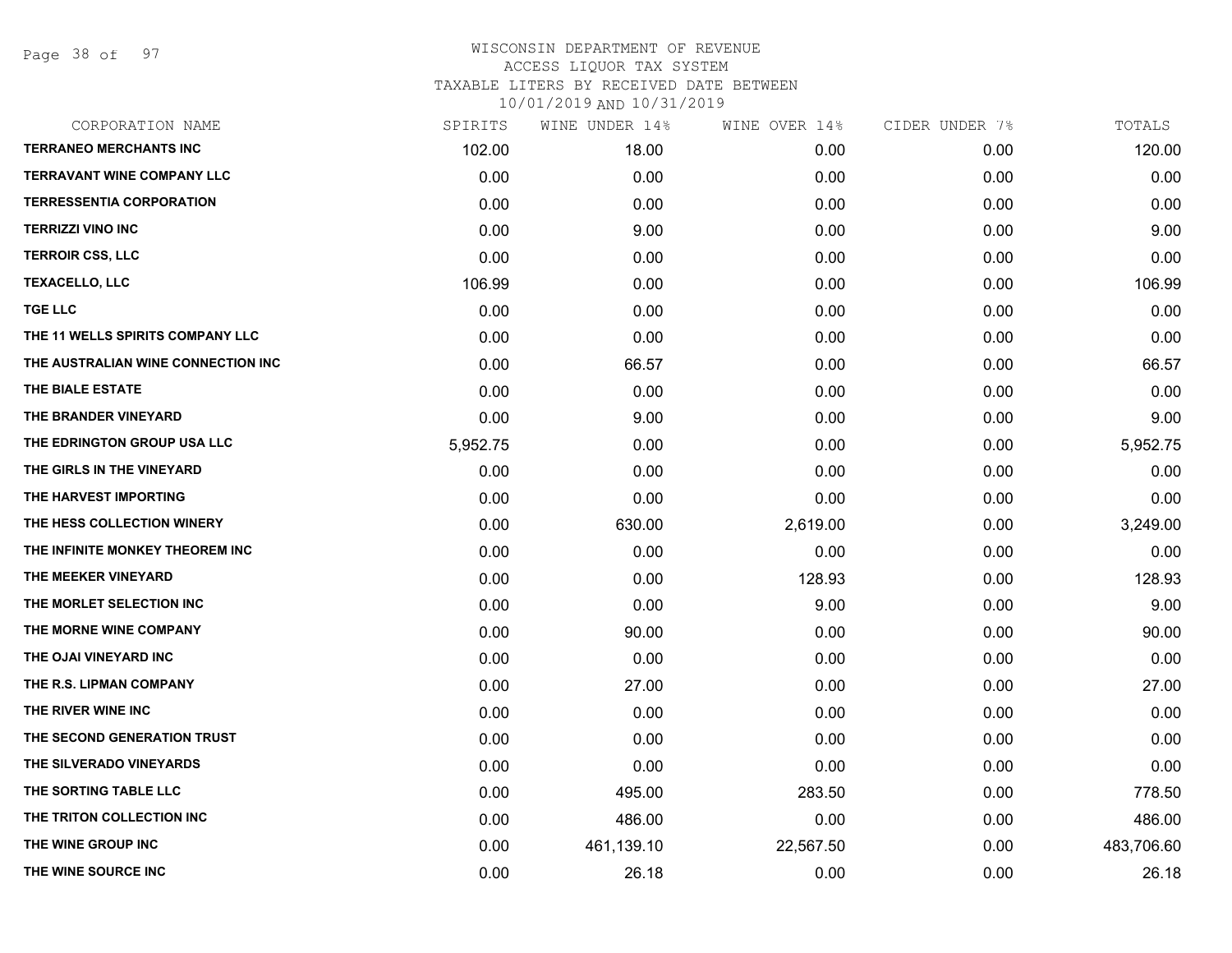WISCONSIN DEPARTMENT OF REVENUE
ACCESS LIQUOR TAX SYSTEM
TAXABLE LITERS BY RECEIVED DATE BETWEEN
10/01/2019 AND 10/31/2019

| CORPORATION NAME | SPIRITS | WINE UNDER 14% | WINE OVER 14% | CIDER UNDER 7% | TOTALS |
|---|---|---|---|---|---|
| TERRANEO MERCHANTS INC | 102.00 | 18.00 | 0.00 | 0.00 | 120.00 |
| TERRAVANT WINE COMPANY LLC | 0.00 | 0.00 | 0.00 | 0.00 | 0.00 |
| TERRESSENTIA CORPORATION | 0.00 | 0.00 | 0.00 | 0.00 | 0.00 |
| TERRIZZI VINO INC | 0.00 | 9.00 | 0.00 | 0.00 | 9.00 |
| TERROIR CSS, LLC | 0.00 | 0.00 | 0.00 | 0.00 | 0.00 |
| TEXACELLO, LLC | 106.99 | 0.00 | 0.00 | 0.00 | 106.99 |
| TGE LLC | 0.00 | 0.00 | 0.00 | 0.00 | 0.00 |
| THE 11 WELLS SPIRITS COMPANY LLC | 0.00 | 0.00 | 0.00 | 0.00 | 0.00 |
| THE AUSTRALIAN WINE CONNECTION INC | 0.00 | 66.57 | 0.00 | 0.00 | 66.57 |
| THE BIALE ESTATE | 0.00 | 0.00 | 0.00 | 0.00 | 0.00 |
| THE BRANDER VINEYARD | 0.00 | 9.00 | 0.00 | 0.00 | 9.00 |
| THE EDRINGTON GROUP USA LLC | 5,952.75 | 0.00 | 0.00 | 0.00 | 5,952.75 |
| THE GIRLS IN THE VINEYARD | 0.00 | 0.00 | 0.00 | 0.00 | 0.00 |
| THE HARVEST IMPORTING | 0.00 | 0.00 | 0.00 | 0.00 | 0.00 |
| THE HESS COLLECTION WINERY | 0.00 | 630.00 | 2,619.00 | 0.00 | 3,249.00 |
| THE INFINITE MONKEY THEOREM INC | 0.00 | 0.00 | 0.00 | 0.00 | 0.00 |
| THE MEEKER VINEYARD | 0.00 | 0.00 | 128.93 | 0.00 | 128.93 |
| THE MORLET SELECTION INC | 0.00 | 0.00 | 9.00 | 0.00 | 9.00 |
| THE MORNE WINE COMPANY | 0.00 | 90.00 | 0.00 | 0.00 | 90.00 |
| THE OJAI VINEYARD INC | 0.00 | 0.00 | 0.00 | 0.00 | 0.00 |
| THE R.S. LIPMAN COMPANY | 0.00 | 27.00 | 0.00 | 0.00 | 27.00 |
| THE RIVER WINE INC | 0.00 | 0.00 | 0.00 | 0.00 | 0.00 |
| THE SECOND GENERATION TRUST | 0.00 | 0.00 | 0.00 | 0.00 | 0.00 |
| THE SILVERADO VINEYARDS | 0.00 | 0.00 | 0.00 | 0.00 | 0.00 |
| THE SORTING TABLE LLC | 0.00 | 495.00 | 283.50 | 0.00 | 778.50 |
| THE TRITON COLLECTION INC | 0.00 | 486.00 | 0.00 | 0.00 | 486.00 |
| THE WINE GROUP INC | 0.00 | 461,139.10 | 22,567.50 | 0.00 | 483,706.60 |
| THE WINE SOURCE INC | 0.00 | 26.18 | 0.00 | 0.00 | 26.18 |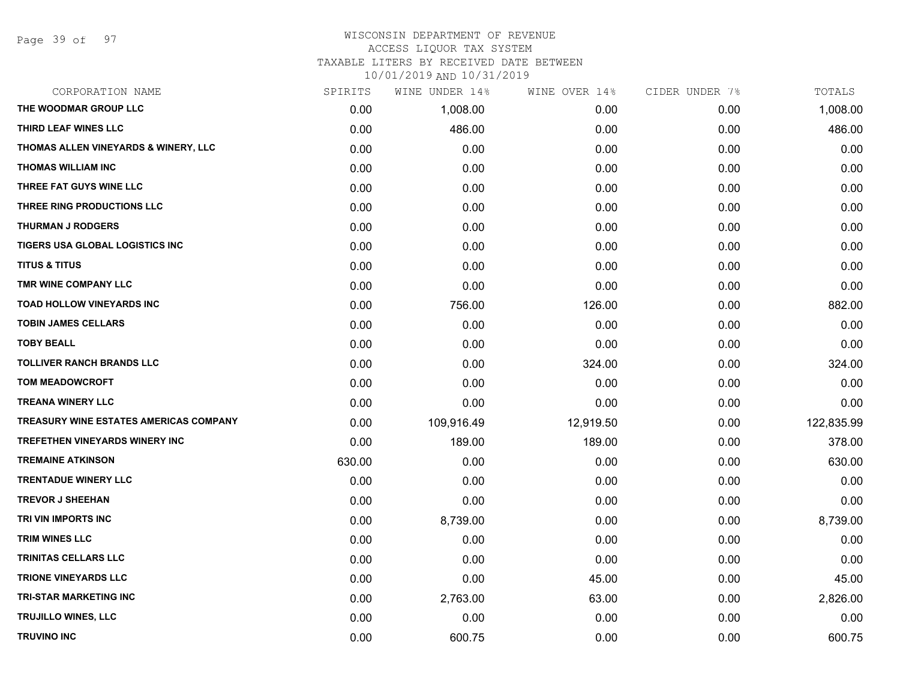# WISCONSIN DEPARTMENT OF REVENUE
## ACCESS LIQUOR TAX SYSTEM
## TAXABLE LITERS BY RECEIVED DATE BETWEEN 10/01/2019 AND 10/31/2019

| CORPORATION NAME | SPIRITS | WINE UNDER 14% | WINE OVER 14% | CIDER UNDER 7% | TOTALS |
|---|---|---|---|---|---|
| THE WOODMAR GROUP LLC | 0.00 | 1,008.00 | 0.00 | 0.00 | 1,008.00 |
| THIRD LEAF WINES LLC | 0.00 | 486.00 | 0.00 | 0.00 | 486.00 |
| THOMAS ALLEN VINEYARDS & WINERY, LLC | 0.00 | 0.00 | 0.00 | 0.00 | 0.00 |
| THOMAS WILLIAM INC | 0.00 | 0.00 | 0.00 | 0.00 | 0.00 |
| THREE FAT GUYS WINE LLC | 0.00 | 0.00 | 0.00 | 0.00 | 0.00 |
| THREE RING PRODUCTIONS LLC | 0.00 | 0.00 | 0.00 | 0.00 | 0.00 |
| THURMAN J RODGERS | 0.00 | 0.00 | 0.00 | 0.00 | 0.00 |
| TIGERS USA GLOBAL LOGISTICS INC | 0.00 | 0.00 | 0.00 | 0.00 | 0.00 |
| TITUS & TITUS | 0.00 | 0.00 | 0.00 | 0.00 | 0.00 |
| TMR WINE COMPANY LLC | 0.00 | 0.00 | 0.00 | 0.00 | 0.00 |
| TOAD HOLLOW VINEYARDS INC | 0.00 | 756.00 | 126.00 | 0.00 | 882.00 |
| TOBIN JAMES CELLARS | 0.00 | 0.00 | 0.00 | 0.00 | 0.00 |
| TOBY BEALL | 0.00 | 0.00 | 0.00 | 0.00 | 0.00 |
| TOLLIVER RANCH BRANDS LLC | 0.00 | 0.00 | 324.00 | 0.00 | 324.00 |
| TOM MEADOWCROFT | 0.00 | 0.00 | 0.00 | 0.00 | 0.00 |
| TREANA WINERY LLC | 0.00 | 0.00 | 0.00 | 0.00 | 0.00 |
| TREASURY WINE ESTATES AMERICAS COMPANY | 0.00 | 109,916.49 | 12,919.50 | 0.00 | 122,835.99 |
| TREFETHEN VINEYARDS WINERY INC | 0.00 | 189.00 | 189.00 | 0.00 | 378.00 |
| TREMAINE ATKINSON | 630.00 | 0.00 | 0.00 | 0.00 | 630.00 |
| TRENTADUE WINERY LLC | 0.00 | 0.00 | 0.00 | 0.00 | 0.00 |
| TREVOR J SHEEHAN | 0.00 | 0.00 | 0.00 | 0.00 | 0.00 |
| TRI VIN IMPORTS INC | 0.00 | 8,739.00 | 0.00 | 0.00 | 8,739.00 |
| TRIM WINES LLC | 0.00 | 0.00 | 0.00 | 0.00 | 0.00 |
| TRINITAS CELLARS LLC | 0.00 | 0.00 | 0.00 | 0.00 | 0.00 |
| TRIONE VINEYARDS LLC | 0.00 | 0.00 | 45.00 | 0.00 | 45.00 |
| TRI-STAR MARKETING INC | 0.00 | 2,763.00 | 63.00 | 0.00 | 2,826.00 |
| TRUJILLO WINES, LLC | 0.00 | 0.00 | 0.00 | 0.00 | 0.00 |
| TRUVINO INC | 0.00 | 600.75 | 0.00 | 0.00 | 600.75 |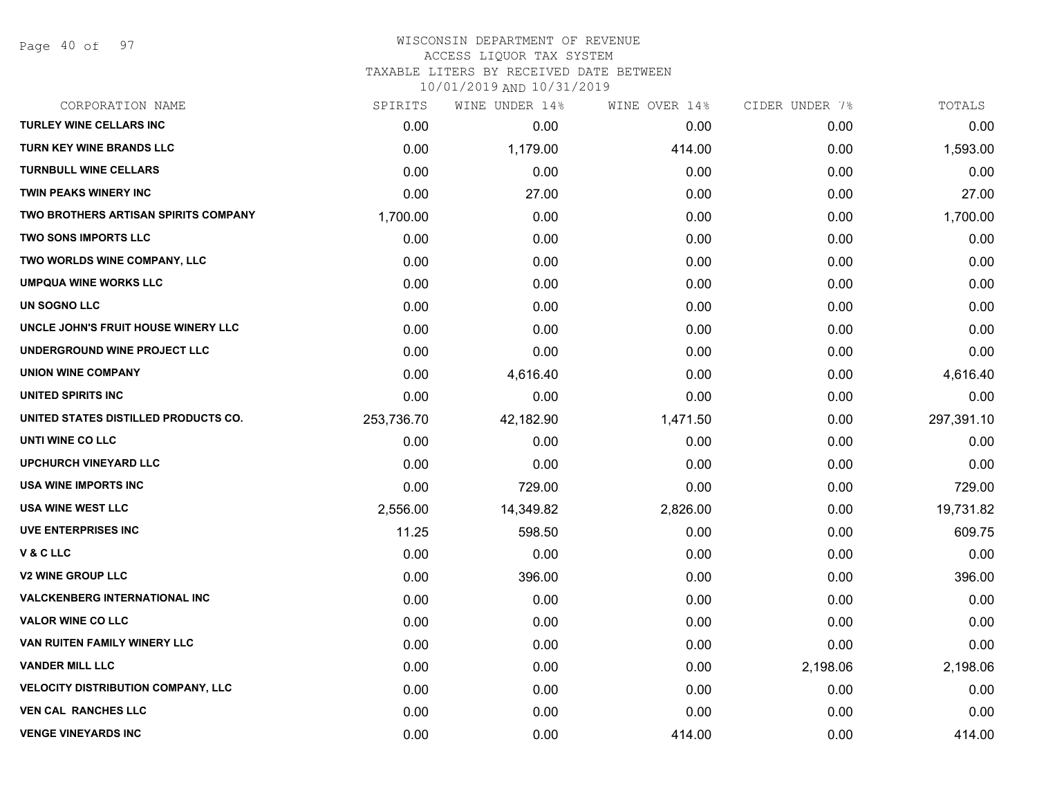WISCONSIN DEPARTMENT OF REVENUE
ACCESS LIQUOR TAX SYSTEM
TAXABLE LITERS BY RECEIVED DATE BETWEEN
10/01/2019 AND 10/31/2019

| CORPORATION NAME | SPIRITS | WINE UNDER 14% | WINE OVER 14% | CIDER UNDER 7% | TOTALS |
|---|---|---|---|---|---|
| TURLEY WINE CELLARS INC | 0.00 | 0.00 | 0.00 | 0.00 | 0.00 |
| TURN KEY WINE BRANDS LLC | 0.00 | 1,179.00 | 414.00 | 0.00 | 1,593.00 |
| TURNBULL WINE CELLARS | 0.00 | 0.00 | 0.00 | 0.00 | 0.00 |
| TWIN PEAKS WINERY INC | 0.00 | 27.00 | 0.00 | 0.00 | 27.00 |
| TWO BROTHERS ARTISAN SPIRITS COMPANY | 1,700.00 | 0.00 | 0.00 | 0.00 | 1,700.00 |
| TWO SONS IMPORTS LLC | 0.00 | 0.00 | 0.00 | 0.00 | 0.00 |
| TWO WORLDS WINE COMPANY, LLC | 0.00 | 0.00 | 0.00 | 0.00 | 0.00 |
| UMPQUA WINE WORKS LLC | 0.00 | 0.00 | 0.00 | 0.00 | 0.00 |
| UN SOGNO LLC | 0.00 | 0.00 | 0.00 | 0.00 | 0.00 |
| UNCLE JOHN'S FRUIT HOUSE WINERY LLC | 0.00 | 0.00 | 0.00 | 0.00 | 0.00 |
| UNDERGROUND WINE PROJECT LLC | 0.00 | 0.00 | 0.00 | 0.00 | 0.00 |
| UNION WINE COMPANY | 0.00 | 4,616.40 | 0.00 | 0.00 | 4,616.40 |
| UNITED SPIRITS INC | 0.00 | 0.00 | 0.00 | 0.00 | 0.00 |
| UNITED STATES DISTILLED PRODUCTS CO. | 253,736.70 | 42,182.90 | 1,471.50 | 0.00 | 297,391.10 |
| UNTI WINE CO LLC | 0.00 | 0.00 | 0.00 | 0.00 | 0.00 |
| UPCHURCH VINEYARD LLC | 0.00 | 0.00 | 0.00 | 0.00 | 0.00 |
| USA WINE IMPORTS INC | 0.00 | 729.00 | 0.00 | 0.00 | 729.00 |
| USA WINE WEST LLC | 2,556.00 | 14,349.82 | 2,826.00 | 0.00 | 19,731.82 |
| UVE ENTERPRISES INC | 11.25 | 598.50 | 0.00 | 0.00 | 609.75 |
| V & C LLC | 0.00 | 0.00 | 0.00 | 0.00 | 0.00 |
| V2 WINE GROUP LLC | 0.00 | 396.00 | 0.00 | 0.00 | 396.00 |
| VALCKENBERG INTERNATIONAL INC | 0.00 | 0.00 | 0.00 | 0.00 | 0.00 |
| VALOR WINE CO LLC | 0.00 | 0.00 | 0.00 | 0.00 | 0.00 |
| VAN RUITEN FAMILY WINERY LLC | 0.00 | 0.00 | 0.00 | 0.00 | 0.00 |
| VANDER MILL LLC | 0.00 | 0.00 | 0.00 | 2,198.06 | 2,198.06 |
| VELOCITY DISTRIBUTION COMPANY, LLC | 0.00 | 0.00 | 0.00 | 0.00 | 0.00 |
| VEN CAL RANCHES LLC | 0.00 | 0.00 | 0.00 | 0.00 | 0.00 |
| VENGE VINEYARDS INC | 0.00 | 0.00 | 414.00 | 0.00 | 414.00 |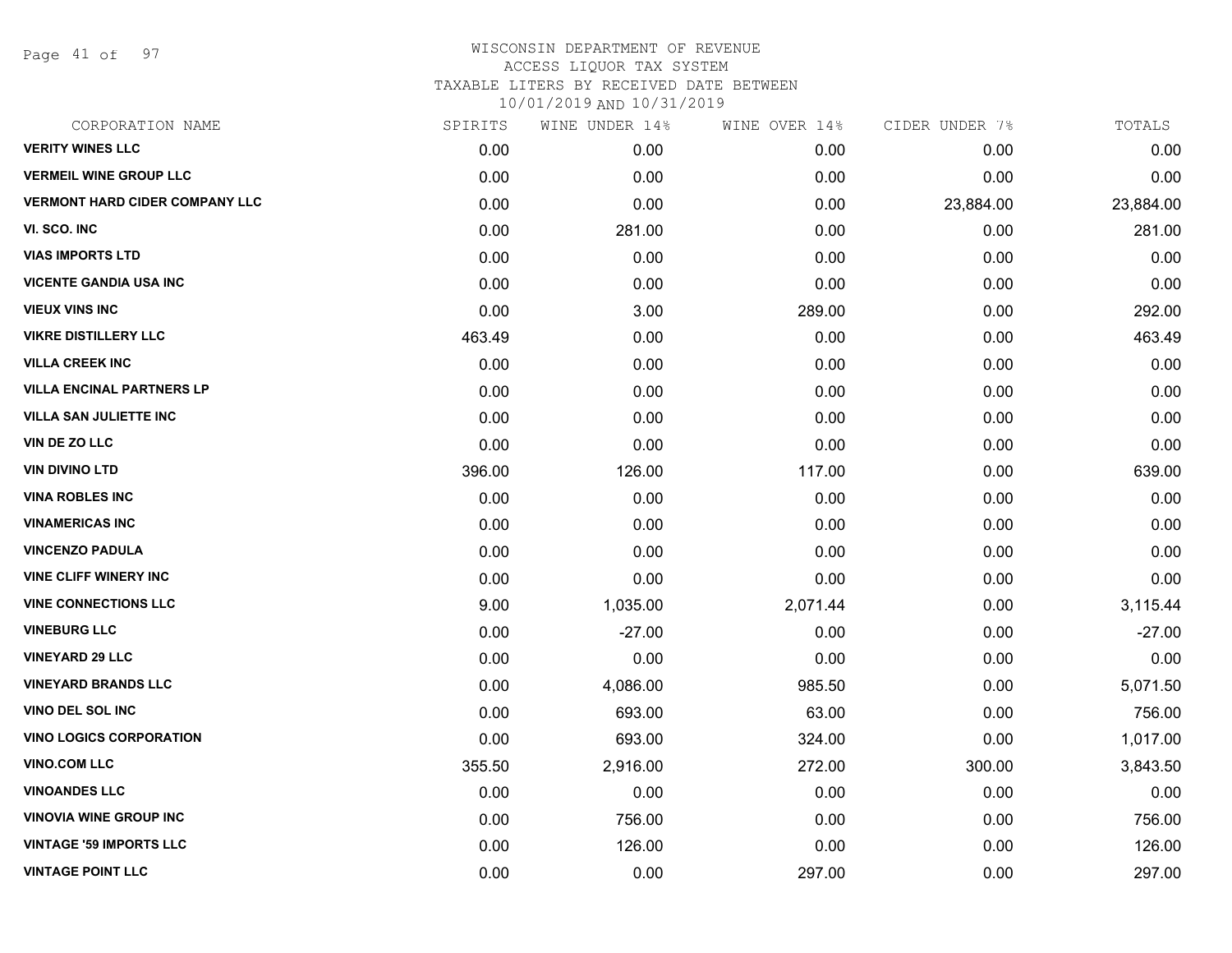# WISCONSIN DEPARTMENT OF REVENUE
## ACCESS LIQUOR TAX SYSTEM
### TAXABLE LITERS BY RECEIVED DATE BETWEEN 10/01/2019 AND 10/31/2019

| CORPORATION NAME | SPIRITS | WINE UNDER 14% | WINE OVER 14% | CIDER UNDER 7% | TOTALS |
|---|---|---|---|---|---|
| **VERITY WINES LLC** | 0.00 | 0.00 | 0.00 | 0.00 | 0.00 |
| **VERMEIL WINE GROUP LLC** | 0.00 | 0.00 | 0.00 | 0.00 | 0.00 |
| **VERMONT HARD CIDER COMPANY LLC** | 0.00 | 0.00 | 0.00 | 23,884.00 | 23,884.00 |
| **VI. SCO. INC** | 0.00 | 281.00 | 0.00 | 0.00 | 281.00 |
| **VIAS IMPORTS LTD** | 0.00 | 0.00 | 0.00 | 0.00 | 0.00 |
| **VICENTE GANDIA USA INC** | 0.00 | 0.00 | 0.00 | 0.00 | 0.00 |
| **VIEUX VINS INC** | 0.00 | 3.00 | 289.00 | 0.00 | 292.00 |
| **VIKRE DISTILLERY LLC** | 463.49 | 0.00 | 0.00 | 0.00 | 463.49 |
| **VILLA CREEK INC** | 0.00 | 0.00 | 0.00 | 0.00 | 0.00 |
| **VILLA ENCINAL PARTNERS LP** | 0.00 | 0.00 | 0.00 | 0.00 | 0.00 |
| **VILLA SAN JULIETTE INC** | 0.00 | 0.00 | 0.00 | 0.00 | 0.00 |
| **VIN DE ZO LLC** | 0.00 | 0.00 | 0.00 | 0.00 | 0.00 |
| **VIN DIVINO LTD** | 396.00 | 126.00 | 117.00 | 0.00 | 639.00 |
| **VINA ROBLES INC** | 0.00 | 0.00 | 0.00 | 0.00 | 0.00 |
| **VINAMERICAS INC** | 0.00 | 0.00 | 0.00 | 0.00 | 0.00 |
| **VINCENZO PADULA** | 0.00 | 0.00 | 0.00 | 0.00 | 0.00 |
| **VINE CLIFF WINERY INC** | 0.00 | 0.00 | 0.00 | 0.00 | 0.00 |
| **VINE CONNECTIONS LLC** | 9.00 | 1,035.00 | 2,071.44 | 0.00 | 3,115.44 |
| **VINEBURG LLC** | 0.00 | -27.00 | 0.00 | 0.00 | -27.00 |
| **VINEYARD 29 LLC** | 0.00 | 0.00 | 0.00 | 0.00 | 0.00 |
| **VINEYARD BRANDS LLC** | 0.00 | 4,086.00 | 985.50 | 0.00 | 5,071.50 |
| **VINO DEL SOL INC** | 0.00 | 693.00 | 63.00 | 0.00 | 756.00 |
| **VINO LOGICS CORPORATION** | 0.00 | 693.00 | 324.00 | 0.00 | 1,017.00 |
| **VINO.COM LLC** | 355.50 | 2,916.00 | 272.00 | 300.00 | 3,843.50 |
| **VINOANDES LLC** | 0.00 | 0.00 | 0.00 | 0.00 | 0.00 |
| **VINOVIA WINE GROUP INC** | 0.00 | 756.00 | 0.00 | 0.00 | 756.00 |
| **VINTAGE '59 IMPORTS LLC** | 0.00 | 126.00 | 0.00 | 0.00 | 126.00 |
| **VINTAGE POINT LLC** | 0.00 | 0.00 | 297.00 | 0.00 | 297.00 |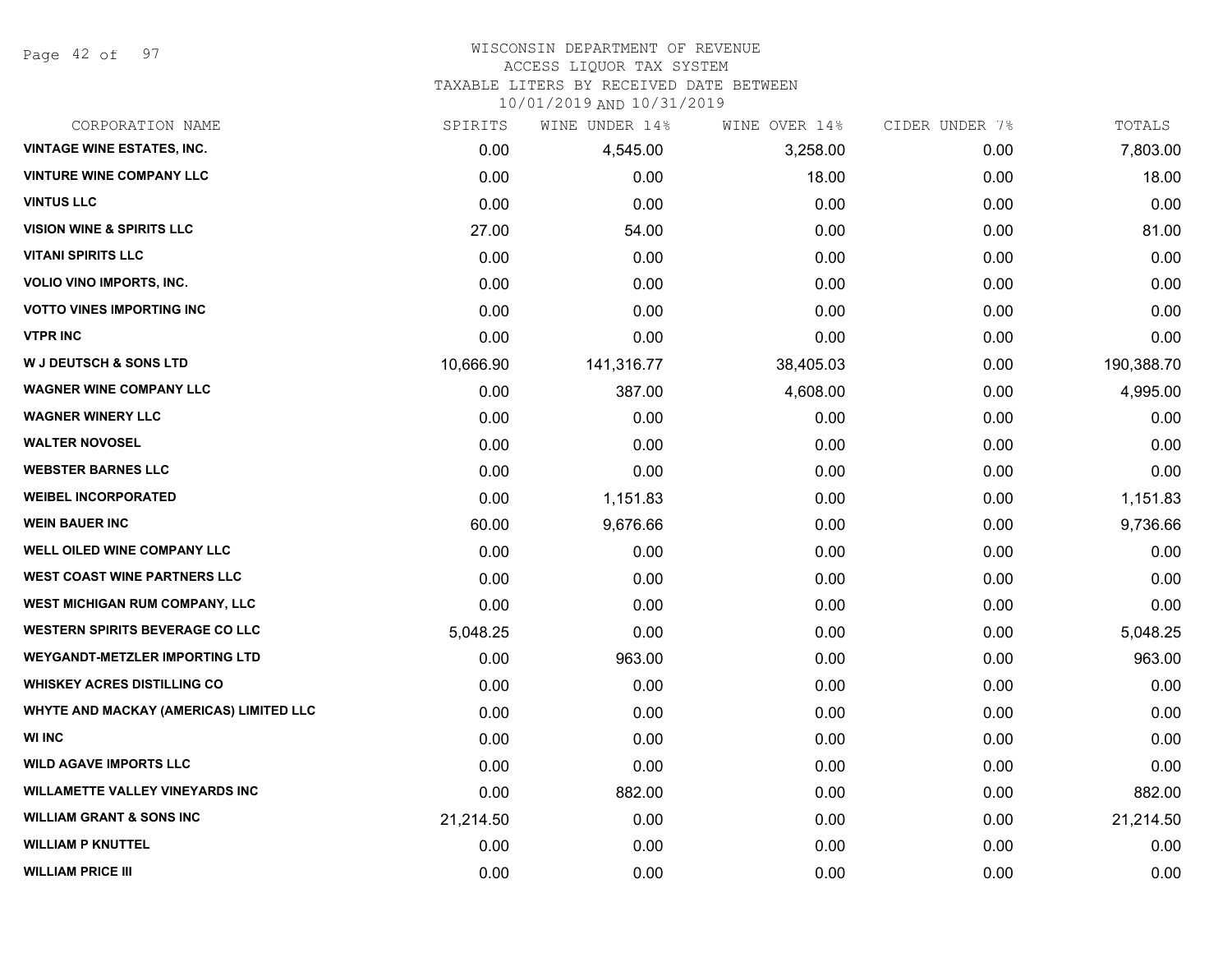# WISCONSIN DEPARTMENT OF REVENUE
ACCESS LIQUOR TAX SYSTEM
TAXABLE LITERS BY RECEIVED DATE BETWEEN
10/01/2019 AND 10/31/2019

| CORPORATION NAME | SPIRITS | WINE UNDER 14% | WINE OVER 14% | CIDER UNDER 7% | TOTALS |
|---|---|---|---|---|---|
| VINTAGE WINE ESTATES, INC. | 0.00 | 4,545.00 | 3,258.00 | 0.00 | 7,803.00 |
| VINTURE WINE COMPANY LLC | 0.00 | 0.00 | 18.00 | 0.00 | 18.00 |
| VINTUS LLC | 0.00 | 0.00 | 0.00 | 0.00 | 0.00 |
| VISION WINE & SPIRITS LLC | 27.00 | 54.00 | 0.00 | 0.00 | 81.00 |
| VITANI SPIRITS LLC | 0.00 | 0.00 | 0.00 | 0.00 | 0.00 |
| VOLIO VINO IMPORTS, INC. | 0.00 | 0.00 | 0.00 | 0.00 | 0.00 |
| VOTTO VINES IMPORTING INC | 0.00 | 0.00 | 0.00 | 0.00 | 0.00 |
| VTPR INC | 0.00 | 0.00 | 0.00 | 0.00 | 0.00 |
| W J DEUTSCH & SONS LTD | 10,666.90 | 141,316.77 | 38,405.03 | 0.00 | 190,388.70 |
| WAGNER WINE COMPANY LLC | 0.00 | 387.00 | 4,608.00 | 0.00 | 4,995.00 |
| WAGNER WINERY LLC | 0.00 | 0.00 | 0.00 | 0.00 | 0.00 |
| WALTER NOVOSEL | 0.00 | 0.00 | 0.00 | 0.00 | 0.00 |
| WEBSTER BARNES LLC | 0.00 | 0.00 | 0.00 | 0.00 | 0.00 |
| WEIBEL INCORPORATED | 0.00 | 1,151.83 | 0.00 | 0.00 | 1,151.83 |
| WEIN BAUER INC | 60.00 | 9,676.66 | 0.00 | 0.00 | 9,736.66 |
| WELL OILED WINE COMPANY LLC | 0.00 | 0.00 | 0.00 | 0.00 | 0.00 |
| WEST COAST WINE PARTNERS LLC | 0.00 | 0.00 | 0.00 | 0.00 | 0.00 |
| WEST MICHIGAN RUM COMPANY, LLC | 0.00 | 0.00 | 0.00 | 0.00 | 0.00 |
| WESTERN SPIRITS BEVERAGE CO LLC | 5,048.25 | 0.00 | 0.00 | 0.00 | 5,048.25 |
| WEYGANDT-METZLER IMPORTING LTD | 0.00 | 963.00 | 0.00 | 0.00 | 963.00 |
| WHISKEY ACRES DISTILLING CO | 0.00 | 0.00 | 0.00 | 0.00 | 0.00 |
| WHYTE AND MACKAY (AMERICAS) LIMITED LLC | 0.00 | 0.00 | 0.00 | 0.00 | 0.00 |
| WI INC | 0.00 | 0.00 | 0.00 | 0.00 | 0.00 |
| WILD AGAVE IMPORTS LLC | 0.00 | 0.00 | 0.00 | 0.00 | 0.00 |
| WILLAMETTE VALLEY VINEYARDS INC | 0.00 | 882.00 | 0.00 | 0.00 | 882.00 |
| WILLIAM GRANT & SONS INC | 21,214.50 | 0.00 | 0.00 | 0.00 | 21,214.50 |
| WILLIAM P KNUTTEL | 0.00 | 0.00 | 0.00 | 0.00 | 0.00 |
| WILLIAM PRICE III | 0.00 | 0.00 | 0.00 | 0.00 | 0.00 |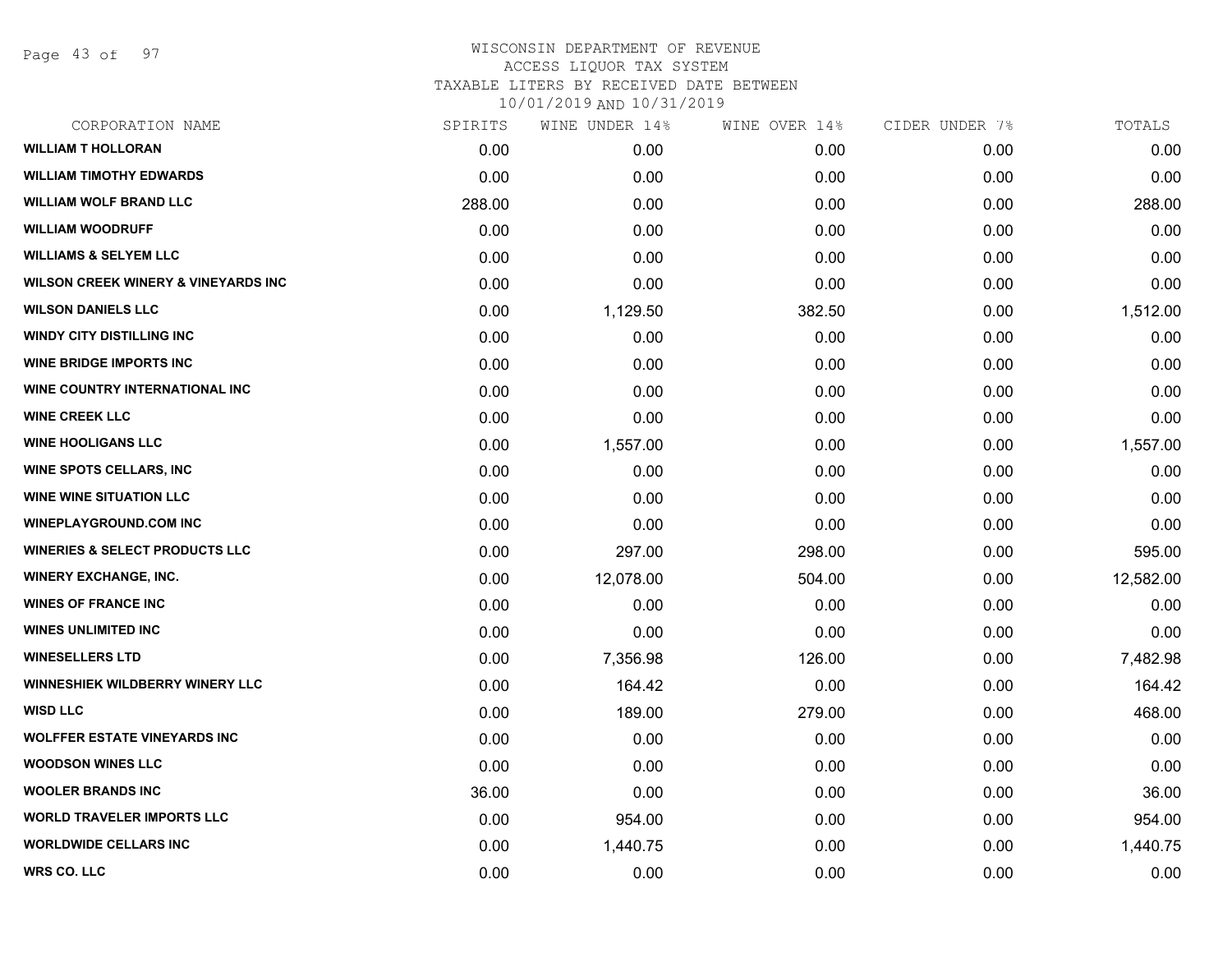WISCONSIN DEPARTMENT OF REVENUE
ACCESS LIQUOR TAX SYSTEM
TAXABLE LITERS BY RECEIVED DATE BETWEEN
10/01/2019 AND 10/31/2019

| CORPORATION NAME | SPIRITS | WINE UNDER 14% | WINE OVER 14% | CIDER UNDER 7% | TOTALS |
|---|---|---|---|---|---|
| WILLIAM T HOLLORAN | 0.00 | 0.00 | 0.00 | 0.00 | 0.00 |
| WILLIAM TIMOTHY EDWARDS | 0.00 | 0.00 | 0.00 | 0.00 | 0.00 |
| WILLIAM WOLF BRAND LLC | 288.00 | 0.00 | 0.00 | 0.00 | 288.00 |
| WILLIAM WOODRUFF | 0.00 | 0.00 | 0.00 | 0.00 | 0.00 |
| WILLIAMS & SELYEM LLC | 0.00 | 0.00 | 0.00 | 0.00 | 0.00 |
| WILSON CREEK WINERY & VINEYARDS INC | 0.00 | 0.00 | 0.00 | 0.00 | 0.00 |
| WILSON DANIELS LLC | 0.00 | 1,129.50 | 382.50 | 0.00 | 1,512.00 |
| WINDY CITY DISTILLING INC | 0.00 | 0.00 | 0.00 | 0.00 | 0.00 |
| WINE BRIDGE IMPORTS INC | 0.00 | 0.00 | 0.00 | 0.00 | 0.00 |
| WINE COUNTRY INTERNATIONAL INC | 0.00 | 0.00 | 0.00 | 0.00 | 0.00 |
| WINE CREEK LLC | 0.00 | 0.00 | 0.00 | 0.00 | 0.00 |
| WINE HOOLIGANS LLC | 0.00 | 1,557.00 | 0.00 | 0.00 | 1,557.00 |
| WINE SPOTS CELLARS, INC | 0.00 | 0.00 | 0.00 | 0.00 | 0.00 |
| WINE WINE SITUATION LLC | 0.00 | 0.00 | 0.00 | 0.00 | 0.00 |
| WINEPLAYGROUND.COM INC | 0.00 | 0.00 | 0.00 | 0.00 | 0.00 |
| WINERIES & SELECT PRODUCTS LLC | 0.00 | 297.00 | 298.00 | 0.00 | 595.00 |
| WINERY EXCHANGE, INC. | 0.00 | 12,078.00 | 504.00 | 0.00 | 12,582.00 |
| WINES OF FRANCE INC | 0.00 | 0.00 | 0.00 | 0.00 | 0.00 |
| WINES UNLIMITED INC | 0.00 | 0.00 | 0.00 | 0.00 | 0.00 |
| WINESELLERS LTD | 0.00 | 7,356.98 | 126.00 | 0.00 | 7,482.98 |
| WINNESHIEK WILDBERRY WINERY LLC | 0.00 | 164.42 | 0.00 | 0.00 | 164.42 |
| WISD LLC | 0.00 | 189.00 | 279.00 | 0.00 | 468.00 |
| WOLFFER ESTATE VINEYARDS INC | 0.00 | 0.00 | 0.00 | 0.00 | 0.00 |
| WOODSON WINES LLC | 0.00 | 0.00 | 0.00 | 0.00 | 0.00 |
| WOOLER BRANDS INC | 36.00 | 0.00 | 0.00 | 0.00 | 36.00 |
| WORLD TRAVELER IMPORTS LLC | 0.00 | 954.00 | 0.00 | 0.00 | 954.00 |
| WORLDWIDE CELLARS INC | 0.00 | 1,440.75 | 0.00 | 0.00 | 1,440.75 |
| WRS CO. LLC | 0.00 | 0.00 | 0.00 | 0.00 | 0.00 |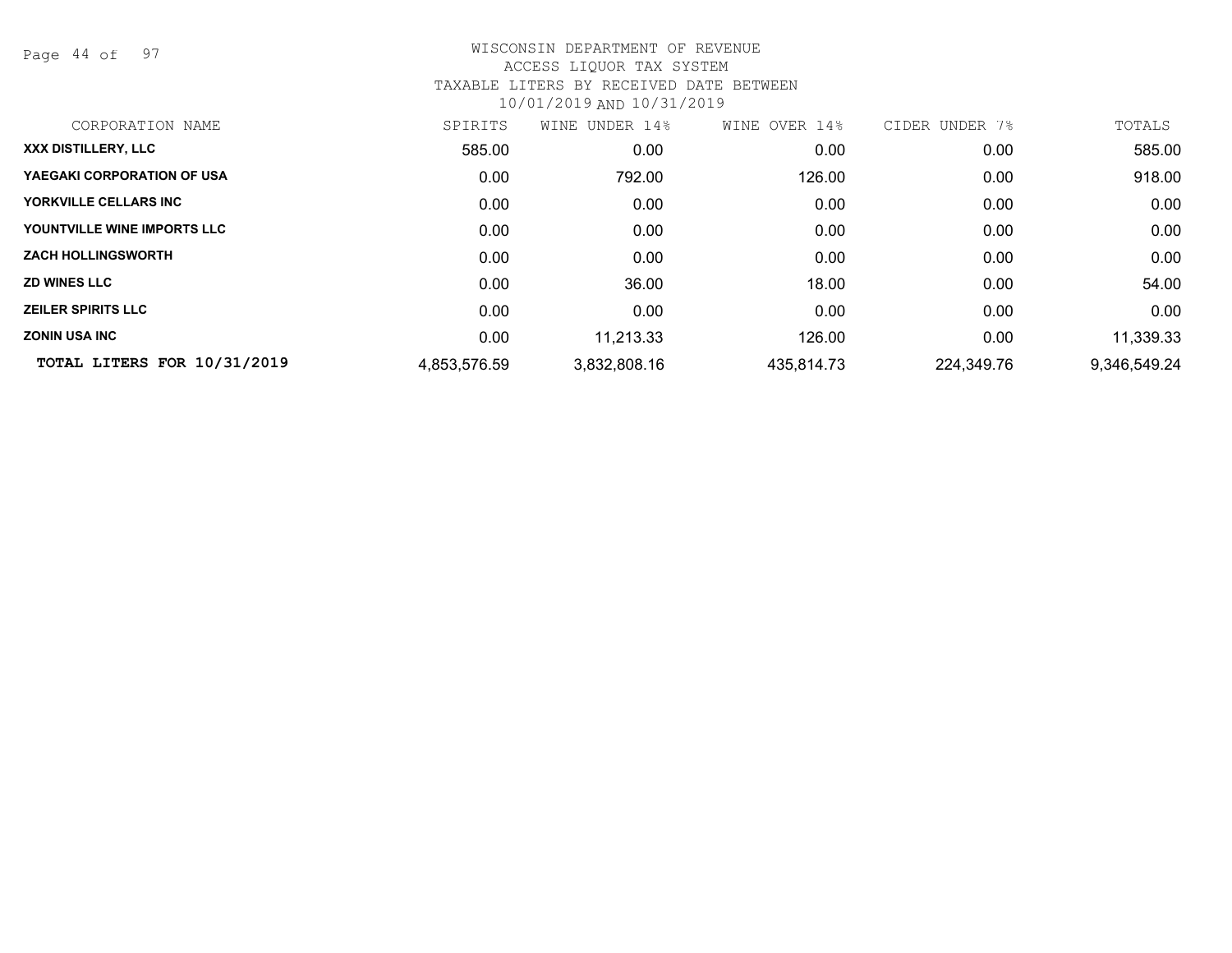WISCONSIN DEPARTMENT OF REVENUE
ACCESS LIQUOR TAX SYSTEM
TAXABLE LITERS BY RECEIVED DATE BETWEEN
10/01/2019 AND 10/31/2019

| CORPORATION NAME | SPIRITS | WINE UNDER 14% | WINE OVER 14% | CIDER UNDER 7% | TOTALS |
|---|---|---|---|---|---|
| **XXX DISTILLERY, LLC** | 585.00 | 0.00 | 0.00 | 0.00 | 585.00 |
| **YAEGAKI CORPORATION OF USA** | 0.00 | 792.00 | 126.00 | 0.00 | 918.00 |
| **YORKVILLE CELLARS INC** | 0.00 | 0.00 | 0.00 | 0.00 | 0.00 |
| **YOUNTVILLE WINE IMPORTS LLC** | 0.00 | 0.00 | 0.00 | 0.00 | 0.00 |
| **ZACH HOLLINGSWORTH** | 0.00 | 0.00 | 0.00 | 0.00 | 0.00 |
| **ZD WINES LLC** | 0.00 | 36.00 | 18.00 | 0.00 | 54.00 |
| **ZEILER SPIRITS LLC** | 0.00 | 0.00 | 0.00 | 0.00 | 0.00 |
| **ZONIN USA INC** | 0.00 | 11,213.33 | 126.00 | 0.00 | 11,339.33 |
| **TOTAL LITERS FOR 10/31/2019** | 4,853,576.59 | 3,832,808.16 | 435,814.73 | 224,349.76 | 9,346,549.24 |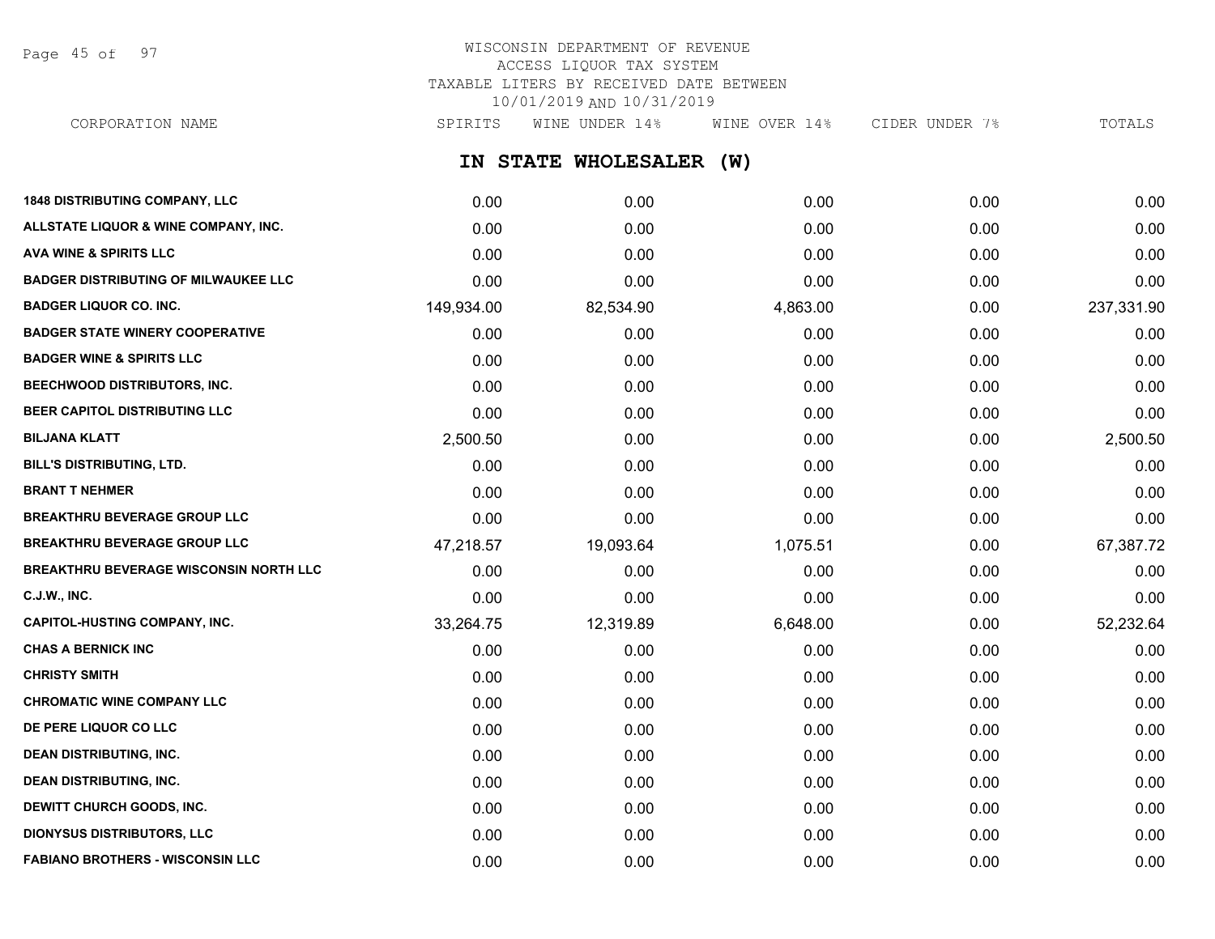WISCONSIN DEPARTMENT OF REVENUE
ACCESS LIQUOR TAX SYSTEM
TAXABLE LITERS BY RECEIVED DATE BETWEEN
10/01/2019 AND 10/31/2019

## IN STATE WHOLESALER (W)

| CORPORATION NAME | SPIRITS | WINE UNDER 14% | WINE OVER 14% | CIDER UNDER 7% | TOTALS |
|---|---|---|---|---|---|
| 1848 DISTRIBUTING COMPANY, LLC | 0.00 | 0.00 | 0.00 | 0.00 | 0.00 |
| ALLSTATE LIQUOR & WINE COMPANY, INC. | 0.00 | 0.00 | 0.00 | 0.00 | 0.00 |
| AVA WINE & SPIRITS LLC | 0.00 | 0.00 | 0.00 | 0.00 | 0.00 |
| BADGER DISTRIBUTING OF MILWAUKEE LLC | 0.00 | 0.00 | 0.00 | 0.00 | 0.00 |
| BADGER LIQUOR CO. INC. | 149,934.00 | 82,534.90 | 4,863.00 | 0.00 | 237,331.90 |
| BADGER STATE WINERY COOPERATIVE | 0.00 | 0.00 | 0.00 | 0.00 | 0.00 |
| BADGER WINE & SPIRITS LLC | 0.00 | 0.00 | 0.00 | 0.00 | 0.00 |
| BEECHWOOD DISTRIBUTORS, INC. | 0.00 | 0.00 | 0.00 | 0.00 | 0.00 |
| BEER CAPITOL DISTRIBUTING LLC | 0.00 | 0.00 | 0.00 | 0.00 | 0.00 |
| BILJANA KLATT | 2,500.50 | 0.00 | 0.00 | 0.00 | 2,500.50 |
| BILL'S DISTRIBUTING, LTD. | 0.00 | 0.00 | 0.00 | 0.00 | 0.00 |
| BRANT T NEHMER | 0.00 | 0.00 | 0.00 | 0.00 | 0.00 |
| BREAKTHRU BEVERAGE GROUP LLC | 0.00 | 0.00 | 0.00 | 0.00 | 0.00 |
| BREAKTHRU BEVERAGE GROUP LLC | 47,218.57 | 19,093.64 | 1,075.51 | 0.00 | 67,387.72 |
| BREAKTHRU BEVERAGE WISCONSIN NORTH LLC | 0.00 | 0.00 | 0.00 | 0.00 | 0.00 |
| C.J.W., INC. | 0.00 | 0.00 | 0.00 | 0.00 | 0.00 |
| CAPITOL-HUSTING COMPANY, INC. | 33,264.75 | 12,319.89 | 6,648.00 | 0.00 | 52,232.64 |
| CHAS A BERNICK INC | 0.00 | 0.00 | 0.00 | 0.00 | 0.00 |
| CHRISTY SMITH | 0.00 | 0.00 | 0.00 | 0.00 | 0.00 |
| CHROMATIC WINE COMPANY LLC | 0.00 | 0.00 | 0.00 | 0.00 | 0.00 |
| DE PERE LIQUOR CO LLC | 0.00 | 0.00 | 0.00 | 0.00 | 0.00 |
| DEAN DISTRIBUTING, INC. | 0.00 | 0.00 | 0.00 | 0.00 | 0.00 |
| DEAN DISTRIBUTING, INC. | 0.00 | 0.00 | 0.00 | 0.00 | 0.00 |
| DEWITT CHURCH GOODS, INC. | 0.00 | 0.00 | 0.00 | 0.00 | 0.00 |
| DIONYSUS DISTRIBUTORS, LLC | 0.00 | 0.00 | 0.00 | 0.00 | 0.00 |
| FABIANO BROTHERS - WISCONSIN LLC | 0.00 | 0.00 | 0.00 | 0.00 | 0.00 |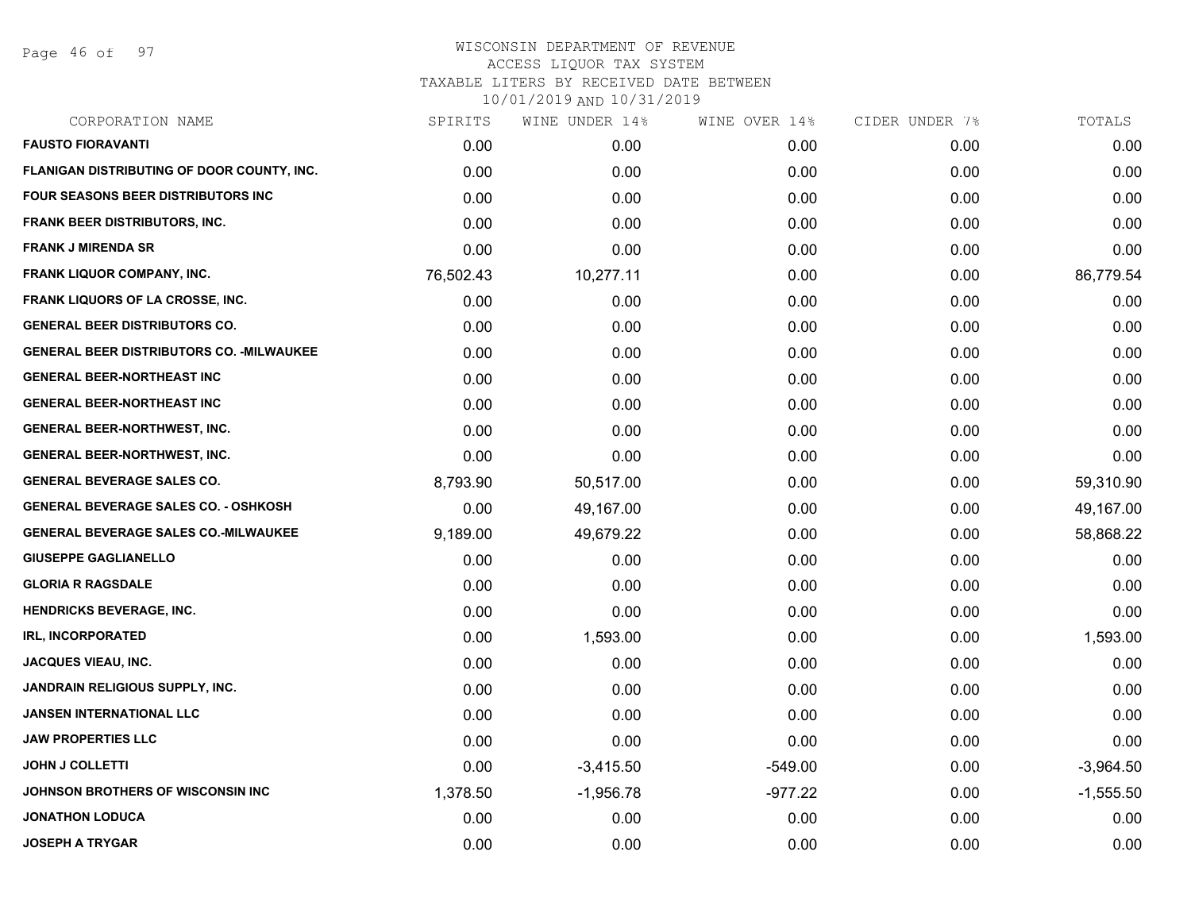# WISCONSIN DEPARTMENT OF REVENUE
## ACCESS LIQUOR TAX SYSTEM
### TAXABLE LITERS BY RECEIVED DATE BETWEEN 10/01/2019 AND 10/31/2019

| CORPORATION NAME | SPIRITS | WINE UNDER 14% | WINE OVER 14% | CIDER UNDER 7% | TOTALS |
|---|---|---|---|---|---|
| FAUSTO FIORAVANTI | 0.00 | 0.00 | 0.00 | 0.00 | 0.00 |
| FLANIGAN DISTRIBUTING OF DOOR COUNTY, INC. | 0.00 | 0.00 | 0.00 | 0.00 | 0.00 |
| FOUR SEASONS BEER DISTRIBUTORS INC | 0.00 | 0.00 | 0.00 | 0.00 | 0.00 |
| FRANK BEER DISTRIBUTORS, INC. | 0.00 | 0.00 | 0.00 | 0.00 | 0.00 |
| FRANK J MIRENDA SR | 0.00 | 0.00 | 0.00 | 0.00 | 0.00 |
| FRANK LIQUOR COMPANY, INC. | 76,502.43 | 10,277.11 | 0.00 | 0.00 | 86,779.54 |
| FRANK LIQUORS OF LA CROSSE, INC. | 0.00 | 0.00 | 0.00 | 0.00 | 0.00 |
| GENERAL BEER DISTRIBUTORS CO. | 0.00 | 0.00 | 0.00 | 0.00 | 0.00 |
| GENERAL BEER DISTRIBUTORS CO. -MILWAUKEE | 0.00 | 0.00 | 0.00 | 0.00 | 0.00 |
| GENERAL BEER-NORTHEAST INC | 0.00 | 0.00 | 0.00 | 0.00 | 0.00 |
| GENERAL BEER-NORTHEAST INC | 0.00 | 0.00 | 0.00 | 0.00 | 0.00 |
| GENERAL BEER-NORTHWEST, INC. | 0.00 | 0.00 | 0.00 | 0.00 | 0.00 |
| GENERAL BEER-NORTHWEST, INC. | 0.00 | 0.00 | 0.00 | 0.00 | 0.00 |
| GENERAL BEVERAGE SALES CO. | 8,793.90 | 50,517.00 | 0.00 | 0.00 | 59,310.90 |
| GENERAL BEVERAGE SALES CO. - OSHKOSH | 0.00 | 49,167.00 | 0.00 | 0.00 | 49,167.00 |
| GENERAL BEVERAGE SALES CO.-MILWAUKEE | 9,189.00 | 49,679.22 | 0.00 | 0.00 | 58,868.22 |
| GIUSEPPE GAGLIANELLO | 0.00 | 0.00 | 0.00 | 0.00 | 0.00 |
| GLORIA R RAGSDALE | 0.00 | 0.00 | 0.00 | 0.00 | 0.00 |
| HENDRICKS BEVERAGE, INC. | 0.00 | 0.00 | 0.00 | 0.00 | 0.00 |
| IRL, INCORPORATED | 0.00 | 1,593.00 | 0.00 | 0.00 | 1,593.00 |
| JACQUES VIEAU, INC. | 0.00 | 0.00 | 0.00 | 0.00 | 0.00 |
| JANDRAIN RELIGIOUS SUPPLY, INC. | 0.00 | 0.00 | 0.00 | 0.00 | 0.00 |
| JANSEN INTERNATIONAL LLC | 0.00 | 0.00 | 0.00 | 0.00 | 0.00 |
| JAW PROPERTIES LLC | 0.00 | 0.00 | 0.00 | 0.00 | 0.00 |
| JOHN J COLLETTI | 0.00 | -3,415.50 | -549.00 | 0.00 | -3,964.50 |
| JOHNSON BROTHERS OF WISCONSIN INC | 1,378.50 | -1,956.78 | -977.22 | 0.00 | -1,555.50 |
| JONATHON LODUCA | 0.00 | 0.00 | 0.00 | 0.00 | 0.00 |
| JOSEPH A TRYGAR | 0.00 | 0.00 | 0.00 | 0.00 | 0.00 |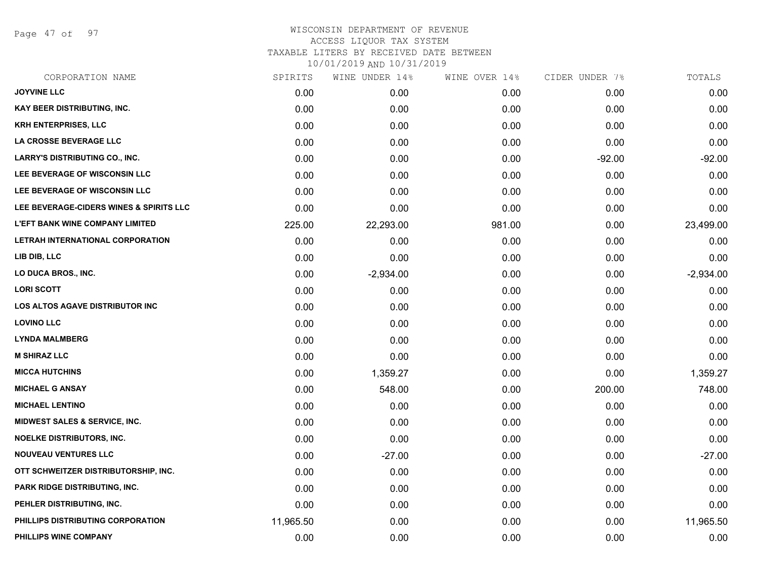# WISCONSIN DEPARTMENT OF REVENUE
## ACCESS LIQUOR TAX SYSTEM
### TAXABLE LITERS BY RECEIVED DATE BETWEEN 10/01/2019 AND 10/31/2019

| CORPORATION NAME | SPIRITS | WINE UNDER 14% | WINE OVER 14% | CIDER UNDER 7% | TOTALS |
|---|---|---|---|---|---|
| JOYVINE LLC | 0.00 | 0.00 | 0.00 | 0.00 | 0.00 |
| KAY BEER DISTRIBUTING, INC. | 0.00 | 0.00 | 0.00 | 0.00 | 0.00 |
| KRH ENTERPRISES, LLC | 0.00 | 0.00 | 0.00 | 0.00 | 0.00 |
| LA CROSSE BEVERAGE LLC | 0.00 | 0.00 | 0.00 | 0.00 | 0.00 |
| LARRY'S DISTRIBUTING CO., INC. | 0.00 | 0.00 | 0.00 | -92.00 | -92.00 |
| LEE BEVERAGE OF WISCONSIN LLC | 0.00 | 0.00 | 0.00 | 0.00 | 0.00 |
| LEE BEVERAGE OF WISCONSIN LLC | 0.00 | 0.00 | 0.00 | 0.00 | 0.00 |
| LEE BEVERAGE-CIDERS WINES & SPIRITS LLC | 0.00 | 0.00 | 0.00 | 0.00 | 0.00 |
| L'EFT BANK WINE COMPANY LIMITED | 225.00 | 22,293.00 | 981.00 | 0.00 | 23,499.00 |
| LETRAH INTERNATIONAL CORPORATION | 0.00 | 0.00 | 0.00 | 0.00 | 0.00 |
| LIB DIB, LLC | 0.00 | 0.00 | 0.00 | 0.00 | 0.00 |
| LO DUCA BROS., INC. | 0.00 | -2,934.00 | 0.00 | 0.00 | -2,934.00 |
| LORI SCOTT | 0.00 | 0.00 | 0.00 | 0.00 | 0.00 |
| LOS ALTOS AGAVE DISTRIBUTOR INC | 0.00 | 0.00 | 0.00 | 0.00 | 0.00 |
| LOVINO LLC | 0.00 | 0.00 | 0.00 | 0.00 | 0.00 |
| LYNDA MALMBERG | 0.00 | 0.00 | 0.00 | 0.00 | 0.00 |
| M SHIRAZ LLC | 0.00 | 0.00 | 0.00 | 0.00 | 0.00 |
| MICCA HUTCHINS | 0.00 | 1,359.27 | 0.00 | 0.00 | 1,359.27 |
| MICHAEL G ANSAY | 0.00 | 548.00 | 0.00 | 200.00 | 748.00 |
| MICHAEL LENTINO | 0.00 | 0.00 | 0.00 | 0.00 | 0.00 |
| MIDWEST SALES & SERVICE, INC. | 0.00 | 0.00 | 0.00 | 0.00 | 0.00 |
| NOELKE DISTRIBUTORS, INC. | 0.00 | 0.00 | 0.00 | 0.00 | 0.00 |
| NOUVEAU VENTURES LLC | 0.00 | -27.00 | 0.00 | 0.00 | -27.00 |
| OTT SCHWEITZER DISTRIBUTORSHIP, INC. | 0.00 | 0.00 | 0.00 | 0.00 | 0.00 |
| PARK RIDGE DISTRIBUTING, INC. | 0.00 | 0.00 | 0.00 | 0.00 | 0.00 |
| PEHLER DISTRIBUTING, INC. | 0.00 | 0.00 | 0.00 | 0.00 | 0.00 |
| PHILLIPS DISTRIBUTING CORPORATION | 11,965.50 | 0.00 | 0.00 | 0.00 | 11,965.50 |
| PHILLIPS WINE COMPANY | 0.00 | 0.00 | 0.00 | 0.00 | 0.00 |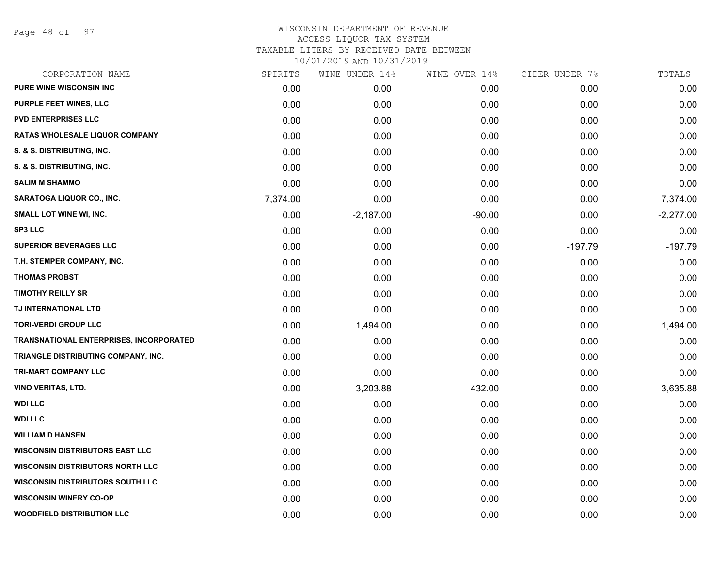# WISCONSIN DEPARTMENT OF REVENUE
ACCESS LIQUOR TAX SYSTEM
TAXABLE LITERS BY RECEIVED DATE BETWEEN
10/01/2019 AND 10/31/2019

| CORPORATION NAME | SPIRITS | WINE UNDER 14% | WINE OVER 14% | CIDER UNDER 7% | TOTALS |
|---|---|---|---|---|---|
| PURE WINE WISCONSIN INC | 0.00 | 0.00 | 0.00 | 0.00 | 0.00 |
| PURPLE FEET WINES, LLC | 0.00 | 0.00 | 0.00 | 0.00 | 0.00 |
| PVD ENTERPRISES LLC | 0.00 | 0.00 | 0.00 | 0.00 | 0.00 |
| RATAS WHOLESALE LIQUOR COMPANY | 0.00 | 0.00 | 0.00 | 0.00 | 0.00 |
| S. & S. DISTRIBUTING, INC. | 0.00 | 0.00 | 0.00 | 0.00 | 0.00 |
| S. & S. DISTRIBUTING, INC. | 0.00 | 0.00 | 0.00 | 0.00 | 0.00 |
| SALIM M SHAMMO | 0.00 | 0.00 | 0.00 | 0.00 | 0.00 |
| SARATOGA LIQUOR CO., INC. | 7,374.00 | 0.00 | 0.00 | 0.00 | 7,374.00 |
| SMALL LOT WINE WI, INC. | 0.00 | -2,187.00 | -90.00 | 0.00 | -2,277.00 |
| SP3 LLC | 0.00 | 0.00 | 0.00 | 0.00 | 0.00 |
| SUPERIOR BEVERAGES LLC | 0.00 | 0.00 | 0.00 | -197.79 | -197.79 |
| T.H. STEMPER COMPANY, INC. | 0.00 | 0.00 | 0.00 | 0.00 | 0.00 |
| THOMAS PROBST | 0.00 | 0.00 | 0.00 | 0.00 | 0.00 |
| TIMOTHY REILLY SR | 0.00 | 0.00 | 0.00 | 0.00 | 0.00 |
| TJ INTERNATIONAL LTD | 0.00 | 0.00 | 0.00 | 0.00 | 0.00 |
| TORI-VERDI GROUP LLC | 0.00 | 1,494.00 | 0.00 | 0.00 | 1,494.00 |
| TRANSNATIONAL ENTERPRISES, INCORPORATED | 0.00 | 0.00 | 0.00 | 0.00 | 0.00 |
| TRIANGLE DISTRIBUTING COMPANY, INC. | 0.00 | 0.00 | 0.00 | 0.00 | 0.00 |
| TRI-MART COMPANY LLC | 0.00 | 0.00 | 0.00 | 0.00 | 0.00 |
| VINO VERITAS, LTD. | 0.00 | 3,203.88 | 432.00 | 0.00 | 3,635.88 |
| WDI LLC | 0.00 | 0.00 | 0.00 | 0.00 | 0.00 |
| WDI LLC | 0.00 | 0.00 | 0.00 | 0.00 | 0.00 |
| WILLIAM D HANSEN | 0.00 | 0.00 | 0.00 | 0.00 | 0.00 |
| WISCONSIN DISTRIBUTORS EAST LLC | 0.00 | 0.00 | 0.00 | 0.00 | 0.00 |
| WISCONSIN DISTRIBUTORS NORTH LLC | 0.00 | 0.00 | 0.00 | 0.00 | 0.00 |
| WISCONSIN DISTRIBUTORS SOUTH LLC | 0.00 | 0.00 | 0.00 | 0.00 | 0.00 |
| WISCONSIN WINERY CO-OP | 0.00 | 0.00 | 0.00 | 0.00 | 0.00 |
| WOODFIELD DISTRIBUTION LLC | 0.00 | 0.00 | 0.00 | 0.00 | 0.00 |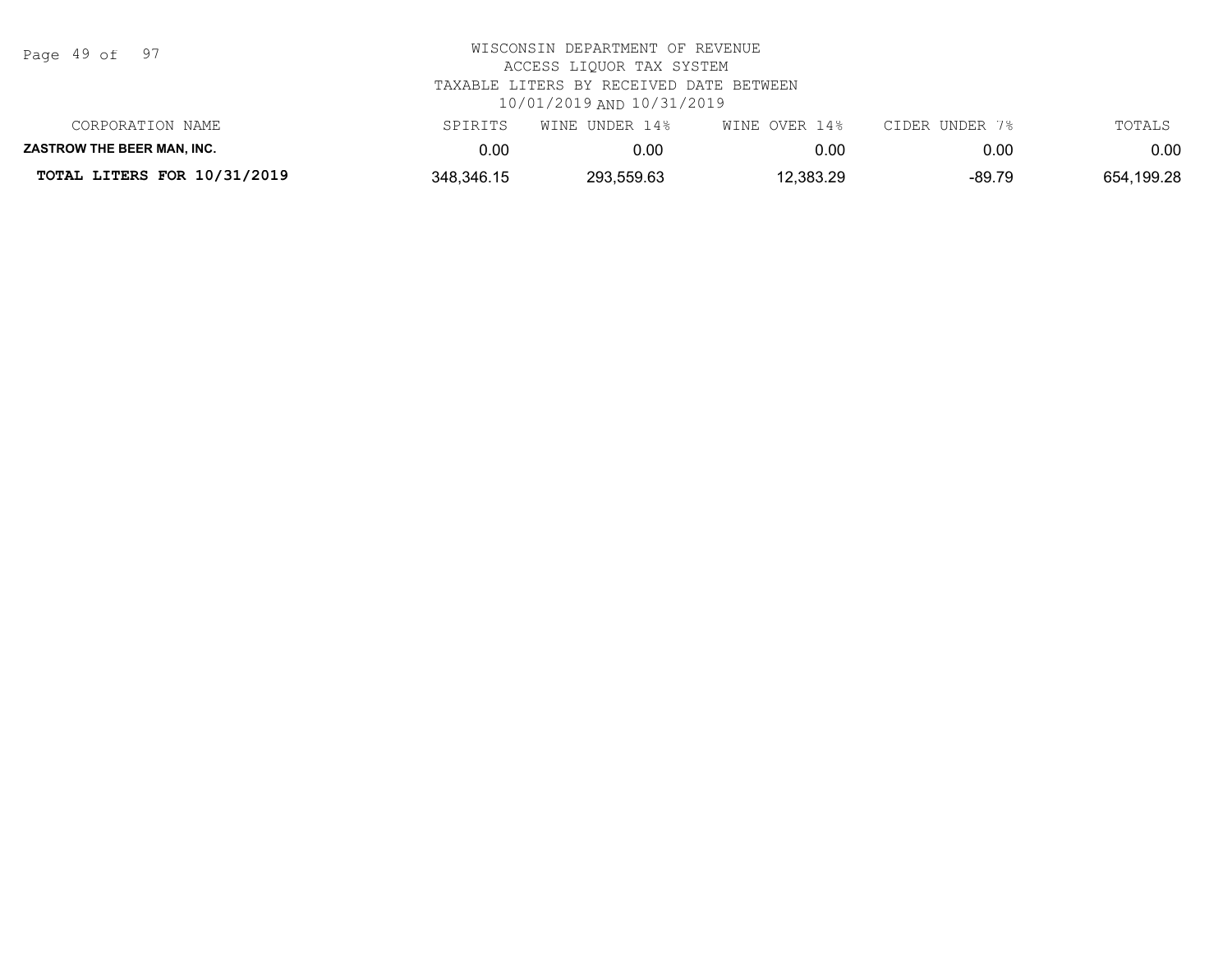WISCONSIN DEPARTMENT OF REVENUE
ACCESS LIQUOR TAX SYSTEM
TAXABLE LITERS BY RECEIVED DATE BETWEEN
10/01/2019 AND 10/31/2019

| CORPORATION NAME | SPIRITS | WINE UNDER 14% | WINE OVER 14% | CIDER UNDER 7% | TOTALS |
|---|---|---|---|---|---|
| **ZASTROW THE BEER MAN, INC.** | 0.00 | 0.00 | 0.00 | 0.00 | 0.00 |
| **TOTAL LITERS FOR 10/31/2019** | 348,346.15 | 293,559.63 | 12,383.29 | -89.79 | 654,199.28 |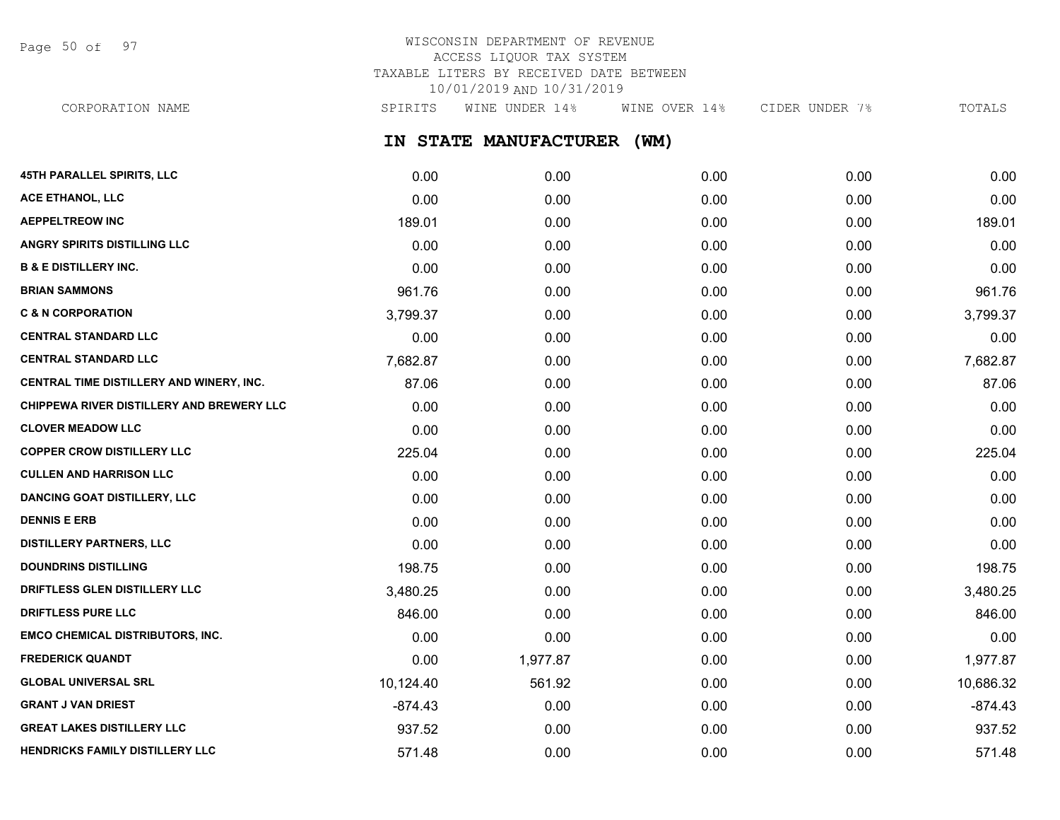WISCONSIN DEPARTMENT OF REVENUE
ACCESS LIQUOR TAX SYSTEM
TAXABLE LITERS BY RECEIVED DATE BETWEEN
10/01/2019 AND 10/31/2019

## IN STATE MANUFACTURER (WM)

| CORPORATION NAME | SPIRITS | WINE UNDER 14% | WINE OVER 14% | CIDER UNDER 7% | TOTALS |
|---|---|---|---|---|---|
| 45TH PARALLEL SPIRITS, LLC | 0.00 | 0.00 | 0.00 | 0.00 | 0.00 |
| ACE ETHANOL, LLC | 0.00 | 0.00 | 0.00 | 0.00 | 0.00 |
| AEPPELTREOW INC | 189.01 | 0.00 | 0.00 | 0.00 | 189.01 |
| ANGRY SPIRITS DISTILLING LLC | 0.00 | 0.00 | 0.00 | 0.00 | 0.00 |
| B & E DISTILLERY INC. | 0.00 | 0.00 | 0.00 | 0.00 | 0.00 |
| BRIAN SAMMONS | 961.76 | 0.00 | 0.00 | 0.00 | 961.76 |
| C & N CORPORATION | 3,799.37 | 0.00 | 0.00 | 0.00 | 3,799.37 |
| CENTRAL STANDARD LLC | 0.00 | 0.00 | 0.00 | 0.00 | 0.00 |
| CENTRAL STANDARD LLC | 7,682.87 | 0.00 | 0.00 | 0.00 | 7,682.87 |
| CENTRAL TIME DISTILLERY AND WINERY, INC. | 87.06 | 0.00 | 0.00 | 0.00 | 87.06 |
| CHIPPEWA RIVER DISTILLERY AND BREWERY LLC | 0.00 | 0.00 | 0.00 | 0.00 | 0.00 |
| CLOVER MEADOW LLC | 0.00 | 0.00 | 0.00 | 0.00 | 0.00 |
| COPPER CROW DISTILLERY LLC | 225.04 | 0.00 | 0.00 | 0.00 | 225.04 |
| CULLEN AND HARRISON LLC | 0.00 | 0.00 | 0.00 | 0.00 | 0.00 |
| DANCING GOAT DISTILLERY, LLC | 0.00 | 0.00 | 0.00 | 0.00 | 0.00 |
| DENNIS E ERB | 0.00 | 0.00 | 0.00 | 0.00 | 0.00 |
| DISTILLERY PARTNERS, LLC | 0.00 | 0.00 | 0.00 | 0.00 | 0.00 |
| DOUNDRINS DISTILLING | 198.75 | 0.00 | 0.00 | 0.00 | 198.75 |
| DRIFTLESS GLEN DISTILLERY LLC | 3,480.25 | 0.00 | 0.00 | 0.00 | 3,480.25 |
| DRIFTLESS PURE LLC | 846.00 | 0.00 | 0.00 | 0.00 | 846.00 |
| EMCO CHEMICAL DISTRIBUTORS, INC. | 0.00 | 0.00 | 0.00 | 0.00 | 0.00 |
| FREDERICK QUANDT | 0.00 | 1,977.87 | 0.00 | 0.00 | 1,977.87 |
| GLOBAL UNIVERSAL SRL | 10,124.40 | 561.92 | 0.00 | 0.00 | 10,686.32 |
| GRANT J VAN DRIEST | -874.43 | 0.00 | 0.00 | 0.00 | -874.43 |
| GREAT LAKES DISTILLERY LLC | 937.52 | 0.00 | 0.00 | 0.00 | 937.52 |
| HENDRICKS FAMILY DISTILLERY LLC | 571.48 | 0.00 | 0.00 | 0.00 | 571.48 |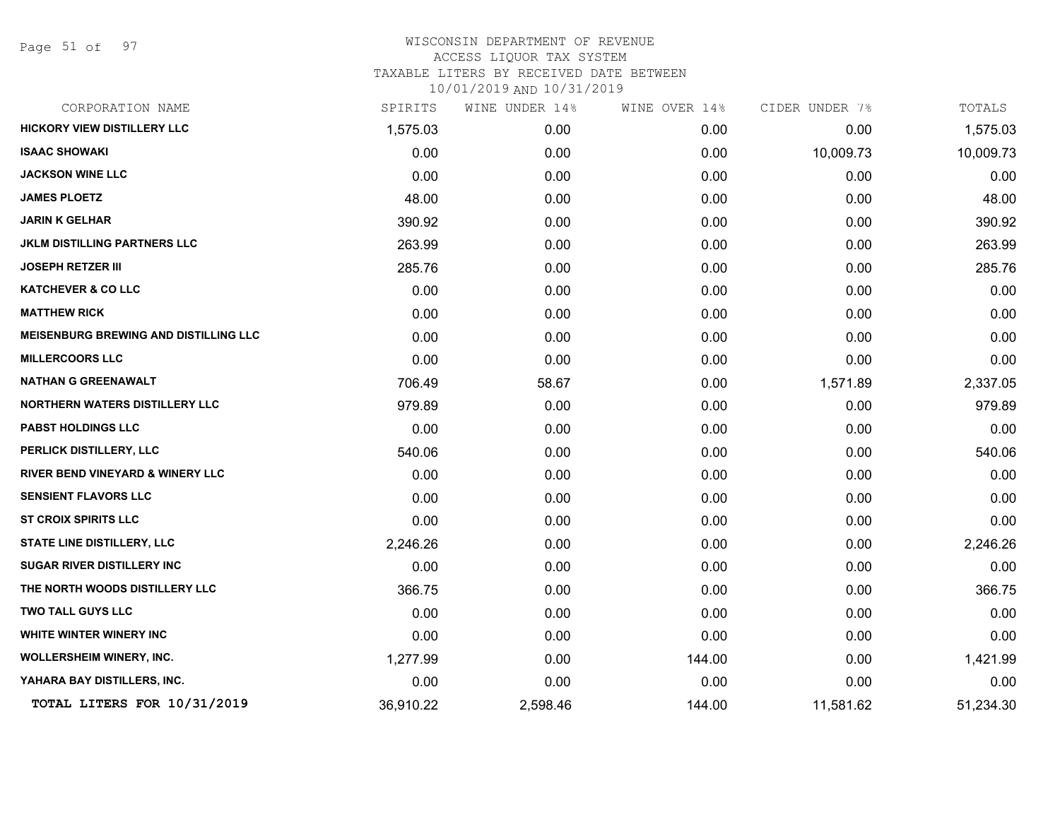WISCONSIN DEPARTMENT OF REVENUE
ACCESS LIQUOR TAX SYSTEM
TAXABLE LITERS BY RECEIVED DATE BETWEEN
10/01/2019 AND 10/31/2019

| CORPORATION NAME | SPIRITS | WINE UNDER 14% | WINE OVER 14% | CIDER UNDER 7% | TOTALS |
|---|---|---|---|---|---|
| **HICKORY VIEW DISTILLERY LLC** | 1,575.03 | 0.00 | 0.00 | 0.00 | 1,575.03 |
| **ISAAC SHOWAKI** | 0.00 | 0.00 | 0.00 | 10,009.73 | 10,009.73 |
| **JACKSON WINE LLC** | 0.00 | 0.00 | 0.00 | 0.00 | 0.00 |
| **JAMES PLOETZ** | 48.00 | 0.00 | 0.00 | 0.00 | 48.00 |
| **JARIN K GELHAR** | 390.92 | 0.00 | 0.00 | 0.00 | 390.92 |
| **JKLM DISTILLING PARTNERS LLC** | 263.99 | 0.00 | 0.00 | 0.00 | 263.99 |
| **JOSEPH RETZER III** | 285.76 | 0.00 | 0.00 | 0.00 | 285.76 |
| **KATCHEVER & CO LLC** | 0.00 | 0.00 | 0.00 | 0.00 | 0.00 |
| **MATTHEW RICK** | 0.00 | 0.00 | 0.00 | 0.00 | 0.00 |
| **MEISENBURG BREWING AND DISTILLING LLC** | 0.00 | 0.00 | 0.00 | 0.00 | 0.00 |
| **MILLERCOORS LLC** | 0.00 | 0.00 | 0.00 | 0.00 | 0.00 |
| **NATHAN G GREENAWALT** | 706.49 | 58.67 | 0.00 | 1,571.89 | 2,337.05 |
| **NORTHERN WATERS DISTILLERY LLC** | 979.89 | 0.00 | 0.00 | 0.00 | 979.89 |
| **PABST HOLDINGS LLC** | 0.00 | 0.00 | 0.00 | 0.00 | 0.00 |
| **PERLICK DISTILLERY, LLC** | 540.06 | 0.00 | 0.00 | 0.00 | 540.06 |
| **RIVER BEND VINEYARD & WINERY LLC** | 0.00 | 0.00 | 0.00 | 0.00 | 0.00 |
| **SENSIENT FLAVORS LLC** | 0.00 | 0.00 | 0.00 | 0.00 | 0.00 |
| **ST CROIX SPIRITS LLC** | 0.00 | 0.00 | 0.00 | 0.00 | 0.00 |
| **STATE LINE DISTILLERY, LLC** | 2,246.26 | 0.00 | 0.00 | 0.00 | 2,246.26 |
| **SUGAR RIVER DISTILLERY INC** | 0.00 | 0.00 | 0.00 | 0.00 | 0.00 |
| **THE NORTH WOODS DISTILLERY LLC** | 366.75 | 0.00 | 0.00 | 0.00 | 366.75 |
| **TWO TALL GUYS LLC** | 0.00 | 0.00 | 0.00 | 0.00 | 0.00 |
| **WHITE WINTER WINERY INC** | 0.00 | 0.00 | 0.00 | 0.00 | 0.00 |
| **WOLLERSHEIM WINERY, INC.** | 1,277.99 | 0.00 | 144.00 | 0.00 | 1,421.99 |
| **YAHARA BAY DISTILLERS, INC.** | 0.00 | 0.00 | 0.00 | 0.00 | 0.00 |
| **TOTAL LITERS FOR 10/31/2019** | 36,910.22 | 2,598.46 | 144.00 | 11,581.62 | 51,234.30 |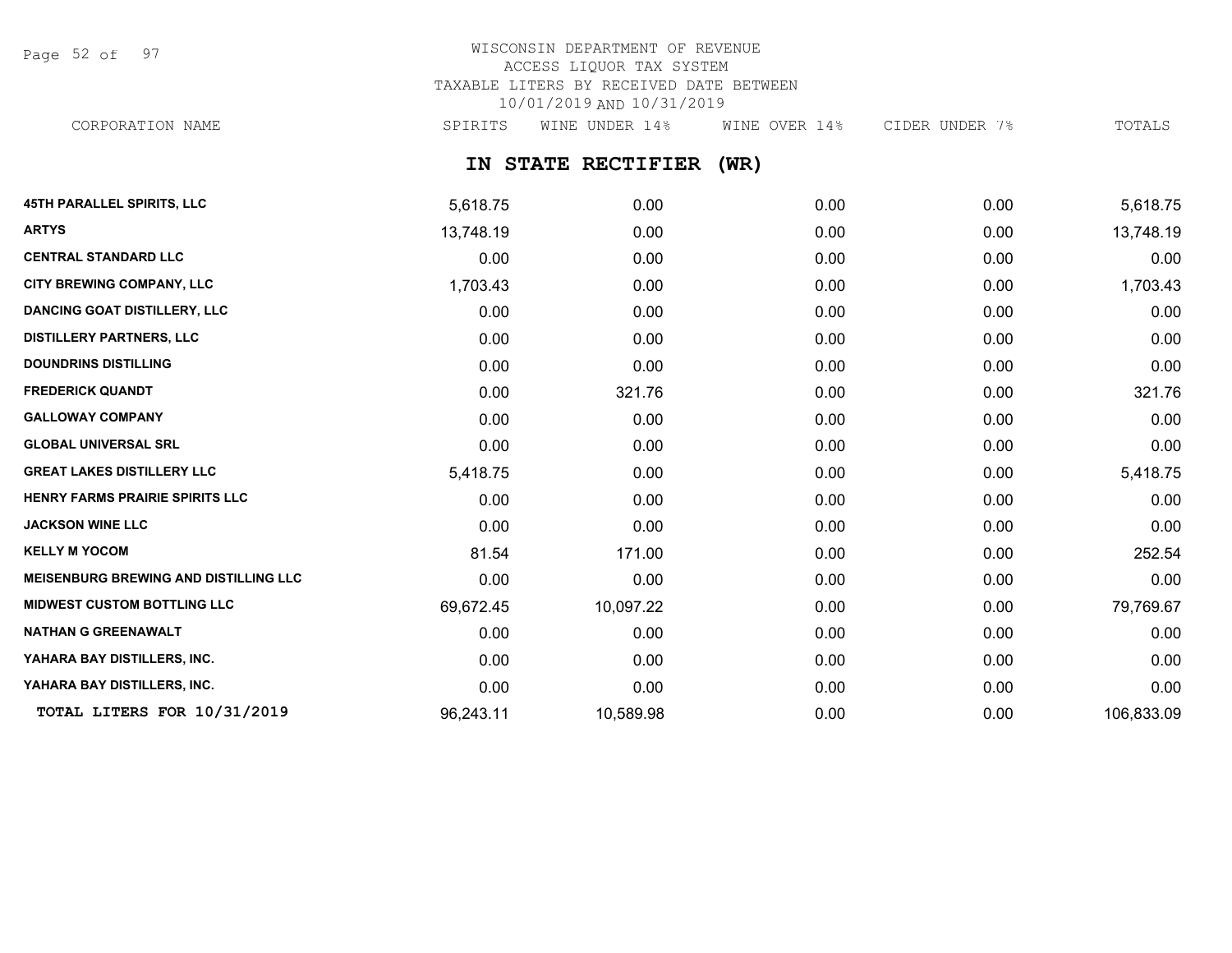WISCONSIN DEPARTMENT OF REVENUE
ACCESS LIQUOR TAX SYSTEM
TAXABLE LITERS BY RECEIVED DATE BETWEEN
10/01/2019 AND 10/31/2019

## IN STATE RECTIFIER (WR)

| CORPORATION NAME | SPIRITS | WINE UNDER 14% | WINE OVER 14% | CIDER UNDER 7% | TOTALS |
|---|---|---|---|---|---|
| 45TH PARALLEL SPIRITS, LLC | 5,618.75 | 0.00 | 0.00 | 0.00 | 5,618.75 |
| ARTYS | 13,748.19 | 0.00 | 0.00 | 0.00 | 13,748.19 |
| CENTRAL STANDARD LLC | 0.00 | 0.00 | 0.00 | 0.00 | 0.00 |
| CITY BREWING COMPANY, LLC | 1,703.43 | 0.00 | 0.00 | 0.00 | 1,703.43 |
| DANCING GOAT DISTILLERY, LLC | 0.00 | 0.00 | 0.00 | 0.00 | 0.00 |
| DISTILLERY PARTNERS, LLC | 0.00 | 0.00 | 0.00 | 0.00 | 0.00 |
| DOUNDRINS DISTILLING | 0.00 | 0.00 | 0.00 | 0.00 | 0.00 |
| FREDERICK QUANDT | 0.00 | 321.76 | 0.00 | 0.00 | 321.76 |
| GALLOWAY COMPANY | 0.00 | 0.00 | 0.00 | 0.00 | 0.00 |
| GLOBAL UNIVERSAL SRL | 0.00 | 0.00 | 0.00 | 0.00 | 0.00 |
| GREAT LAKES DISTILLERY LLC | 5,418.75 | 0.00 | 0.00 | 0.00 | 5,418.75 |
| HENRY FARMS PRAIRIE SPIRITS LLC | 0.00 | 0.00 | 0.00 | 0.00 | 0.00 |
| JACKSON WINE LLC | 0.00 | 0.00 | 0.00 | 0.00 | 0.00 |
| KELLY M YOCOM | 81.54 | 171.00 | 0.00 | 0.00 | 252.54 |
| MEISENBURG BREWING AND DISTILLING LLC | 0.00 | 0.00 | 0.00 | 0.00 | 0.00 |
| MIDWEST CUSTOM BOTTLING LLC | 69,672.45 | 10,097.22 | 0.00 | 0.00 | 79,769.67 |
| NATHAN G GREENAWALT | 0.00 | 0.00 | 0.00 | 0.00 | 0.00 |
| YAHARA BAY DISTILLERS, INC. | 0.00 | 0.00 | 0.00 | 0.00 | 0.00 |
| YAHARA BAY DISTILLERS, INC. | 0.00 | 0.00 | 0.00 | 0.00 | 0.00 |
| **TOTAL LITERS FOR 10/31/2019** | 96,243.11 | 10,589.98 | 0.00 | 0.00 | 106,833.09 |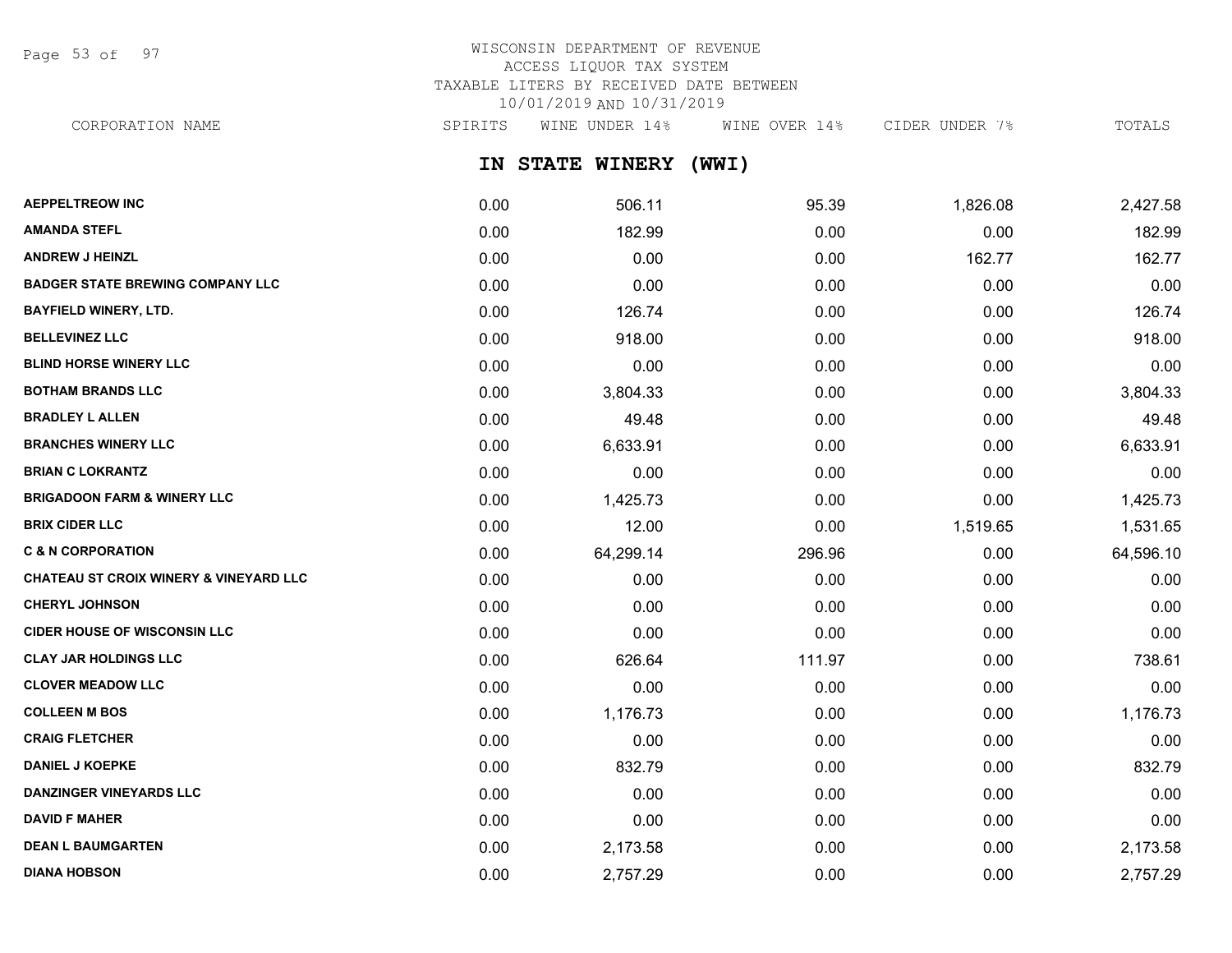WISCONSIN DEPARTMENT OF REVENUE
ACCESS LIQUOR TAX SYSTEM
TAXABLE LITERS BY RECEIVED DATE BETWEEN
10/01/2019 AND 10/31/2019

## IN STATE WINERY (WWI)

| CORPORATION NAME | SPIRITS | WINE UNDER 14% | WINE OVER 14% | CIDER UNDER 7% | TOTALS |
|---|---|---|---|---|---|
| AEPPELTREOW INC | 0.00 | 506.11 | 95.39 | 1,826.08 | 2,427.58 |
| AMANDA STEFL | 0.00 | 182.99 | 0.00 | 0.00 | 182.99 |
| ANDREW J HEINZL | 0.00 | 0.00 | 0.00 | 162.77 | 162.77 |
| BADGER STATE BREWING COMPANY LLC | 0.00 | 0.00 | 0.00 | 0.00 | 0.00 |
| BAYFIELD WINERY, LTD. | 0.00 | 126.74 | 0.00 | 0.00 | 126.74 |
| BELLEVINEZ LLC | 0.00 | 918.00 | 0.00 | 0.00 | 918.00 |
| BLIND HORSE WINERY LLC | 0.00 | 0.00 | 0.00 | 0.00 | 0.00 |
| BOTHAM BRANDS LLC | 0.00 | 3,804.33 | 0.00 | 0.00 | 3,804.33 |
| BRADLEY L ALLEN | 0.00 | 49.48 | 0.00 | 0.00 | 49.48 |
| BRANCHES WINERY LLC | 0.00 | 6,633.91 | 0.00 | 0.00 | 6,633.91 |
| BRIAN C LOKRANTZ | 0.00 | 0.00 | 0.00 | 0.00 | 0.00 |
| BRIGADOON FARM & WINERY LLC | 0.00 | 1,425.73 | 0.00 | 0.00 | 1,425.73 |
| BRIX CIDER LLC | 0.00 | 12.00 | 0.00 | 1,519.65 | 1,531.65 |
| C & N CORPORATION | 0.00 | 64,299.14 | 296.96 | 0.00 | 64,596.10 |
| CHATEAU ST CROIX WINERY & VINEYARD LLC | 0.00 | 0.00 | 0.00 | 0.00 | 0.00 |
| CHERYL JOHNSON | 0.00 | 0.00 | 0.00 | 0.00 | 0.00 |
| CIDER HOUSE OF WISCONSIN LLC | 0.00 | 0.00 | 0.00 | 0.00 | 0.00 |
| CLAY JAR HOLDINGS LLC | 0.00 | 626.64 | 111.97 | 0.00 | 738.61 |
| CLOVER MEADOW LLC | 0.00 | 0.00 | 0.00 | 0.00 | 0.00 |
| COLLEEN M BOS | 0.00 | 1,176.73 | 0.00 | 0.00 | 1,176.73 |
| CRAIG FLETCHER | 0.00 | 0.00 | 0.00 | 0.00 | 0.00 |
| DANIEL J KOEPKE | 0.00 | 832.79 | 0.00 | 0.00 | 832.79 |
| DANZINGER VINEYARDS LLC | 0.00 | 0.00 | 0.00 | 0.00 | 0.00 |
| DAVID F MAHER | 0.00 | 0.00 | 0.00 | 0.00 | 0.00 |
| DEAN L BAUMGARTEN | 0.00 | 2,173.58 | 0.00 | 0.00 | 2,173.58 |
| DIANA HOBSON | 0.00 | 2,757.29 | 0.00 | 0.00 | 2,757.29 |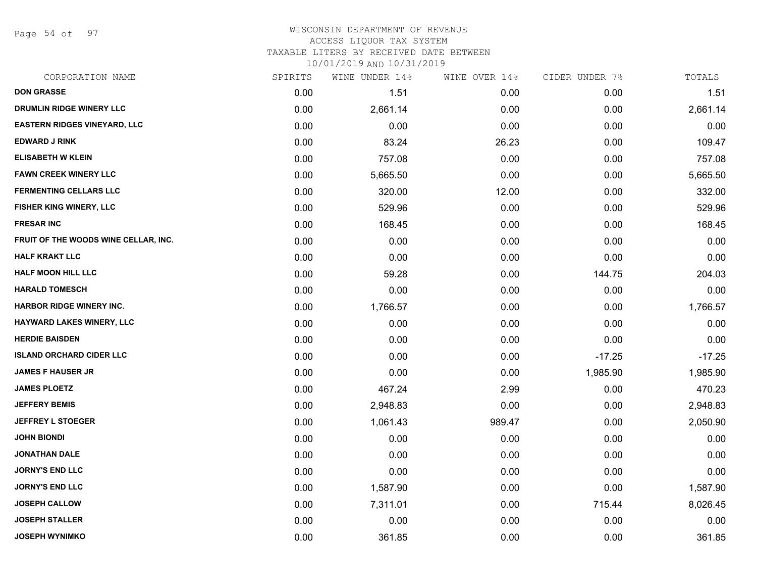WISCONSIN DEPARTMENT OF REVENUE
ACCESS LIQUOR TAX SYSTEM
TAXABLE LITERS BY RECEIVED DATE BETWEEN
10/01/2019 AND 10/31/2019

| CORPORATION NAME | SPIRITS | WINE UNDER 14% | WINE OVER 14% | CIDER UNDER 7% | TOTALS |
|---|---|---|---|---|---|
| **DON GRASSE** | 0.00 | 1.51 | 0.00 | 0.00 | 1.51 |
| **DRUMLIN RIDGE WINERY LLC** | 0.00 | 2,661.14 | 0.00 | 0.00 | 2,661.14 |
| **EASTERN RIDGES VINEYARD, LLC** | 0.00 | 0.00 | 0.00 | 0.00 | 0.00 |
| **EDWARD J RINK** | 0.00 | 83.24 | 26.23 | 0.00 | 109.47 |
| **ELISABETH W KLEIN** | 0.00 | 757.08 | 0.00 | 0.00 | 757.08 |
| **FAWN CREEK WINERY LLC** | 0.00 | 5,665.50 | 0.00 | 0.00 | 5,665.50 |
| **FERMENTING CELLARS LLC** | 0.00 | 320.00 | 12.00 | 0.00 | 332.00 |
| **FISHER KING WINERY, LLC** | 0.00 | 529.96 | 0.00 | 0.00 | 529.96 |
| **FRESAR INC** | 0.00 | 168.45 | 0.00 | 0.00 | 168.45 |
| **FRUIT OF THE WOODS WINE CELLAR, INC.** | 0.00 | 0.00 | 0.00 | 0.00 | 0.00 |
| **HALF KRAKT LLC** | 0.00 | 0.00 | 0.00 | 0.00 | 0.00 |
| **HALF MOON HILL LLC** | 0.00 | 59.28 | 0.00 | 144.75 | 204.03 |
| **HARALD TOMESCH** | 0.00 | 0.00 | 0.00 | 0.00 | 0.00 |
| **HARBOR RIDGE WINERY INC.** | 0.00 | 1,766.57 | 0.00 | 0.00 | 1,766.57 |
| **HAYWARD LAKES WINERY, LLC** | 0.00 | 0.00 | 0.00 | 0.00 | 0.00 |
| **HERDIE BAISDEN** | 0.00 | 0.00 | 0.00 | 0.00 | 0.00 |
| **ISLAND ORCHARD CIDER LLC** | 0.00 | 0.00 | 0.00 | -17.25 | -17.25 |
| **JAMES F HAUSER JR** | 0.00 | 0.00 | 0.00 | 1,985.90 | 1,985.90 |
| **JAMES PLOETZ** | 0.00 | 467.24 | 2.99 | 0.00 | 470.23 |
| **JEFFERY BEMIS** | 0.00 | 2,948.83 | 0.00 | 0.00 | 2,948.83 |
| **JEFFREY L STOEGER** | 0.00 | 1,061.43 | 989.47 | 0.00 | 2,050.90 |
| **JOHN BIONDI** | 0.00 | 0.00 | 0.00 | 0.00 | 0.00 |
| **JONATHAN DALE** | 0.00 | 0.00 | 0.00 | 0.00 | 0.00 |
| **JORNY'S END LLC** | 0.00 | 0.00 | 0.00 | 0.00 | 0.00 |
| **JORNY'S END LLC** | 0.00 | 1,587.90 | 0.00 | 0.00 | 1,587.90 |
| **JOSEPH CALLOW** | 0.00 | 7,311.01 | 0.00 | 715.44 | 8,026.45 |
| **JOSEPH STALLER** | 0.00 | 0.00 | 0.00 | 0.00 | 0.00 |
| **JOSEPH WYNIMKO** | 0.00 | 361.85 | 0.00 | 0.00 | 361.85 |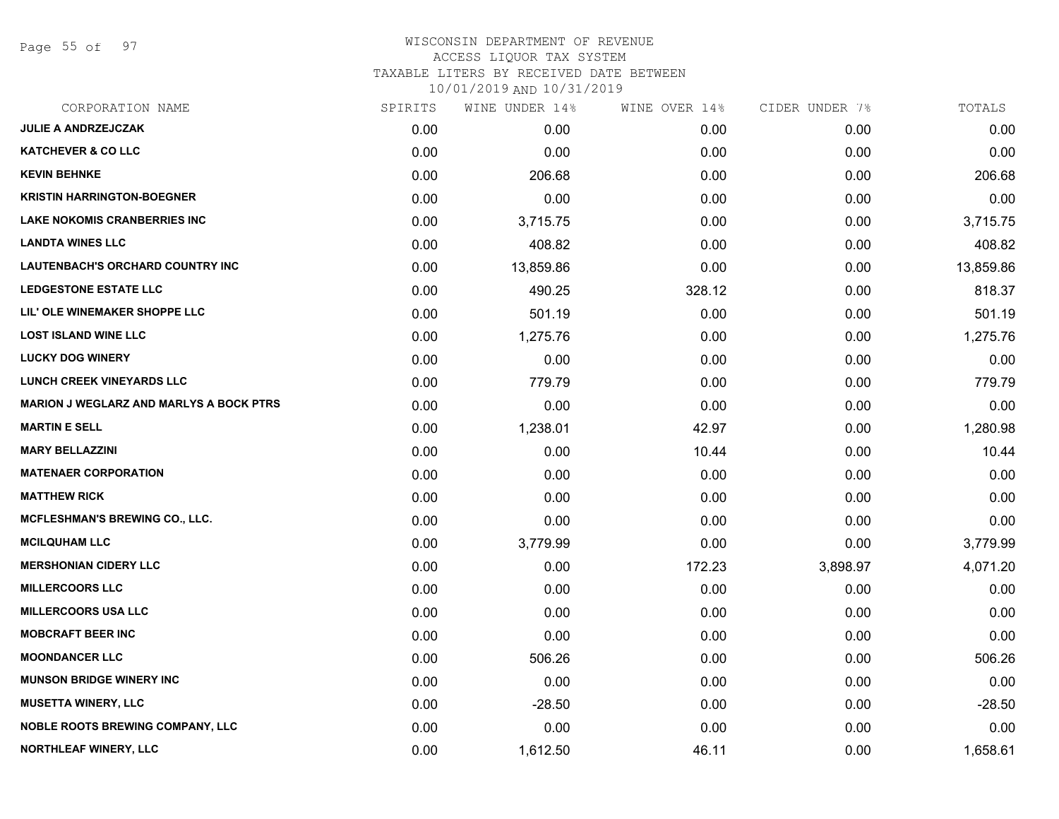# WISCONSIN DEPARTMENT OF REVENUE
## ACCESS LIQUOR TAX SYSTEM
### TAXABLE LITERS BY RECEIVED DATE BETWEEN 10/01/2019 AND 10/31/2019

| CORPORATION NAME | SPIRITS | WINE UNDER 14% | WINE OVER 14% | CIDER UNDER 7% | TOTALS |
|---|---|---|---|---|---|
| JULIE A ANDRZEJCZAK | 0.00 | 0.00 | 0.00 | 0.00 | 0.00 |
| KATCHEVER & CO LLC | 0.00 | 0.00 | 0.00 | 0.00 | 0.00 |
| KEVIN BEHNKE | 0.00 | 206.68 | 0.00 | 0.00 | 206.68 |
| KRISTIN HARRINGTON-BOEGNER | 0.00 | 0.00 | 0.00 | 0.00 | 0.00 |
| LAKE NOKOMIS CRANBERRIES INC | 0.00 | 3,715.75 | 0.00 | 0.00 | 3,715.75 |
| LANDTA WINES LLC | 0.00 | 408.82 | 0.00 | 0.00 | 408.82 |
| LAUTENBACH'S ORCHARD COUNTRY INC | 0.00 | 13,859.86 | 0.00 | 0.00 | 13,859.86 |
| LEDGESTONE ESTATE LLC | 0.00 | 490.25 | 328.12 | 0.00 | 818.37 |
| LIL' OLE WINEMAKER SHOPPE LLC | 0.00 | 501.19 | 0.00 | 0.00 | 501.19 |
| LOST ISLAND WINE LLC | 0.00 | 1,275.76 | 0.00 | 0.00 | 1,275.76 |
| LUCKY DOG WINERY | 0.00 | 0.00 | 0.00 | 0.00 | 0.00 |
| LUNCH CREEK VINEYARDS LLC | 0.00 | 779.79 | 0.00 | 0.00 | 779.79 |
| MARION J WEGLARZ AND MARLYS A BOCK PTRS | 0.00 | 0.00 | 0.00 | 0.00 | 0.00 |
| MARTIN E SELL | 0.00 | 1,238.01 | 42.97 | 0.00 | 1,280.98 |
| MARY BELLAZZINI | 0.00 | 0.00 | 10.44 | 0.00 | 10.44 |
| MATENAER CORPORATION | 0.00 | 0.00 | 0.00 | 0.00 | 0.00 |
| MATTHEW RICK | 0.00 | 0.00 | 0.00 | 0.00 | 0.00 |
| MCFLESHMAN'S BREWING CO., LLC. | 0.00 | 0.00 | 0.00 | 0.00 | 0.00 |
| MCILQUHAM LLC | 0.00 | 3,779.99 | 0.00 | 0.00 | 3,779.99 |
| MERSHONIAN CIDERY LLC | 0.00 | 0.00 | 172.23 | 3,898.97 | 4,071.20 |
| MILLERCOORS LLC | 0.00 | 0.00 | 0.00 | 0.00 | 0.00 |
| MILLERCOORS USA LLC | 0.00 | 0.00 | 0.00 | 0.00 | 0.00 |
| MOBCRAFT BEER INC | 0.00 | 0.00 | 0.00 | 0.00 | 0.00 |
| MOONDANCER LLC | 0.00 | 506.26 | 0.00 | 0.00 | 506.26 |
| MUNSON BRIDGE WINERY INC | 0.00 | 0.00 | 0.00 | 0.00 | 0.00 |
| MUSETTA WINERY, LLC | 0.00 | -28.50 | 0.00 | 0.00 | -28.50 |
| NOBLE ROOTS BREWING COMPANY, LLC | 0.00 | 0.00 | 0.00 | 0.00 | 0.00 |
| NORTHLEAF WINERY, LLC | 0.00 | 1,612.50 | 46.11 | 0.00 | 1,658.61 |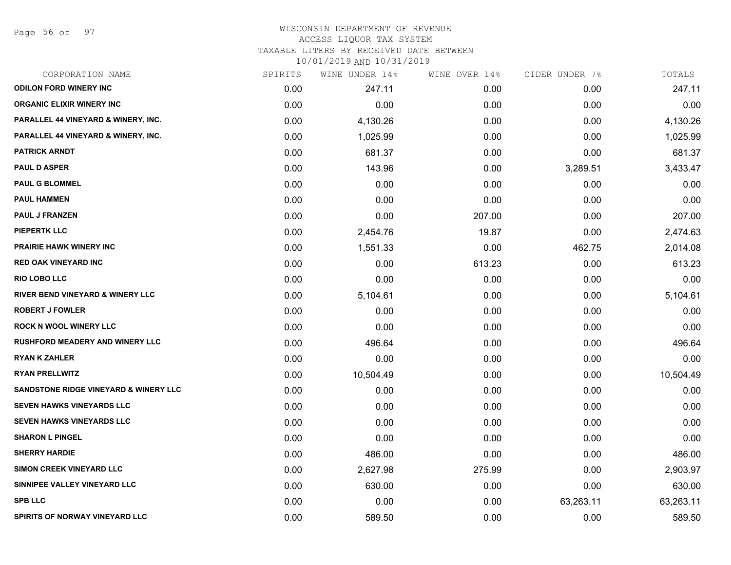WISCONSIN DEPARTMENT OF REVENUE
ACCESS LIQUOR TAX SYSTEM
TAXABLE LITERS BY RECEIVED DATE BETWEEN
10/01/2019 AND 10/31/2019

| CORPORATION NAME | SPIRITS | WINE UNDER 14% | WINE OVER 14% | CIDER UNDER 7% | TOTALS |
|---|---|---|---|---|---|
| **ODILON FORD WINERY INC** | 0.00 | 247.11 | 0.00 | 0.00 | 247.11 |
| **ORGANIC ELIXIR WINERY INC** | 0.00 | 0.00 | 0.00 | 0.00 | 0.00 |
| **PARALLEL 44 VINEYARD & WINERY, INC.** | 0.00 | 4,130.26 | 0.00 | 0.00 | 4,130.26 |
| **PARALLEL 44 VINEYARD & WINERY, INC.** | 0.00 | 1,025.99 | 0.00 | 0.00 | 1,025.99 |
| **PATRICK ARNDT** | 0.00 | 681.37 | 0.00 | 0.00 | 681.37 |
| **PAUL D ASPER** | 0.00 | 143.96 | 0.00 | 3,289.51 | 3,433.47 |
| **PAUL G BLOMMEL** | 0.00 | 0.00 | 0.00 | 0.00 | 0.00 |
| **PAUL HAMMEN** | 0.00 | 0.00 | 0.00 | 0.00 | 0.00 |
| **PAUL J FRANZEN** | 0.00 | 0.00 | 207.00 | 0.00 | 207.00 |
| **PIEPERTK LLC** | 0.00 | 2,454.76 | 19.87 | 0.00 | 2,474.63 |
| **PRAIRIE HAWK WINERY INC** | 0.00 | 1,551.33 | 0.00 | 462.75 | 2,014.08 |
| **RED OAK VINEYARD INC** | 0.00 | 0.00 | 613.23 | 0.00 | 613.23 |
| **RIO LOBO LLC** | 0.00 | 0.00 | 0.00 | 0.00 | 0.00 |
| **RIVER BEND VINEYARD & WINERY LLC** | 0.00 | 5,104.61 | 0.00 | 0.00 | 5,104.61 |
| **ROBERT J FOWLER** | 0.00 | 0.00 | 0.00 | 0.00 | 0.00 |
| **ROCK N WOOL WINERY LLC** | 0.00 | 0.00 | 0.00 | 0.00 | 0.00 |
| **RUSHFORD MEADERY AND WINERY LLC** | 0.00 | 496.64 | 0.00 | 0.00 | 496.64 |
| **RYAN K ZAHLER** | 0.00 | 0.00 | 0.00 | 0.00 | 0.00 |
| **RYAN PRELLWITZ** | 0.00 | 10,504.49 | 0.00 | 0.00 | 10,504.49 |
| **SANDSTONE RIDGE VINEYARD & WINERY LLC** | 0.00 | 0.00 | 0.00 | 0.00 | 0.00 |
| **SEVEN HAWKS VINEYARDS LLC** | 0.00 | 0.00 | 0.00 | 0.00 | 0.00 |
| **SEVEN HAWKS VINEYARDS LLC** | 0.00 | 0.00 | 0.00 | 0.00 | 0.00 |
| **SHARON L PINGEL** | 0.00 | 0.00 | 0.00 | 0.00 | 0.00 |
| **SHERRY HARDIE** | 0.00 | 486.00 | 0.00 | 0.00 | 486.00 |
| **SIMON CREEK VINEYARD LLC** | 0.00 | 2,627.98 | 275.99 | 0.00 | 2,903.97 |
| **SINNIPEE VALLEY VINEYARD LLC** | 0.00 | 630.00 | 0.00 | 0.00 | 630.00 |
| **SPB LLC** | 0.00 | 0.00 | 0.00 | 63,263.11 | 63,263.11 |
| **SPIRITS OF NORWAY VINEYARD LLC** | 0.00 | 589.50 | 0.00 | 0.00 | 589.50 |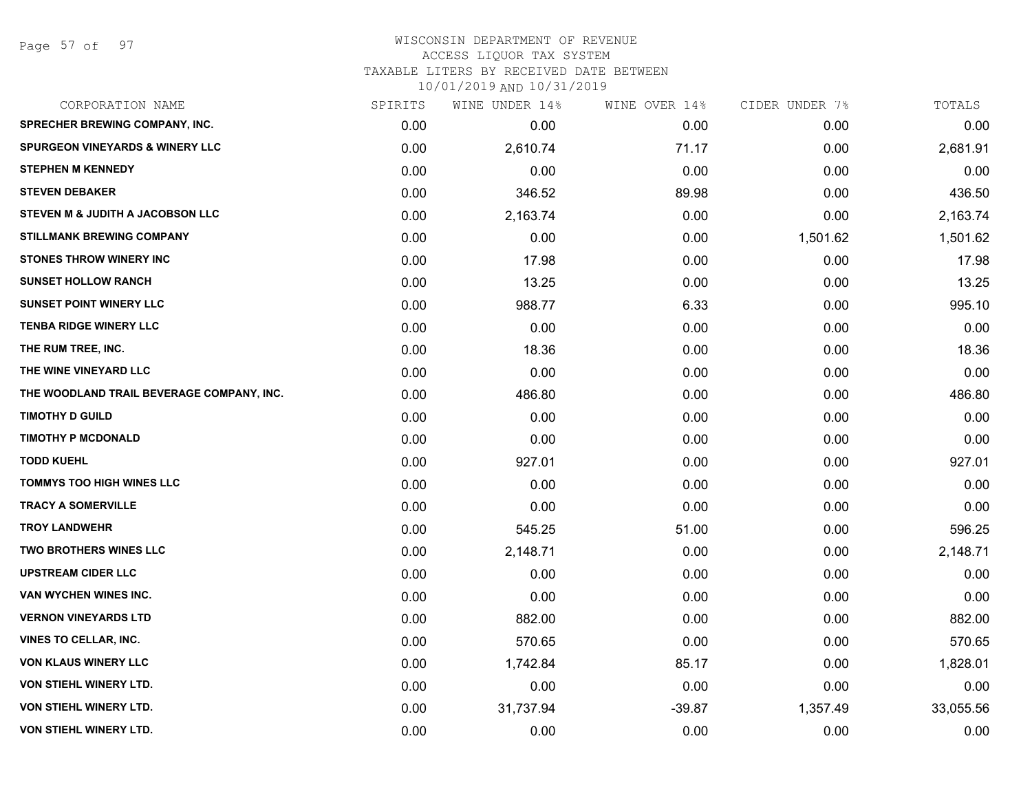# WISCONSIN DEPARTMENT OF REVENUE
ACCESS LIQUOR TAX SYSTEM
TAXABLE LITERS BY RECEIVED DATE BETWEEN
10/01/2019 AND 10/31/2019

| CORPORATION NAME | SPIRITS | WINE UNDER 14% | WINE OVER 14% | CIDER UNDER 7% | TOTALS |
|---|---|---|---|---|---|
| SPRECHER BREWING COMPANY, INC. | 0.00 | 0.00 | 0.00 | 0.00 | 0.00 |
| SPURGEON VINEYARDS & WINERY LLC | 0.00 | 2,610.74 | 71.17 | 0.00 | 2,681.91 |
| STEPHEN M KENNEDY | 0.00 | 0.00 | 0.00 | 0.00 | 0.00 |
| STEVEN DEBAKER | 0.00 | 346.52 | 89.98 | 0.00 | 436.50 |
| STEVEN M & JUDITH A JACOBSON LLC | 0.00 | 2,163.74 | 0.00 | 0.00 | 2,163.74 |
| STILLMANK BREWING COMPANY | 0.00 | 0.00 | 0.00 | 1,501.62 | 1,501.62 |
| STONES THROW WINERY INC | 0.00 | 17.98 | 0.00 | 0.00 | 17.98 |
| SUNSET HOLLOW RANCH | 0.00 | 13.25 | 0.00 | 0.00 | 13.25 |
| SUNSET POINT WINERY LLC | 0.00 | 988.77 | 6.33 | 0.00 | 995.10 |
| TENBA RIDGE WINERY LLC | 0.00 | 0.00 | 0.00 | 0.00 | 0.00 |
| THE RUM TREE, INC. | 0.00 | 18.36 | 0.00 | 0.00 | 18.36 |
| THE WINE VINEYARD LLC | 0.00 | 0.00 | 0.00 | 0.00 | 0.00 |
| THE WOODLAND TRAIL BEVERAGE COMPANY, INC. | 0.00 | 486.80 | 0.00 | 0.00 | 486.80 |
| TIMOTHY D GUILD | 0.00 | 0.00 | 0.00 | 0.00 | 0.00 |
| TIMOTHY P MCDONALD | 0.00 | 0.00 | 0.00 | 0.00 | 0.00 |
| TODD KUEHL | 0.00 | 927.01 | 0.00 | 0.00 | 927.01 |
| TOMMYS TOO HIGH WINES LLC | 0.00 | 0.00 | 0.00 | 0.00 | 0.00 |
| TRACY A SOMERVILLE | 0.00 | 0.00 | 0.00 | 0.00 | 0.00 |
| TROY LANDWEHR | 0.00 | 545.25 | 51.00 | 0.00 | 596.25 |
| TWO BROTHERS WINES LLC | 0.00 | 2,148.71 | 0.00 | 0.00 | 2,148.71 |
| UPSTREAM CIDER LLC | 0.00 | 0.00 | 0.00 | 0.00 | 0.00 |
| VAN WYCHEN WINES INC. | 0.00 | 0.00 | 0.00 | 0.00 | 0.00 |
| VERNON VINEYARDS LTD | 0.00 | 882.00 | 0.00 | 0.00 | 882.00 |
| VINES TO CELLAR, INC. | 0.00 | 570.65 | 0.00 | 0.00 | 570.65 |
| VON KLAUS WINERY LLC | 0.00 | 1,742.84 | 85.17 | 0.00 | 1,828.01 |
| VON STIEHL WINERY LTD. | 0.00 | 0.00 | 0.00 | 0.00 | 0.00 |
| VON STIEHL WINERY LTD. | 0.00 | 31,737.94 | -39.87 | 1,357.49 | 33,055.56 |
| VON STIEHL WINERY LTD. | 0.00 | 0.00 | 0.00 | 0.00 | 0.00 |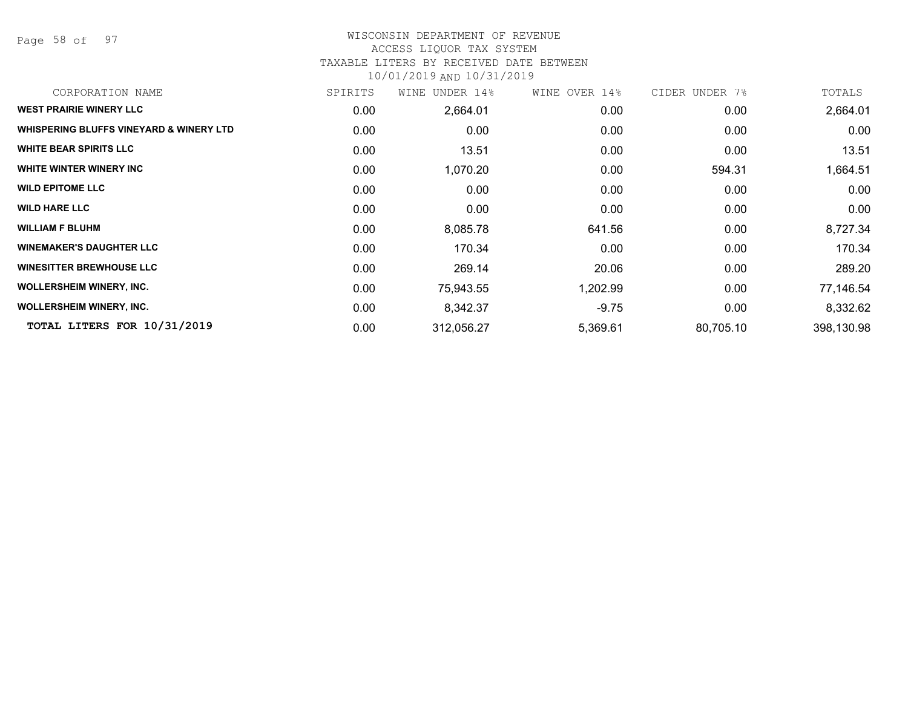WISCONSIN DEPARTMENT OF REVENUE
ACCESS LIQUOR TAX SYSTEM
TAXABLE LITERS BY RECEIVED DATE BETWEEN
10/01/2019 AND 10/31/2019

| CORPORATION NAME | SPIRITS | WINE UNDER 14% | WINE OVER 14% | CIDER UNDER 7% | TOTALS |
|---|---|---|---|---|---|
| **WEST PRAIRIE WINERY LLC** | 0.00 | 2,664.01 | 0.00 | 0.00 | 2,664.01 |
| **WHISPERING BLUFFS VINEYARD & WINERY LTD** | 0.00 | 0.00 | 0.00 | 0.00 | 0.00 |
| **WHITE BEAR SPIRITS LLC** | 0.00 | 13.51 | 0.00 | 0.00 | 13.51 |
| **WHITE WINTER WINERY INC** | 0.00 | 1,070.20 | 0.00 | 594.31 | 1,664.51 |
| **WILD EPITOME LLC** | 0.00 | 0.00 | 0.00 | 0.00 | 0.00 |
| **WILD HARE LLC** | 0.00 | 0.00 | 0.00 | 0.00 | 0.00 |
| **WILLIAM F BLUHM** | 0.00 | 8,085.78 | 641.56 | 0.00 | 8,727.34 |
| **WINEMAKER'S DAUGHTER LLC** | 0.00 | 170.34 | 0.00 | 0.00 | 170.34 |
| **WINESITTER BREWHOUSE LLC** | 0.00 | 269.14 | 20.06 | 0.00 | 289.20 |
| **WOLLERSHEIM WINERY, INC.** | 0.00 | 75,943.55 | 1,202.99 | 0.00 | 77,146.54 |
| **WOLLERSHEIM WINERY, INC.** | 0.00 | 8,342.37 | -9.75 | 0.00 | 8,332.62 |
| **TOTAL LITERS FOR 10/31/2019** | 0.00 | 312,056.27 | 5,369.61 | 80,705.10 | 398,130.98 |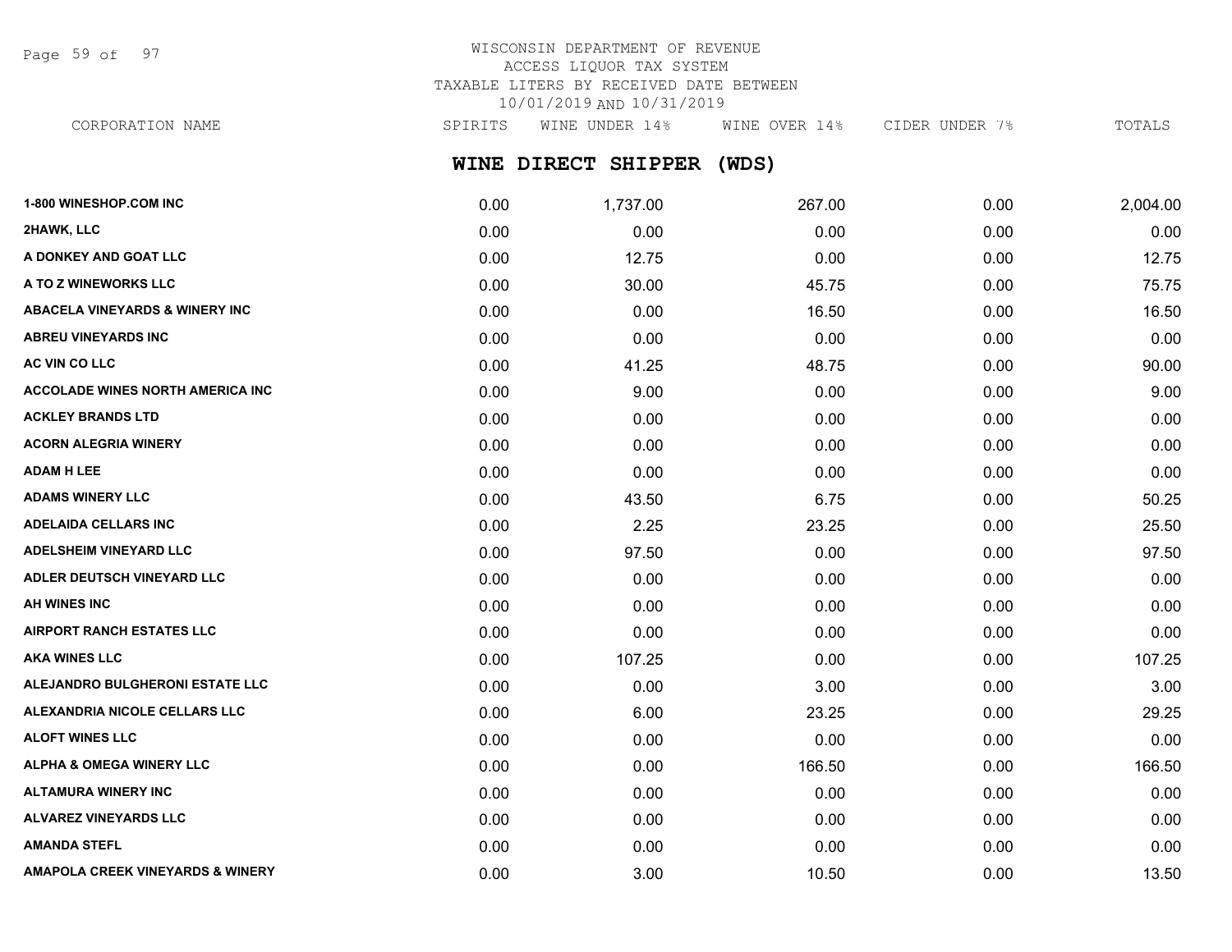WISCONSIN DEPARTMENT OF REVENUE
ACCESS LIQUOR TAX SYSTEM
TAXABLE LITERS BY RECEIVED DATE BETWEEN
10/01/2019 AND 10/31/2019

## WINE DIRECT SHIPPER (WDS)

| CORPORATION NAME | SPIRITS | WINE UNDER 14% | WINE OVER 14% | CIDER UNDER 7% | TOTALS |
|---|---|---|---|---|---|
| 1-800 WINESHOP.COM INC | 0.00 | 1,737.00 | 267.00 | 0.00 | 2,004.00 |
| 2HAWK, LLC | 0.00 | 0.00 | 0.00 | 0.00 | 0.00 |
| A DONKEY AND GOAT LLC | 0.00 | 12.75 | 0.00 | 0.00 | 12.75 |
| A TO Z WINEWORKS LLC | 0.00 | 30.00 | 45.75 | 0.00 | 75.75 |
| ABACELA VINEYARDS & WINERY INC | 0.00 | 0.00 | 16.50 | 0.00 | 16.50 |
| ABREU VINEYARDS INC | 0.00 | 0.00 | 0.00 | 0.00 | 0.00 |
| AC VIN CO LLC | 0.00 | 41.25 | 48.75 | 0.00 | 90.00 |
| ACCOLADE WINES NORTH AMERICA INC | 0.00 | 9.00 | 0.00 | 0.00 | 9.00 |
| ACKLEY BRANDS LTD | 0.00 | 0.00 | 0.00 | 0.00 | 0.00 |
| ACORN ALEGRIA WINERY | 0.00 | 0.00 | 0.00 | 0.00 | 0.00 |
| ADAM H LEE | 0.00 | 0.00 | 0.00 | 0.00 | 0.00 |
| ADAMS WINERY LLC | 0.00 | 43.50 | 6.75 | 0.00 | 50.25 |
| ADELAIDA CELLARS INC | 0.00 | 2.25 | 23.25 | 0.00 | 25.50 |
| ADELSHEIM VINEYARD LLC | 0.00 | 97.50 | 0.00 | 0.00 | 97.50 |
| ADLER DEUTSCH VINEYARD LLC | 0.00 | 0.00 | 0.00 | 0.00 | 0.00 |
| AH WINES INC | 0.00 | 0.00 | 0.00 | 0.00 | 0.00 |
| AIRPORT RANCH ESTATES LLC | 0.00 | 0.00 | 0.00 | 0.00 | 0.00 |
| AKA WINES LLC | 0.00 | 107.25 | 0.00 | 0.00 | 107.25 |
| ALEJANDRO BULGHERONI ESTATE LLC | 0.00 | 0.00 | 3.00 | 0.00 | 3.00 |
| ALEXANDRIA NICOLE CELLARS LLC | 0.00 | 6.00 | 23.25 | 0.00 | 29.25 |
| ALOFT WINES LLC | 0.00 | 0.00 | 0.00 | 0.00 | 0.00 |
| ALPHA & OMEGA WINERY LLC | 0.00 | 0.00 | 166.50 | 0.00 | 166.50 |
| ALTAMURA WINERY INC | 0.00 | 0.00 | 0.00 | 0.00 | 0.00 |
| ALVAREZ VINEYARDS LLC | 0.00 | 0.00 | 0.00 | 0.00 | 0.00 |
| AMANDA STEFL | 0.00 | 0.00 | 0.00 | 0.00 | 0.00 |
| AMAPOLA CREEK VINEYARDS & WINERY | 0.00 | 3.00 | 10.50 | 0.00 | 13.50 |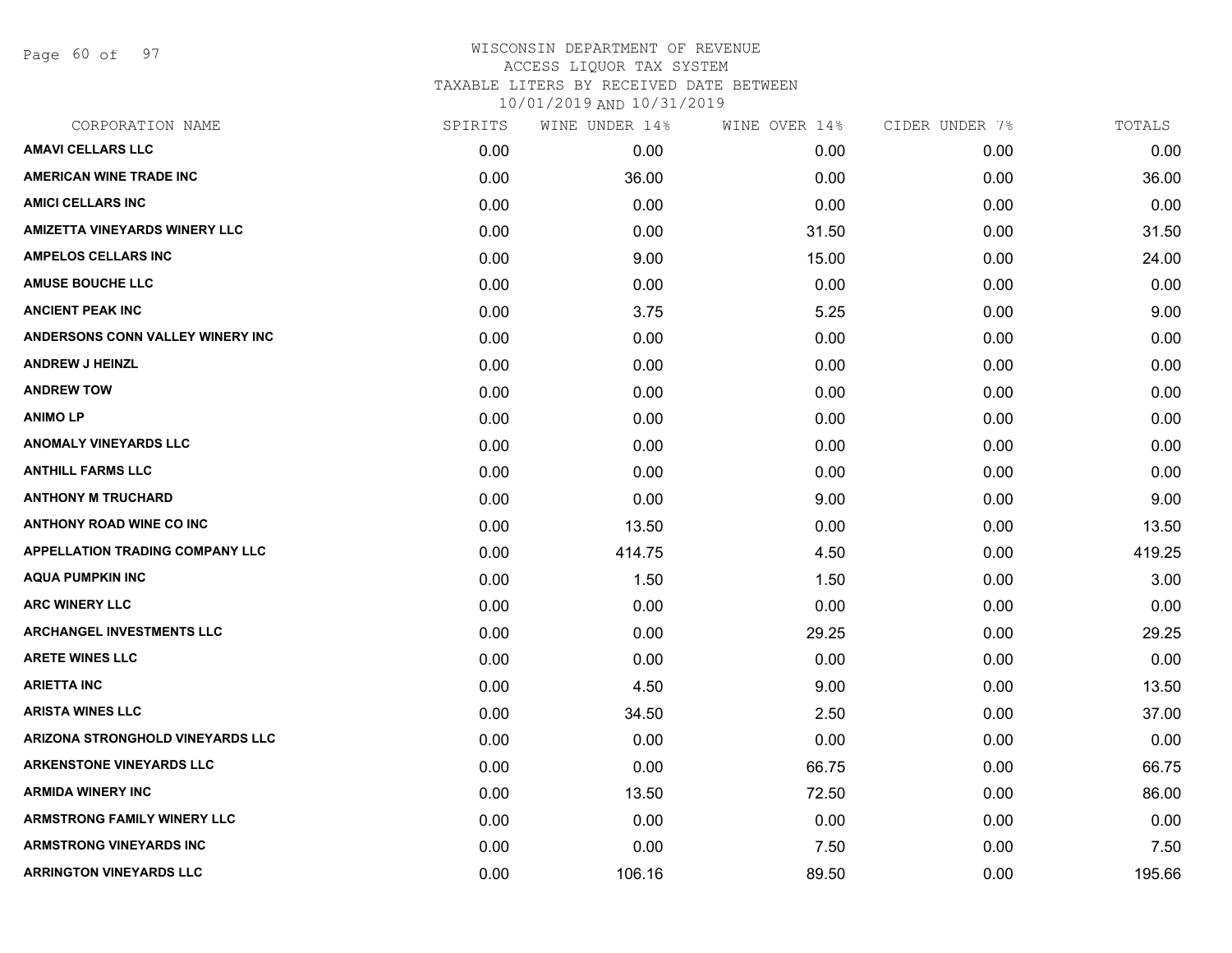WISCONSIN DEPARTMENT OF REVENUE
ACCESS LIQUOR TAX SYSTEM
TAXABLE LITERS BY RECEIVED DATE BETWEEN
10/01/2019 AND 10/31/2019

| CORPORATION NAME | SPIRITS | WINE UNDER 14% | WINE OVER 14% | CIDER UNDER 7% | TOTALS |
|---|---|---|---|---|---|
| AMAVI CELLARS LLC | 0.00 | 0.00 | 0.00 | 0.00 | 0.00 |
| AMERICAN WINE TRADE INC | 0.00 | 36.00 | 0.00 | 0.00 | 36.00 |
| AMICI CELLARS INC | 0.00 | 0.00 | 0.00 | 0.00 | 0.00 |
| AMIZETTA VINEYARDS WINERY LLC | 0.00 | 0.00 | 31.50 | 0.00 | 31.50 |
| AMPELOS CELLARS INC | 0.00 | 9.00 | 15.00 | 0.00 | 24.00 |
| AMUSE BOUCHE LLC | 0.00 | 0.00 | 0.00 | 0.00 | 0.00 |
| ANCIENT PEAK INC | 0.00 | 3.75 | 5.25 | 0.00 | 9.00 |
| ANDERSONS CONN VALLEY WINERY INC | 0.00 | 0.00 | 0.00 | 0.00 | 0.00 |
| ANDREW J HEINZL | 0.00 | 0.00 | 0.00 | 0.00 | 0.00 |
| ANDREW TOW | 0.00 | 0.00 | 0.00 | 0.00 | 0.00 |
| ANIMO LP | 0.00 | 0.00 | 0.00 | 0.00 | 0.00 |
| ANOMALY VINEYARDS LLC | 0.00 | 0.00 | 0.00 | 0.00 | 0.00 |
| ANTHILL FARMS LLC | 0.00 | 0.00 | 0.00 | 0.00 | 0.00 |
| ANTHONY M TRUCHARD | 0.00 | 0.00 | 9.00 | 0.00 | 9.00 |
| ANTHONY ROAD WINE CO INC | 0.00 | 13.50 | 0.00 | 0.00 | 13.50 |
| APPELLATION TRADING COMPANY LLC | 0.00 | 414.75 | 4.50 | 0.00 | 419.25 |
| AQUA PUMPKIN INC | 0.00 | 1.50 | 1.50 | 0.00 | 3.00 |
| ARC WINERY LLC | 0.00 | 0.00 | 0.00 | 0.00 | 0.00 |
| ARCHANGEL INVESTMENTS LLC | 0.00 | 0.00 | 29.25 | 0.00 | 29.25 |
| ARETE WINES LLC | 0.00 | 0.00 | 0.00 | 0.00 | 0.00 |
| ARIETTA INC | 0.00 | 4.50 | 9.00 | 0.00 | 13.50 |
| ARISTA WINES LLC | 0.00 | 34.50 | 2.50 | 0.00 | 37.00 |
| ARIZONA STRONGHOLD VINEYARDS LLC | 0.00 | 0.00 | 0.00 | 0.00 | 0.00 |
| ARKENSTONE VINEYARDS LLC | 0.00 | 0.00 | 66.75 | 0.00 | 66.75 |
| ARMIDA WINERY INC | 0.00 | 13.50 | 72.50 | 0.00 | 86.00 |
| ARMSTRONG FAMILY WINERY LLC | 0.00 | 0.00 | 0.00 | 0.00 | 0.00 |
| ARMSTRONG VINEYARDS INC | 0.00 | 0.00 | 7.50 | 0.00 | 7.50 |
| ARRINGTON VINEYARDS LLC | 0.00 | 106.16 | 89.50 | 0.00 | 195.66 |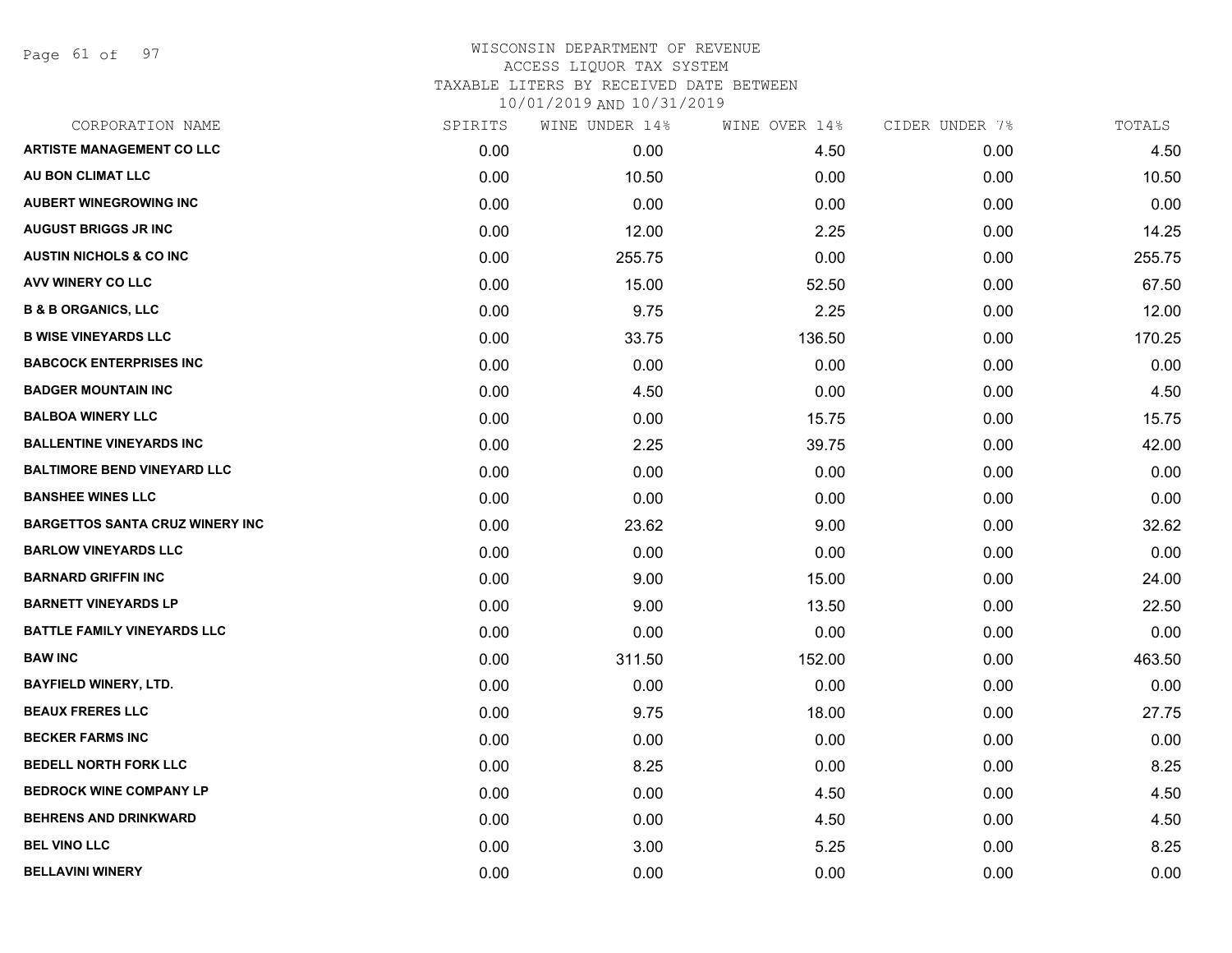# WISCONSIN DEPARTMENT OF REVENUE
## ACCESS LIQUOR TAX SYSTEM
### TAXABLE LITERS BY RECEIVED DATE BETWEEN 10/01/2019 AND 10/31/2019

| CORPORATION NAME | SPIRITS | WINE UNDER 14% | WINE OVER 14% | CIDER UNDER 7% | TOTALS |
|---|---|---|---|---|---|
| ARTISTE MANAGEMENT CO LLC | 0.00 | 0.00 | 4.50 | 0.00 | 4.50 |
| AU BON CLIMAT LLC | 0.00 | 10.50 | 0.00 | 0.00 | 10.50 |
| AUBERT WINEGROWING INC | 0.00 | 0.00 | 0.00 | 0.00 | 0.00 |
| AUGUST BRIGGS JR INC | 0.00 | 12.00 | 2.25 | 0.00 | 14.25 |
| AUSTIN NICHOLS & CO INC | 0.00 | 255.75 | 0.00 | 0.00 | 255.75 |
| AVV WINERY CO LLC | 0.00 | 15.00 | 52.50 | 0.00 | 67.50 |
| B & B ORGANICS, LLC | 0.00 | 9.75 | 2.25 | 0.00 | 12.00 |
| B WISE VINEYARDS LLC | 0.00 | 33.75 | 136.50 | 0.00 | 170.25 |
| BABCOCK ENTERPRISES INC | 0.00 | 0.00 | 0.00 | 0.00 | 0.00 |
| BADGER MOUNTAIN INC | 0.00 | 4.50 | 0.00 | 0.00 | 4.50 |
| BALBOA WINERY LLC | 0.00 | 0.00 | 15.75 | 0.00 | 15.75 |
| BALLENTINE VINEYARDS INC | 0.00 | 2.25 | 39.75 | 0.00 | 42.00 |
| BALTIMORE BEND VINEYARD LLC | 0.00 | 0.00 | 0.00 | 0.00 | 0.00 |
| BANSHEE WINES LLC | 0.00 | 0.00 | 0.00 | 0.00 | 0.00 |
| BARGETTOS SANTA CRUZ WINERY INC | 0.00 | 23.62 | 9.00 | 0.00 | 32.62 |
| BARLOW VINEYARDS LLC | 0.00 | 0.00 | 0.00 | 0.00 | 0.00 |
| BARNARD GRIFFIN INC | 0.00 | 9.00 | 15.00 | 0.00 | 24.00 |
| BARNETT VINEYARDS LP | 0.00 | 9.00 | 13.50 | 0.00 | 22.50 |
| BATTLE FAMILY VINEYARDS LLC | 0.00 | 0.00 | 0.00 | 0.00 | 0.00 |
| BAW INC | 0.00 | 311.50 | 152.00 | 0.00 | 463.50 |
| BAYFIELD WINERY, LTD. | 0.00 | 0.00 | 0.00 | 0.00 | 0.00 |
| BEAUX FRERES LLC | 0.00 | 9.75 | 18.00 | 0.00 | 27.75 |
| BECKER FARMS INC | 0.00 | 0.00 | 0.00 | 0.00 | 0.00 |
| BEDELL NORTH FORK LLC | 0.00 | 8.25 | 0.00 | 0.00 | 8.25 |
| BEDROCK WINE COMPANY LP | 0.00 | 0.00 | 4.50 | 0.00 | 4.50 |
| BEHRENS AND DRINKWARD | 0.00 | 0.00 | 4.50 | 0.00 | 4.50 |
| BEL VINO LLC | 0.00 | 3.00 | 5.25 | 0.00 | 8.25 |
| BELLAVINI WINERY | 0.00 | 0.00 | 0.00 | 0.00 | 0.00 |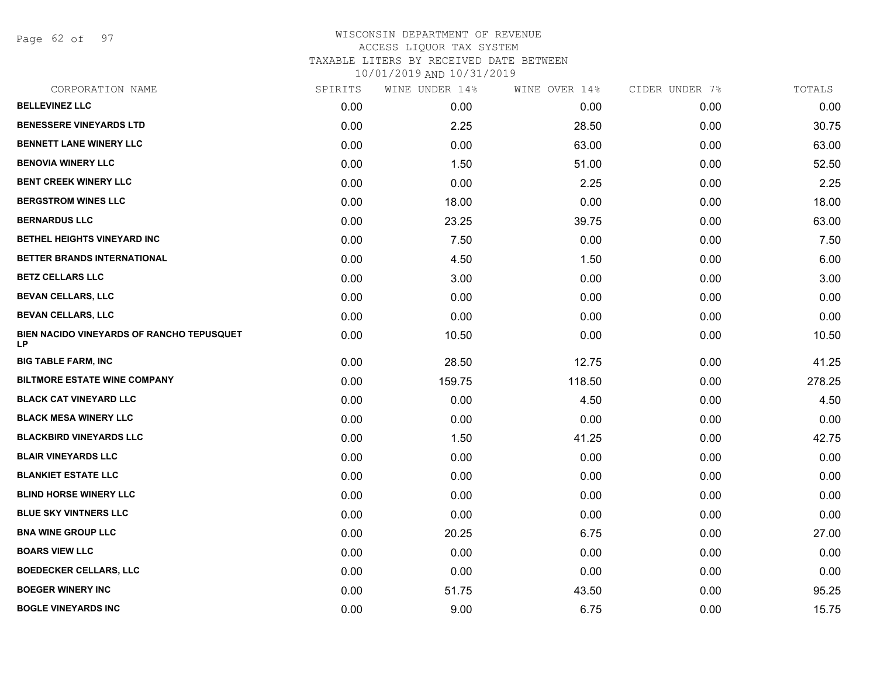# WISCONSIN DEPARTMENT OF REVENUE
ACCESS LIQUOR TAX SYSTEM
TAXABLE LITERS BY RECEIVED DATE BETWEEN
10/01/2019 AND 10/31/2019

| CORPORATION NAME | SPIRITS | WINE UNDER 14% | WINE OVER 14% | CIDER UNDER 7% | TOTALS |
|---|---|---|---|---|---|
| BELLEVINEZ LLC | 0.00 | 0.00 | 0.00 | 0.00 | 0.00 |
| BENESSERE VINEYARDS LTD | 0.00 | 2.25 | 28.50 | 0.00 | 30.75 |
| BENNETT LANE WINERY LLC | 0.00 | 0.00 | 63.00 | 0.00 | 63.00 |
| BENOVIA WINERY LLC | 0.00 | 1.50 | 51.00 | 0.00 | 52.50 |
| BENT CREEK WINERY LLC | 0.00 | 0.00 | 2.25 | 0.00 | 2.25 |
| BERGSTROM WINES LLC | 0.00 | 18.00 | 0.00 | 0.00 | 18.00 |
| BERNARDUS LLC | 0.00 | 23.25 | 39.75 | 0.00 | 63.00 |
| BETHEL HEIGHTS VINEYARD INC | 0.00 | 7.50 | 0.00 | 0.00 | 7.50 |
| BETTER BRANDS INTERNATIONAL | 0.00 | 4.50 | 1.50 | 0.00 | 6.00 |
| BETZ CELLARS LLC | 0.00 | 3.00 | 0.00 | 0.00 | 3.00 |
| BEVAN CELLARS, LLC | 0.00 | 0.00 | 0.00 | 0.00 | 0.00 |
| BEVAN CELLARS, LLC | 0.00 | 0.00 | 0.00 | 0.00 | 0.00 |
| BIEN NACIDO VINEYARDS OF RANCHO TEPUSQUET LP | 0.00 | 10.50 | 0.00 | 0.00 | 10.50 |
| BIG TABLE FARM, INC | 0.00 | 28.50 | 12.75 | 0.00 | 41.25 |
| BILTMORE ESTATE WINE COMPANY | 0.00 | 159.75 | 118.50 | 0.00 | 278.25 |
| BLACK CAT VINEYARD LLC | 0.00 | 0.00 | 4.50 | 0.00 | 4.50 |
| BLACK MESA WINERY LLC | 0.00 | 0.00 | 0.00 | 0.00 | 0.00 |
| BLACKBIRD VINEYARDS LLC | 0.00 | 1.50 | 41.25 | 0.00 | 42.75 |
| BLAIR VINEYARDS LLC | 0.00 | 0.00 | 0.00 | 0.00 | 0.00 |
| BLANKIET ESTATE LLC | 0.00 | 0.00 | 0.00 | 0.00 | 0.00 |
| BLIND HORSE WINERY LLC | 0.00 | 0.00 | 0.00 | 0.00 | 0.00 |
| BLUE SKY VINTNERS LLC | 0.00 | 0.00 | 0.00 | 0.00 | 0.00 |
| BNA WINE GROUP LLC | 0.00 | 20.25 | 6.75 | 0.00 | 27.00 |
| BOARS VIEW LLC | 0.00 | 0.00 | 0.00 | 0.00 | 0.00 |
| BOEDECKER CELLARS, LLC | 0.00 | 0.00 | 0.00 | 0.00 | 0.00 |
| BOEGER WINERY INC | 0.00 | 51.75 | 43.50 | 0.00 | 95.25 |
| BOGLE VINEYARDS INC | 0.00 | 9.00 | 6.75 | 0.00 | 15.75 |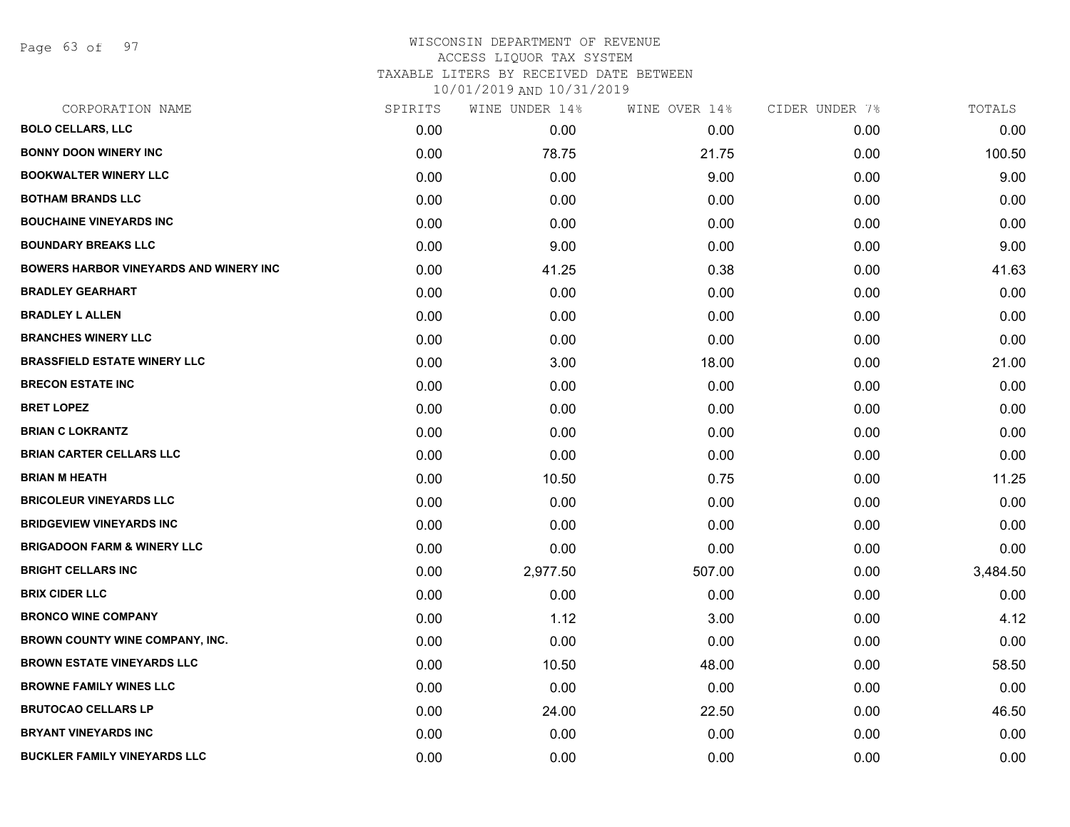WISCONSIN DEPARTMENT OF REVENUE
ACCESS LIQUOR TAX SYSTEM
TAXABLE LITERS BY RECEIVED DATE BETWEEN
10/01/2019 AND 10/31/2019

| CORPORATION NAME | SPIRITS | WINE UNDER 14% | WINE OVER 14% | CIDER UNDER 7% | TOTALS |
|---|---|---|---|---|---|
| BOLO CELLARS, LLC | 0.00 | 0.00 | 0.00 | 0.00 | 0.00 |
| BONNY DOON WINERY INC | 0.00 | 78.75 | 21.75 | 0.00 | 100.50 |
| BOOKWALTER WINERY LLC | 0.00 | 0.00 | 9.00 | 0.00 | 9.00 |
| BOTHAM BRANDS LLC | 0.00 | 0.00 | 0.00 | 0.00 | 0.00 |
| BOUCHAINE VINEYARDS INC | 0.00 | 0.00 | 0.00 | 0.00 | 0.00 |
| BOUNDARY BREAKS LLC | 0.00 | 9.00 | 0.00 | 0.00 | 9.00 |
| BOWERS HARBOR VINEYARDS AND WINERY INC | 0.00 | 41.25 | 0.38 | 0.00 | 41.63 |
| BRADLEY GEARHART | 0.00 | 0.00 | 0.00 | 0.00 | 0.00 |
| BRADLEY L ALLEN | 0.00 | 0.00 | 0.00 | 0.00 | 0.00 |
| BRANCHES WINERY LLC | 0.00 | 0.00 | 0.00 | 0.00 | 0.00 |
| BRASSFIELD ESTATE WINERY LLC | 0.00 | 3.00 | 18.00 | 0.00 | 21.00 |
| BRECON ESTATE INC | 0.00 | 0.00 | 0.00 | 0.00 | 0.00 |
| BRET LOPEZ | 0.00 | 0.00 | 0.00 | 0.00 | 0.00 |
| BRIAN C LOKRANTZ | 0.00 | 0.00 | 0.00 | 0.00 | 0.00 |
| BRIAN CARTER CELLARS LLC | 0.00 | 0.00 | 0.00 | 0.00 | 0.00 |
| BRIAN M HEATH | 0.00 | 10.50 | 0.75 | 0.00 | 11.25 |
| BRICOLEUR VINEYARDS LLC | 0.00 | 0.00 | 0.00 | 0.00 | 0.00 |
| BRIDGEVIEW VINEYARDS INC | 0.00 | 0.00 | 0.00 | 0.00 | 0.00 |
| BRIGADOON FARM & WINERY LLC | 0.00 | 0.00 | 0.00 | 0.00 | 0.00 |
| BRIGHT CELLARS INC | 0.00 | 2,977.50 | 507.00 | 0.00 | 3,484.50 |
| BRIX CIDER LLC | 0.00 | 0.00 | 0.00 | 0.00 | 0.00 |
| BRONCO WINE COMPANY | 0.00 | 1.12 | 3.00 | 0.00 | 4.12 |
| BROWN COUNTY WINE COMPANY, INC. | 0.00 | 0.00 | 0.00 | 0.00 | 0.00 |
| BROWN ESTATE VINEYARDS LLC | 0.00 | 10.50 | 48.00 | 0.00 | 58.50 |
| BROWNE FAMILY WINES LLC | 0.00 | 0.00 | 0.00 | 0.00 | 0.00 |
| BRUTOCAO CELLARS LP | 0.00 | 24.00 | 22.50 | 0.00 | 46.50 |
| BRYANT VINEYARDS INC | 0.00 | 0.00 | 0.00 | 0.00 | 0.00 |
| BUCKLER FAMILY VINEYARDS LLC | 0.00 | 0.00 | 0.00 | 0.00 | 0.00 |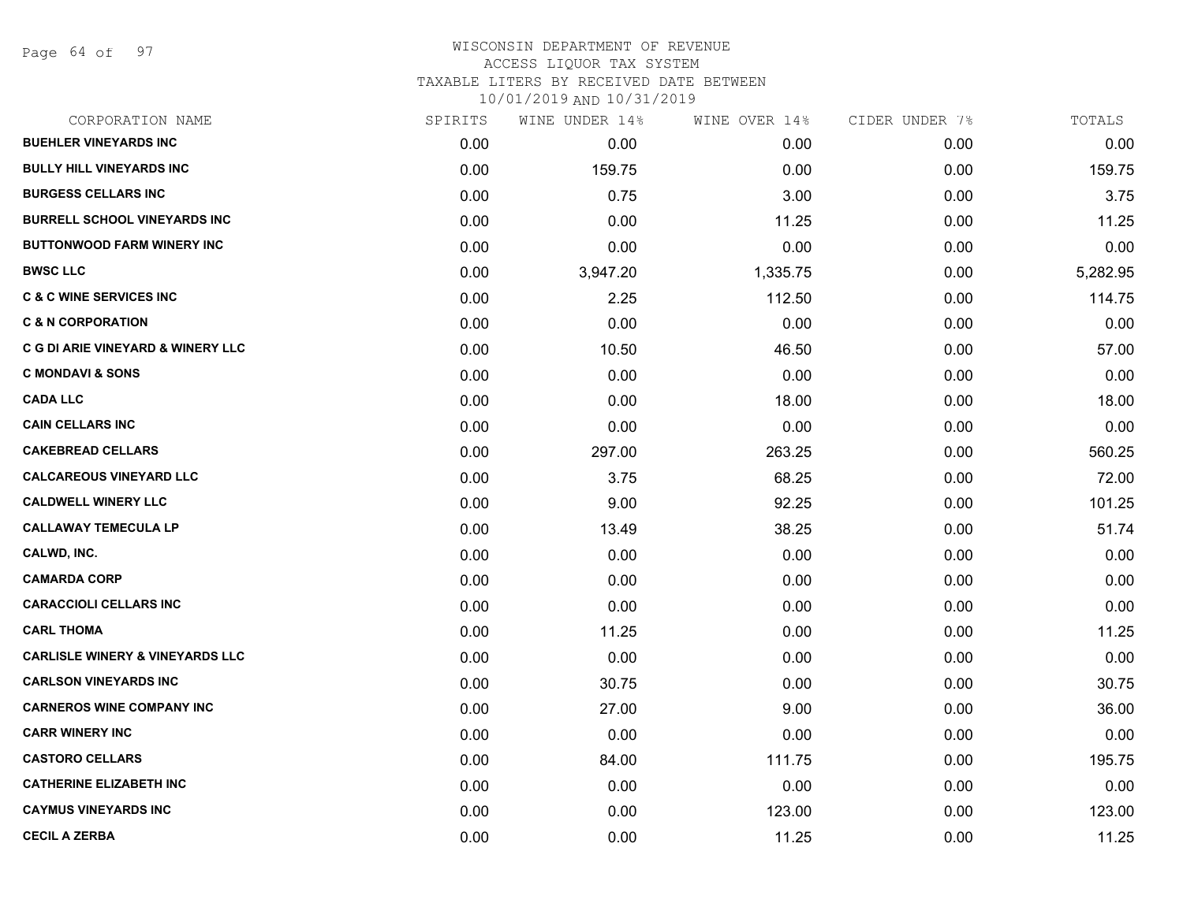WISCONSIN DEPARTMENT OF REVENUE
ACCESS LIQUOR TAX SYSTEM
TAXABLE LITERS BY RECEIVED DATE BETWEEN
10/01/2019 AND 10/31/2019

| CORPORATION NAME | SPIRITS | WINE UNDER 14% | WINE OVER 14% | CIDER UNDER 7% | TOTALS |
|---|---|---|---|---|---|
| BUEHLER VINEYARDS INC | 0.00 | 0.00 | 0.00 | 0.00 | 0.00 |
| BULLY HILL VINEYARDS INC | 0.00 | 159.75 | 0.00 | 0.00 | 159.75 |
| BURGESS CELLARS INC | 0.00 | 0.75 | 3.00 | 0.00 | 3.75 |
| BURRELL SCHOOL VINEYARDS INC | 0.00 | 0.00 | 11.25 | 0.00 | 11.25 |
| BUTTONWOOD FARM WINERY INC | 0.00 | 0.00 | 0.00 | 0.00 | 0.00 |
| BWSC LLC | 0.00 | 3,947.20 | 1,335.75 | 0.00 | 5,282.95 |
| C & C WINE SERVICES INC | 0.00 | 2.25 | 112.50 | 0.00 | 114.75 |
| C & N CORPORATION | 0.00 | 0.00 | 0.00 | 0.00 | 0.00 |
| C G DI ARIE VINEYARD & WINERY LLC | 0.00 | 10.50 | 46.50 | 0.00 | 57.00 |
| C MONDAVI & SONS | 0.00 | 0.00 | 0.00 | 0.00 | 0.00 |
| CADA LLC | 0.00 | 0.00 | 18.00 | 0.00 | 18.00 |
| CAIN CELLARS INC | 0.00 | 0.00 | 0.00 | 0.00 | 0.00 |
| CAKEBREAD CELLARS | 0.00 | 297.00 | 263.25 | 0.00 | 560.25 |
| CALCAREOUS VINEYARD LLC | 0.00 | 3.75 | 68.25 | 0.00 | 72.00 |
| CALDWELL WINERY LLC | 0.00 | 9.00 | 92.25 | 0.00 | 101.25 |
| CALLAWAY TEMECULA LP | 0.00 | 13.49 | 38.25 | 0.00 | 51.74 |
| CALWD, INC. | 0.00 | 0.00 | 0.00 | 0.00 | 0.00 |
| CAMARDA CORP | 0.00 | 0.00 | 0.00 | 0.00 | 0.00 |
| CARACCIOLI CELLARS INC | 0.00 | 0.00 | 0.00 | 0.00 | 0.00 |
| CARL THOMA | 0.00 | 11.25 | 0.00 | 0.00 | 11.25 |
| CARLISLE WINERY & VINEYARDS LLC | 0.00 | 0.00 | 0.00 | 0.00 | 0.00 |
| CARLSON VINEYARDS INC | 0.00 | 30.75 | 0.00 | 0.00 | 30.75 |
| CARNEROS WINE COMPANY INC | 0.00 | 27.00 | 9.00 | 0.00 | 36.00 |
| CARR WINERY INC | 0.00 | 0.00 | 0.00 | 0.00 | 0.00 |
| CASTORO CELLARS | 0.00 | 84.00 | 111.75 | 0.00 | 195.75 |
| CATHERINE ELIZABETH INC | 0.00 | 0.00 | 0.00 | 0.00 | 0.00 |
| CAYMUS VINEYARDS INC | 0.00 | 0.00 | 123.00 | 0.00 | 123.00 |
| CECIL A ZERBA | 0.00 | 0.00 | 11.25 | 0.00 | 11.25 |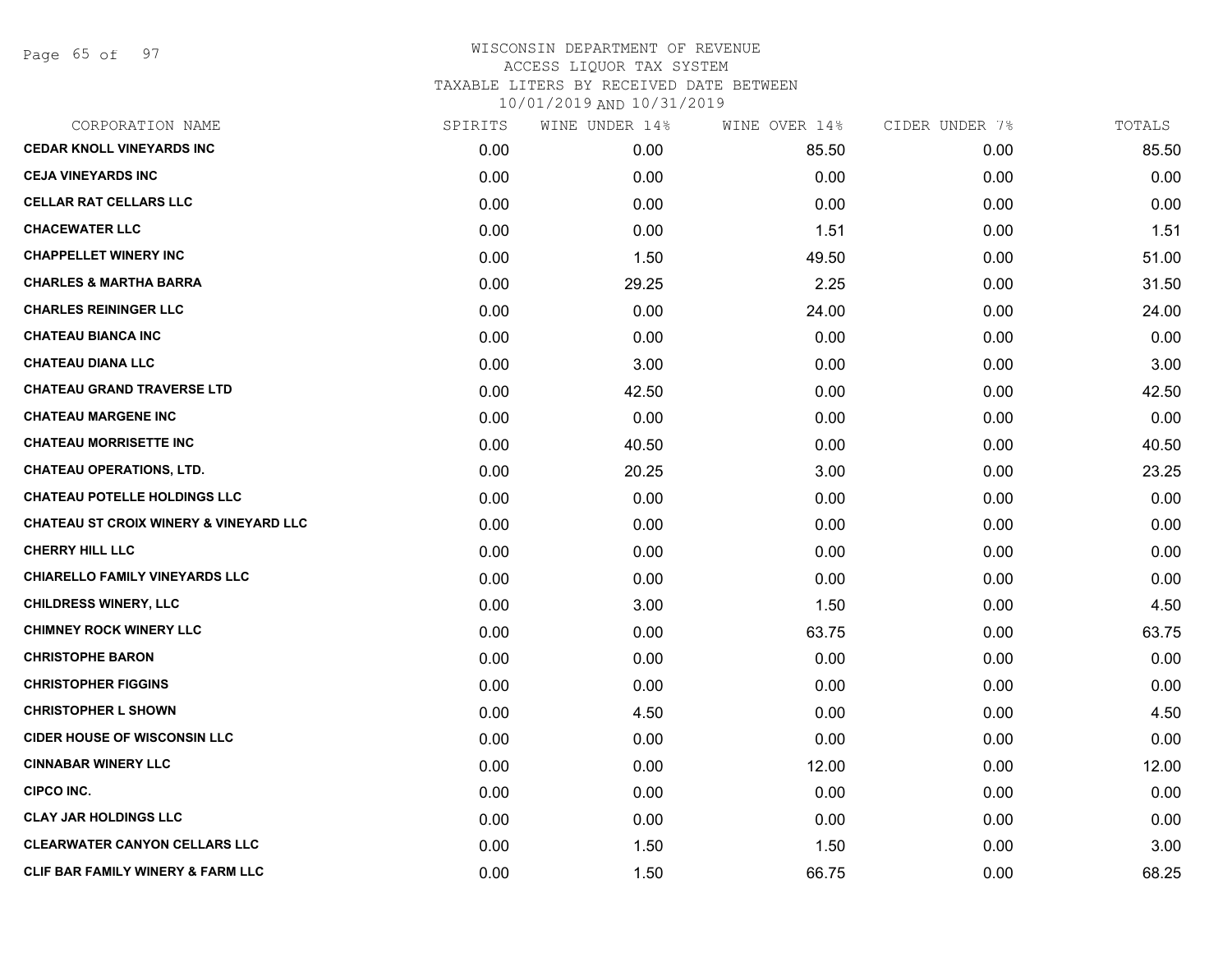# WISCONSIN DEPARTMENT OF REVENUE

ACCESS LIQUOR TAX SYSTEM

TAXABLE LITERS BY RECEIVED DATE BETWEEN

10/01/2019 AND 10/31/2019

| CORPORATION NAME | SPIRITS | WINE UNDER 14% | WINE OVER 14% | CIDER UNDER 7% | TOTALS |
|---|---|---|---|---|---|
| **CEDAR KNOLL VINEYARDS INC** | 0.00 | 0.00 | 85.50 | 0.00 | 85.50 |
| **CEJA VINEYARDS INC** | 0.00 | 0.00 | 0.00 | 0.00 | 0.00 |
| **CELLAR RAT CELLARS LLC** | 0.00 | 0.00 | 0.00 | 0.00 | 0.00 |
| **CHACEWATER LLC** | 0.00 | 0.00 | 1.51 | 0.00 | 1.51 |
| **CHAPPELLET WINERY INC** | 0.00 | 1.50 | 49.50 | 0.00 | 51.00 |
| **CHARLES & MARTHA BARRA** | 0.00 | 29.25 | 2.25 | 0.00 | 31.50 |
| **CHARLES REININGER LLC** | 0.00 | 0.00 | 24.00 | 0.00 | 24.00 |
| **CHATEAU BIANCA INC** | 0.00 | 0.00 | 0.00 | 0.00 | 0.00 |
| **CHATEAU DIANA LLC** | 0.00 | 3.00 | 0.00 | 0.00 | 3.00 |
| **CHATEAU GRAND TRAVERSE LTD** | 0.00 | 42.50 | 0.00 | 0.00 | 42.50 |
| **CHATEAU MARGENE INC** | 0.00 | 0.00 | 0.00 | 0.00 | 0.00 |
| **CHATEAU MORRISETTE INC** | 0.00 | 40.50 | 0.00 | 0.00 | 40.50 |
| **CHATEAU OPERATIONS, LTD.** | 0.00 | 20.25 | 3.00 | 0.00 | 23.25 |
| **CHATEAU POTELLE HOLDINGS LLC** | 0.00 | 0.00 | 0.00 | 0.00 | 0.00 |
| **CHATEAU ST CROIX WINERY & VINEYARD LLC** | 0.00 | 0.00 | 0.00 | 0.00 | 0.00 |
| **CHERRY HILL LLC** | 0.00 | 0.00 | 0.00 | 0.00 | 0.00 |
| **CHIARELLO FAMILY VINEYARDS LLC** | 0.00 | 0.00 | 0.00 | 0.00 | 0.00 |
| **CHILDRESS WINERY, LLC** | 0.00 | 3.00 | 1.50 | 0.00 | 4.50 |
| **CHIMNEY ROCK WINERY LLC** | 0.00 | 0.00 | 63.75 | 0.00 | 63.75 |
| **CHRISTOPHE BARON** | 0.00 | 0.00 | 0.00 | 0.00 | 0.00 |
| **CHRISTOPHER FIGGINS** | 0.00 | 0.00 | 0.00 | 0.00 | 0.00 |
| **CHRISTOPHER L SHOWN** | 0.00 | 4.50 | 0.00 | 0.00 | 4.50 |
| **CIDER HOUSE OF WISCONSIN LLC** | 0.00 | 0.00 | 0.00 | 0.00 | 0.00 |
| **CINNABAR WINERY LLC** | 0.00 | 0.00 | 12.00 | 0.00 | 12.00 |
| **CIPCO INC.** | 0.00 | 0.00 | 0.00 | 0.00 | 0.00 |
| **CLAY JAR HOLDINGS LLC** | 0.00 | 0.00 | 0.00 | 0.00 | 0.00 |
| **CLEARWATER CANYON CELLARS LLC** | 0.00 | 1.50 | 1.50 | 0.00 | 3.00 |
| **CLIF BAR FAMILY WINERY & FARM LLC** | 0.00 | 1.50 | 66.75 | 0.00 | 68.25 |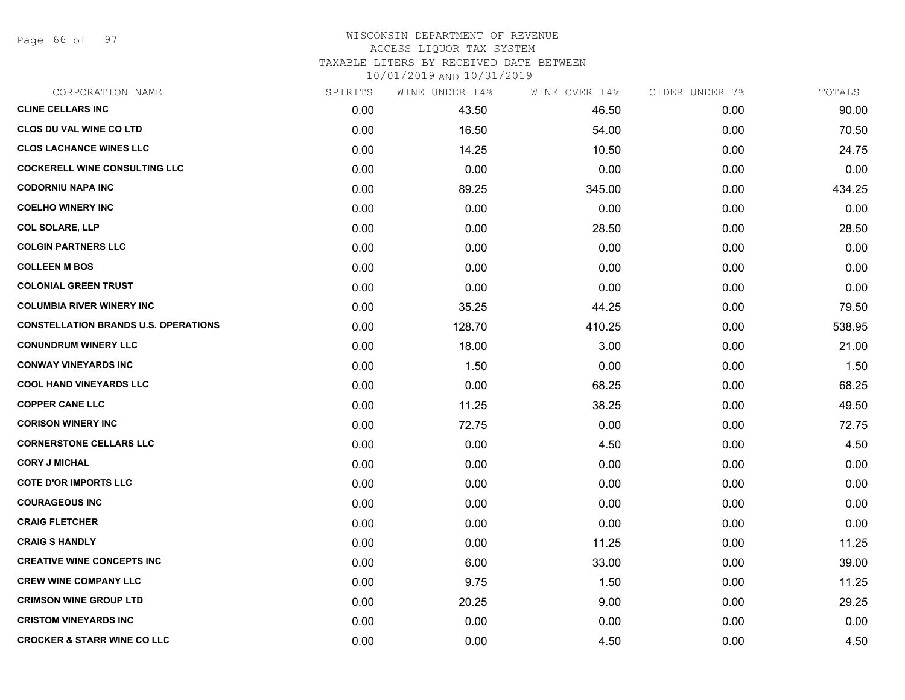WISCONSIN DEPARTMENT OF REVENUE
ACCESS LIQUOR TAX SYSTEM
TAXABLE LITERS BY RECEIVED DATE BETWEEN
10/01/2019 AND 10/31/2019

| CORPORATION NAME | SPIRITS | WINE UNDER 14% | WINE OVER 14% | CIDER UNDER 7% | TOTALS |
|---|---|---|---|---|---|
| CLINE CELLARS INC | 0.00 | 43.50 | 46.50 | 0.00 | 90.00 |
| CLOS DU VAL WINE CO LTD | 0.00 | 16.50 | 54.00 | 0.00 | 70.50 |
| CLOS LACHANCE WINES LLC | 0.00 | 14.25 | 10.50 | 0.00 | 24.75 |
| COCKERELL WINE CONSULTING LLC | 0.00 | 0.00 | 0.00 | 0.00 | 0.00 |
| CODORNIU NAPA INC | 0.00 | 89.25 | 345.00 | 0.00 | 434.25 |
| COELHO WINERY INC | 0.00 | 0.00 | 0.00 | 0.00 | 0.00 |
| COL SOLARE, LLP | 0.00 | 0.00 | 28.50 | 0.00 | 28.50 |
| COLGIN PARTNERS LLC | 0.00 | 0.00 | 0.00 | 0.00 | 0.00 |
| COLLEEN M BOS | 0.00 | 0.00 | 0.00 | 0.00 | 0.00 |
| COLONIAL GREEN TRUST | 0.00 | 0.00 | 0.00 | 0.00 | 0.00 |
| COLUMBIA RIVER WINERY INC | 0.00 | 35.25 | 44.25 | 0.00 | 79.50 |
| CONSTELLATION BRANDS U.S. OPERATIONS | 0.00 | 128.70 | 410.25 | 0.00 | 538.95 |
| CONUNDRUM WINERY LLC | 0.00 | 18.00 | 3.00 | 0.00 | 21.00 |
| CONWAY VINEYARDS INC | 0.00 | 1.50 | 0.00 | 0.00 | 1.50 |
| COOL HAND VINEYARDS LLC | 0.00 | 0.00 | 68.25 | 0.00 | 68.25 |
| COPPER CANE LLC | 0.00 | 11.25 | 38.25 | 0.00 | 49.50 |
| CORISON WINERY INC | 0.00 | 72.75 | 0.00 | 0.00 | 72.75 |
| CORNERSTONE CELLARS LLC | 0.00 | 0.00 | 4.50 | 0.00 | 4.50 |
| CORY J MICHAL | 0.00 | 0.00 | 0.00 | 0.00 | 0.00 |
| COTE D'OR IMPORTS LLC | 0.00 | 0.00 | 0.00 | 0.00 | 0.00 |
| COURAGEOUS INC | 0.00 | 0.00 | 0.00 | 0.00 | 0.00 |
| CRAIG FLETCHER | 0.00 | 0.00 | 0.00 | 0.00 | 0.00 |
| CRAIG S HANDLY | 0.00 | 0.00 | 11.25 | 0.00 | 11.25 |
| CREATIVE WINE CONCEPTS INC | 0.00 | 6.00 | 33.00 | 0.00 | 39.00 |
| CREW WINE COMPANY LLC | 0.00 | 9.75 | 1.50 | 0.00 | 11.25 |
| CRIMSON WINE GROUP LTD | 0.00 | 20.25 | 9.00 | 0.00 | 29.25 |
| CRISTOM VINEYARDS INC | 0.00 | 0.00 | 0.00 | 0.00 | 0.00 |
| CROCKER & STARR WINE CO LLC | 0.00 | 0.00 | 4.50 | 0.00 | 4.50 |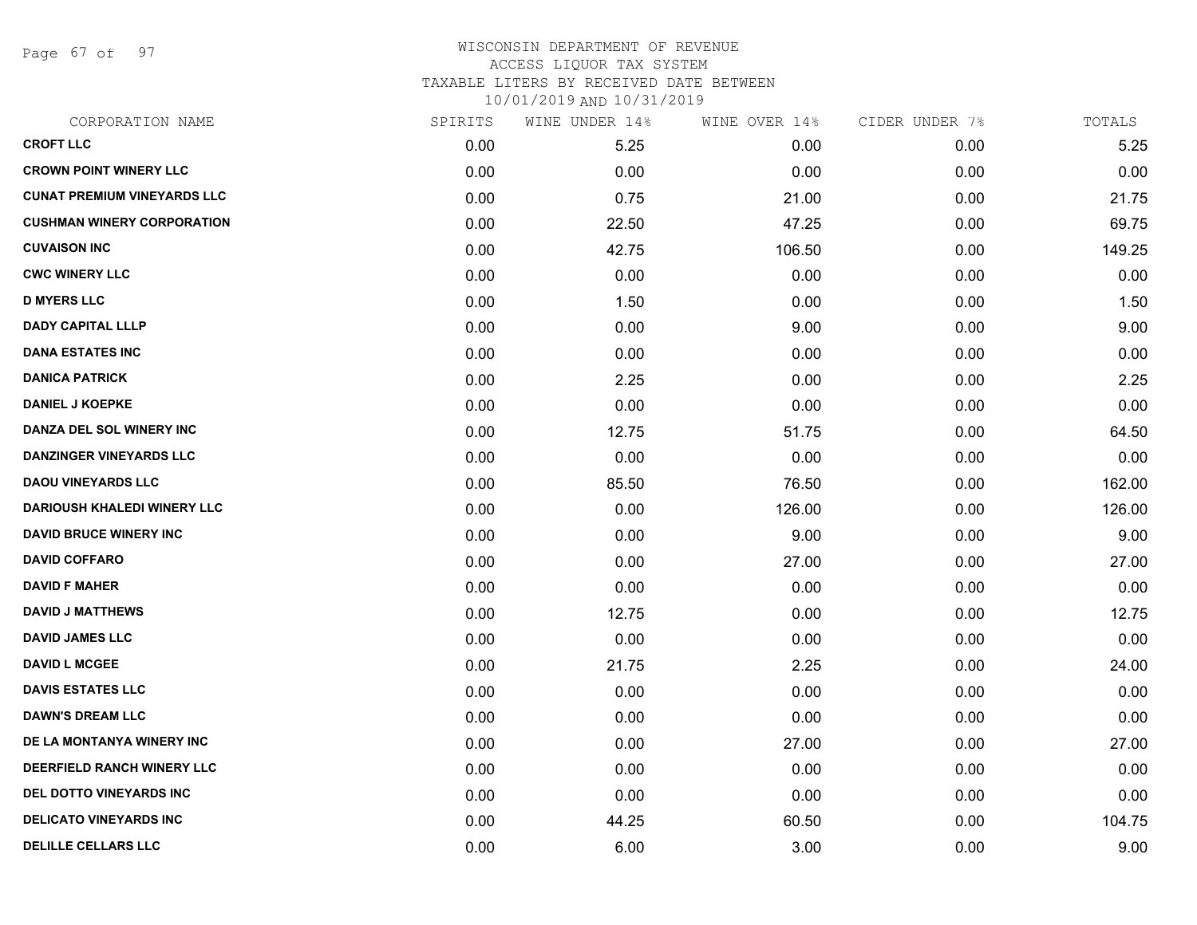# WISCONSIN DEPARTMENT OF REVENUE
ACCESS LIQUOR TAX SYSTEM
TAXABLE LITERS BY RECEIVED DATE BETWEEN
10/01/2019 AND 10/31/2019

| CORPORATION NAME | SPIRITS | WINE UNDER 14% | WINE OVER 14% | CIDER UNDER 7% | TOTALS |
|---|---|---|---|---|---|
| CROFT LLC | 0.00 | 5.25 | 0.00 | 0.00 | 5.25 |
| CROWN POINT WINERY LLC | 0.00 | 0.00 | 0.00 | 0.00 | 0.00 |
| CUNAT PREMIUM VINEYARDS LLC | 0.00 | 0.75 | 21.00 | 0.00 | 21.75 |
| CUSHMAN WINERY CORPORATION | 0.00 | 22.50 | 47.25 | 0.00 | 69.75 |
| CUVAISON INC | 0.00 | 42.75 | 106.50 | 0.00 | 149.25 |
| CWC WINERY LLC | 0.00 | 0.00 | 0.00 | 0.00 | 0.00 |
| D MYERS LLC | 0.00 | 1.50 | 0.00 | 0.00 | 1.50 |
| DADY CAPITAL LLLP | 0.00 | 0.00 | 9.00 | 0.00 | 9.00 |
| DANA ESTATES INC | 0.00 | 0.00 | 0.00 | 0.00 | 0.00 |
| DANICA PATRICK | 0.00 | 2.25 | 0.00 | 0.00 | 2.25 |
| DANIEL J KOEPKE | 0.00 | 0.00 | 0.00 | 0.00 | 0.00 |
| DANZA DEL SOL WINERY INC | 0.00 | 12.75 | 51.75 | 0.00 | 64.50 |
| DANZINGER VINEYARDS LLC | 0.00 | 0.00 | 0.00 | 0.00 | 0.00 |
| DAOU VINEYARDS LLC | 0.00 | 85.50 | 76.50 | 0.00 | 162.00 |
| DARIOUSH KHALEDI WINERY LLC | 0.00 | 0.00 | 126.00 | 0.00 | 126.00 |
| DAVID BRUCE WINERY INC | 0.00 | 0.00 | 9.00 | 0.00 | 9.00 |
| DAVID COFFARO | 0.00 | 0.00 | 27.00 | 0.00 | 27.00 |
| DAVID F MAHER | 0.00 | 0.00 | 0.00 | 0.00 | 0.00 |
| DAVID J MATTHEWS | 0.00 | 12.75 | 0.00 | 0.00 | 12.75 |
| DAVID JAMES LLC | 0.00 | 0.00 | 0.00 | 0.00 | 0.00 |
| DAVID L MCGEE | 0.00 | 21.75 | 2.25 | 0.00 | 24.00 |
| DAVIS ESTATES LLC | 0.00 | 0.00 | 0.00 | 0.00 | 0.00 |
| DAWN'S DREAM LLC | 0.00 | 0.00 | 0.00 | 0.00 | 0.00 |
| DE LA MONTANYA WINERY INC | 0.00 | 0.00 | 27.00 | 0.00 | 27.00 |
| DEERFIELD RANCH WINERY LLC | 0.00 | 0.00 | 0.00 | 0.00 | 0.00 |
| DEL DOTTO VINEYARDS INC | 0.00 | 0.00 | 0.00 | 0.00 | 0.00 |
| DELICATO VINEYARDS INC | 0.00 | 44.25 | 60.50 | 0.00 | 104.75 |
| DELILLE CELLARS LLC | 0.00 | 6.00 | 3.00 | 0.00 | 9.00 |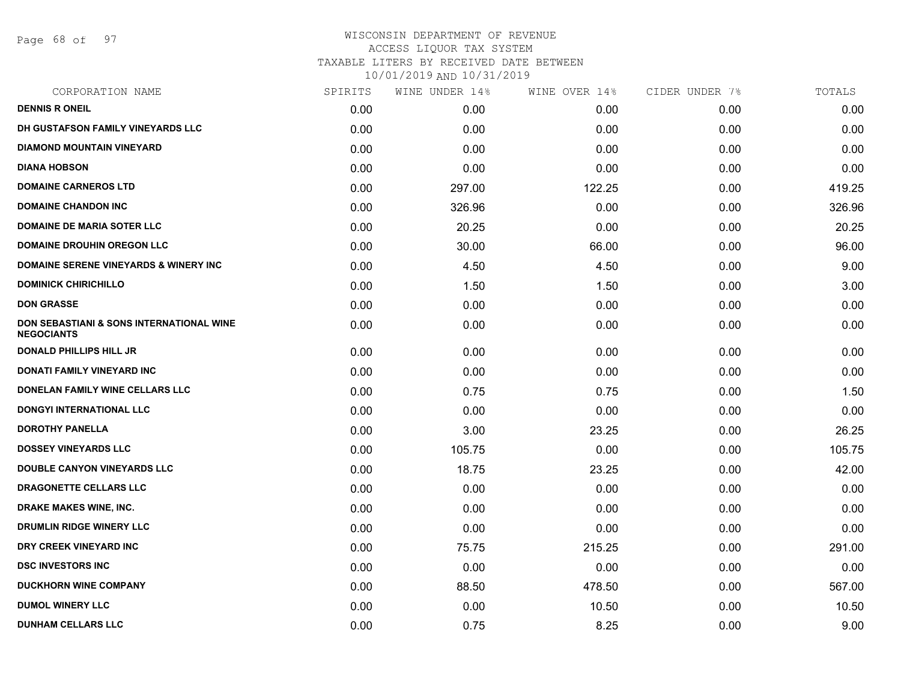WISCONSIN DEPARTMENT OF REVENUE
ACCESS LIQUOR TAX SYSTEM
TAXABLE LITERS BY RECEIVED DATE BETWEEN
10/01/2019 AND 10/31/2019

| CORPORATION NAME | SPIRITS | WINE UNDER 14% | WINE OVER 14% | CIDER UNDER 7% | TOTALS |
|---|---|---|---|---|---|
| DENNIS R ONEIL | 0.00 | 0.00 | 0.00 | 0.00 | 0.00 |
| DH GUSTAFSON FAMILY VINEYARDS LLC | 0.00 | 0.00 | 0.00 | 0.00 | 0.00 |
| DIAMOND MOUNTAIN VINEYARD | 0.00 | 0.00 | 0.00 | 0.00 | 0.00 |
| DIANA HOBSON | 0.00 | 0.00 | 0.00 | 0.00 | 0.00 |
| DOMAINE CARNEROS LTD | 0.00 | 297.00 | 122.25 | 0.00 | 419.25 |
| DOMAINE CHANDON INC | 0.00 | 326.96 | 0.00 | 0.00 | 326.96 |
| DOMAINE DE MARIA SOTER LLC | 0.00 | 20.25 | 0.00 | 0.00 | 20.25 |
| DOMAINE DROUHIN OREGON LLC | 0.00 | 30.00 | 66.00 | 0.00 | 96.00 |
| DOMAINE SERENE VINEYARDS & WINERY INC | 0.00 | 4.50 | 4.50 | 0.00 | 9.00 |
| DOMINICK CHIRICHILLO | 0.00 | 1.50 | 1.50 | 0.00 | 3.00 |
| DON GRASSE | 0.00 | 0.00 | 0.00 | 0.00 | 0.00 |
| DON SEBASTIANI & SONS INTERNATIONAL WINE NEGOCIANTS | 0.00 | 0.00 | 0.00 | 0.00 | 0.00 |
| DONALD PHILLIPS HILL JR | 0.00 | 0.00 | 0.00 | 0.00 | 0.00 |
| DONATI FAMILY VINEYARD INC | 0.00 | 0.00 | 0.00 | 0.00 | 0.00 |
| DONELAN FAMILY WINE CELLARS LLC | 0.00 | 0.75 | 0.75 | 0.00 | 1.50 |
| DONGYI INTERNATIONAL LLC | 0.00 | 0.00 | 0.00 | 0.00 | 0.00 |
| DOROTHY PANELLA | 0.00 | 3.00 | 23.25 | 0.00 | 26.25 |
| DOSSEY VINEYARDS LLC | 0.00 | 105.75 | 0.00 | 0.00 | 105.75 |
| DOUBLE CANYON VINEYARDS LLC | 0.00 | 18.75 | 23.25 | 0.00 | 42.00 |
| DRAGONETTE CELLARS LLC | 0.00 | 0.00 | 0.00 | 0.00 | 0.00 |
| DRAKE MAKES WINE, INC. | 0.00 | 0.00 | 0.00 | 0.00 | 0.00 |
| DRUMLIN RIDGE WINERY LLC | 0.00 | 0.00 | 0.00 | 0.00 | 0.00 |
| DRY CREEK VINEYARD INC | 0.00 | 75.75 | 215.25 | 0.00 | 291.00 |
| DSC INVESTORS INC | 0.00 | 0.00 | 0.00 | 0.00 | 0.00 |
| DUCKHORN WINE COMPANY | 0.00 | 88.50 | 478.50 | 0.00 | 567.00 |
| DUMOL WINERY LLC | 0.00 | 0.00 | 10.50 | 0.00 | 10.50 |
| DUNHAM CELLARS LLC | 0.00 | 0.75 | 8.25 | 0.00 | 9.00 |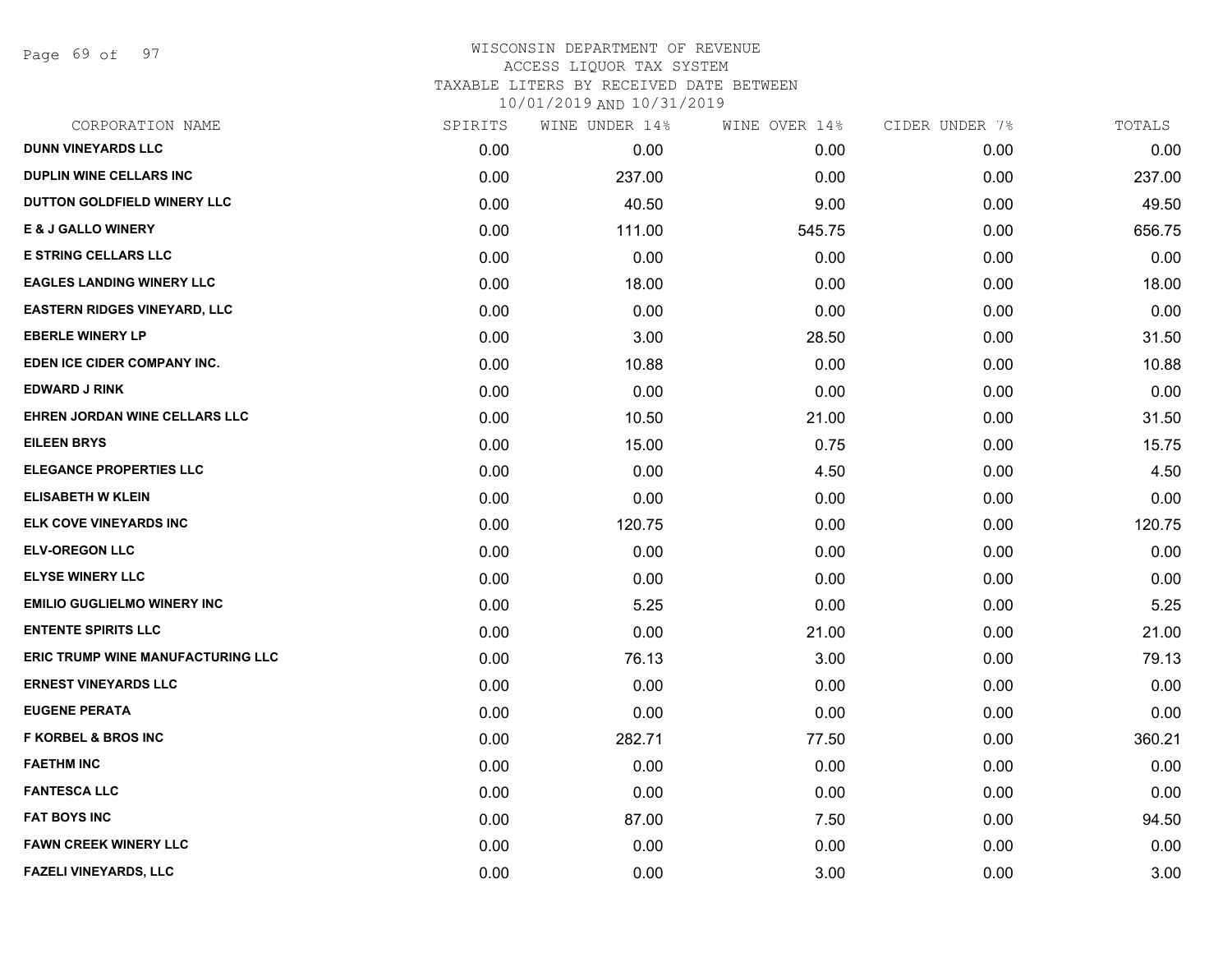WISCONSIN DEPARTMENT OF REVENUE
ACCESS LIQUOR TAX SYSTEM
TAXABLE LITERS BY RECEIVED DATE BETWEEN
10/01/2019 AND 10/31/2019

| CORPORATION NAME | SPIRITS | WINE UNDER 14% | WINE OVER 14% | CIDER UNDER 7% | TOTALS |
|---|---|---|---|---|---|
| DUNN VINEYARDS LLC | 0.00 | 0.00 | 0.00 | 0.00 | 0.00 |
| DUPLIN WINE CELLARS INC | 0.00 | 237.00 | 0.00 | 0.00 | 237.00 |
| DUTTON GOLDFIELD WINERY LLC | 0.00 | 40.50 | 9.00 | 0.00 | 49.50 |
| E & J GALLO WINERY | 0.00 | 111.00 | 545.75 | 0.00 | 656.75 |
| E STRING CELLARS LLC | 0.00 | 0.00 | 0.00 | 0.00 | 0.00 |
| EAGLES LANDING WINERY LLC | 0.00 | 18.00 | 0.00 | 0.00 | 18.00 |
| EASTERN RIDGES VINEYARD, LLC | 0.00 | 0.00 | 0.00 | 0.00 | 0.00 |
| EBERLE WINERY LP | 0.00 | 3.00 | 28.50 | 0.00 | 31.50 |
| EDEN ICE CIDER COMPANY INC. | 0.00 | 10.88 | 0.00 | 0.00 | 10.88 |
| EDWARD J RINK | 0.00 | 0.00 | 0.00 | 0.00 | 0.00 |
| EHREN JORDAN WINE CELLARS LLC | 0.00 | 10.50 | 21.00 | 0.00 | 31.50 |
| EILEEN BRYS | 0.00 | 15.00 | 0.75 | 0.00 | 15.75 |
| ELEGANCE PROPERTIES LLC | 0.00 | 0.00 | 4.50 | 0.00 | 4.50 |
| ELISABETH W KLEIN | 0.00 | 0.00 | 0.00 | 0.00 | 0.00 |
| ELK COVE VINEYARDS INC | 0.00 | 120.75 | 0.00 | 0.00 | 120.75 |
| ELV-OREGON LLC | 0.00 | 0.00 | 0.00 | 0.00 | 0.00 |
| ELYSE WINERY LLC | 0.00 | 0.00 | 0.00 | 0.00 | 0.00 |
| EMILIO GUGLIELMO WINERY INC | 0.00 | 5.25 | 0.00 | 0.00 | 5.25 |
| ENTENTE SPIRITS LLC | 0.00 | 0.00 | 21.00 | 0.00 | 21.00 |
| ERIC TRUMP WINE MANUFACTURING LLC | 0.00 | 76.13 | 3.00 | 0.00 | 79.13 |
| ERNEST VINEYARDS LLC | 0.00 | 0.00 | 0.00 | 0.00 | 0.00 |
| EUGENE PERATA | 0.00 | 0.00 | 0.00 | 0.00 | 0.00 |
| F KORBEL & BROS INC | 0.00 | 282.71 | 77.50 | 0.00 | 360.21 |
| FAETHM INC | 0.00 | 0.00 | 0.00 | 0.00 | 0.00 |
| FANTESCA LLC | 0.00 | 0.00 | 0.00 | 0.00 | 0.00 |
| FAT BOYS INC | 0.00 | 87.00 | 7.50 | 0.00 | 94.50 |
| FAWN CREEK WINERY LLC | 0.00 | 0.00 | 0.00 | 0.00 | 0.00 |
| FAZELI VINEYARDS, LLC | 0.00 | 0.00 | 3.00 | 0.00 | 3.00 |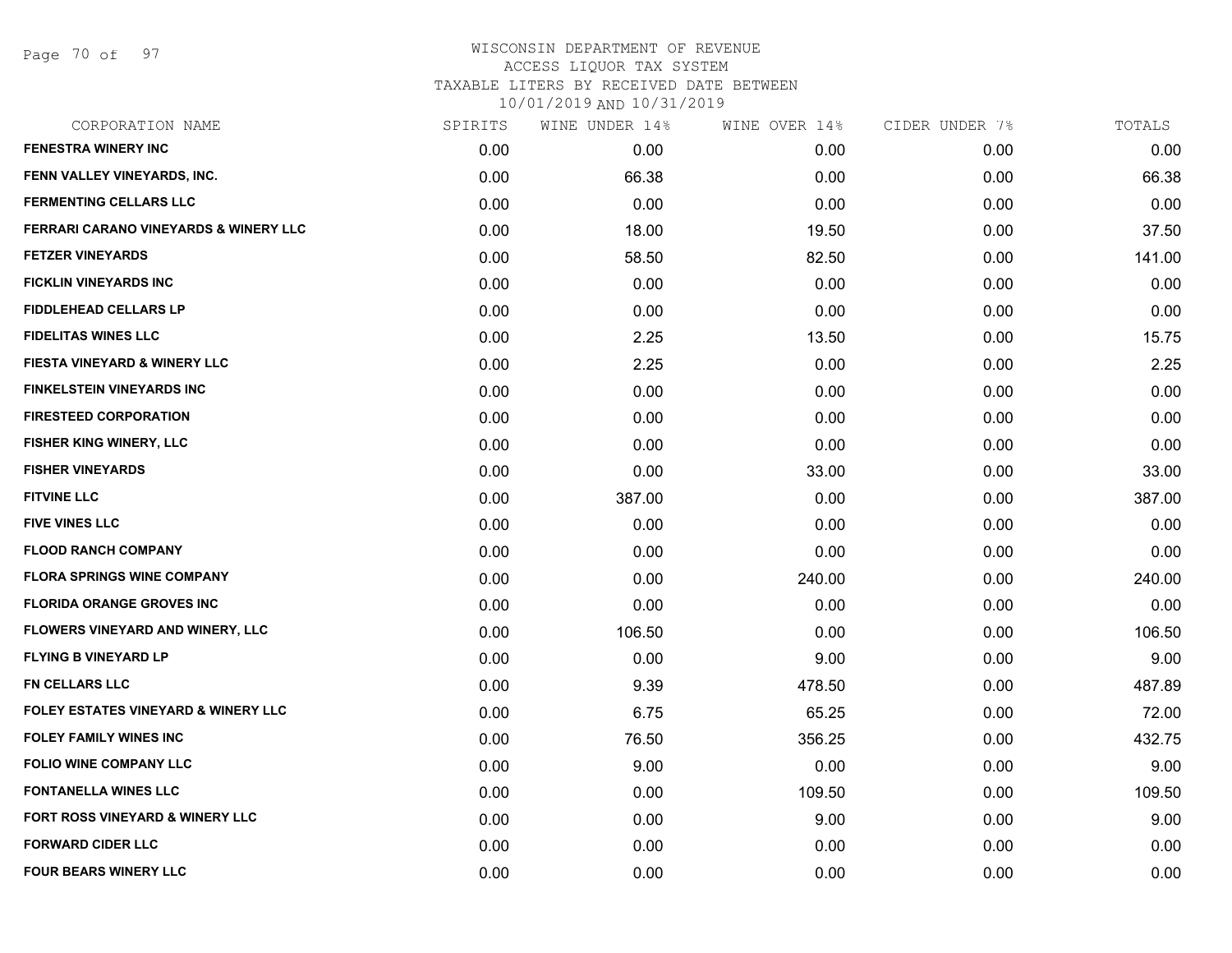WISCONSIN DEPARTMENT OF REVENUE
ACCESS LIQUOR TAX SYSTEM
TAXABLE LITERS BY RECEIVED DATE BETWEEN
10/01/2019 AND 10/31/2019

| CORPORATION NAME | SPIRITS | WINE UNDER 14% | WINE OVER 14% | CIDER UNDER 7% | TOTALS |
|---|---|---|---|---|---|
| FENESTRA WINERY INC | 0.00 | 0.00 | 0.00 | 0.00 | 0.00 |
| FENN VALLEY VINEYARDS, INC. | 0.00 | 66.38 | 0.00 | 0.00 | 66.38 |
| FERMENTING CELLARS LLC | 0.00 | 0.00 | 0.00 | 0.00 | 0.00 |
| FERRARI CARANO VINEYARDS & WINERY LLC | 0.00 | 18.00 | 19.50 | 0.00 | 37.50 |
| FETZER VINEYARDS | 0.00 | 58.50 | 82.50 | 0.00 | 141.00 |
| FICKLIN VINEYARDS INC | 0.00 | 0.00 | 0.00 | 0.00 | 0.00 |
| FIDDLEHEAD CELLARS LP | 0.00 | 0.00 | 0.00 | 0.00 | 0.00 |
| FIDELITAS WINES LLC | 0.00 | 2.25 | 13.50 | 0.00 | 15.75 |
| FIESTA VINEYARD & WINERY LLC | 0.00 | 2.25 | 0.00 | 0.00 | 2.25 |
| FINKELSTEIN VINEYARDS INC | 0.00 | 0.00 | 0.00 | 0.00 | 0.00 |
| FIRESTEED CORPORATION | 0.00 | 0.00 | 0.00 | 0.00 | 0.00 |
| FISHER KING WINERY, LLC | 0.00 | 0.00 | 0.00 | 0.00 | 0.00 |
| FISHER VINEYARDS | 0.00 | 0.00 | 33.00 | 0.00 | 33.00 |
| FITVINE LLC | 0.00 | 387.00 | 0.00 | 0.00 | 387.00 |
| FIVE VINES LLC | 0.00 | 0.00 | 0.00 | 0.00 | 0.00 |
| FLOOD RANCH COMPANY | 0.00 | 0.00 | 0.00 | 0.00 | 0.00 |
| FLORA SPRINGS WINE COMPANY | 0.00 | 0.00 | 240.00 | 0.00 | 240.00 |
| FLORIDA ORANGE GROVES INC | 0.00 | 0.00 | 0.00 | 0.00 | 0.00 |
| FLOWERS VINEYARD AND WINERY, LLC | 0.00 | 106.50 | 0.00 | 0.00 | 106.50 |
| FLYING B VINEYARD LP | 0.00 | 0.00 | 9.00 | 0.00 | 9.00 |
| FN CELLARS LLC | 0.00 | 9.39 | 478.50 | 0.00 | 487.89 |
| FOLEY ESTATES VINEYARD & WINERY LLC | 0.00 | 6.75 | 65.25 | 0.00 | 72.00 |
| FOLEY FAMILY WINES INC | 0.00 | 76.50 | 356.25 | 0.00 | 432.75 |
| FOLIO WINE COMPANY LLC | 0.00 | 9.00 | 0.00 | 0.00 | 9.00 |
| FONTANELLA WINES LLC | 0.00 | 0.00 | 109.50 | 0.00 | 109.50 |
| FORT ROSS VINEYARD & WINERY LLC | 0.00 | 0.00 | 9.00 | 0.00 | 9.00 |
| FORWARD CIDER LLC | 0.00 | 0.00 | 0.00 | 0.00 | 0.00 |
| FOUR BEARS WINERY LLC | 0.00 | 0.00 | 0.00 | 0.00 | 0.00 |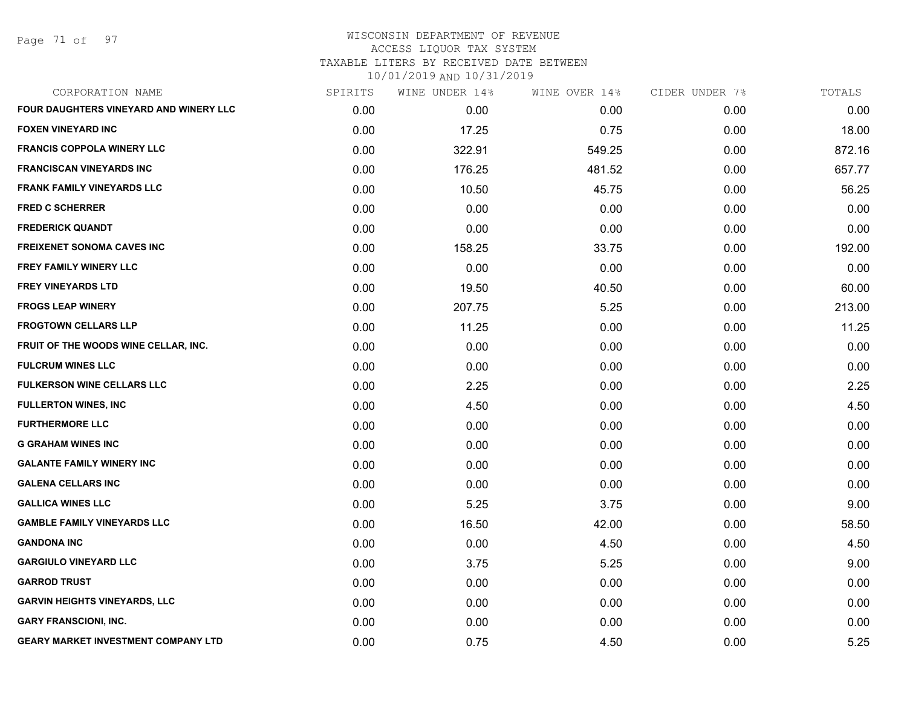WISCONSIN DEPARTMENT OF REVENUE
ACCESS LIQUOR TAX SYSTEM
TAXABLE LITERS BY RECEIVED DATE BETWEEN
10/01/2019 AND 10/31/2019

| CORPORATION NAME | SPIRITS | WINE UNDER 14% | WINE OVER 14% | CIDER UNDER 7% | TOTALS |
|---|---|---|---|---|---|
| FOUR DAUGHTERS VINEYARD AND WINERY LLC | 0.00 | 0.00 | 0.00 | 0.00 | 0.00 |
| FOXEN VINEYARD INC | 0.00 | 17.25 | 0.75 | 0.00 | 18.00 |
| FRANCIS COPPOLA WINERY LLC | 0.00 | 322.91 | 549.25 | 0.00 | 872.16 |
| FRANCISCAN VINEYARDS INC | 0.00 | 176.25 | 481.52 | 0.00 | 657.77 |
| FRANK FAMILY VINEYARDS LLC | 0.00 | 10.50 | 45.75 | 0.00 | 56.25 |
| FRED C SCHERRER | 0.00 | 0.00 | 0.00 | 0.00 | 0.00 |
| FREDERICK QUANDT | 0.00 | 0.00 | 0.00 | 0.00 | 0.00 |
| FREIXENET SONOMA CAVES INC | 0.00 | 158.25 | 33.75 | 0.00 | 192.00 |
| FREY FAMILY WINERY LLC | 0.00 | 0.00 | 0.00 | 0.00 | 0.00 |
| FREY VINEYARDS LTD | 0.00 | 19.50 | 40.50 | 0.00 | 60.00 |
| FROGS LEAP WINERY | 0.00 | 207.75 | 5.25 | 0.00 | 213.00 |
| FROGTOWN CELLARS LLP | 0.00 | 11.25 | 0.00 | 0.00 | 11.25 |
| FRUIT OF THE WOODS WINE CELLAR, INC. | 0.00 | 0.00 | 0.00 | 0.00 | 0.00 |
| FULCRUM WINES LLC | 0.00 | 0.00 | 0.00 | 0.00 | 0.00 |
| FULKERSON WINE CELLARS LLC | 0.00 | 2.25 | 0.00 | 0.00 | 2.25 |
| FULLERTON WINES, INC | 0.00 | 4.50 | 0.00 | 0.00 | 4.50 |
| FURTHERMORE LLC | 0.00 | 0.00 | 0.00 | 0.00 | 0.00 |
| G GRAHAM WINES INC | 0.00 | 0.00 | 0.00 | 0.00 | 0.00 |
| GALANTE FAMILY WINERY INC | 0.00 | 0.00 | 0.00 | 0.00 | 0.00 |
| GALENA CELLARS INC | 0.00 | 0.00 | 0.00 | 0.00 | 0.00 |
| GALLICA WINES LLC | 0.00 | 5.25 | 3.75 | 0.00 | 9.00 |
| GAMBLE FAMILY VINEYARDS LLC | 0.00 | 16.50 | 42.00 | 0.00 | 58.50 |
| GANDONA INC | 0.00 | 0.00 | 4.50 | 0.00 | 4.50 |
| GARGIULO VINEYARD LLC | 0.00 | 3.75 | 5.25 | 0.00 | 9.00 |
| GARROD TRUST | 0.00 | 0.00 | 0.00 | 0.00 | 0.00 |
| GARVIN HEIGHTS VINEYARDS, LLC | 0.00 | 0.00 | 0.00 | 0.00 | 0.00 |
| GARY FRANSCIONI, INC. | 0.00 | 0.00 | 0.00 | 0.00 | 0.00 |
| GEARY MARKET INVESTMENT COMPANY LTD | 0.00 | 0.75 | 4.50 | 0.00 | 5.25 |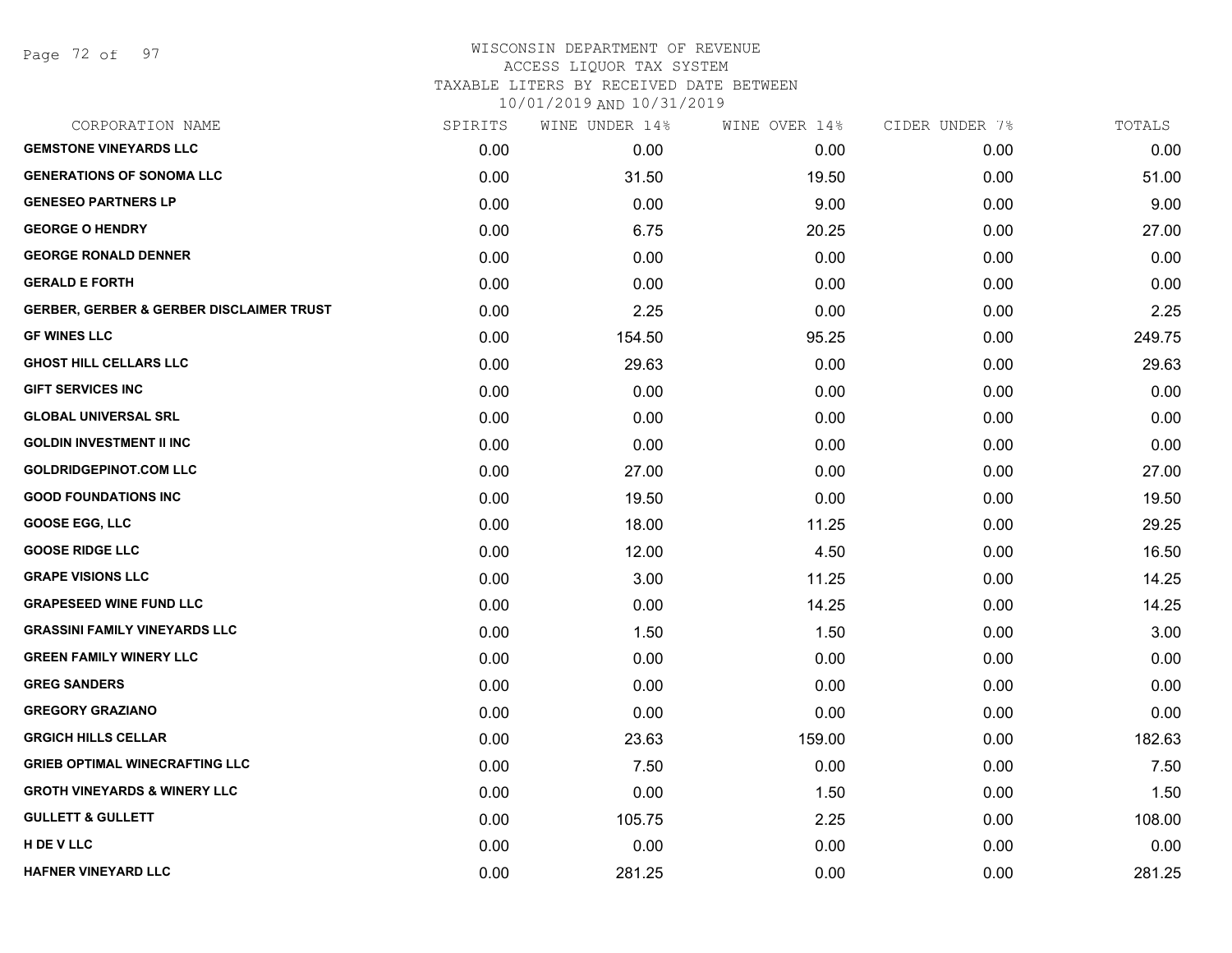WISCONSIN DEPARTMENT OF REVENUE
ACCESS LIQUOR TAX SYSTEM
TAXABLE LITERS BY RECEIVED DATE BETWEEN
10/01/2019 AND 10/31/2019

| CORPORATION NAME | SPIRITS | WINE UNDER 14% | WINE OVER 14% | CIDER UNDER 7% | TOTALS |
|---|---|---|---|---|---|
| **GEMSTONE VINEYARDS LLC** | 0.00 | 0.00 | 0.00 | 0.00 | 0.00 |
| **GENERATIONS OF SONOMA LLC** | 0.00 | 31.50 | 19.50 | 0.00 | 51.00 |
| **GENESEO PARTNERS LP** | 0.00 | 0.00 | 9.00 | 0.00 | 9.00 |
| **GEORGE O HENDRY** | 0.00 | 6.75 | 20.25 | 0.00 | 27.00 |
| **GEORGE RONALD DENNER** | 0.00 | 0.00 | 0.00 | 0.00 | 0.00 |
| **GERALD E FORTH** | 0.00 | 0.00 | 0.00 | 0.00 | 0.00 |
| **GERBER, GERBER & GERBER DISCLAIMER TRUST** | 0.00 | 2.25 | 0.00 | 0.00 | 2.25 |
| **GF WINES LLC** | 0.00 | 154.50 | 95.25 | 0.00 | 249.75 |
| **GHOST HILL CELLARS LLC** | 0.00 | 29.63 | 0.00 | 0.00 | 29.63 |
| **GIFT SERVICES INC** | 0.00 | 0.00 | 0.00 | 0.00 | 0.00 |
| **GLOBAL UNIVERSAL SRL** | 0.00 | 0.00 | 0.00 | 0.00 | 0.00 |
| **GOLDIN INVESTMENT II INC** | 0.00 | 0.00 | 0.00 | 0.00 | 0.00 |
| **GOLDRIDGEPINOT.COM LLC** | 0.00 | 27.00 | 0.00 | 0.00 | 27.00 |
| **GOOD FOUNDATIONS INC** | 0.00 | 19.50 | 0.00 | 0.00 | 19.50 |
| **GOOSE EGG, LLC** | 0.00 | 18.00 | 11.25 | 0.00 | 29.25 |
| **GOOSE RIDGE LLC** | 0.00 | 12.00 | 4.50 | 0.00 | 16.50 |
| **GRAPE VISIONS LLC** | 0.00 | 3.00 | 11.25 | 0.00 | 14.25 |
| **GRAPESEED WINE FUND LLC** | 0.00 | 0.00 | 14.25 | 0.00 | 14.25 |
| **GRASSINI FAMILY VINEYARDS LLC** | 0.00 | 1.50 | 1.50 | 0.00 | 3.00 |
| **GREEN FAMILY WINERY LLC** | 0.00 | 0.00 | 0.00 | 0.00 | 0.00 |
| **GREG SANDERS** | 0.00 | 0.00 | 0.00 | 0.00 | 0.00 |
| **GREGORY GRAZIANO** | 0.00 | 0.00 | 0.00 | 0.00 | 0.00 |
| **GRGICH HILLS CELLAR** | 0.00 | 23.63 | 159.00 | 0.00 | 182.63 |
| **GRIEB OPTIMAL WINECRAFTING LLC** | 0.00 | 7.50 | 0.00 | 0.00 | 7.50 |
| **GROTH VINEYARDS & WINERY LLC** | 0.00 | 0.00 | 1.50 | 0.00 | 1.50 |
| **GULLETT & GULLETT** | 0.00 | 105.75 | 2.25 | 0.00 | 108.00 |
| **H DE V LLC** | 0.00 | 0.00 | 0.00 | 0.00 | 0.00 |
| **HAFNER VINEYARD LLC** | 0.00 | 281.25 | 0.00 | 0.00 | 281.25 |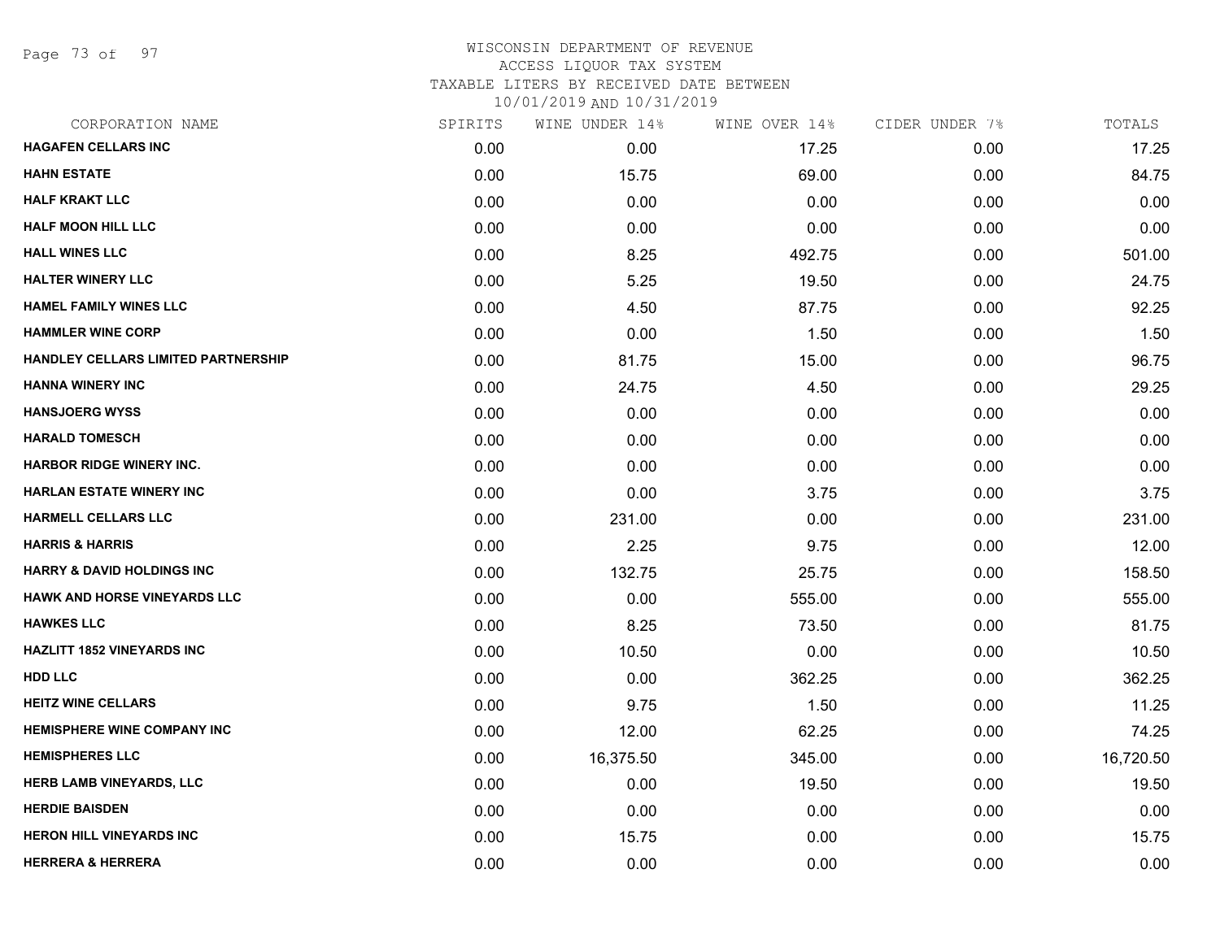WISCONSIN DEPARTMENT OF REVENUE
ACCESS LIQUOR TAX SYSTEM
TAXABLE LITERS BY RECEIVED DATE BETWEEN
10/01/2019 AND 10/31/2019

| CORPORATION NAME | SPIRITS | WINE UNDER 14% | WINE OVER 14% | CIDER UNDER 7% | TOTALS |
|---|---|---|---|---|---|
| HAGAFEN CELLARS INC | 0.00 | 0.00 | 17.25 | 0.00 | 17.25 |
| HAHN ESTATE | 0.00 | 15.75 | 69.00 | 0.00 | 84.75 |
| HALF KRAKT LLC | 0.00 | 0.00 | 0.00 | 0.00 | 0.00 |
| HALF MOON HILL LLC | 0.00 | 0.00 | 0.00 | 0.00 | 0.00 |
| HALL WINES LLC | 0.00 | 8.25 | 492.75 | 0.00 | 501.00 |
| HALTER WINERY LLC | 0.00 | 5.25 | 19.50 | 0.00 | 24.75 |
| HAMEL FAMILY WINES LLC | 0.00 | 4.50 | 87.75 | 0.00 | 92.25 |
| HAMMLER WINE CORP | 0.00 | 0.00 | 1.50 | 0.00 | 1.50 |
| HANDLEY CELLARS LIMITED PARTNERSHIP | 0.00 | 81.75 | 15.00 | 0.00 | 96.75 |
| HANNA WINERY INC | 0.00 | 24.75 | 4.50 | 0.00 | 29.25 |
| HANSJOERG WYSS | 0.00 | 0.00 | 0.00 | 0.00 | 0.00 |
| HARALD TOMESCH | 0.00 | 0.00 | 0.00 | 0.00 | 0.00 |
| HARBOR RIDGE WINERY INC. | 0.00 | 0.00 | 0.00 | 0.00 | 0.00 |
| HARLAN ESTATE WINERY INC | 0.00 | 0.00 | 3.75 | 0.00 | 3.75 |
| HARMELL CELLARS LLC | 0.00 | 231.00 | 0.00 | 0.00 | 231.00 |
| HARRIS & HARRIS | 0.00 | 2.25 | 9.75 | 0.00 | 12.00 |
| HARRY & DAVID HOLDINGS INC | 0.00 | 132.75 | 25.75 | 0.00 | 158.50 |
| HAWK AND HORSE VINEYARDS LLC | 0.00 | 0.00 | 555.00 | 0.00 | 555.00 |
| HAWKES LLC | 0.00 | 8.25 | 73.50 | 0.00 | 81.75 |
| HAZLITT 1852 VINEYARDS INC | 0.00 | 10.50 | 0.00 | 0.00 | 10.50 |
| HDD LLC | 0.00 | 0.00 | 362.25 | 0.00 | 362.25 |
| HEITZ WINE CELLARS | 0.00 | 9.75 | 1.50 | 0.00 | 11.25 |
| HEMISPHERE WINE COMPANY INC | 0.00 | 12.00 | 62.25 | 0.00 | 74.25 |
| HEMISPHERES LLC | 0.00 | 16,375.50 | 345.00 | 0.00 | 16,720.50 |
| HERB LAMB VINEYARDS, LLC | 0.00 | 0.00 | 19.50 | 0.00 | 19.50 |
| HERDIE BAISDEN | 0.00 | 0.00 | 0.00 | 0.00 | 0.00 |
| HERON HILL VINEYARDS INC | 0.00 | 15.75 | 0.00 | 0.00 | 15.75 |
| HERRERA & HERRERA | 0.00 | 0.00 | 0.00 | 0.00 | 0.00 |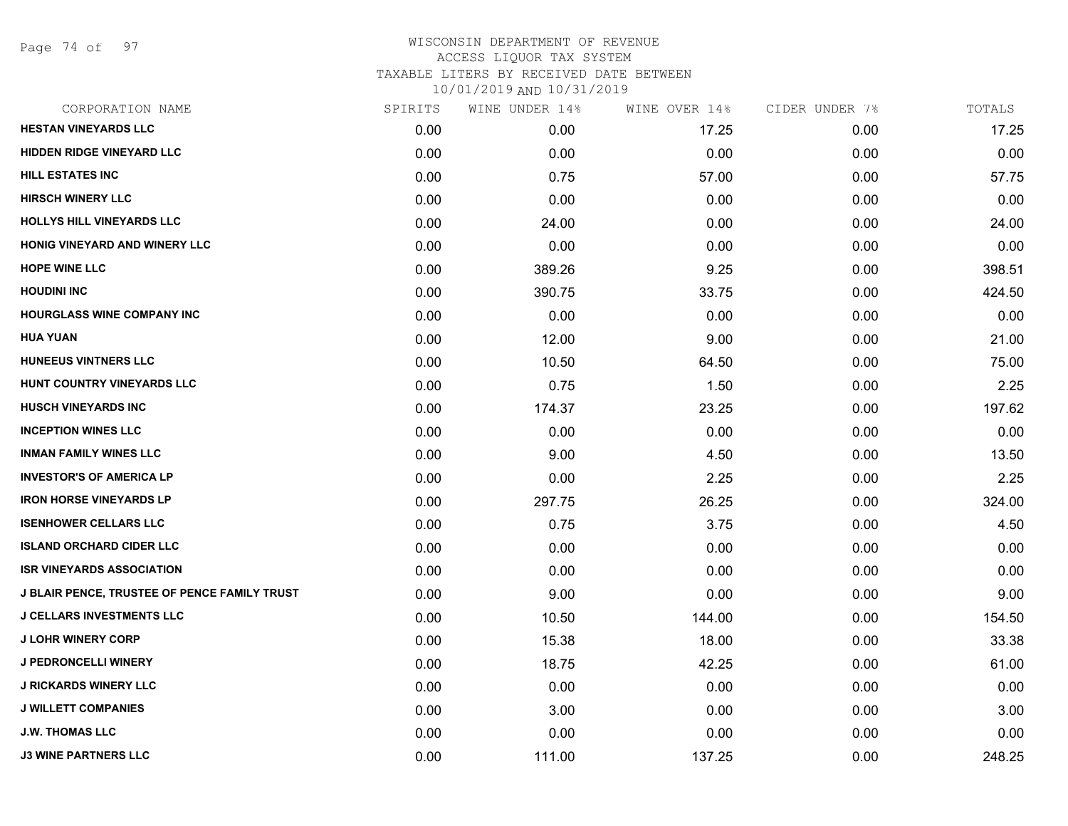# WISCONSIN DEPARTMENT OF REVENUE
## ACCESS LIQUOR TAX SYSTEM
### TAXABLE LITERS BY RECEIVED DATE BETWEEN 10/01/2019 AND 10/31/2019

| CORPORATION NAME | SPIRITS | WINE UNDER 14% | WINE OVER 14% | CIDER UNDER 7% | TOTALS |
|---|---|---|---|---|---|
| HESTAN VINEYARDS LLC | 0.00 | 0.00 | 17.25 | 0.00 | 17.25 |
| HIDDEN RIDGE VINEYARD LLC | 0.00 | 0.00 | 0.00 | 0.00 | 0.00 |
| HILL ESTATES INC | 0.00 | 0.75 | 57.00 | 0.00 | 57.75 |
| HIRSCH WINERY LLC | 0.00 | 0.00 | 0.00 | 0.00 | 0.00 |
| HOLLYS HILL VINEYARDS LLC | 0.00 | 24.00 | 0.00 | 0.00 | 24.00 |
| HONIG VINEYARD AND WINERY LLC | 0.00 | 0.00 | 0.00 | 0.00 | 0.00 |
| HOPE WINE LLC | 0.00 | 389.26 | 9.25 | 0.00 | 398.51 |
| HOUDINI INC | 0.00 | 390.75 | 33.75 | 0.00 | 424.50 |
| HOURGLASS WINE COMPANY INC | 0.00 | 0.00 | 0.00 | 0.00 | 0.00 |
| HUA YUAN | 0.00 | 12.00 | 9.00 | 0.00 | 21.00 |
| HUNEEUS VINTNERS LLC | 0.00 | 10.50 | 64.50 | 0.00 | 75.00 |
| HUNT COUNTRY VINEYARDS LLC | 0.00 | 0.75 | 1.50 | 0.00 | 2.25 |
| HUSCH VINEYARDS INC | 0.00 | 174.37 | 23.25 | 0.00 | 197.62 |
| INCEPTION WINES LLC | 0.00 | 0.00 | 0.00 | 0.00 | 0.00 |
| INMAN FAMILY WINES LLC | 0.00 | 9.00 | 4.50 | 0.00 | 13.50 |
| INVESTOR'S OF AMERICA LP | 0.00 | 0.00 | 2.25 | 0.00 | 2.25 |
| IRON HORSE VINEYARDS LP | 0.00 | 297.75 | 26.25 | 0.00 | 324.00 |
| ISENHOWER CELLARS LLC | 0.00 | 0.75 | 3.75 | 0.00 | 4.50 |
| ISLAND ORCHARD CIDER LLC | 0.00 | 0.00 | 0.00 | 0.00 | 0.00 |
| ISR VINEYARDS ASSOCIATION | 0.00 | 0.00 | 0.00 | 0.00 | 0.00 |
| J BLAIR PENCE, TRUSTEE OF PENCE FAMILY TRUST | 0.00 | 9.00 | 0.00 | 0.00 | 9.00 |
| J CELLARS INVESTMENTS LLC | 0.00 | 10.50 | 144.00 | 0.00 | 154.50 |
| J LOHR WINERY CORP | 0.00 | 15.38 | 18.00 | 0.00 | 33.38 |
| J PEDRONCELLI WINERY | 0.00 | 18.75 | 42.25 | 0.00 | 61.00 |
| J RICKARDS WINERY LLC | 0.00 | 0.00 | 0.00 | 0.00 | 0.00 |
| J WILLETT COMPANIES | 0.00 | 3.00 | 0.00 | 0.00 | 3.00 |
| J.W. THOMAS LLC | 0.00 | 0.00 | 0.00 | 0.00 | 0.00 |
| J3 WINE PARTNERS LLC | 0.00 | 111.00 | 137.25 | 0.00 | 248.25 |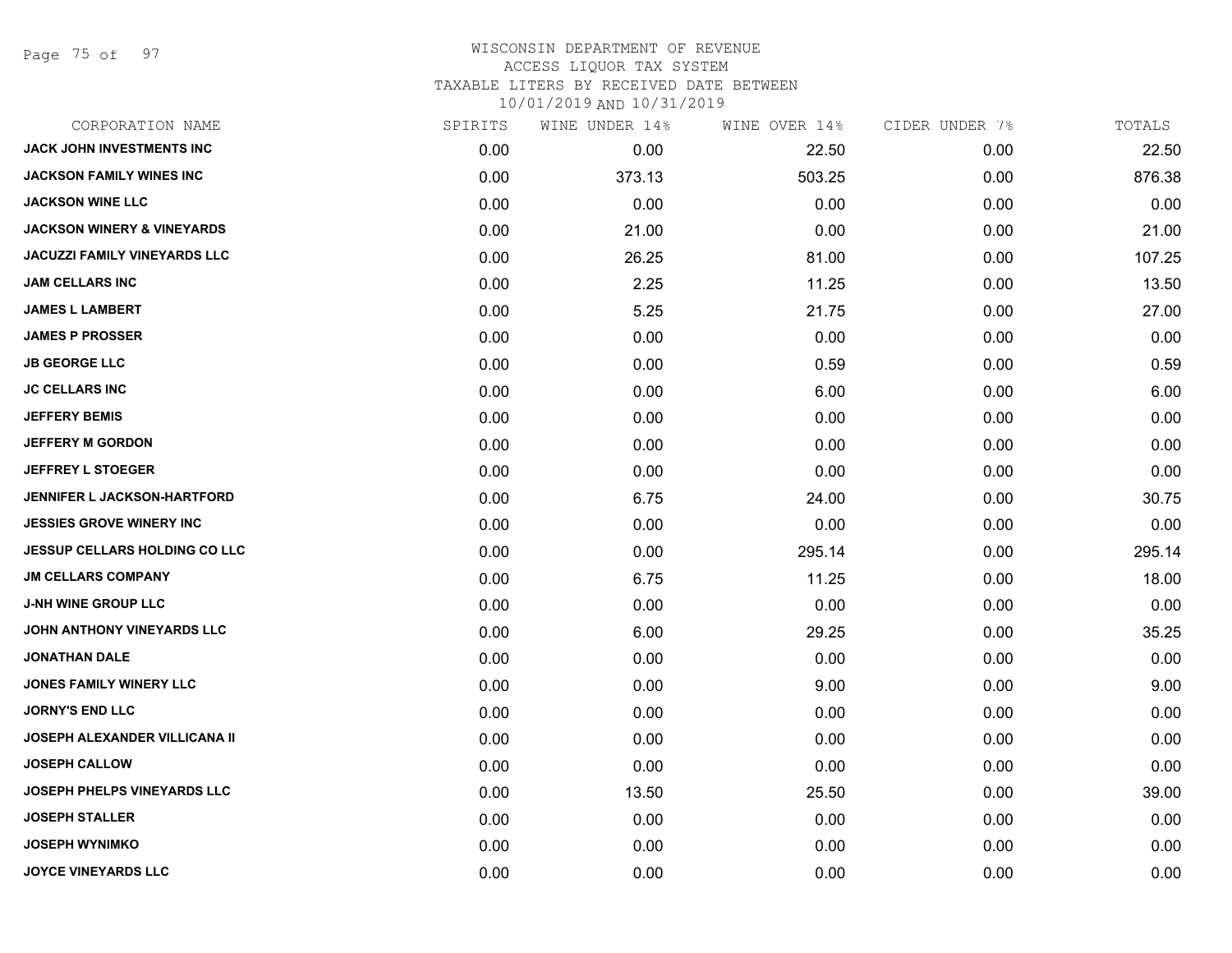WISCONSIN DEPARTMENT OF REVENUE
ACCESS LIQUOR TAX SYSTEM
TAXABLE LITERS BY RECEIVED DATE BETWEEN
10/01/2019 AND 10/31/2019

| CORPORATION NAME | SPIRITS | WINE UNDER 14% | WINE OVER 14% | CIDER UNDER 7% | TOTALS |
|---|---|---|---|---|---|
| JACK JOHN INVESTMENTS INC | 0.00 | 0.00 | 22.50 | 0.00 | 22.50 |
| JACKSON FAMILY WINES INC | 0.00 | 373.13 | 503.25 | 0.00 | 876.38 |
| JACKSON WINE LLC | 0.00 | 0.00 | 0.00 | 0.00 | 0.00 |
| JACKSON WINERY & VINEYARDS | 0.00 | 21.00 | 0.00 | 0.00 | 21.00 |
| JACUZZI FAMILY VINEYARDS LLC | 0.00 | 26.25 | 81.00 | 0.00 | 107.25 |
| JAM CELLARS INC | 0.00 | 2.25 | 11.25 | 0.00 | 13.50 |
| JAMES L LAMBERT | 0.00 | 5.25 | 21.75 | 0.00 | 27.00 |
| JAMES P PROSSER | 0.00 | 0.00 | 0.00 | 0.00 | 0.00 |
| JB GEORGE LLC | 0.00 | 0.00 | 0.59 | 0.00 | 0.59 |
| JC CELLARS INC | 0.00 | 0.00 | 6.00 | 0.00 | 6.00 |
| JEFFERY BEMIS | 0.00 | 0.00 | 0.00 | 0.00 | 0.00 |
| JEFFERY M GORDON | 0.00 | 0.00 | 0.00 | 0.00 | 0.00 |
| JEFFREY L STOEGER | 0.00 | 0.00 | 0.00 | 0.00 | 0.00 |
| JENNIFER L JACKSON-HARTFORD | 0.00 | 6.75 | 24.00 | 0.00 | 30.75 |
| JESSIES GROVE WINERY INC | 0.00 | 0.00 | 0.00 | 0.00 | 0.00 |
| JESSUP CELLARS HOLDING CO LLC | 0.00 | 0.00 | 295.14 | 0.00 | 295.14 |
| JM CELLARS COMPANY | 0.00 | 6.75 | 11.25 | 0.00 | 18.00 |
| J-NH WINE GROUP LLC | 0.00 | 0.00 | 0.00 | 0.00 | 0.00 |
| JOHN ANTHONY VINEYARDS LLC | 0.00 | 6.00 | 29.25 | 0.00 | 35.25 |
| JONATHAN DALE | 0.00 | 0.00 | 0.00 | 0.00 | 0.00 |
| JONES FAMILY WINERY LLC | 0.00 | 0.00 | 9.00 | 0.00 | 9.00 |
| JORNY'S END LLC | 0.00 | 0.00 | 0.00 | 0.00 | 0.00 |
| JOSEPH ALEXANDER VILLICANA II | 0.00 | 0.00 | 0.00 | 0.00 | 0.00 |
| JOSEPH CALLOW | 0.00 | 0.00 | 0.00 | 0.00 | 0.00 |
| JOSEPH PHELPS VINEYARDS LLC | 0.00 | 13.50 | 25.50 | 0.00 | 39.00 |
| JOSEPH STALLER | 0.00 | 0.00 | 0.00 | 0.00 | 0.00 |
| JOSEPH WYNIMKO | 0.00 | 0.00 | 0.00 | 0.00 | 0.00 |
| JOYCE VINEYARDS LLC | 0.00 | 0.00 | 0.00 | 0.00 | 0.00 |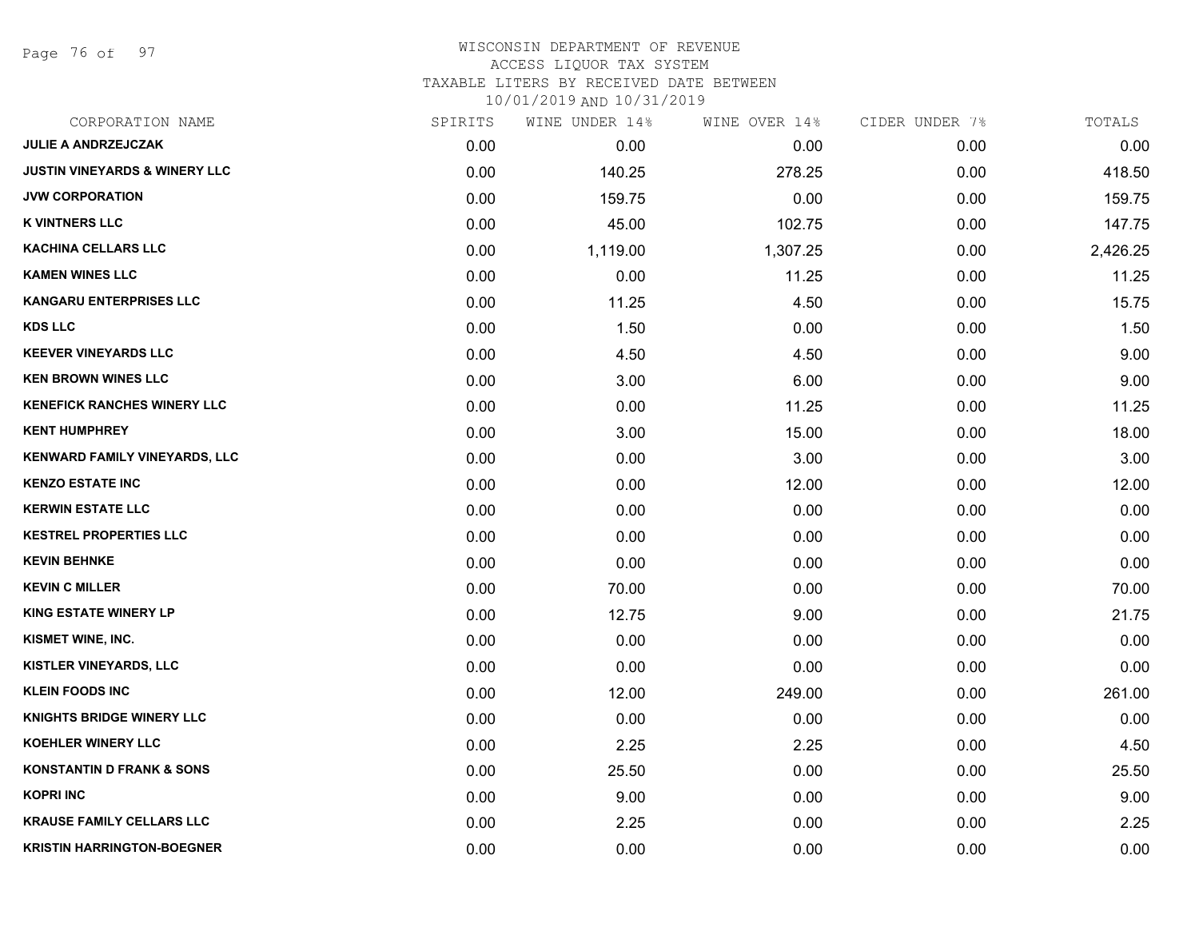WISCONSIN DEPARTMENT OF REVENUE
ACCESS LIQUOR TAX SYSTEM
TAXABLE LITERS BY RECEIVED DATE BETWEEN
10/01/2019 AND 10/31/2019

| CORPORATION NAME | SPIRITS | WINE UNDER 14% | WINE OVER 14% | CIDER UNDER 7% | TOTALS |
|---|---|---|---|---|---|
| JULIE A ANDRZEJCZAK | 0.00 | 0.00 | 0.00 | 0.00 | 0.00 |
| JUSTIN VINEYARDS & WINERY LLC | 0.00 | 140.25 | 278.25 | 0.00 | 418.50 |
| JVW CORPORATION | 0.00 | 159.75 | 0.00 | 0.00 | 159.75 |
| K VINTNERS LLC | 0.00 | 45.00 | 102.75 | 0.00 | 147.75 |
| KACHINA CELLARS LLC | 0.00 | 1,119.00 | 1,307.25 | 0.00 | 2,426.25 |
| KAMEN WINES LLC | 0.00 | 0.00 | 11.25 | 0.00 | 11.25 |
| KANGARU ENTERPRISES LLC | 0.00 | 11.25 | 4.50 | 0.00 | 15.75 |
| KDS LLC | 0.00 | 1.50 | 0.00 | 0.00 | 1.50 |
| KEEVER VINEYARDS LLC | 0.00 | 4.50 | 4.50 | 0.00 | 9.00 |
| KEN BROWN WINES LLC | 0.00 | 3.00 | 6.00 | 0.00 | 9.00 |
| KENEFICK RANCHES WINERY LLC | 0.00 | 0.00 | 11.25 | 0.00 | 11.25 |
| KENT HUMPHREY | 0.00 | 3.00 | 15.00 | 0.00 | 18.00 |
| KENWARD FAMILY VINEYARDS, LLC | 0.00 | 0.00 | 3.00 | 0.00 | 3.00 |
| KENZO ESTATE INC | 0.00 | 0.00 | 12.00 | 0.00 | 12.00 |
| KERWIN ESTATE LLC | 0.00 | 0.00 | 0.00 | 0.00 | 0.00 |
| KESTREL PROPERTIES LLC | 0.00 | 0.00 | 0.00 | 0.00 | 0.00 |
| KEVIN BEHNKE | 0.00 | 0.00 | 0.00 | 0.00 | 0.00 |
| KEVIN C MILLER | 0.00 | 70.00 | 0.00 | 0.00 | 70.00 |
| KING ESTATE WINERY LP | 0.00 | 12.75 | 9.00 | 0.00 | 21.75 |
| KISMET WINE, INC. | 0.00 | 0.00 | 0.00 | 0.00 | 0.00 |
| KISTLER VINEYARDS, LLC | 0.00 | 0.00 | 0.00 | 0.00 | 0.00 |
| KLEIN FOODS INC | 0.00 | 12.00 | 249.00 | 0.00 | 261.00 |
| KNIGHTS BRIDGE WINERY LLC | 0.00 | 0.00 | 0.00 | 0.00 | 0.00 |
| KOEHLER WINERY LLC | 0.00 | 2.25 | 2.25 | 0.00 | 4.50 |
| KONSTANTIN D FRANK & SONS | 0.00 | 25.50 | 0.00 | 0.00 | 25.50 |
| KOPRI INC | 0.00 | 9.00 | 0.00 | 0.00 | 9.00 |
| KRAUSE FAMILY CELLARS LLC | 0.00 | 2.25 | 0.00 | 0.00 | 2.25 |
| KRISTIN HARRINGTON-BOEGNER | 0.00 | 0.00 | 0.00 | 0.00 | 0.00 |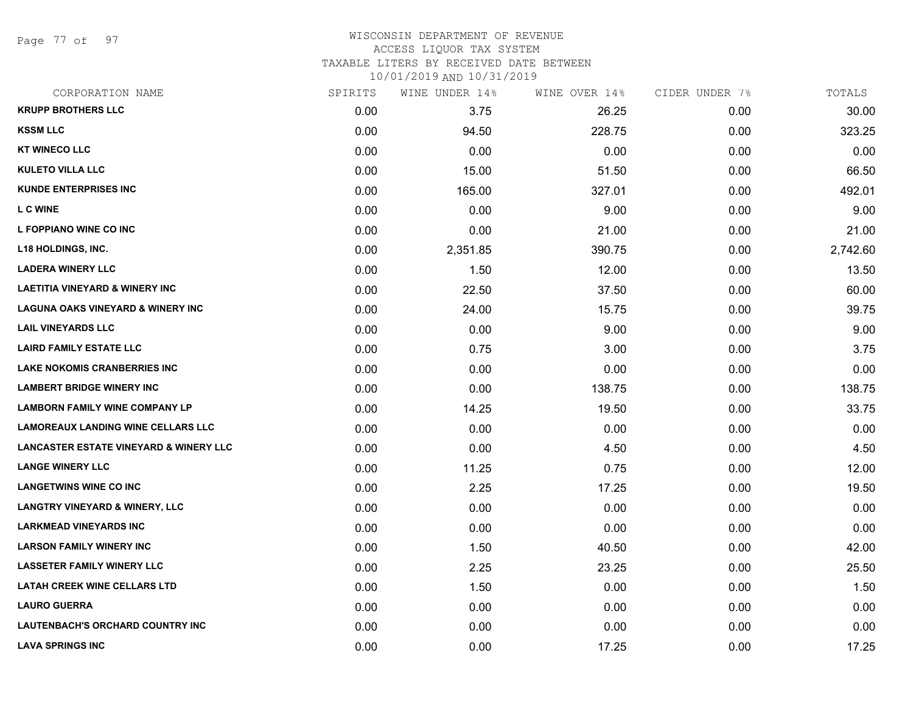# WISCONSIN DEPARTMENT OF REVENUE
ACCESS LIQUOR TAX SYSTEM
TAXABLE LITERS BY RECEIVED DATE BETWEEN
10/01/2019 AND 10/31/2019

| CORPORATION NAME | SPIRITS | WINE UNDER 14% | WINE OVER 14% | CIDER UNDER 7% | TOTALS |
|---|---|---|---|---|---|
| KRUPP BROTHERS LLC | 0.00 | 3.75 | 26.25 | 0.00 | 30.00 |
| KSSM LLC | 0.00 | 94.50 | 228.75 | 0.00 | 323.25 |
| KT WINECO LLC | 0.00 | 0.00 | 0.00 | 0.00 | 0.00 |
| KULETO VILLA LLC | 0.00 | 15.00 | 51.50 | 0.00 | 66.50 |
| KUNDE ENTERPRISES INC | 0.00 | 165.00 | 327.01 | 0.00 | 492.01 |
| L C WINE | 0.00 | 0.00 | 9.00 | 0.00 | 9.00 |
| L FOPPIANO WINE CO INC | 0.00 | 0.00 | 21.00 | 0.00 | 21.00 |
| L18 HOLDINGS, INC. | 0.00 | 2,351.85 | 390.75 | 0.00 | 2,742.60 |
| LADERA WINERY LLC | 0.00 | 1.50 | 12.00 | 0.00 | 13.50 |
| LAETITIA VINEYARD & WINERY INC | 0.00 | 22.50 | 37.50 | 0.00 | 60.00 |
| LAGUNA OAKS VINEYARD & WINERY INC | 0.00 | 24.00 | 15.75 | 0.00 | 39.75 |
| LAIL VINEYARDS LLC | 0.00 | 0.00 | 9.00 | 0.00 | 9.00 |
| LAIRD FAMILY ESTATE LLC | 0.00 | 0.75 | 3.00 | 0.00 | 3.75 |
| LAKE NOKOMIS CRANBERRIES INC | 0.00 | 0.00 | 0.00 | 0.00 | 0.00 |
| LAMBERT BRIDGE WINERY INC | 0.00 | 0.00 | 138.75 | 0.00 | 138.75 |
| LAMBORN FAMILY WINE COMPANY LP | 0.00 | 14.25 | 19.50 | 0.00 | 33.75 |
| LAMOREAUX LANDING WINE CELLARS LLC | 0.00 | 0.00 | 0.00 | 0.00 | 0.00 |
| LANCASTER ESTATE VINEYARD & WINERY LLC | 0.00 | 0.00 | 4.50 | 0.00 | 4.50 |
| LANGE WINERY LLC | 0.00 | 11.25 | 0.75 | 0.00 | 12.00 |
| LANGETWINS WINE CO INC | 0.00 | 2.25 | 17.25 | 0.00 | 19.50 |
| LANGTRY VINEYARD & WINERY, LLC | 0.00 | 0.00 | 0.00 | 0.00 | 0.00 |
| LARKMEAD VINEYARDS INC | 0.00 | 0.00 | 0.00 | 0.00 | 0.00 |
| LARSON FAMILY WINERY INC | 0.00 | 1.50 | 40.50 | 0.00 | 42.00 |
| LASSETER FAMILY WINERY LLC | 0.00 | 2.25 | 23.25 | 0.00 | 25.50 |
| LATAH CREEK WINE CELLARS LTD | 0.00 | 1.50 | 0.00 | 0.00 | 1.50 |
| LAURO GUERRA | 0.00 | 0.00 | 0.00 | 0.00 | 0.00 |
| LAUTENBACH'S ORCHARD COUNTRY INC | 0.00 | 0.00 | 0.00 | 0.00 | 0.00 |
| LAVA SPRINGS INC | 0.00 | 0.00 | 17.25 | 0.00 | 17.25 |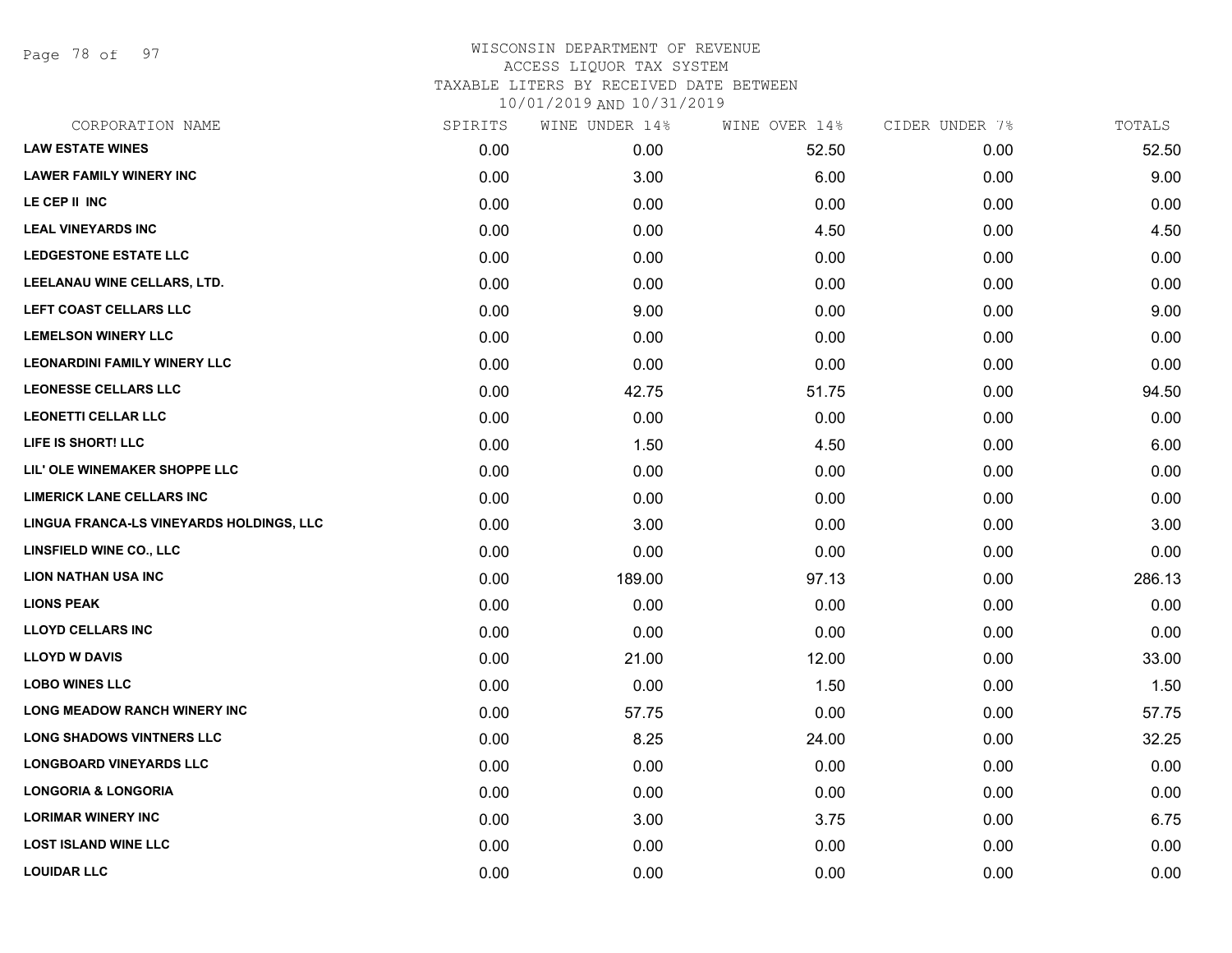WISCONSIN DEPARTMENT OF REVENUE
ACCESS LIQUOR TAX SYSTEM
TAXABLE LITERS BY RECEIVED DATE BETWEEN
10/01/2019 AND 10/31/2019

| CORPORATION NAME | SPIRITS | WINE UNDER 14% | WINE OVER 14% | CIDER UNDER 7% | TOTALS |
|---|---|---|---|---|---|
| LAW ESTATE WINES | 0.00 | 0.00 | 52.50 | 0.00 | 52.50 |
| LAWER FAMILY WINERY INC | 0.00 | 3.00 | 6.00 | 0.00 | 9.00 |
| LE CEP II INC | 0.00 | 0.00 | 0.00 | 0.00 | 0.00 |
| LEAL VINEYARDS INC | 0.00 | 0.00 | 4.50 | 0.00 | 4.50 |
| LEDGESTONE ESTATE LLC | 0.00 | 0.00 | 0.00 | 0.00 | 0.00 |
| LEELANAU WINE CELLARS, LTD. | 0.00 | 0.00 | 0.00 | 0.00 | 0.00 |
| LEFT COAST CELLARS LLC | 0.00 | 9.00 | 0.00 | 0.00 | 9.00 |
| LEMELSON WINERY LLC | 0.00 | 0.00 | 0.00 | 0.00 | 0.00 |
| LEONARDINI FAMILY WINERY LLC | 0.00 | 0.00 | 0.00 | 0.00 | 0.00 |
| LEONESSE CELLARS LLC | 0.00 | 42.75 | 51.75 | 0.00 | 94.50 |
| LEONETTI CELLAR LLC | 0.00 | 0.00 | 0.00 | 0.00 | 0.00 |
| LIFE IS SHORT! LLC | 0.00 | 1.50 | 4.50 | 0.00 | 6.00 |
| LIL' OLE WINEMAKER SHOPPE LLC | 0.00 | 0.00 | 0.00 | 0.00 | 0.00 |
| LIMERICK LANE CELLARS INC | 0.00 | 0.00 | 0.00 | 0.00 | 0.00 |
| LINGUA FRANCA-LS VINEYARDS HOLDINGS, LLC | 0.00 | 3.00 | 0.00 | 0.00 | 3.00 |
| LINSFIELD WINE CO., LLC | 0.00 | 0.00 | 0.00 | 0.00 | 0.00 |
| LION NATHAN USA INC | 0.00 | 189.00 | 97.13 | 0.00 | 286.13 |
| LIONS PEAK | 0.00 | 0.00 | 0.00 | 0.00 | 0.00 |
| LLOYD CELLARS INC | 0.00 | 0.00 | 0.00 | 0.00 | 0.00 |
| LLOYD W DAVIS | 0.00 | 21.00 | 12.00 | 0.00 | 33.00 |
| LOBO WINES LLC | 0.00 | 0.00 | 1.50 | 0.00 | 1.50 |
| LONG MEADOW RANCH WINERY INC | 0.00 | 57.75 | 0.00 | 0.00 | 57.75 |
| LONG SHADOWS VINTNERS LLC | 0.00 | 8.25 | 24.00 | 0.00 | 32.25 |
| LONGBOARD VINEYARDS LLC | 0.00 | 0.00 | 0.00 | 0.00 | 0.00 |
| LONGORIA & LONGORIA | 0.00 | 0.00 | 0.00 | 0.00 | 0.00 |
| LORIMAR WINERY INC | 0.00 | 3.00 | 3.75 | 0.00 | 6.75 |
| LOST ISLAND WINE LLC | 0.00 | 0.00 | 0.00 | 0.00 | 0.00 |
| LOUIDAR LLC | 0.00 | 0.00 | 0.00 | 0.00 | 0.00 |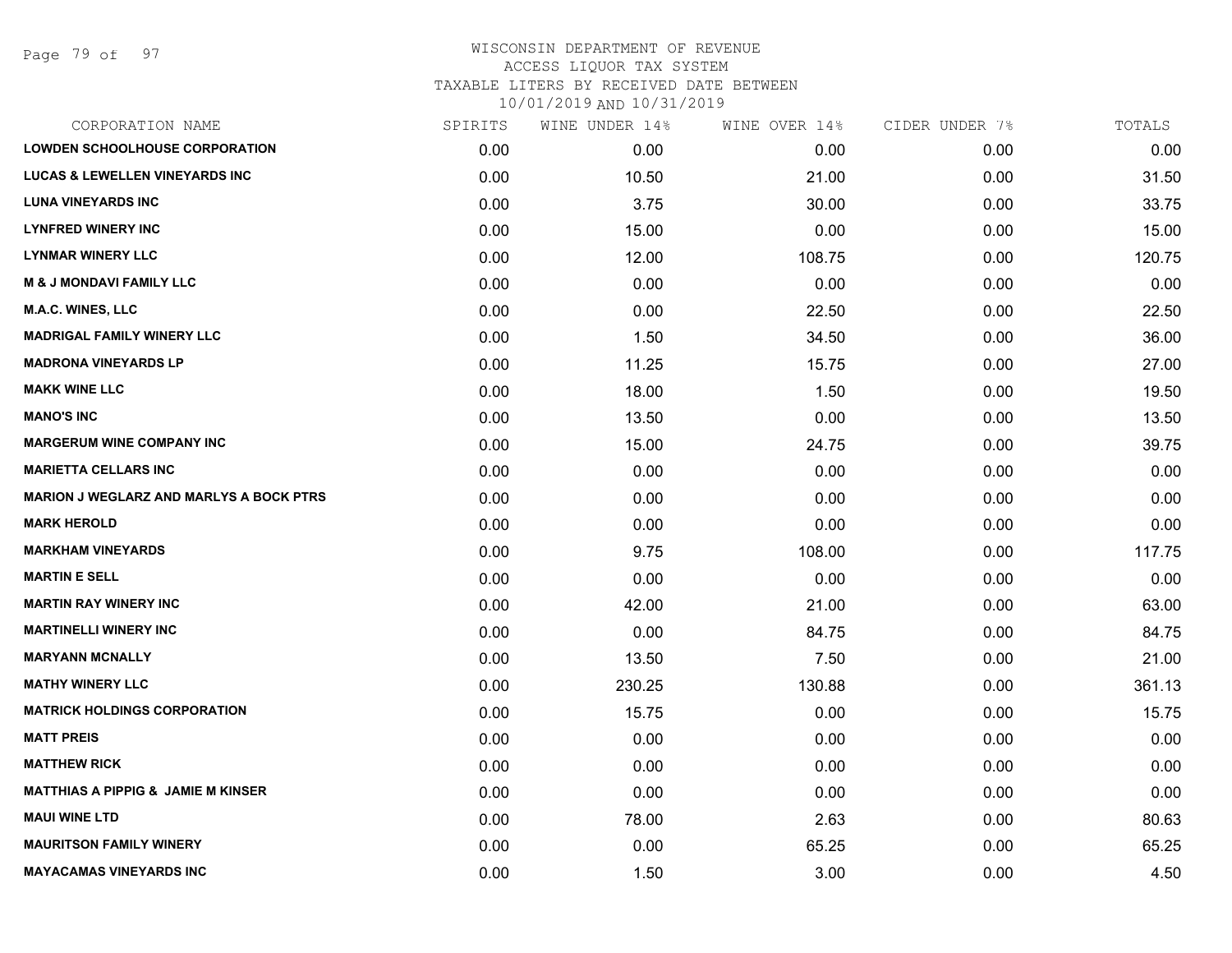WISCONSIN DEPARTMENT OF REVENUE
ACCESS LIQUOR TAX SYSTEM
TAXABLE LITERS BY RECEIVED DATE BETWEEN
10/01/2019 AND 10/31/2019

| CORPORATION NAME | SPIRITS | WINE UNDER 14% | WINE OVER 14% | CIDER UNDER 7% | TOTALS |
|---|---|---|---|---|---|
| **LOWDEN SCHOOLHOUSE CORPORATION** | 0.00 | 0.00 | 0.00 | 0.00 | 0.00 |
| **LUCAS & LEWELLEN VINEYARDS INC** | 0.00 | 10.50 | 21.00 | 0.00 | 31.50 |
| **LUNA VINEYARDS INC** | 0.00 | 3.75 | 30.00 | 0.00 | 33.75 |
| **LYNFRED WINERY INC** | 0.00 | 15.00 | 0.00 | 0.00 | 15.00 |
| **LYNMAR WINERY LLC** | 0.00 | 12.00 | 108.75 | 0.00 | 120.75 |
| **M & J MONDAVI FAMILY LLC** | 0.00 | 0.00 | 0.00 | 0.00 | 0.00 |
| **M.A.C. WINES, LLC** | 0.00 | 0.00 | 22.50 | 0.00 | 22.50 |
| **MADRIGAL FAMILY WINERY LLC** | 0.00 | 1.50 | 34.50 | 0.00 | 36.00 |
| **MADRONA VINEYARDS LP** | 0.00 | 11.25 | 15.75 | 0.00 | 27.00 |
| **MAKK WINE LLC** | 0.00 | 18.00 | 1.50 | 0.00 | 19.50 |
| **MANO'S INC** | 0.00 | 13.50 | 0.00 | 0.00 | 13.50 |
| **MARGERUM WINE COMPANY INC** | 0.00 | 15.00 | 24.75 | 0.00 | 39.75 |
| **MARIETTA CELLARS INC** | 0.00 | 0.00 | 0.00 | 0.00 | 0.00 |
| **MARION J WEGLARZ AND MARLYS A BOCK PTRS** | 0.00 | 0.00 | 0.00 | 0.00 | 0.00 |
| **MARK HEROLD** | 0.00 | 0.00 | 0.00 | 0.00 | 0.00 |
| **MARKHAM VINEYARDS** | 0.00 | 9.75 | 108.00 | 0.00 | 117.75 |
| **MARTIN E SELL** | 0.00 | 0.00 | 0.00 | 0.00 | 0.00 |
| **MARTIN RAY WINERY INC** | 0.00 | 42.00 | 21.00 | 0.00 | 63.00 |
| **MARTINELLI WINERY INC** | 0.00 | 0.00 | 84.75 | 0.00 | 84.75 |
| **MARYANN MCNALLY** | 0.00 | 13.50 | 7.50 | 0.00 | 21.00 |
| **MATHY WINERY LLC** | 0.00 | 230.25 | 130.88 | 0.00 | 361.13 |
| **MATRICK HOLDINGS CORPORATION** | 0.00 | 15.75 | 0.00 | 0.00 | 15.75 |
| **MATT PREIS** | 0.00 | 0.00 | 0.00 | 0.00 | 0.00 |
| **MATTHEW RICK** | 0.00 | 0.00 | 0.00 | 0.00 | 0.00 |
| **MATTHIAS A PIPPIG & JAMIE M KINSER** | 0.00 | 0.00 | 0.00 | 0.00 | 0.00 |
| **MAUI WINE LTD** | 0.00 | 78.00 | 2.63 | 0.00 | 80.63 |
| **MAURITSON FAMILY WINERY** | 0.00 | 0.00 | 65.25 | 0.00 | 65.25 |
| **MAYACAMAS VINEYARDS INC** | 0.00 | 1.50 | 3.00 | 0.00 | 4.50 |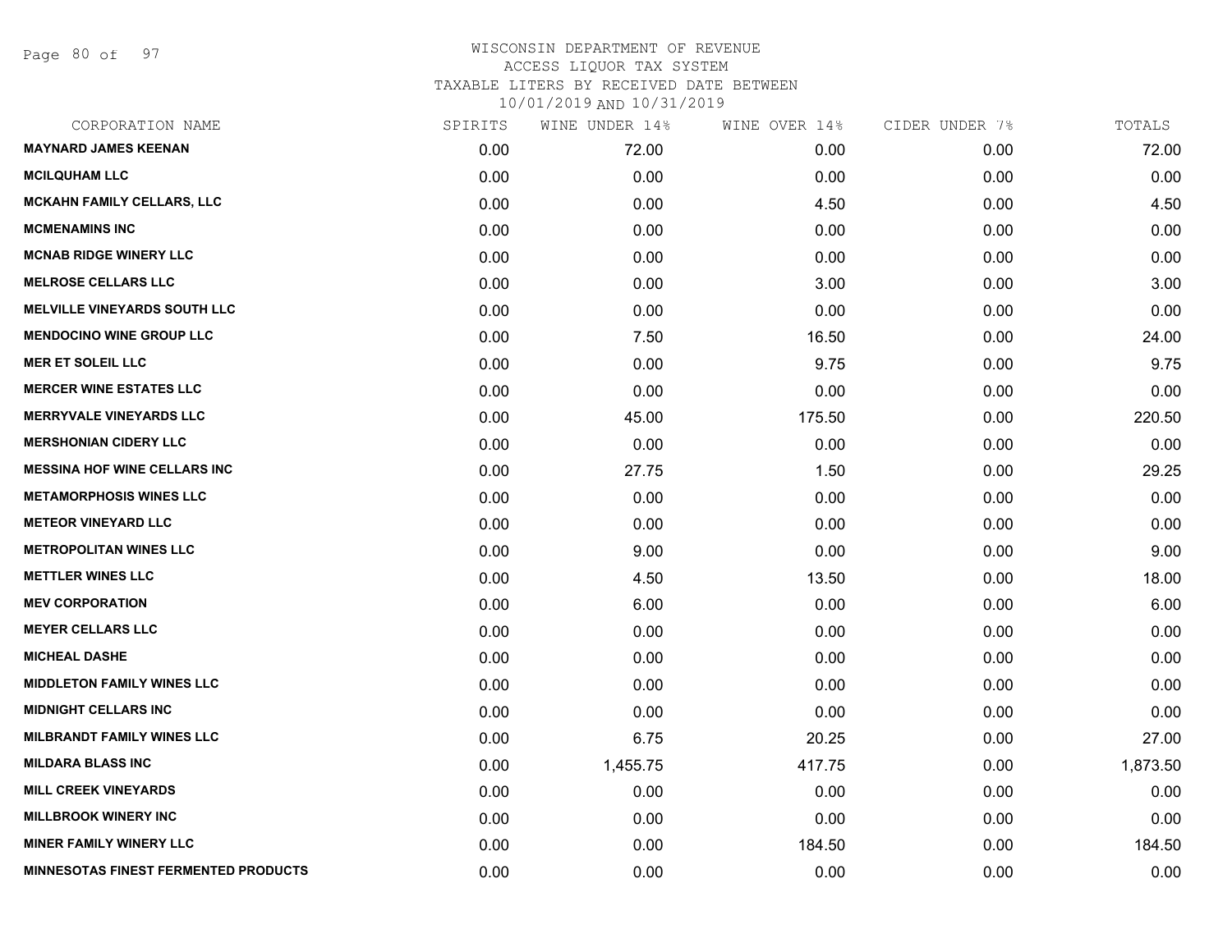# WISCONSIN DEPARTMENT OF REVENUE
## ACCESS LIQUOR TAX SYSTEM
### TAXABLE LITERS BY RECEIVED DATE BETWEEN 10/01/2019 AND 10/31/2019

| CORPORATION NAME | SPIRITS | WINE UNDER 14% | WINE OVER 14% | CIDER UNDER 7% | TOTALS |
|---|---|---|---|---|---|
| MAYNARD JAMES KEENAN | 0.00 | 72.00 | 0.00 | 0.00 | 72.00 |
| MCILQUHAM LLC | 0.00 | 0.00 | 0.00 | 0.00 | 0.00 |
| MCKAHN FAMILY CELLARS, LLC | 0.00 | 0.00 | 4.50 | 0.00 | 4.50 |
| MCMENAMINS INC | 0.00 | 0.00 | 0.00 | 0.00 | 0.00 |
| MCNAB RIDGE WINERY LLC | 0.00 | 0.00 | 0.00 | 0.00 | 0.00 |
| MELROSE CELLARS LLC | 0.00 | 0.00 | 3.00 | 0.00 | 3.00 |
| MELVILLE VINEYARDS SOUTH LLC | 0.00 | 0.00 | 0.00 | 0.00 | 0.00 |
| MENDOCINO WINE GROUP LLC | 0.00 | 7.50 | 16.50 | 0.00 | 24.00 |
| MER ET SOLEIL LLC | 0.00 | 0.00 | 9.75 | 0.00 | 9.75 |
| MERCER WINE ESTATES LLC | 0.00 | 0.00 | 0.00 | 0.00 | 0.00 |
| MERRYVALE VINEYARDS LLC | 0.00 | 45.00 | 175.50 | 0.00 | 220.50 |
| MERSHONIAN CIDERY LLC | 0.00 | 0.00 | 0.00 | 0.00 | 0.00 |
| MESSINA HOF WINE CELLARS INC | 0.00 | 27.75 | 1.50 | 0.00 | 29.25 |
| METAMORPHOSIS WINES LLC | 0.00 | 0.00 | 0.00 | 0.00 | 0.00 |
| METEOR VINEYARD LLC | 0.00 | 0.00 | 0.00 | 0.00 | 0.00 |
| METROPOLITAN WINES LLC | 0.00 | 9.00 | 0.00 | 0.00 | 9.00 |
| METTLER WINES LLC | 0.00 | 4.50 | 13.50 | 0.00 | 18.00 |
| MEV CORPORATION | 0.00 | 6.00 | 0.00 | 0.00 | 6.00 |
| MEYER CELLARS LLC | 0.00 | 0.00 | 0.00 | 0.00 | 0.00 |
| MICHEAL DASHE | 0.00 | 0.00 | 0.00 | 0.00 | 0.00 |
| MIDDLETON FAMILY WINES LLC | 0.00 | 0.00 | 0.00 | 0.00 | 0.00 |
| MIDNIGHT CELLARS INC | 0.00 | 0.00 | 0.00 | 0.00 | 0.00 |
| MILBRANDT FAMILY WINES LLC | 0.00 | 6.75 | 20.25 | 0.00 | 27.00 |
| MILDARA BLASS INC | 0.00 | 1,455.75 | 417.75 | 0.00 | 1,873.50 |
| MILL CREEK VINEYARDS | 0.00 | 0.00 | 0.00 | 0.00 | 0.00 |
| MILLBROOK WINERY INC | 0.00 | 0.00 | 0.00 | 0.00 | 0.00 |
| MINER FAMILY WINERY LLC | 0.00 | 0.00 | 184.50 | 0.00 | 184.50 |
| MINNESOTAS FINEST FERMENTED PRODUCTS | 0.00 | 0.00 | 0.00 | 0.00 | 0.00 |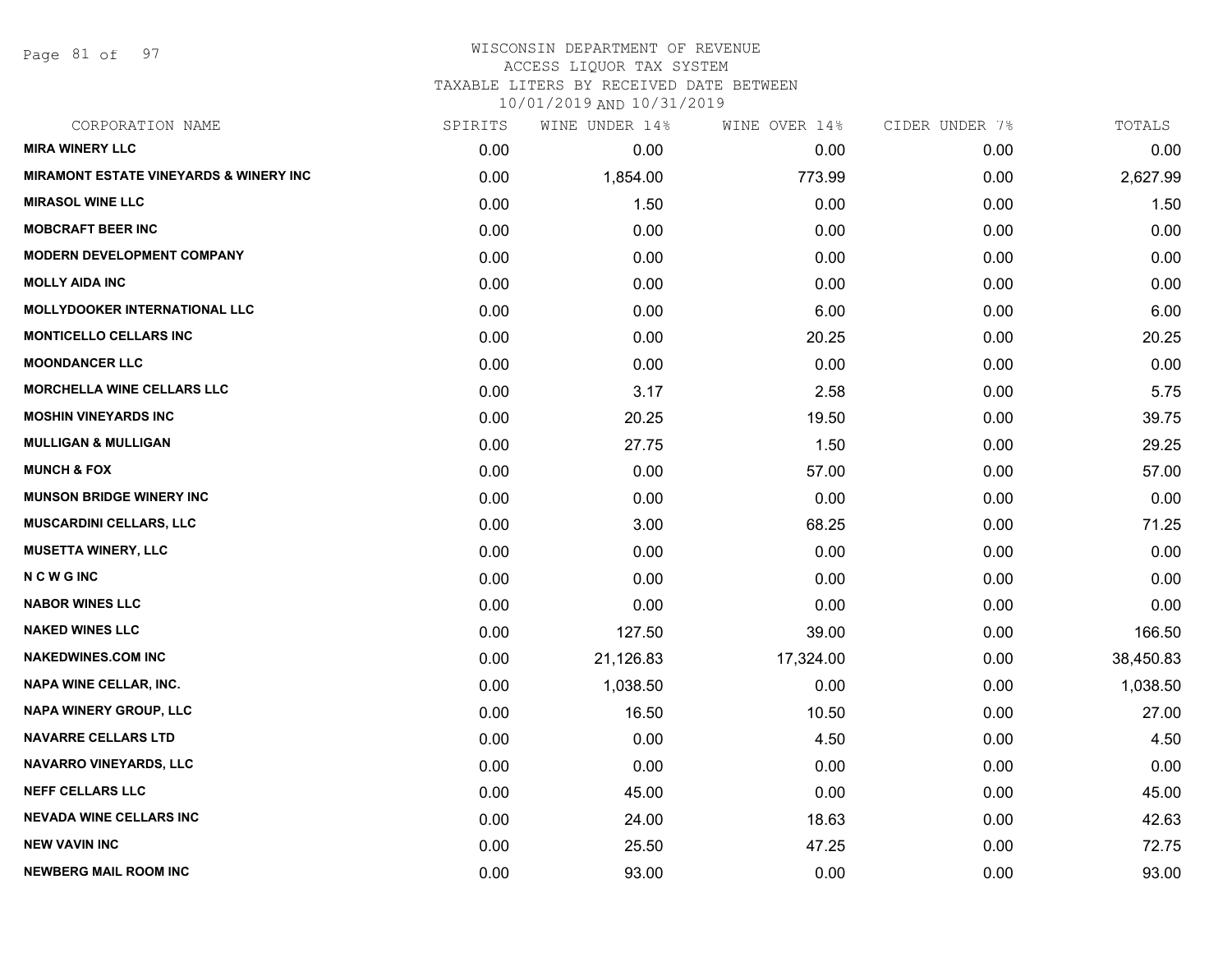WISCONSIN DEPARTMENT OF REVENUE
ACCESS LIQUOR TAX SYSTEM
TAXABLE LITERS BY RECEIVED DATE BETWEEN
10/01/2019 AND 10/31/2019

| CORPORATION NAME | SPIRITS | WINE UNDER 14% | WINE OVER 14% | CIDER UNDER 7% | TOTALS |
|---|---|---|---|---|---|
| MIRA WINERY LLC | 0.00 | 0.00 | 0.00 | 0.00 | 0.00 |
| MIRAMONT ESTATE VINEYARDS & WINERY INC | 0.00 | 1,854.00 | 773.99 | 0.00 | 2,627.99 |
| MIRASOL WINE LLC | 0.00 | 1.50 | 0.00 | 0.00 | 1.50 |
| MOBCRAFT BEER INC | 0.00 | 0.00 | 0.00 | 0.00 | 0.00 |
| MODERN DEVELOPMENT COMPANY | 0.00 | 0.00 | 0.00 | 0.00 | 0.00 |
| MOLLY AIDA INC | 0.00 | 0.00 | 0.00 | 0.00 | 0.00 |
| MOLLYDOOKER INTERNATIONAL LLC | 0.00 | 0.00 | 6.00 | 0.00 | 6.00 |
| MONTICELLO CELLARS INC | 0.00 | 0.00 | 20.25 | 0.00 | 20.25 |
| MOONDANCER LLC | 0.00 | 0.00 | 0.00 | 0.00 | 0.00 |
| MORCHELLA WINE CELLARS LLC | 0.00 | 3.17 | 2.58 | 0.00 | 5.75 |
| MOSHIN VINEYARDS INC | 0.00 | 20.25 | 19.50 | 0.00 | 39.75 |
| MULLIGAN & MULLIGAN | 0.00 | 27.75 | 1.50 | 0.00 | 29.25 |
| MUNCH & FOX | 0.00 | 0.00 | 57.00 | 0.00 | 57.00 |
| MUNSON BRIDGE WINERY INC | 0.00 | 0.00 | 0.00 | 0.00 | 0.00 |
| MUSCARDINI CELLARS, LLC | 0.00 | 3.00 | 68.25 | 0.00 | 71.25 |
| MUSETTA WINERY, LLC | 0.00 | 0.00 | 0.00 | 0.00 | 0.00 |
| N C W G INC | 0.00 | 0.00 | 0.00 | 0.00 | 0.00 |
| NABOR WINES LLC | 0.00 | 0.00 | 0.00 | 0.00 | 0.00 |
| NAKED WINES LLC | 0.00 | 127.50 | 39.00 | 0.00 | 166.50 |
| NAKEDWINES.COM INC | 0.00 | 21,126.83 | 17,324.00 | 0.00 | 38,450.83 |
| NAPA WINE CELLAR, INC. | 0.00 | 1,038.50 | 0.00 | 0.00 | 1,038.50 |
| NAPA WINERY GROUP, LLC | 0.00 | 16.50 | 10.50 | 0.00 | 27.00 |
| NAVARRE CELLARS LTD | 0.00 | 0.00 | 4.50 | 0.00 | 4.50 |
| NAVARRO VINEYARDS, LLC | 0.00 | 0.00 | 0.00 | 0.00 | 0.00 |
| NEFF CELLARS LLC | 0.00 | 45.00 | 0.00 | 0.00 | 45.00 |
| NEVADA WINE CELLARS INC | 0.00 | 24.00 | 18.63 | 0.00 | 42.63 |
| NEW VAVIN INC | 0.00 | 25.50 | 47.25 | 0.00 | 72.75 |
| NEWBERG MAIL ROOM INC | 0.00 | 93.00 | 0.00 | 0.00 | 93.00 |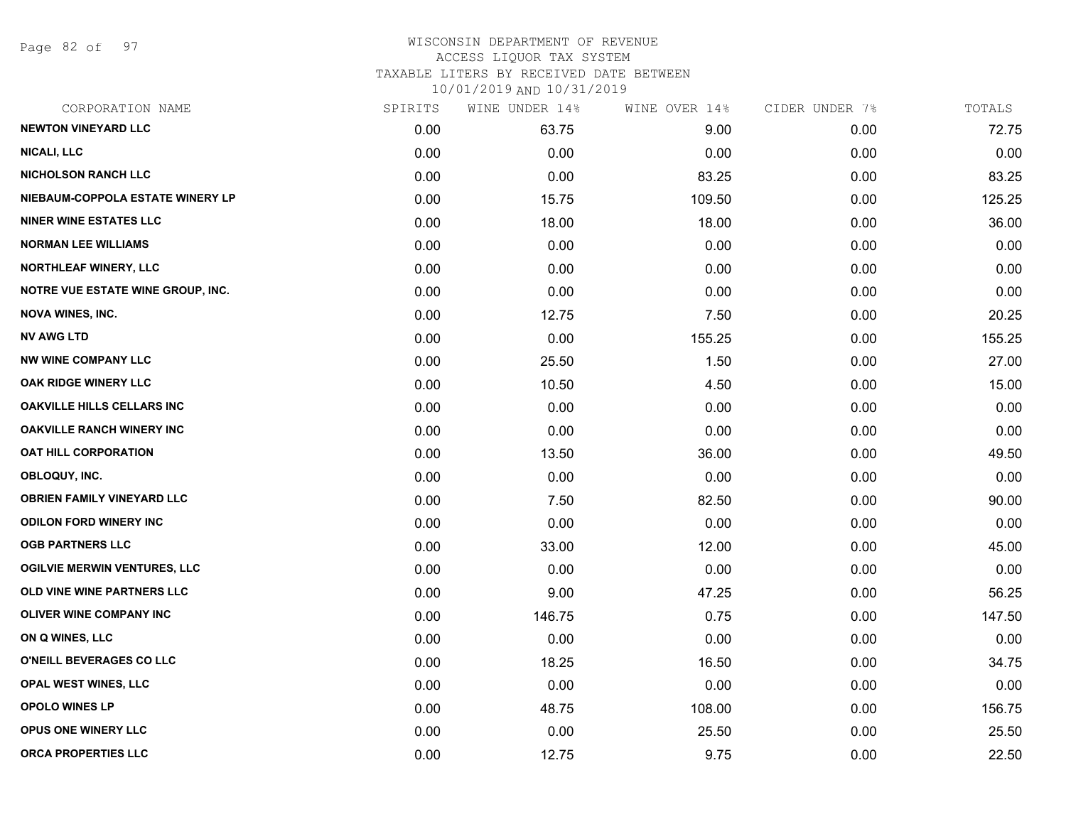WISCONSIN DEPARTMENT OF REVENUE
ACCESS LIQUOR TAX SYSTEM
TAXABLE LITERS BY RECEIVED DATE BETWEEN
10/01/2019 AND 10/31/2019

| CORPORATION NAME | SPIRITS | WINE UNDER 14% | WINE OVER 14% | CIDER UNDER 7% | TOTALS |
|---|---|---|---|---|---|
| NEWTON VINEYARD LLC | 0.00 | 63.75 | 9.00 | 0.00 | 72.75 |
| NICALI, LLC | 0.00 | 0.00 | 0.00 | 0.00 | 0.00 |
| NICHOLSON RANCH LLC | 0.00 | 0.00 | 83.25 | 0.00 | 83.25 |
| NIEBAUM-COPPOLA ESTATE WINERY LP | 0.00 | 15.75 | 109.50 | 0.00 | 125.25 |
| NINER WINE ESTATES LLC | 0.00 | 18.00 | 18.00 | 0.00 | 36.00 |
| NORMAN LEE WILLIAMS | 0.00 | 0.00 | 0.00 | 0.00 | 0.00 |
| NORTHLEAF WINERY, LLC | 0.00 | 0.00 | 0.00 | 0.00 | 0.00 |
| NOTRE VUE ESTATE WINE GROUP, INC. | 0.00 | 0.00 | 0.00 | 0.00 | 0.00 |
| NOVA WINES, INC. | 0.00 | 12.75 | 7.50 | 0.00 | 20.25 |
| NV AWG LTD | 0.00 | 0.00 | 155.25 | 0.00 | 155.25 |
| NW WINE COMPANY LLC | 0.00 | 25.50 | 1.50 | 0.00 | 27.00 |
| OAK RIDGE WINERY LLC | 0.00 | 10.50 | 4.50 | 0.00 | 15.00 |
| OAKVILLE HILLS CELLARS INC | 0.00 | 0.00 | 0.00 | 0.00 | 0.00 |
| OAKVILLE RANCH WINERY INC | 0.00 | 0.00 | 0.00 | 0.00 | 0.00 |
| OAT HILL CORPORATION | 0.00 | 13.50 | 36.00 | 0.00 | 49.50 |
| OBLOQUY, INC. | 0.00 | 0.00 | 0.00 | 0.00 | 0.00 |
| OBRIEN FAMILY VINEYARD LLC | 0.00 | 7.50 | 82.50 | 0.00 | 90.00 |
| ODILON FORD WINERY INC | 0.00 | 0.00 | 0.00 | 0.00 | 0.00 |
| OGB PARTNERS LLC | 0.00 | 33.00 | 12.00 | 0.00 | 45.00 |
| OGILVIE MERWIN VENTURES, LLC | 0.00 | 0.00 | 0.00 | 0.00 | 0.00 |
| OLD VINE WINE PARTNERS LLC | 0.00 | 9.00 | 47.25 | 0.00 | 56.25 |
| OLIVER WINE COMPANY INC | 0.00 | 146.75 | 0.75 | 0.00 | 147.50 |
| ON Q WINES, LLC | 0.00 | 0.00 | 0.00 | 0.00 | 0.00 |
| O'NEILL BEVERAGES CO LLC | 0.00 | 18.25 | 16.50 | 0.00 | 34.75 |
| OPAL WEST WINES, LLC | 0.00 | 0.00 | 0.00 | 0.00 | 0.00 |
| OPOLO WINES LP | 0.00 | 48.75 | 108.00 | 0.00 | 156.75 |
| OPUS ONE WINERY LLC | 0.00 | 0.00 | 25.50 | 0.00 | 25.50 |
| ORCA PROPERTIES LLC | 0.00 | 12.75 | 9.75 | 0.00 | 22.50 |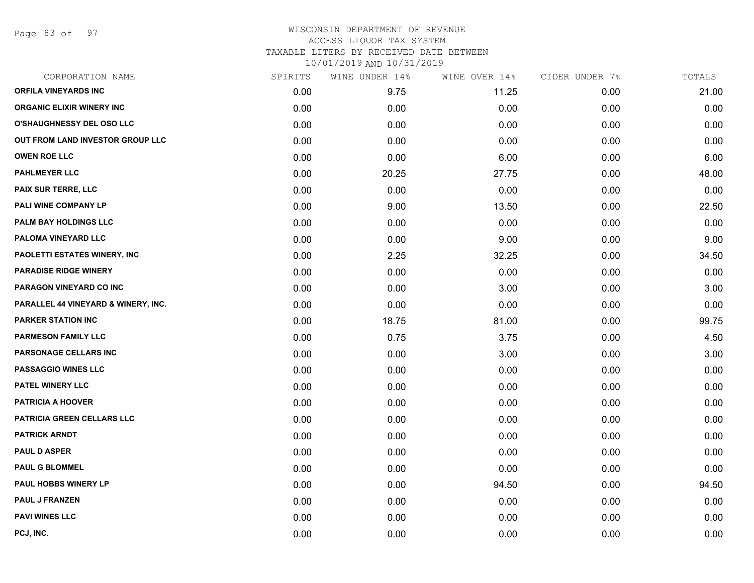# WISCONSIN DEPARTMENT OF REVENUE
## ACCESS LIQUOR TAX SYSTEM
### TAXABLE LITERS BY RECEIVED DATE BETWEEN 10/01/2019 AND 10/31/2019

| CORPORATION NAME | SPIRITS | WINE UNDER 14% | WINE OVER 14% | CIDER UNDER 7% | TOTALS |
|---|---|---|---|---|---|
| ORFILA VINEYARDS INC | 0.00 | 9.75 | 11.25 | 0.00 | 21.00 |
| ORGANIC ELIXIR WINERY INC | 0.00 | 0.00 | 0.00 | 0.00 | 0.00 |
| O'SHAUGHNESSY DEL OSO LLC | 0.00 | 0.00 | 0.00 | 0.00 | 0.00 |
| OUT FROM LAND INVESTOR GROUP LLC | 0.00 | 0.00 | 0.00 | 0.00 | 0.00 |
| OWEN ROE LLC | 0.00 | 0.00 | 6.00 | 0.00 | 6.00 |
| PAHLMEYER LLC | 0.00 | 20.25 | 27.75 | 0.00 | 48.00 |
| PAIX SUR TERRE, LLC | 0.00 | 0.00 | 0.00 | 0.00 | 0.00 |
| PALI WINE COMPANY LP | 0.00 | 9.00 | 13.50 | 0.00 | 22.50 |
| PALM BAY HOLDINGS LLC | 0.00 | 0.00 | 0.00 | 0.00 | 0.00 |
| PALOMA VINEYARD LLC | 0.00 | 0.00 | 9.00 | 0.00 | 9.00 |
| PAOLETTI ESTATES WINERY, INC | 0.00 | 2.25 | 32.25 | 0.00 | 34.50 |
| PARADISE RIDGE WINERY | 0.00 | 0.00 | 0.00 | 0.00 | 0.00 |
| PARAGON VINEYARD CO INC | 0.00 | 0.00 | 3.00 | 0.00 | 3.00 |
| PARALLEL 44 VINEYARD & WINERY, INC. | 0.00 | 0.00 | 0.00 | 0.00 | 0.00 |
| PARKER STATION INC | 0.00 | 18.75 | 81.00 | 0.00 | 99.75 |
| PARMESON FAMILY LLC | 0.00 | 0.75 | 3.75 | 0.00 | 4.50 |
| PARSONAGE CELLARS INC | 0.00 | 0.00 | 3.00 | 0.00 | 3.00 |
| PASSAGGIO WINES LLC | 0.00 | 0.00 | 0.00 | 0.00 | 0.00 |
| PATEL WINERY LLC | 0.00 | 0.00 | 0.00 | 0.00 | 0.00 |
| PATRICIA A HOOVER | 0.00 | 0.00 | 0.00 | 0.00 | 0.00 |
| PATRICIA GREEN CELLARS LLC | 0.00 | 0.00 | 0.00 | 0.00 | 0.00 |
| PATRICK ARNDT | 0.00 | 0.00 | 0.00 | 0.00 | 0.00 |
| PAUL D ASPER | 0.00 | 0.00 | 0.00 | 0.00 | 0.00 |
| PAUL G BLOMMEL | 0.00 | 0.00 | 0.00 | 0.00 | 0.00 |
| PAUL HOBBS WINERY LP | 0.00 | 0.00 | 94.50 | 0.00 | 94.50 |
| PAUL J FRANZEN | 0.00 | 0.00 | 0.00 | 0.00 | 0.00 |
| PAVI WINES LLC | 0.00 | 0.00 | 0.00 | 0.00 | 0.00 |
| PCJ, INC. | 0.00 | 0.00 | 0.00 | 0.00 | 0.00 |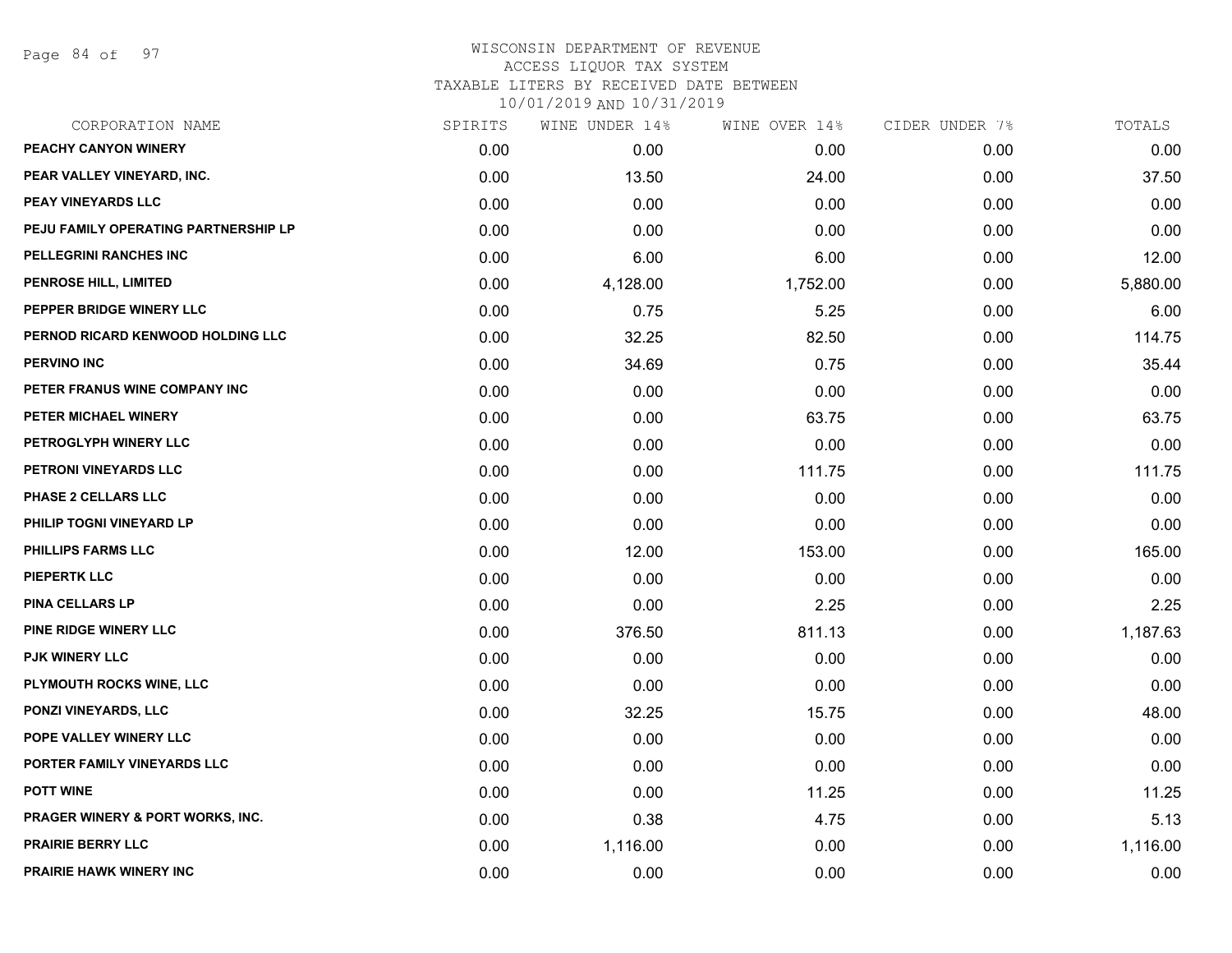# WISCONSIN DEPARTMENT OF REVENUE
## ACCESS LIQUOR TAX SYSTEM
## TAXABLE LITERS BY RECEIVED DATE BETWEEN
## 10/01/2019 AND 10/31/2019

| CORPORATION NAME | SPIRITS | WINE UNDER 14% | WINE OVER 14% | CIDER UNDER 7% | TOTALS |
|---|---|---|---|---|---|
| PEACHY CANYON WINERY | 0.00 | 0.00 | 0.00 | 0.00 | 0.00 |
| PEAR VALLEY VINEYARD, INC. | 0.00 | 13.50 | 24.00 | 0.00 | 37.50 |
| PEAY VINEYARDS LLC | 0.00 | 0.00 | 0.00 | 0.00 | 0.00 |
| PEJU FAMILY OPERATING PARTNERSHIP LP | 0.00 | 0.00 | 0.00 | 0.00 | 0.00 |
| PELLEGRINI RANCHES INC | 0.00 | 6.00 | 6.00 | 0.00 | 12.00 |
| PENROSE HILL, LIMITED | 0.00 | 4,128.00 | 1,752.00 | 0.00 | 5,880.00 |
| PEPPER BRIDGE WINERY LLC | 0.00 | 0.75 | 5.25 | 0.00 | 6.00 |
| PERNOD RICARD KENWOOD HOLDING LLC | 0.00 | 32.25 | 82.50 | 0.00 | 114.75 |
| PERVINO INC | 0.00 | 34.69 | 0.75 | 0.00 | 35.44 |
| PETER FRANUS WINE COMPANY INC | 0.00 | 0.00 | 0.00 | 0.00 | 0.00 |
| PETER MICHAEL WINERY | 0.00 | 0.00 | 63.75 | 0.00 | 63.75 |
| PETROGLYPH WINERY LLC | 0.00 | 0.00 | 0.00 | 0.00 | 0.00 |
| PETRONI VINEYARDS LLC | 0.00 | 0.00 | 111.75 | 0.00 | 111.75 |
| PHASE 2 CELLARS LLC | 0.00 | 0.00 | 0.00 | 0.00 | 0.00 |
| PHILIP TOGNI VINEYARD LP | 0.00 | 0.00 | 0.00 | 0.00 | 0.00 |
| PHILLIPS FARMS LLC | 0.00 | 12.00 | 153.00 | 0.00 | 165.00 |
| PIEPERTK LLC | 0.00 | 0.00 | 0.00 | 0.00 | 0.00 |
| PINA CELLARS LP | 0.00 | 0.00 | 2.25 | 0.00 | 2.25 |
| PINE RIDGE WINERY LLC | 0.00 | 376.50 | 811.13 | 0.00 | 1,187.63 |
| PJK WINERY LLC | 0.00 | 0.00 | 0.00 | 0.00 | 0.00 |
| PLYMOUTH ROCKS WINE, LLC | 0.00 | 0.00 | 0.00 | 0.00 | 0.00 |
| PONZI VINEYARDS, LLC | 0.00 | 32.25 | 15.75 | 0.00 | 48.00 |
| POPE VALLEY WINERY LLC | 0.00 | 0.00 | 0.00 | 0.00 | 0.00 |
| PORTER FAMILY VINEYARDS LLC | 0.00 | 0.00 | 0.00 | 0.00 | 0.00 |
| POTT WINE | 0.00 | 0.00 | 11.25 | 0.00 | 11.25 |
| PRAGER WINERY & PORT WORKS, INC. | 0.00 | 0.38 | 4.75 | 0.00 | 5.13 |
| PRAIRIE BERRY LLC | 0.00 | 1,116.00 | 0.00 | 0.00 | 1,116.00 |
| PRAIRIE HAWK WINERY INC | 0.00 | 0.00 | 0.00 | 0.00 | 0.00 |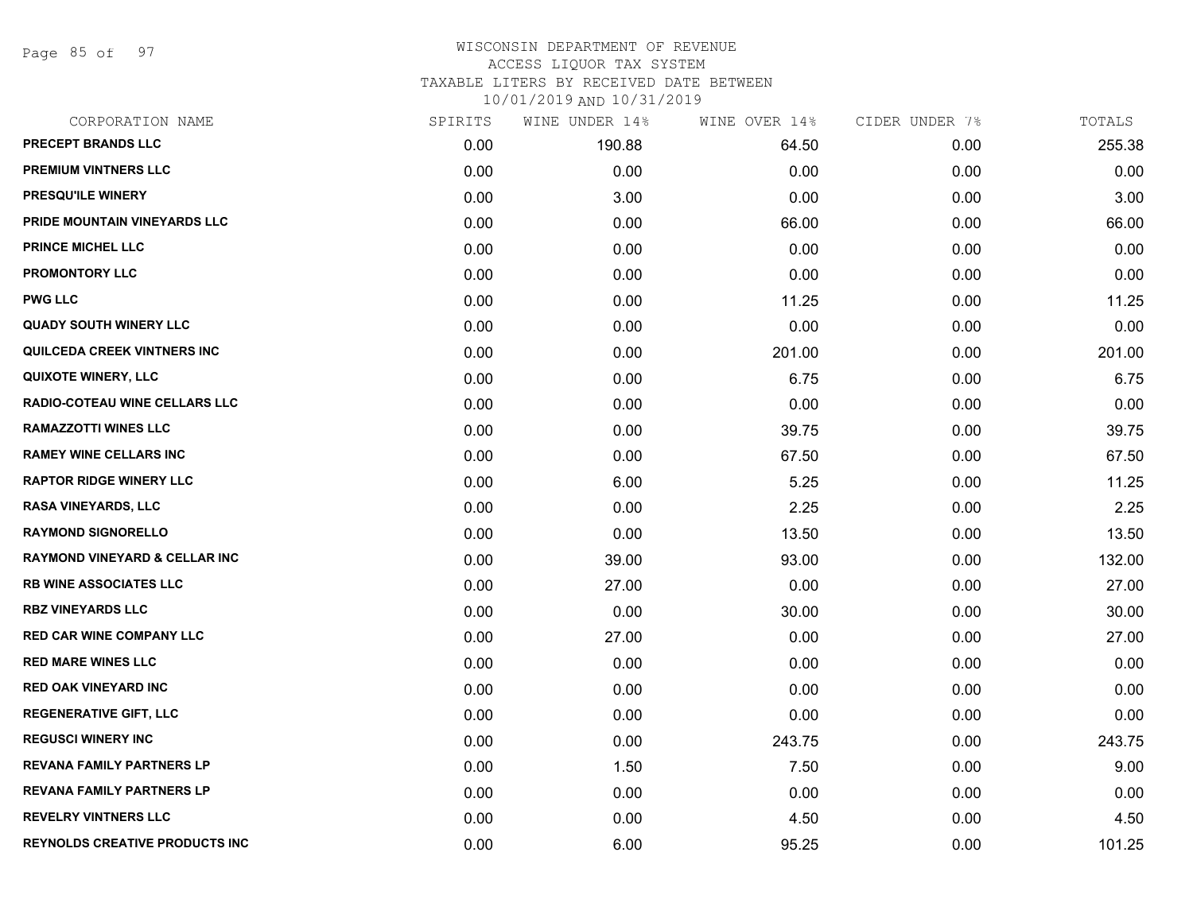WISCONSIN DEPARTMENT OF REVENUE
ACCESS LIQUOR TAX SYSTEM
TAXABLE LITERS BY RECEIVED DATE BETWEEN
10/01/2019 AND 10/31/2019

| CORPORATION NAME | SPIRITS | WINE UNDER 14% | WINE OVER 14% | CIDER UNDER 7% | TOTALS |
|---|---|---|---|---|---|
| PRECEPT BRANDS LLC | 0.00 | 190.88 | 64.50 | 0.00 | 255.38 |
| PREMIUM VINTNERS LLC | 0.00 | 0.00 | 0.00 | 0.00 | 0.00 |
| PRESQU'ILE WINERY | 0.00 | 3.00 | 0.00 | 0.00 | 3.00 |
| PRIDE MOUNTAIN VINEYARDS LLC | 0.00 | 0.00 | 66.00 | 0.00 | 66.00 |
| PRINCE MICHEL LLC | 0.00 | 0.00 | 0.00 | 0.00 | 0.00 |
| PROMONTORY LLC | 0.00 | 0.00 | 0.00 | 0.00 | 0.00 |
| PWG LLC | 0.00 | 0.00 | 11.25 | 0.00 | 11.25 |
| QUADY SOUTH WINERY LLC | 0.00 | 0.00 | 0.00 | 0.00 | 0.00 |
| QUILCEDA CREEK VINTNERS INC | 0.00 | 0.00 | 201.00 | 0.00 | 201.00 |
| QUIXOTE WINERY, LLC | 0.00 | 0.00 | 6.75 | 0.00 | 6.75 |
| RADIO-COTEAU WINE CELLARS LLC | 0.00 | 0.00 | 0.00 | 0.00 | 0.00 |
| RAMAZZOTTI WINES LLC | 0.00 | 0.00 | 39.75 | 0.00 | 39.75 |
| RAMEY WINE CELLARS INC | 0.00 | 0.00 | 67.50 | 0.00 | 67.50 |
| RAPTOR RIDGE WINERY LLC | 0.00 | 6.00 | 5.25 | 0.00 | 11.25 |
| RASA VINEYARDS, LLC | 0.00 | 0.00 | 2.25 | 0.00 | 2.25 |
| RAYMOND SIGNORELLO | 0.00 | 0.00 | 13.50 | 0.00 | 13.50 |
| RAYMOND VINEYARD & CELLAR INC | 0.00 | 39.00 | 93.00 | 0.00 | 132.00 |
| RB WINE ASSOCIATES LLC | 0.00 | 27.00 | 0.00 | 0.00 | 27.00 |
| RBZ VINEYARDS LLC | 0.00 | 0.00 | 30.00 | 0.00 | 30.00 |
| RED CAR WINE COMPANY LLC | 0.00 | 27.00 | 0.00 | 0.00 | 27.00 |
| RED MARE WINES LLC | 0.00 | 0.00 | 0.00 | 0.00 | 0.00 |
| RED OAK VINEYARD INC | 0.00 | 0.00 | 0.00 | 0.00 | 0.00 |
| REGENERATIVE GIFT, LLC | 0.00 | 0.00 | 0.00 | 0.00 | 0.00 |
| REGUSCI WINERY INC | 0.00 | 0.00 | 243.75 | 0.00 | 243.75 |
| REVANA FAMILY PARTNERS LP | 0.00 | 1.50 | 7.50 | 0.00 | 9.00 |
| REVANA FAMILY PARTNERS LP | 0.00 | 0.00 | 0.00 | 0.00 | 0.00 |
| REVELRY VINTNERS LLC | 0.00 | 0.00 | 4.50 | 0.00 | 4.50 |
| REYNOLDS CREATIVE PRODUCTS INC | 0.00 | 6.00 | 95.25 | 0.00 | 101.25 |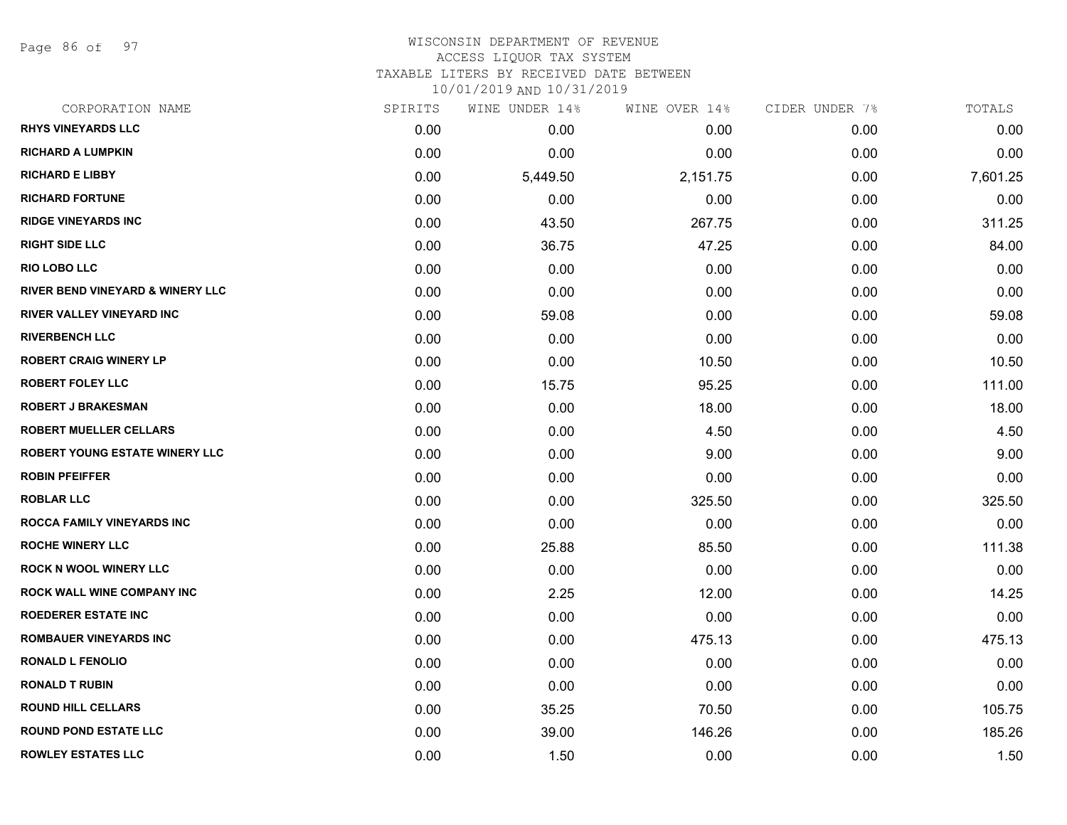# WISCONSIN DEPARTMENT OF REVENUE
## ACCESS LIQUOR TAX SYSTEM
### TAXABLE LITERS BY RECEIVED DATE BETWEEN 10/01/2019 AND 10/31/2019

| CORPORATION NAME | SPIRITS | WINE UNDER 14% | WINE OVER 14% | CIDER UNDER 7% | TOTALS |
|---|---|---|---|---|---|
| RHYS VINEYARDS LLC | 0.00 | 0.00 | 0.00 | 0.00 | 0.00 |
| RICHARD A LUMPKIN | 0.00 | 0.00 | 0.00 | 0.00 | 0.00 |
| RICHARD E LIBBY | 0.00 | 5,449.50 | 2,151.75 | 0.00 | 7,601.25 |
| RICHARD FORTUNE | 0.00 | 0.00 | 0.00 | 0.00 | 0.00 |
| RIDGE VINEYARDS INC | 0.00 | 43.50 | 267.75 | 0.00 | 311.25 |
| RIGHT SIDE LLC | 0.00 | 36.75 | 47.25 | 0.00 | 84.00 |
| RIO LOBO LLC | 0.00 | 0.00 | 0.00 | 0.00 | 0.00 |
| RIVER BEND VINEYARD & WINERY LLC | 0.00 | 0.00 | 0.00 | 0.00 | 0.00 |
| RIVER VALLEY VINEYARD INC | 0.00 | 59.08 | 0.00 | 0.00 | 59.08 |
| RIVERBENCH LLC | 0.00 | 0.00 | 0.00 | 0.00 | 0.00 |
| ROBERT CRAIG WINERY LP | 0.00 | 0.00 | 10.50 | 0.00 | 10.50 |
| ROBERT FOLEY LLC | 0.00 | 15.75 | 95.25 | 0.00 | 111.00 |
| ROBERT J BRAKESMAN | 0.00 | 0.00 | 18.00 | 0.00 | 18.00 |
| ROBERT MUELLER CELLARS | 0.00 | 0.00 | 4.50 | 0.00 | 4.50 |
| ROBERT YOUNG ESTATE WINERY LLC | 0.00 | 0.00 | 9.00 | 0.00 | 9.00 |
| ROBIN PFEIFFER | 0.00 | 0.00 | 0.00 | 0.00 | 0.00 |
| ROBLAR LLC | 0.00 | 0.00 | 325.50 | 0.00 | 325.50 |
| ROCCA FAMILY VINEYARDS INC | 0.00 | 0.00 | 0.00 | 0.00 | 0.00 |
| ROCHE WINERY LLC | 0.00 | 25.88 | 85.50 | 0.00 | 111.38 |
| ROCK N WOOL WINERY LLC | 0.00 | 0.00 | 0.00 | 0.00 | 0.00 |
| ROCK WALL WINE COMPANY INC | 0.00 | 2.25 | 12.00 | 0.00 | 14.25 |
| ROEDERER ESTATE INC | 0.00 | 0.00 | 0.00 | 0.00 | 0.00 |
| ROMBAUER VINEYARDS INC | 0.00 | 0.00 | 475.13 | 0.00 | 475.13 |
| RONALD L FENOLIO | 0.00 | 0.00 | 0.00 | 0.00 | 0.00 |
| RONALD T RUBIN | 0.00 | 0.00 | 0.00 | 0.00 | 0.00 |
| ROUND HILL CELLARS | 0.00 | 35.25 | 70.50 | 0.00 | 105.75 |
| ROUND POND ESTATE LLC | 0.00 | 39.00 | 146.26 | 0.00 | 185.26 |
| ROWLEY ESTATES LLC | 0.00 | 1.50 | 0.00 | 0.00 | 1.50 |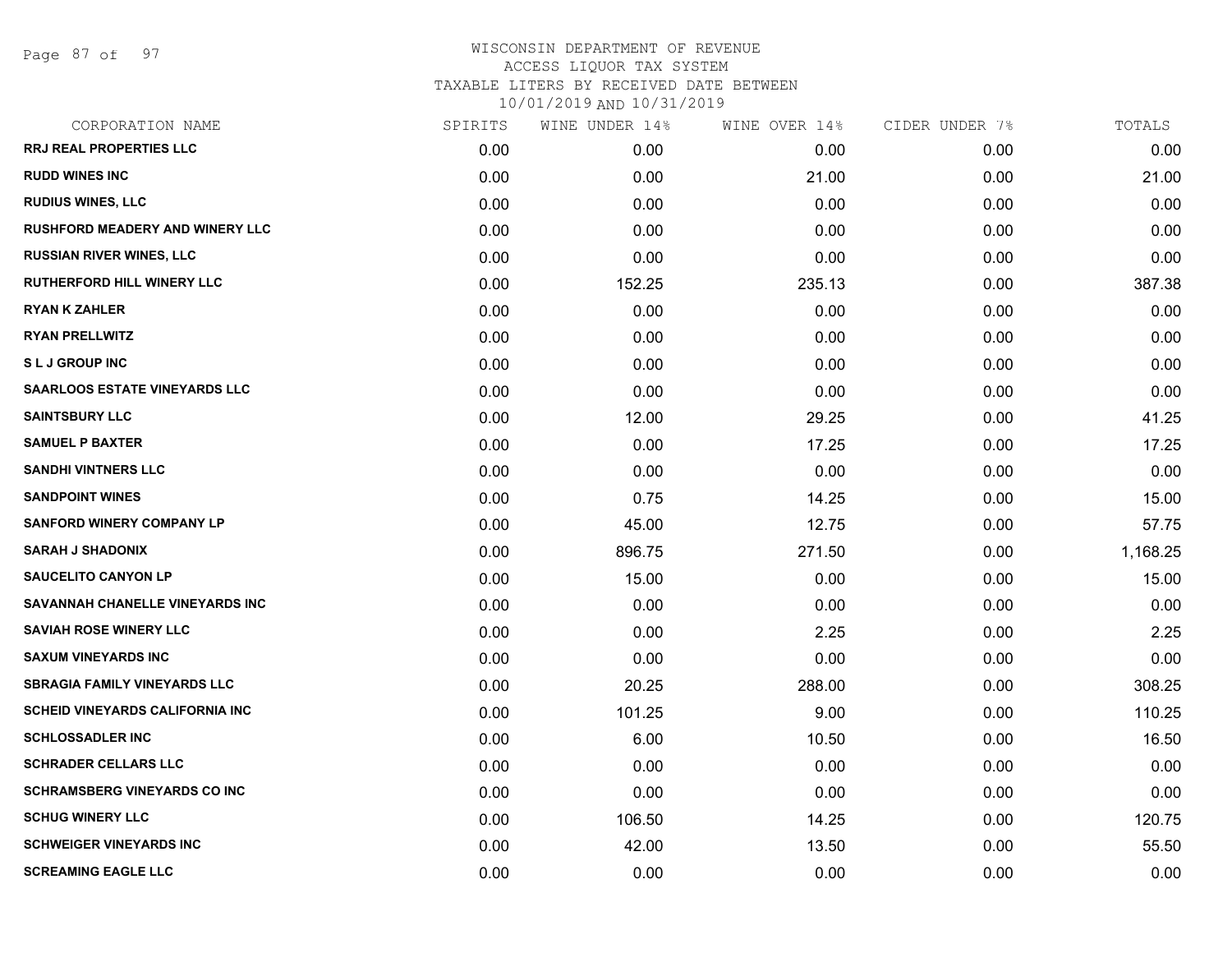WISCONSIN DEPARTMENT OF REVENUE
ACCESS LIQUOR TAX SYSTEM
TAXABLE LITERS BY RECEIVED DATE BETWEEN
10/01/2019 AND 10/31/2019

| CORPORATION NAME | SPIRITS | WINE UNDER 14% | WINE OVER 14% | CIDER UNDER 7% | TOTALS |
|---|---|---|---|---|---|
| RRJ REAL PROPERTIES LLC | 0.00 | 0.00 | 0.00 | 0.00 | 0.00 |
| RUDD WINES INC | 0.00 | 0.00 | 21.00 | 0.00 | 21.00 |
| RUDIUS WINES, LLC | 0.00 | 0.00 | 0.00 | 0.00 | 0.00 |
| RUSHFORD MEADERY AND WINERY LLC | 0.00 | 0.00 | 0.00 | 0.00 | 0.00 |
| RUSSIAN RIVER WINES, LLC | 0.00 | 0.00 | 0.00 | 0.00 | 0.00 |
| RUTHERFORD HILL WINERY LLC | 0.00 | 152.25 | 235.13 | 0.00 | 387.38 |
| RYAN K ZAHLER | 0.00 | 0.00 | 0.00 | 0.00 | 0.00 |
| RYAN PRELLWITZ | 0.00 | 0.00 | 0.00 | 0.00 | 0.00 |
| S L J GROUP INC | 0.00 | 0.00 | 0.00 | 0.00 | 0.00 |
| SAARLOOS ESTATE VINEYARDS LLC | 0.00 | 0.00 | 0.00 | 0.00 | 0.00 |
| SAINTSBURY LLC | 0.00 | 12.00 | 29.25 | 0.00 | 41.25 |
| SAMUEL P BAXTER | 0.00 | 0.00 | 17.25 | 0.00 | 17.25 |
| SANDHI VINTNERS LLC | 0.00 | 0.00 | 0.00 | 0.00 | 0.00 |
| SANDPOINT WINES | 0.00 | 0.75 | 14.25 | 0.00 | 15.00 |
| SANFORD WINERY COMPANY LP | 0.00 | 45.00 | 12.75 | 0.00 | 57.75 |
| SARAH J SHADONIX | 0.00 | 896.75 | 271.50 | 0.00 | 1,168.25 |
| SAUCELITO CANYON LP | 0.00 | 15.00 | 0.00 | 0.00 | 15.00 |
| SAVANNAH CHANELLE VINEYARDS INC | 0.00 | 0.00 | 0.00 | 0.00 | 0.00 |
| SAVIAH ROSE WINERY LLC | 0.00 | 0.00 | 2.25 | 0.00 | 2.25 |
| SAXUM VINEYARDS INC | 0.00 | 0.00 | 0.00 | 0.00 | 0.00 |
| SBRAGIA FAMILY VINEYARDS LLC | 0.00 | 20.25 | 288.00 | 0.00 | 308.25 |
| SCHEID VINEYARDS CALIFORNIA INC | 0.00 | 101.25 | 9.00 | 0.00 | 110.25 |
| SCHLOSSADLER INC | 0.00 | 6.00 | 10.50 | 0.00 | 16.50 |
| SCHRADER CELLARS LLC | 0.00 | 0.00 | 0.00 | 0.00 | 0.00 |
| SCHRAMSBERG VINEYARDS CO INC | 0.00 | 0.00 | 0.00 | 0.00 | 0.00 |
| SCHUG WINERY LLC | 0.00 | 106.50 | 14.25 | 0.00 | 120.75 |
| SCHWEIGER VINEYARDS INC | 0.00 | 42.00 | 13.50 | 0.00 | 55.50 |
| SCREAMING EAGLE LLC | 0.00 | 0.00 | 0.00 | 0.00 | 0.00 |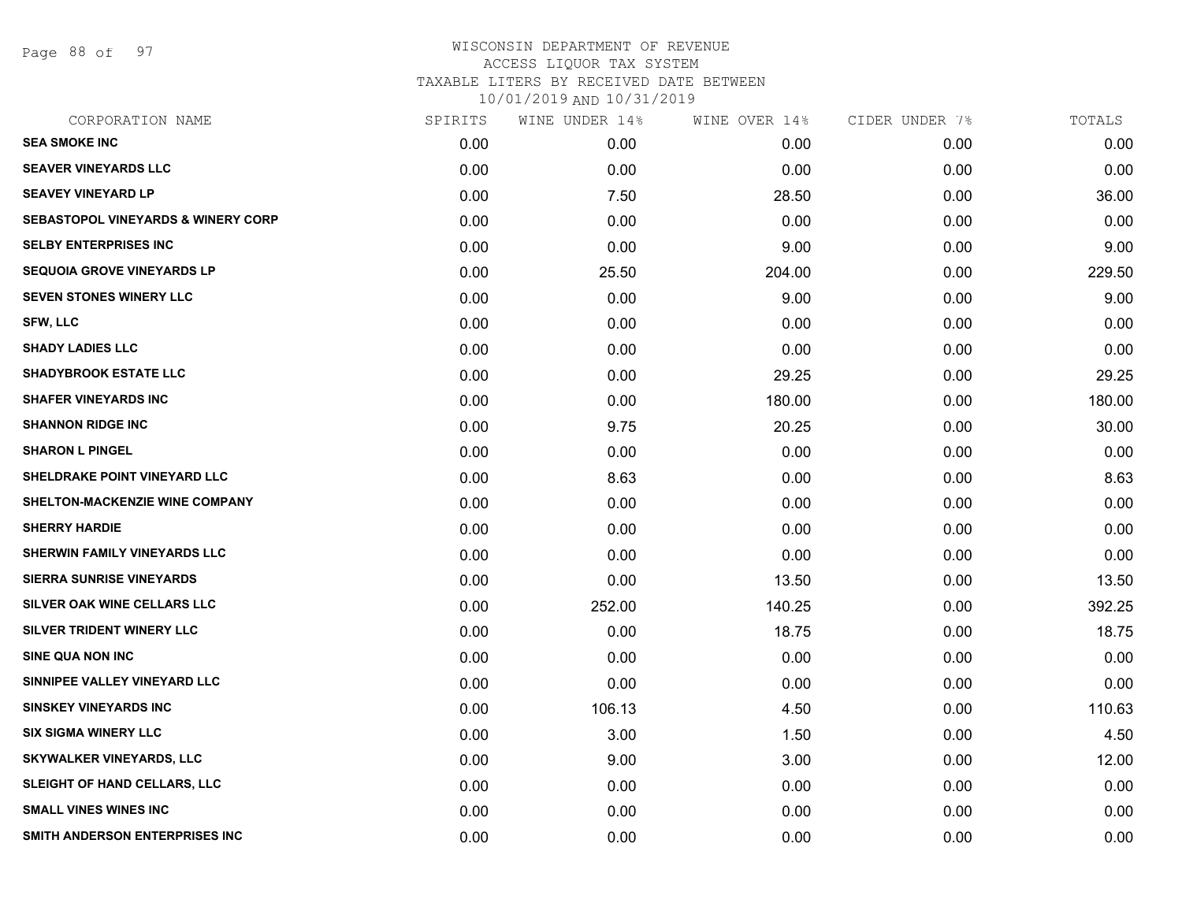WISCONSIN DEPARTMENT OF REVENUE
ACCESS LIQUOR TAX SYSTEM
TAXABLE LITERS BY RECEIVED DATE BETWEEN
10/01/2019 AND 10/31/2019

| CORPORATION NAME | SPIRITS | WINE UNDER 14% | WINE OVER 14% | CIDER UNDER 7% | TOTALS |
|---|---|---|---|---|---|
| **SEA SMOKE INC** | 0.00 | 0.00 | 0.00 | 0.00 | 0.00 |
| **SEAVER VINEYARDS LLC** | 0.00 | 0.00 | 0.00 | 0.00 | 0.00 |
| **SEAVEY VINEYARD LP** | 0.00 | 7.50 | 28.50 | 0.00 | 36.00 |
| **SEBASTOPOL VINEYARDS & WINERY CORP** | 0.00 | 0.00 | 0.00 | 0.00 | 0.00 |
| **SELBY ENTERPRISES INC** | 0.00 | 0.00 | 9.00 | 0.00 | 9.00 |
| **SEQUOIA GROVE VINEYARDS LP** | 0.00 | 25.50 | 204.00 | 0.00 | 229.50 |
| **SEVEN STONES WINERY LLC** | 0.00 | 0.00 | 9.00 | 0.00 | 9.00 |
| **SFW, LLC** | 0.00 | 0.00 | 0.00 | 0.00 | 0.00 |
| **SHADY LADIES LLC** | 0.00 | 0.00 | 0.00 | 0.00 | 0.00 |
| **SHADYBROOK ESTATE LLC** | 0.00 | 0.00 | 29.25 | 0.00 | 29.25 |
| **SHAFER VINEYARDS INC** | 0.00 | 0.00 | 180.00 | 0.00 | 180.00 |
| **SHANNON RIDGE INC** | 0.00 | 9.75 | 20.25 | 0.00 | 30.00 |
| **SHARON L PINGEL** | 0.00 | 0.00 | 0.00 | 0.00 | 0.00 |
| **SHELDRAKE POINT VINEYARD LLC** | 0.00 | 8.63 | 0.00 | 0.00 | 8.63 |
| **SHELTON-MACKENZIE WINE COMPANY** | 0.00 | 0.00 | 0.00 | 0.00 | 0.00 |
| **SHERRY HARDIE** | 0.00 | 0.00 | 0.00 | 0.00 | 0.00 |
| **SHERWIN FAMILY VINEYARDS LLC** | 0.00 | 0.00 | 0.00 | 0.00 | 0.00 |
| **SIERRA SUNRISE VINEYARDS** | 0.00 | 0.00 | 13.50 | 0.00 | 13.50 |
| **SILVER OAK WINE CELLARS LLC** | 0.00 | 252.00 | 140.25 | 0.00 | 392.25 |
| **SILVER TRIDENT WINERY LLC** | 0.00 | 0.00 | 18.75 | 0.00 | 18.75 |
| **SINE QUA NON INC** | 0.00 | 0.00 | 0.00 | 0.00 | 0.00 |
| **SINNIPEE VALLEY VINEYARD LLC** | 0.00 | 0.00 | 0.00 | 0.00 | 0.00 |
| **SINSKEY VINEYARDS INC** | 0.00 | 106.13 | 4.50 | 0.00 | 110.63 |
| **SIX SIGMA WINERY LLC** | 0.00 | 3.00 | 1.50 | 0.00 | 4.50 |
| **SKYWALKER VINEYARDS, LLC** | 0.00 | 9.00 | 3.00 | 0.00 | 12.00 |
| **SLEIGHT OF HAND CELLARS, LLC** | 0.00 | 0.00 | 0.00 | 0.00 | 0.00 |
| **SMALL VINES WINES INC** | 0.00 | 0.00 | 0.00 | 0.00 | 0.00 |
| **SMITH ANDERSON ENTERPRISES INC** | 0.00 | 0.00 | 0.00 | 0.00 | 0.00 |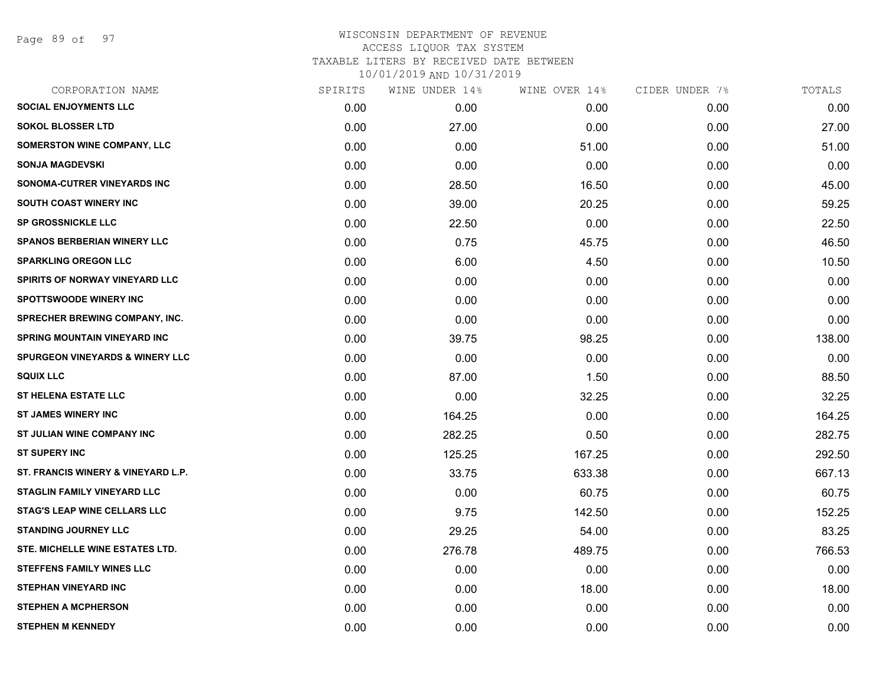WISCONSIN DEPARTMENT OF REVENUE
ACCESS LIQUOR TAX SYSTEM
TAXABLE LITERS BY RECEIVED DATE BETWEEN
10/01/2019 AND 10/31/2019

| CORPORATION NAME | SPIRITS | WINE UNDER 14% | WINE OVER 14% | CIDER UNDER 7% | TOTALS |
|---|---|---|---|---|---|
| SOCIAL ENJOYMENTS LLC | 0.00 | 0.00 | 0.00 | 0.00 | 0.00 |
| SOKOL BLOSSER LTD | 0.00 | 27.00 | 0.00 | 0.00 | 27.00 |
| SOMERSTON WINE COMPANY, LLC | 0.00 | 0.00 | 51.00 | 0.00 | 51.00 |
| SONJA MAGDEVSKI | 0.00 | 0.00 | 0.00 | 0.00 | 0.00 |
| SONOMA-CUTRER VINEYARDS INC | 0.00 | 28.50 | 16.50 | 0.00 | 45.00 |
| SOUTH COAST WINERY INC | 0.00 | 39.00 | 20.25 | 0.00 | 59.25 |
| SP GROSSNICKLE LLC | 0.00 | 22.50 | 0.00 | 0.00 | 22.50 |
| SPANOS BERBERIAN WINERY LLC | 0.00 | 0.75 | 45.75 | 0.00 | 46.50 |
| SPARKLING OREGON LLC | 0.00 | 6.00 | 4.50 | 0.00 | 10.50 |
| SPIRITS OF NORWAY VINEYARD LLC | 0.00 | 0.00 | 0.00 | 0.00 | 0.00 |
| SPOTTSWOODE WINERY INC | 0.00 | 0.00 | 0.00 | 0.00 | 0.00 |
| SPRECHER BREWING COMPANY, INC. | 0.00 | 0.00 | 0.00 | 0.00 | 0.00 |
| SPRING MOUNTAIN VINEYARD INC | 0.00 | 39.75 | 98.25 | 0.00 | 138.00 |
| SPURGEON VINEYARDS & WINERY LLC | 0.00 | 0.00 | 0.00 | 0.00 | 0.00 |
| SQUIX LLC | 0.00 | 87.00 | 1.50 | 0.00 | 88.50 |
| ST HELENA ESTATE LLC | 0.00 | 0.00 | 32.25 | 0.00 | 32.25 |
| ST JAMES WINERY INC | 0.00 | 164.25 | 0.00 | 0.00 | 164.25 |
| ST JULIAN WINE COMPANY INC | 0.00 | 282.25 | 0.50 | 0.00 | 282.75 |
| ST SUPERY INC | 0.00 | 125.25 | 167.25 | 0.00 | 292.50 |
| ST. FRANCIS WINERY & VINEYARD L.P. | 0.00 | 33.75 | 633.38 | 0.00 | 667.13 |
| STAGLIN FAMILY VINEYARD LLC | 0.00 | 0.00 | 60.75 | 0.00 | 60.75 |
| STAG'S LEAP WINE CELLARS LLC | 0.00 | 9.75 | 142.50 | 0.00 | 152.25 |
| STANDING JOURNEY LLC | 0.00 | 29.25 | 54.00 | 0.00 | 83.25 |
| STE. MICHELLE WINE ESTATES LTD. | 0.00 | 276.78 | 489.75 | 0.00 | 766.53 |
| STEFFENS FAMILY WINES LLC | 0.00 | 0.00 | 0.00 | 0.00 | 0.00 |
| STEPHAN VINEYARD INC | 0.00 | 0.00 | 18.00 | 0.00 | 18.00 |
| STEPHEN A MCPHERSON | 0.00 | 0.00 | 0.00 | 0.00 | 0.00 |
| STEPHEN M KENNEDY | 0.00 | 0.00 | 0.00 | 0.00 | 0.00 |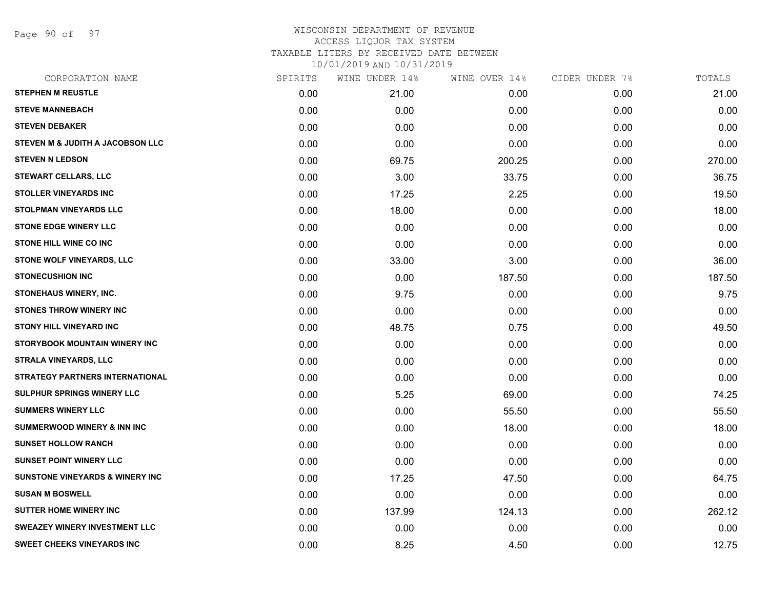WISCONSIN DEPARTMENT OF REVENUE
ACCESS LIQUOR TAX SYSTEM
TAXABLE LITERS BY RECEIVED DATE BETWEEN
10/01/2019 AND 10/31/2019

| CORPORATION NAME | SPIRITS | WINE UNDER 14% | WINE OVER 14% | CIDER UNDER 7% | TOTALS |
|---|---|---|---|---|---|
| STEPHEN M REUSTLE | 0.00 | 21.00 | 0.00 | 0.00 | 21.00 |
| STEVE MANNEBACH | 0.00 | 0.00 | 0.00 | 0.00 | 0.00 |
| STEVEN DEBAKER | 0.00 | 0.00 | 0.00 | 0.00 | 0.00 |
| STEVEN M & JUDITH A JACOBSON LLC | 0.00 | 0.00 | 0.00 | 0.00 | 0.00 |
| STEVEN N LEDSON | 0.00 | 69.75 | 200.25 | 0.00 | 270.00 |
| STEWART CELLARS, LLC | 0.00 | 3.00 | 33.75 | 0.00 | 36.75 |
| STOLLER VINEYARDS INC | 0.00 | 17.25 | 2.25 | 0.00 | 19.50 |
| STOLPMAN VINEYARDS LLC | 0.00 | 18.00 | 0.00 | 0.00 | 18.00 |
| STONE EDGE WINERY LLC | 0.00 | 0.00 | 0.00 | 0.00 | 0.00 |
| STONE HILL WINE CO INC | 0.00 | 0.00 | 0.00 | 0.00 | 0.00 |
| STONE WOLF VINEYARDS, LLC | 0.00 | 33.00 | 3.00 | 0.00 | 36.00 |
| STONECUSHION INC | 0.00 | 0.00 | 187.50 | 0.00 | 187.50 |
| STONEHAUS WINERY, INC. | 0.00 | 9.75 | 0.00 | 0.00 | 9.75 |
| STONES THROW WINERY INC | 0.00 | 0.00 | 0.00 | 0.00 | 0.00 |
| STONY HILL VINEYARD INC | 0.00 | 48.75 | 0.75 | 0.00 | 49.50 |
| STORYBOOK MOUNTAIN WINERY INC | 0.00 | 0.00 | 0.00 | 0.00 | 0.00 |
| STRALA VINEYARDS, LLC | 0.00 | 0.00 | 0.00 | 0.00 | 0.00 |
| STRATEGY PARTNERS INTERNATIONAL | 0.00 | 0.00 | 0.00 | 0.00 | 0.00 |
| SULPHUR SPRINGS WINERY LLC | 0.00 | 5.25 | 69.00 | 0.00 | 74.25 |
| SUMMERS WINERY LLC | 0.00 | 0.00 | 55.50 | 0.00 | 55.50 |
| SUMMERWOOD WINERY & INN INC | 0.00 | 0.00 | 18.00 | 0.00 | 18.00 |
| SUNSET HOLLOW RANCH | 0.00 | 0.00 | 0.00 | 0.00 | 0.00 |
| SUNSET POINT WINERY LLC | 0.00 | 0.00 | 0.00 | 0.00 | 0.00 |
| SUNSTONE VINEYARDS & WINERY INC | 0.00 | 17.25 | 47.50 | 0.00 | 64.75 |
| SUSAN M BOSWELL | 0.00 | 0.00 | 0.00 | 0.00 | 0.00 |
| SUTTER HOME WINERY INC | 0.00 | 137.99 | 124.13 | 0.00 | 262.12 |
| SWEAZEY WINERY INVESTMENT LLC | 0.00 | 0.00 | 0.00 | 0.00 | 0.00 |
| SWEET CHEEKS VINEYARDS INC | 0.00 | 8.25 | 4.50 | 0.00 | 12.75 |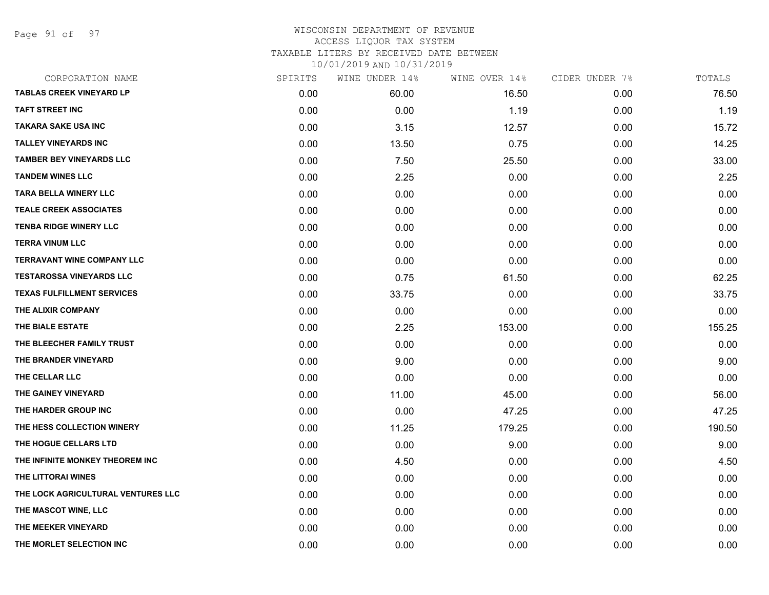# WISCONSIN DEPARTMENT OF REVENUE
## ACCESS LIQUOR TAX SYSTEM
### TAXABLE LITERS BY RECEIVED DATE BETWEEN 10/01/2019 AND 10/31/2019

| CORPORATION NAME | SPIRITS | WINE UNDER 14% | WINE OVER 14% | CIDER UNDER 7% | TOTALS |
|---|---|---|---|---|---|
| TABLAS CREEK VINEYARD LP | 0.00 | 60.00 | 16.50 | 0.00 | 76.50 |
| TAFT STREET INC | 0.00 | 0.00 | 1.19 | 0.00 | 1.19 |
| TAKARA SAKE USA INC | 0.00 | 3.15 | 12.57 | 0.00 | 15.72 |
| TALLEY VINEYARDS INC | 0.00 | 13.50 | 0.75 | 0.00 | 14.25 |
| TAMBER BEY VINEYARDS LLC | 0.00 | 7.50 | 25.50 | 0.00 | 33.00 |
| TANDEM WINES LLC | 0.00 | 2.25 | 0.00 | 0.00 | 2.25 |
| TARA BELLA WINERY LLC | 0.00 | 0.00 | 0.00 | 0.00 | 0.00 |
| TEALE CREEK ASSOCIATES | 0.00 | 0.00 | 0.00 | 0.00 | 0.00 |
| TENBA RIDGE WINERY LLC | 0.00 | 0.00 | 0.00 | 0.00 | 0.00 |
| TERRA VINUM LLC | 0.00 | 0.00 | 0.00 | 0.00 | 0.00 |
| TERRAVANT WINE COMPANY LLC | 0.00 | 0.00 | 0.00 | 0.00 | 0.00 |
| TESTAROSSA VINEYARDS LLC | 0.00 | 0.75 | 61.50 | 0.00 | 62.25 |
| TEXAS FULFILLMENT SERVICES | 0.00 | 33.75 | 0.00 | 0.00 | 33.75 |
| THE ALIXIR COMPANY | 0.00 | 0.00 | 0.00 | 0.00 | 0.00 |
| THE BIALE ESTATE | 0.00 | 2.25 | 153.00 | 0.00 | 155.25 |
| THE BLEECHER FAMILY TRUST | 0.00 | 0.00 | 0.00 | 0.00 | 0.00 |
| THE BRANDER VINEYARD | 0.00 | 9.00 | 0.00 | 0.00 | 9.00 |
| THE CELLAR LLC | 0.00 | 0.00 | 0.00 | 0.00 | 0.00 |
| THE GAINEY VINEYARD | 0.00 | 11.00 | 45.00 | 0.00 | 56.00 |
| THE HARDER GROUP INC | 0.00 | 0.00 | 47.25 | 0.00 | 47.25 |
| THE HESS COLLECTION WINERY | 0.00 | 11.25 | 179.25 | 0.00 | 190.50 |
| THE HOGUE CELLARS LTD | 0.00 | 0.00 | 9.00 | 0.00 | 9.00 |
| THE INFINITE MONKEY THEOREM INC | 0.00 | 4.50 | 0.00 | 0.00 | 4.50 |
| THE LITTORAI WINES | 0.00 | 0.00 | 0.00 | 0.00 | 0.00 |
| THE LOCK AGRICULTURAL VENTURES LLC | 0.00 | 0.00 | 0.00 | 0.00 | 0.00 |
| THE MASCOT WINE, LLC | 0.00 | 0.00 | 0.00 | 0.00 | 0.00 |
| THE MEEKER VINEYARD | 0.00 | 0.00 | 0.00 | 0.00 | 0.00 |
| THE MORLET SELECTION INC | 0.00 | 0.00 | 0.00 | 0.00 | 0.00 |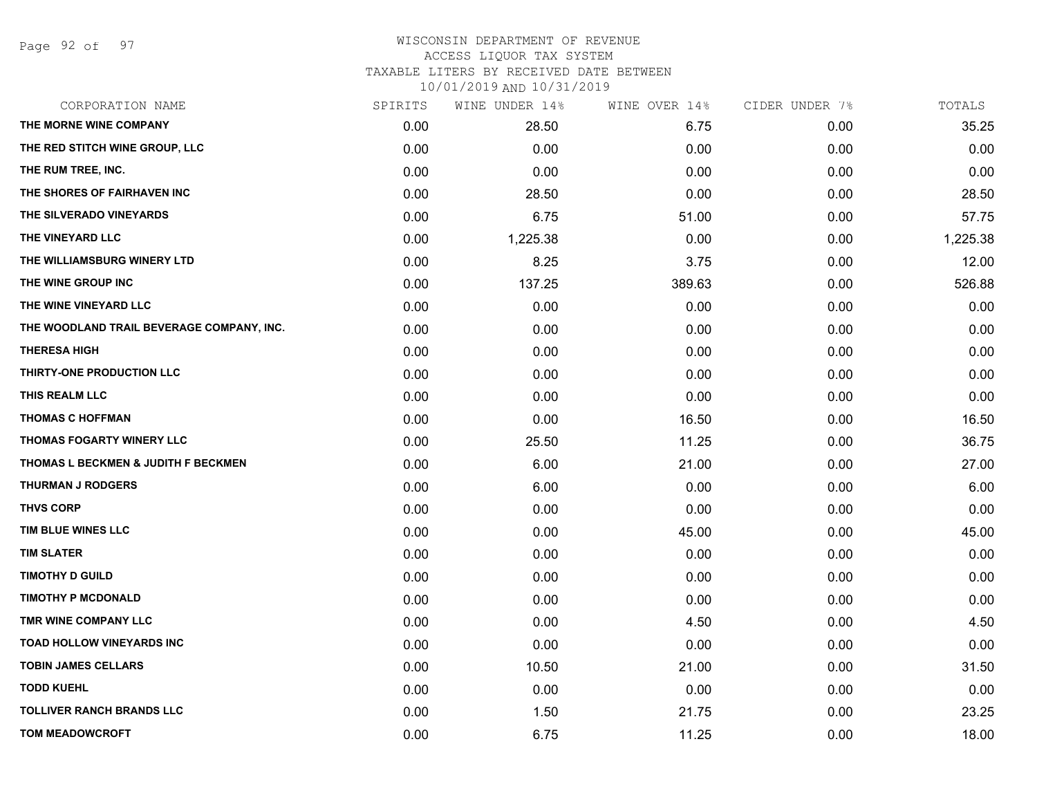# WISCONSIN DEPARTMENT OF REVENUE
ACCESS LIQUOR TAX SYSTEM
TAXABLE LITERS BY RECEIVED DATE BETWEEN
10/01/2019 AND 10/31/2019

| CORPORATION NAME | SPIRITS | WINE UNDER 14% | WINE OVER 14% | CIDER UNDER 7% | TOTALS |
|---|---|---|---|---|---|
| THE MORNE WINE COMPANY | 0.00 | 28.50 | 6.75 | 0.00 | 35.25 |
| THE RED STITCH WINE GROUP, LLC | 0.00 | 0.00 | 0.00 | 0.00 | 0.00 |
| THE RUM TREE, INC. | 0.00 | 0.00 | 0.00 | 0.00 | 0.00 |
| THE SHORES OF FAIRHAVEN INC | 0.00 | 28.50 | 0.00 | 0.00 | 28.50 |
| THE SILVERADO VINEYARDS | 0.00 | 6.75 | 51.00 | 0.00 | 57.75 |
| THE VINEYARD LLC | 0.00 | 1,225.38 | 0.00 | 0.00 | 1,225.38 |
| THE WILLIAMSBURG WINERY LTD | 0.00 | 8.25 | 3.75 | 0.00 | 12.00 |
| THE WINE GROUP INC | 0.00 | 137.25 | 389.63 | 0.00 | 526.88 |
| THE WINE VINEYARD LLC | 0.00 | 0.00 | 0.00 | 0.00 | 0.00 |
| THE WOODLAND TRAIL BEVERAGE COMPANY, INC. | 0.00 | 0.00 | 0.00 | 0.00 | 0.00 |
| THERESA HIGH | 0.00 | 0.00 | 0.00 | 0.00 | 0.00 |
| THIRTY-ONE PRODUCTION LLC | 0.00 | 0.00 | 0.00 | 0.00 | 0.00 |
| THIS REALM LLC | 0.00 | 0.00 | 0.00 | 0.00 | 0.00 |
| THOMAS C HOFFMAN | 0.00 | 0.00 | 16.50 | 0.00 | 16.50 |
| THOMAS FOGARTY WINERY LLC | 0.00 | 25.50 | 11.25 | 0.00 | 36.75 |
| THOMAS L BECKMEN & JUDITH F BECKMEN | 0.00 | 6.00 | 21.00 | 0.00 | 27.00 |
| THURMAN J RODGERS | 0.00 | 6.00 | 0.00 | 0.00 | 6.00 |
| THVS CORP | 0.00 | 0.00 | 0.00 | 0.00 | 0.00 |
| TIM BLUE WINES LLC | 0.00 | 0.00 | 45.00 | 0.00 | 45.00 |
| TIM SLATER | 0.00 | 0.00 | 0.00 | 0.00 | 0.00 |
| TIMOTHY D GUILD | 0.00 | 0.00 | 0.00 | 0.00 | 0.00 |
| TIMOTHY P MCDONALD | 0.00 | 0.00 | 0.00 | 0.00 | 0.00 |
| TMR WINE COMPANY LLC | 0.00 | 0.00 | 4.50 | 0.00 | 4.50 |
| TOAD HOLLOW VINEYARDS INC | 0.00 | 0.00 | 0.00 | 0.00 | 0.00 |
| TOBIN JAMES CELLARS | 0.00 | 10.50 | 21.00 | 0.00 | 31.50 |
| TODD KUEHL | 0.00 | 0.00 | 0.00 | 0.00 | 0.00 |
| TOLLIVER RANCH BRANDS LLC | 0.00 | 1.50 | 21.75 | 0.00 | 23.25 |
| TOM MEADOWCROFT | 0.00 | 6.75 | 11.25 | 0.00 | 18.00 |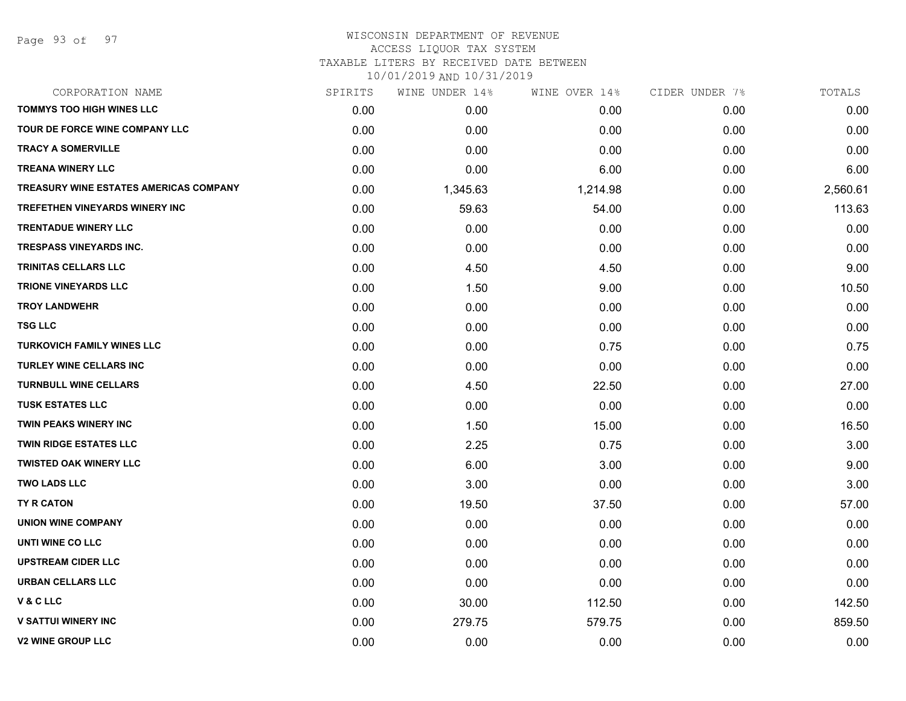WISCONSIN DEPARTMENT OF REVENUE
ACCESS LIQUOR TAX SYSTEM
TAXABLE LITERS BY RECEIVED DATE BETWEEN
10/01/2019 AND 10/31/2019

| CORPORATION NAME | SPIRITS | WINE UNDER 14% | WINE OVER 14% | CIDER UNDER 7% | TOTALS |
|---|---|---|---|---|---|
| TOMMYS TOO HIGH WINES LLC | 0.00 | 0.00 | 0.00 | 0.00 | 0.00 |
| TOUR DE FORCE WINE COMPANY LLC | 0.00 | 0.00 | 0.00 | 0.00 | 0.00 |
| TRACY A SOMERVILLE | 0.00 | 0.00 | 0.00 | 0.00 | 0.00 |
| TREANA WINERY LLC | 0.00 | 0.00 | 6.00 | 0.00 | 6.00 |
| TREASURY WINE ESTATES AMERICAS COMPANY | 0.00 | 1,345.63 | 1,214.98 | 0.00 | 2,560.61 |
| TREFETHEN VINEYARDS WINERY INC | 0.00 | 59.63 | 54.00 | 0.00 | 113.63 |
| TRENTADUE WINERY LLC | 0.00 | 0.00 | 0.00 | 0.00 | 0.00 |
| TRESPASS VINEYARDS INC. | 0.00 | 0.00 | 0.00 | 0.00 | 0.00 |
| TRINITAS CELLARS LLC | 0.00 | 4.50 | 4.50 | 0.00 | 9.00 |
| TRIONE VINEYARDS LLC | 0.00 | 1.50 | 9.00 | 0.00 | 10.50 |
| TROY LANDWEHR | 0.00 | 0.00 | 0.00 | 0.00 | 0.00 |
| TSG LLC | 0.00 | 0.00 | 0.00 | 0.00 | 0.00 |
| TURKOVICH FAMILY WINES LLC | 0.00 | 0.00 | 0.75 | 0.00 | 0.75 |
| TURLEY WINE CELLARS INC | 0.00 | 0.00 | 0.00 | 0.00 | 0.00 |
| TURNBULL WINE CELLARS | 0.00 | 4.50 | 22.50 | 0.00 | 27.00 |
| TUSK ESTATES LLC | 0.00 | 0.00 | 0.00 | 0.00 | 0.00 |
| TWIN PEAKS WINERY INC | 0.00 | 1.50 | 15.00 | 0.00 | 16.50 |
| TWIN RIDGE ESTATES LLC | 0.00 | 2.25 | 0.75 | 0.00 | 3.00 |
| TWISTED OAK WINERY LLC | 0.00 | 6.00 | 3.00 | 0.00 | 9.00 |
| TWO LADS LLC | 0.00 | 3.00 | 0.00 | 0.00 | 3.00 |
| TY R CATON | 0.00 | 19.50 | 37.50 | 0.00 | 57.00 |
| UNION WINE COMPANY | 0.00 | 0.00 | 0.00 | 0.00 | 0.00 |
| UNTI WINE CO LLC | 0.00 | 0.00 | 0.00 | 0.00 | 0.00 |
| UPSTREAM CIDER LLC | 0.00 | 0.00 | 0.00 | 0.00 | 0.00 |
| URBAN CELLARS LLC | 0.00 | 0.00 | 0.00 | 0.00 | 0.00 |
| V & C LLC | 0.00 | 30.00 | 112.50 | 0.00 | 142.50 |
| V SATTUI WINERY INC | 0.00 | 279.75 | 579.75 | 0.00 | 859.50 |
| V2 WINE GROUP LLC | 0.00 | 0.00 | 0.00 | 0.00 | 0.00 |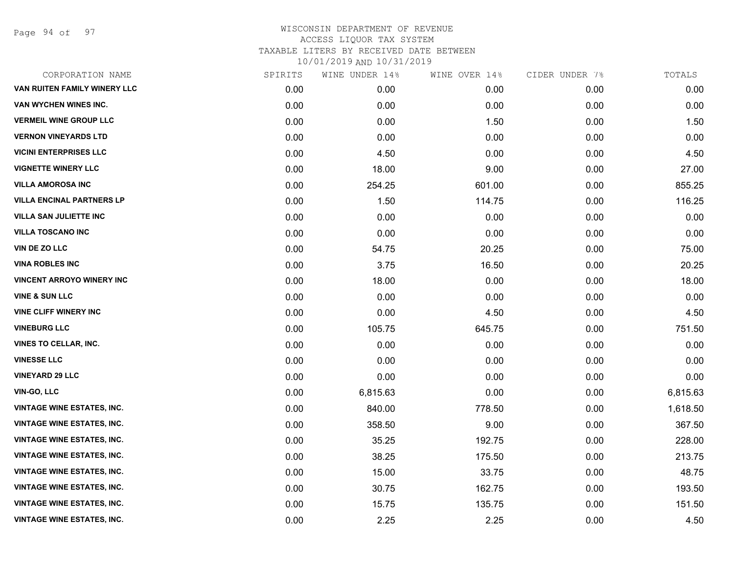# WISCONSIN DEPARTMENT OF REVENUE
ACCESS LIQUOR TAX SYSTEM
TAXABLE LITERS BY RECEIVED DATE BETWEEN
10/01/2019 AND 10/31/2019

| CORPORATION NAME | SPIRITS | WINE UNDER 14% | WINE OVER 14% | CIDER UNDER 7% | TOTALS |
|---|---|---|---|---|---|
| VAN RUITEN FAMILY WINERY LLC | 0.00 | 0.00 | 0.00 | 0.00 | 0.00 |
| VAN WYCHEN WINES INC. | 0.00 | 0.00 | 0.00 | 0.00 | 0.00 |
| VERMEIL WINE GROUP LLC | 0.00 | 0.00 | 1.50 | 0.00 | 1.50 |
| VERNON VINEYARDS LTD | 0.00 | 0.00 | 0.00 | 0.00 | 0.00 |
| VICINI ENTERPRISES LLC | 0.00 | 4.50 | 0.00 | 0.00 | 4.50 |
| VIGNETTE WINERY LLC | 0.00 | 18.00 | 9.00 | 0.00 | 27.00 |
| VILLA AMOROSA INC | 0.00 | 254.25 | 601.00 | 0.00 | 855.25 |
| VILLA ENCINAL PARTNERS LP | 0.00 | 1.50 | 114.75 | 0.00 | 116.25 |
| VILLA SAN JULIETTE INC | 0.00 | 0.00 | 0.00 | 0.00 | 0.00 |
| VILLA TOSCANO INC | 0.00 | 0.00 | 0.00 | 0.00 | 0.00 |
| VIN DE ZO LLC | 0.00 | 54.75 | 20.25 | 0.00 | 75.00 |
| VINA ROBLES INC | 0.00 | 3.75 | 16.50 | 0.00 | 20.25 |
| VINCENT ARROYO WINERY INC | 0.00 | 18.00 | 0.00 | 0.00 | 18.00 |
| VINE & SUN LLC | 0.00 | 0.00 | 0.00 | 0.00 | 0.00 |
| VINE CLIFF WINERY INC | 0.00 | 0.00 | 4.50 | 0.00 | 4.50 |
| VINEBURG LLC | 0.00 | 105.75 | 645.75 | 0.00 | 751.50 |
| VINES TO CELLAR, INC. | 0.00 | 0.00 | 0.00 | 0.00 | 0.00 |
| VINESSE LLC | 0.00 | 0.00 | 0.00 | 0.00 | 0.00 |
| VINEYARD 29 LLC | 0.00 | 0.00 | 0.00 | 0.00 | 0.00 |
| VIN-GO, LLC | 0.00 | 6,815.63 | 0.00 | 0.00 | 6,815.63 |
| VINTAGE WINE ESTATES, INC. | 0.00 | 840.00 | 778.50 | 0.00 | 1,618.50 |
| VINTAGE WINE ESTATES, INC. | 0.00 | 358.50 | 9.00 | 0.00 | 367.50 |
| VINTAGE WINE ESTATES, INC. | 0.00 | 35.25 | 192.75 | 0.00 | 228.00 |
| VINTAGE WINE ESTATES, INC. | 0.00 | 38.25 | 175.50 | 0.00 | 213.75 |
| VINTAGE WINE ESTATES, INC. | 0.00 | 15.00 | 33.75 | 0.00 | 48.75 |
| VINTAGE WINE ESTATES, INC. | 0.00 | 30.75 | 162.75 | 0.00 | 193.50 |
| VINTAGE WINE ESTATES, INC. | 0.00 | 15.75 | 135.75 | 0.00 | 151.50 |
| VINTAGE WINE ESTATES, INC. | 0.00 | 2.25 | 2.25 | 0.00 | 4.50 |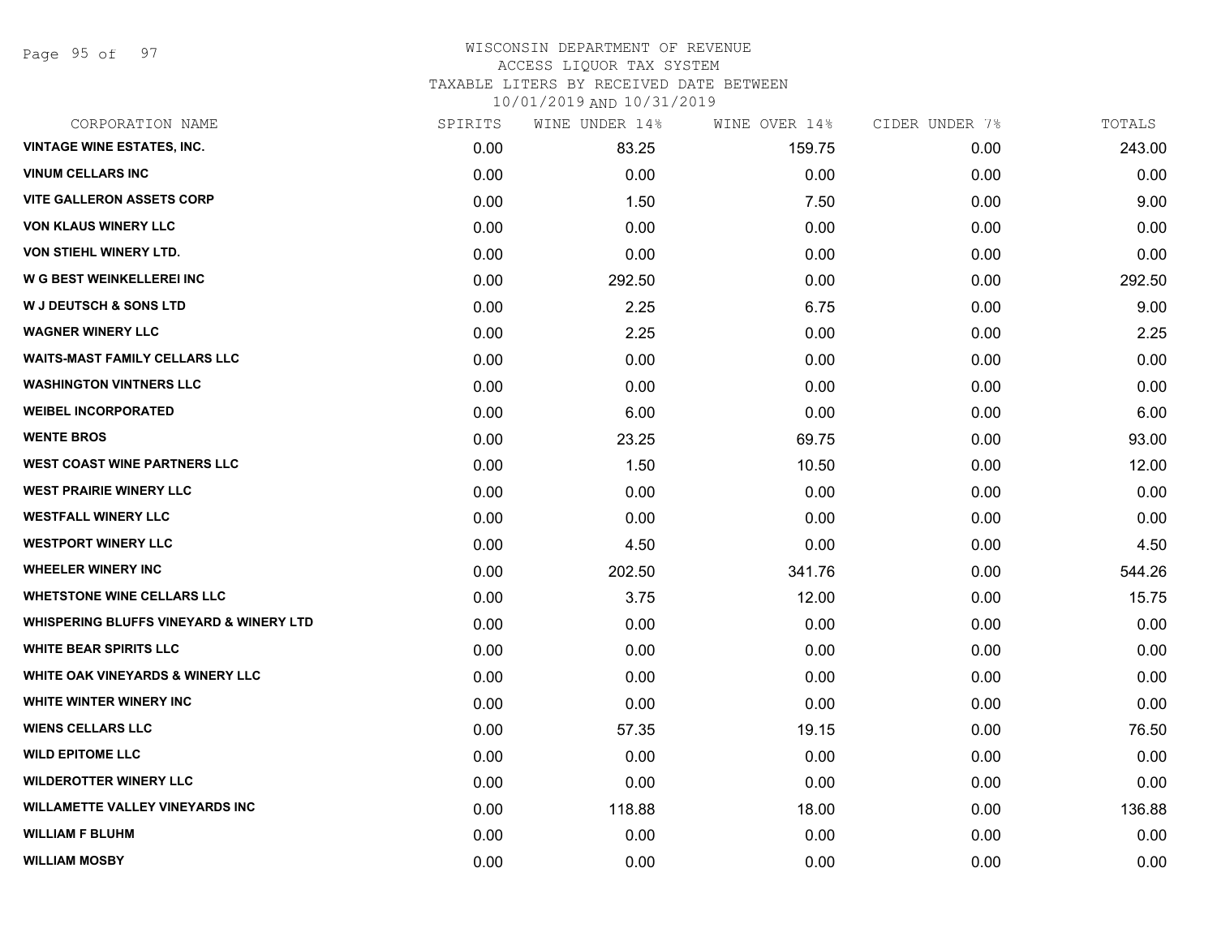# WISCONSIN DEPARTMENT OF REVENUE

ACCESS LIQUOR TAX SYSTEM

TAXABLE LITERS BY RECEIVED DATE BETWEEN

10/01/2019 AND 10/31/2019

| CORPORATION NAME | SPIRITS | WINE UNDER 14% | WINE OVER 14% | CIDER UNDER 7% | TOTALS |
|---|---|---|---|---|---|
| VINTAGE WINE ESTATES, INC. | 0.00 | 83.25 | 159.75 | 0.00 | 243.00 |
| VINUM CELLARS INC | 0.00 | 0.00 | 0.00 | 0.00 | 0.00 |
| VITE GALLERON ASSETS CORP | 0.00 | 1.50 | 7.50 | 0.00 | 9.00 |
| VON KLAUS WINERY LLC | 0.00 | 0.00 | 0.00 | 0.00 | 0.00 |
| VON STIEHL WINERY LTD. | 0.00 | 0.00 | 0.00 | 0.00 | 0.00 |
| W G BEST WEINKELLEREI INC | 0.00 | 292.50 | 0.00 | 0.00 | 292.50 |
| W J DEUTSCH & SONS LTD | 0.00 | 2.25 | 6.75 | 0.00 | 9.00 |
| WAGNER WINERY LLC | 0.00 | 2.25 | 0.00 | 0.00 | 2.25 |
| WAITS-MAST FAMILY CELLARS LLC | 0.00 | 0.00 | 0.00 | 0.00 | 0.00 |
| WASHINGTON VINTNERS LLC | 0.00 | 0.00 | 0.00 | 0.00 | 0.00 |
| WEIBEL INCORPORATED | 0.00 | 6.00 | 0.00 | 0.00 | 6.00 |
| WENTE BROS | 0.00 | 23.25 | 69.75 | 0.00 | 93.00 |
| WEST COAST WINE PARTNERS LLC | 0.00 | 1.50 | 10.50 | 0.00 | 12.00 |
| WEST PRAIRIE WINERY LLC | 0.00 | 0.00 | 0.00 | 0.00 | 0.00 |
| WESTFALL WINERY LLC | 0.00 | 0.00 | 0.00 | 0.00 | 0.00 |
| WESTPORT WINERY LLC | 0.00 | 4.50 | 0.00 | 0.00 | 4.50 |
| WHEELER WINERY INC | 0.00 | 202.50 | 341.76 | 0.00 | 544.26 |
| WHETSTONE WINE CELLARS LLC | 0.00 | 3.75 | 12.00 | 0.00 | 15.75 |
| WHISPERING BLUFFS VINEYARD & WINERY LTD | 0.00 | 0.00 | 0.00 | 0.00 | 0.00 |
| WHITE BEAR SPIRITS LLC | 0.00 | 0.00 | 0.00 | 0.00 | 0.00 |
| WHITE OAK VINEYARDS & WINERY LLC | 0.00 | 0.00 | 0.00 | 0.00 | 0.00 |
| WHITE WINTER WINERY INC | 0.00 | 0.00 | 0.00 | 0.00 | 0.00 |
| WIENS CELLARS LLC | 0.00 | 57.35 | 19.15 | 0.00 | 76.50 |
| WILD EPITOME LLC | 0.00 | 0.00 | 0.00 | 0.00 | 0.00 |
| WILDEROTTER WINERY LLC | 0.00 | 0.00 | 0.00 | 0.00 | 0.00 |
| WILLAMETTE VALLEY VINEYARDS INC | 0.00 | 118.88 | 18.00 | 0.00 | 136.88 |
| WILLIAM F BLUHM | 0.00 | 0.00 | 0.00 | 0.00 | 0.00 |
| WILLIAM MOSBY | 0.00 | 0.00 | 0.00 | 0.00 | 0.00 |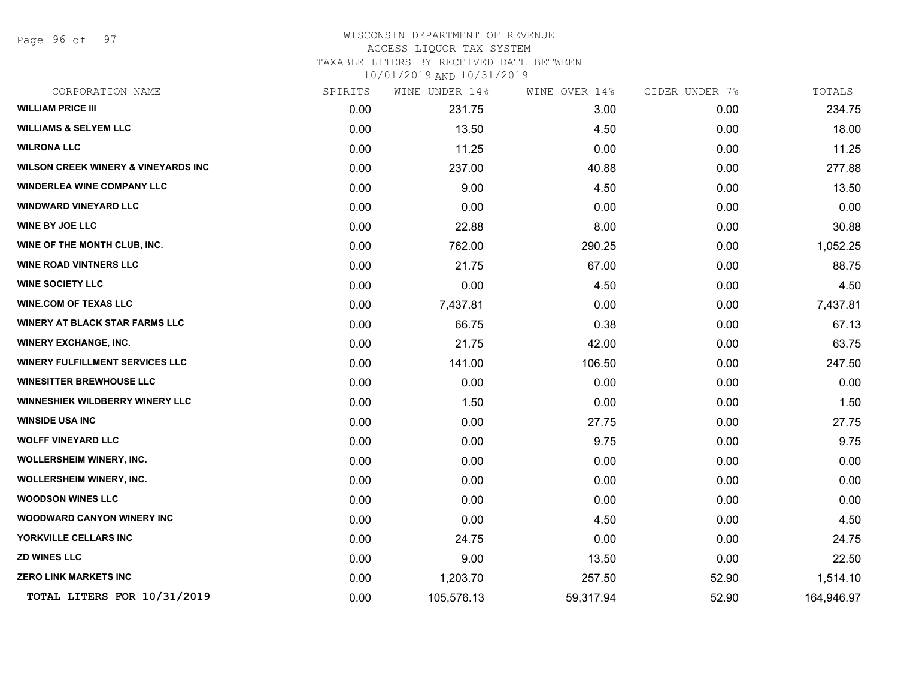WISCONSIN DEPARTMENT OF REVENUE
ACCESS LIQUOR TAX SYSTEM
TAXABLE LITERS BY RECEIVED DATE BETWEEN
10/01/2019 AND 10/31/2019

| CORPORATION NAME | SPIRITS | WINE UNDER 14% | WINE OVER 14% | CIDER UNDER 7% | TOTALS |
|---|---|---|---|---|---|
| WILLIAM PRICE III | 0.00 | 231.75 | 3.00 | 0.00 | 234.75 |
| WILLIAMS & SELYEM LLC | 0.00 | 13.50 | 4.50 | 0.00 | 18.00 |
| WILRONA LLC | 0.00 | 11.25 | 0.00 | 0.00 | 11.25 |
| WILSON CREEK WINERY & VINEYARDS INC | 0.00 | 237.00 | 40.88 | 0.00 | 277.88 |
| WINDERLEA WINE COMPANY LLC | 0.00 | 9.00 | 4.50 | 0.00 | 13.50 |
| WINDWARD VINEYARD LLC | 0.00 | 0.00 | 0.00 | 0.00 | 0.00 |
| WINE BY JOE LLC | 0.00 | 22.88 | 8.00 | 0.00 | 30.88 |
| WINE OF THE MONTH CLUB, INC. | 0.00 | 762.00 | 290.25 | 0.00 | 1,052.25 |
| WINE ROAD VINTNERS LLC | 0.00 | 21.75 | 67.00 | 0.00 | 88.75 |
| WINE SOCIETY LLC | 0.00 | 0.00 | 4.50 | 0.00 | 4.50 |
| WINE.COM OF TEXAS LLC | 0.00 | 7,437.81 | 0.00 | 0.00 | 7,437.81 |
| WINERY AT BLACK STAR FARMS LLC | 0.00 | 66.75 | 0.38 | 0.00 | 67.13 |
| WINERY EXCHANGE, INC. | 0.00 | 21.75 | 42.00 | 0.00 | 63.75 |
| WINERY FULFILLMENT SERVICES LLC | 0.00 | 141.00 | 106.50 | 0.00 | 247.50 |
| WINESITTER BREWHOUSE LLC | 0.00 | 0.00 | 0.00 | 0.00 | 0.00 |
| WINNESHIEK WILDBERRY WINERY LLC | 0.00 | 1.50 | 0.00 | 0.00 | 1.50 |
| WINSIDE USA INC | 0.00 | 0.00 | 27.75 | 0.00 | 27.75 |
| WOLFF VINEYARD LLC | 0.00 | 0.00 | 9.75 | 0.00 | 9.75 |
| WOLLERSHEIM WINERY, INC. | 0.00 | 0.00 | 0.00 | 0.00 | 0.00 |
| WOLLERSHEIM WINERY, INC. | 0.00 | 0.00 | 0.00 | 0.00 | 0.00 |
| WOODSON WINES LLC | 0.00 | 0.00 | 0.00 | 0.00 | 0.00 |
| WOODWARD CANYON WINERY INC | 0.00 | 0.00 | 4.50 | 0.00 | 4.50 |
| YORKVILLE CELLARS INC | 0.00 | 24.75 | 0.00 | 0.00 | 24.75 |
| ZD WINES LLC | 0.00 | 9.00 | 13.50 | 0.00 | 22.50 |
| ZERO LINK MARKETS INC | 0.00 | 1,203.70 | 257.50 | 52.90 | 1,514.10 |
| TOTAL LITERS FOR 10/31/2019 | 0.00 | 105,576.13 | 59,317.94 | 52.90 | 164,946.97 |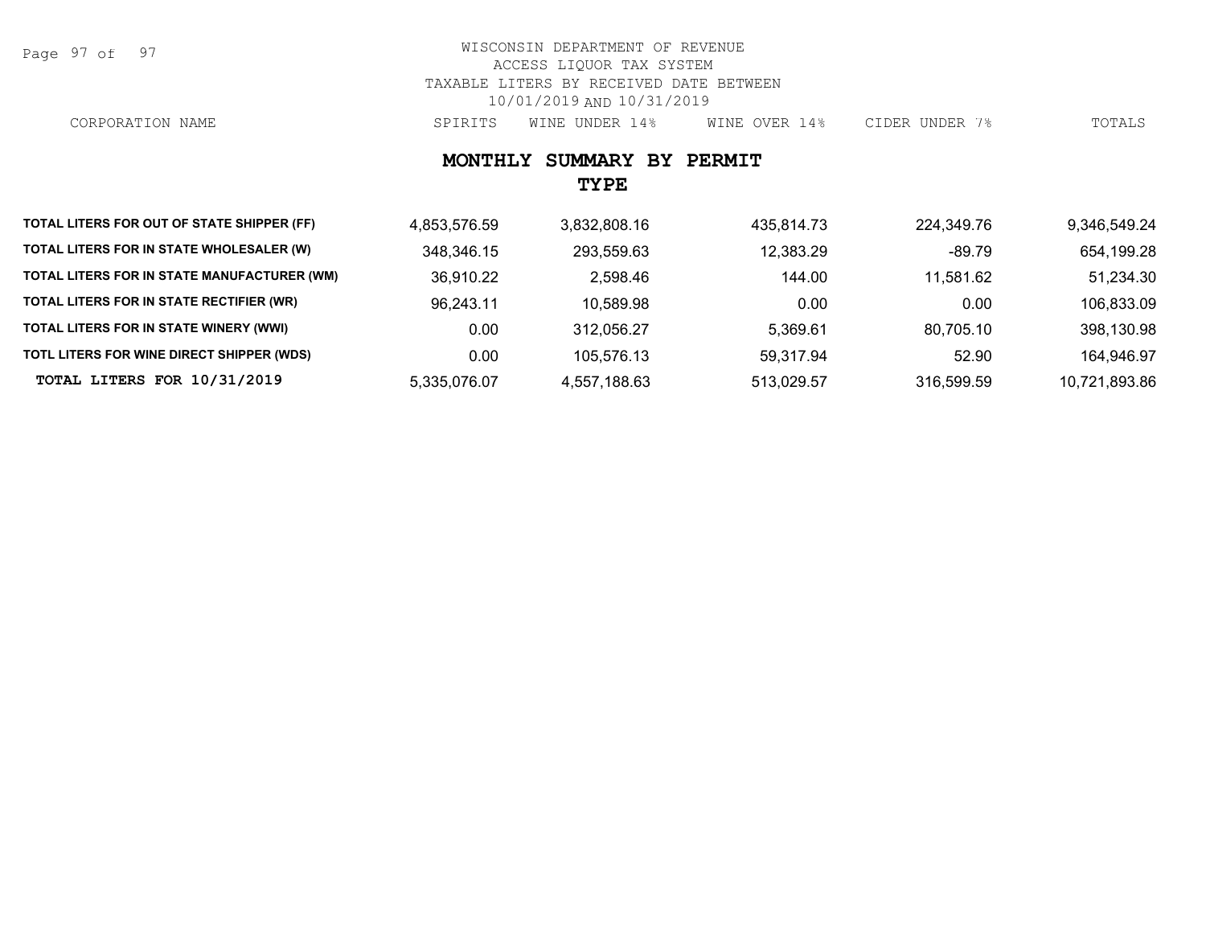WISCONSIN DEPARTMENT OF REVENUE
ACCESS LIQUOR TAX SYSTEM
TAXABLE LITERS BY RECEIVED DATE BETWEEN
10/01/2019 AND 10/31/2019

## MONTHLY SUMMARY BY PERMIT TYPE

| CORPORATION NAME | SPIRITS | WINE UNDER 14% | WINE OVER 14% | CIDER UNDER 7% | TOTALS |
|---|---|---|---|---|---|
| TOTAL LITERS FOR OUT OF STATE SHIPPER (FF) | 4,853,576.59 | 3,832,808.16 | 435,814.73 | 224,349.76 | 9,346,549.24 |
| TOTAL LITERS FOR IN STATE WHOLESALER (W) | 348,346.15 | 293,559.63 | 12,383.29 | -89.79 | 654,199.28 |
| TOTAL LITERS FOR IN STATE MANUFACTURER (WM) | 36,910.22 | 2,598.46 | 144.00 | 11,581.62 | 51,234.30 |
| TOTAL LITERS FOR IN STATE RECTIFIER (WR) | 96,243.11 | 10,589.98 | 0.00 | 0.00 | 106,833.09 |
| TOTAL LITERS FOR IN STATE WINERY (WWI) | 0.00 | 312,056.27 | 5,369.61 | 80,705.10 | 398,130.98 |
| TOTL LITERS FOR WINE DIRECT SHIPPER (WDS) | 0.00 | 105,576.13 | 59,317.94 | 52.90 | 164,946.97 |
| **TOTAL LITERS FOR 10/31/2019** | 5,335,076.07 | 4,557,188.63 | 513,029.57 | 316,599.59 | 10,721,893.86 |